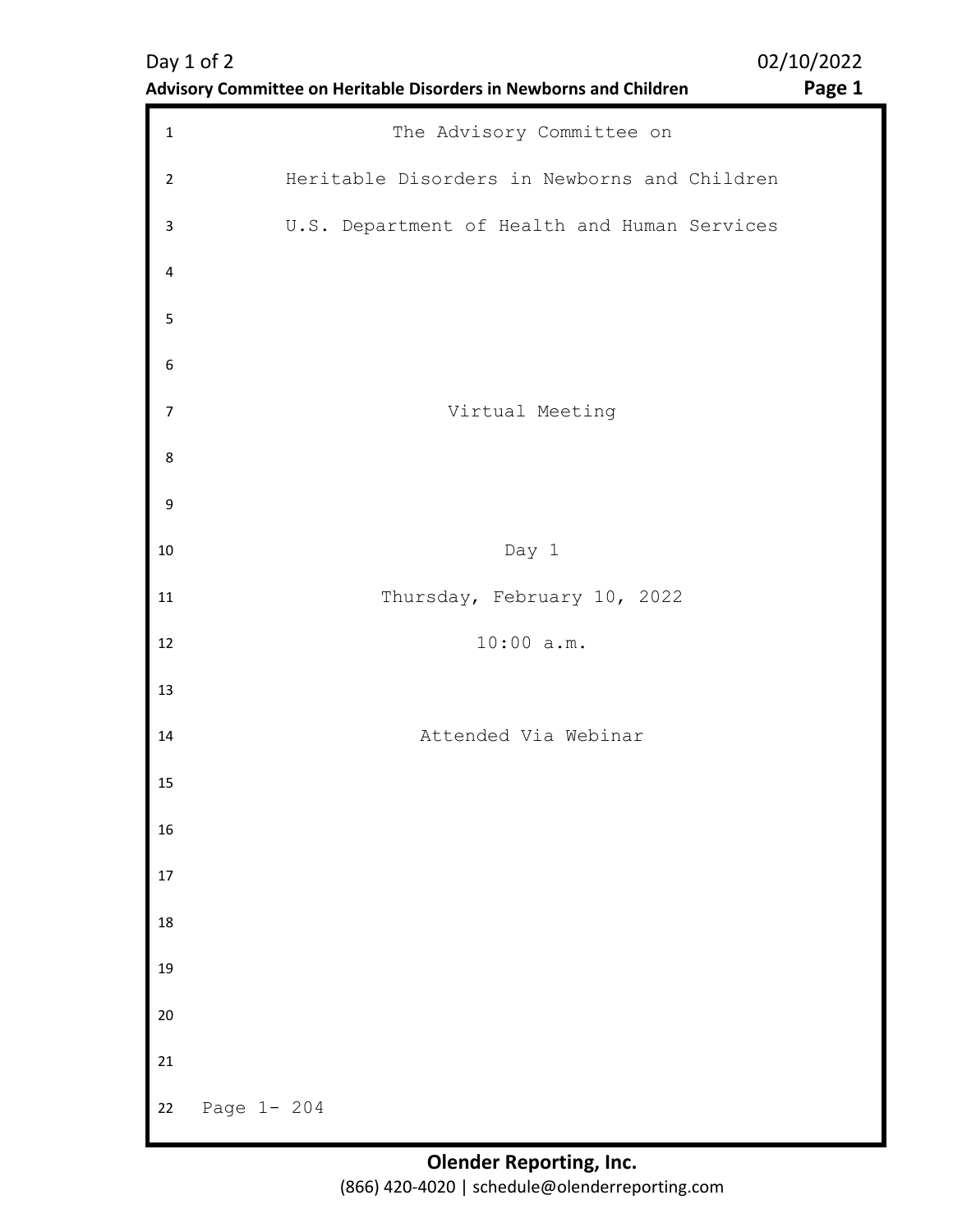The Advisory Committee on

Heritable Disorders in Newborns and Children

U.S. Department of Health and Human Services

Virtual Meeting

Day 1

Thursday, February 10, 2022

10:00 a.m.

Attended Via Webinar

Page 1- 204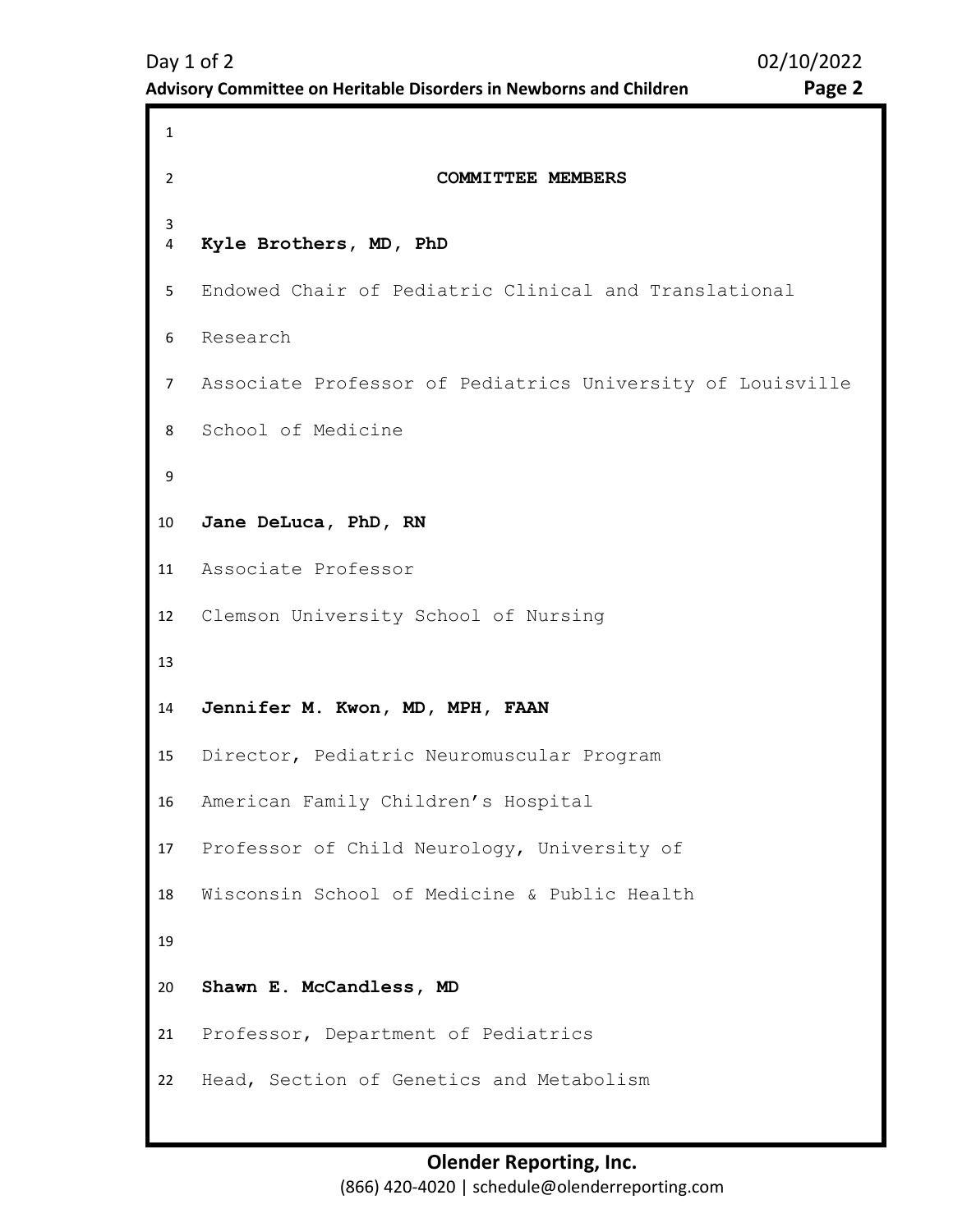## COMMITTEE MEMBERS

**Kyle Brothers, MD, PhD**

Endowed Chair of Pediatric Clinical and Translational Research

Associate Professor of Pediatrics University of Louisville School of Medicine

**Jane DeLuca, PhD, RN**

Associate Professor

Clemson University School of Nursing

**Jennifer M. Kwon, MD, MPH, FAAN**

Director, Pediatric Neuromuscular Program

American Family Children's Hospital

Professor of Child Neurology, University of Wisconsin School of Medicine & Public Health

**Shawn E. McCandless, MD**

Professor, Department of Pediatrics

Head, Section of Genetics and Metabolism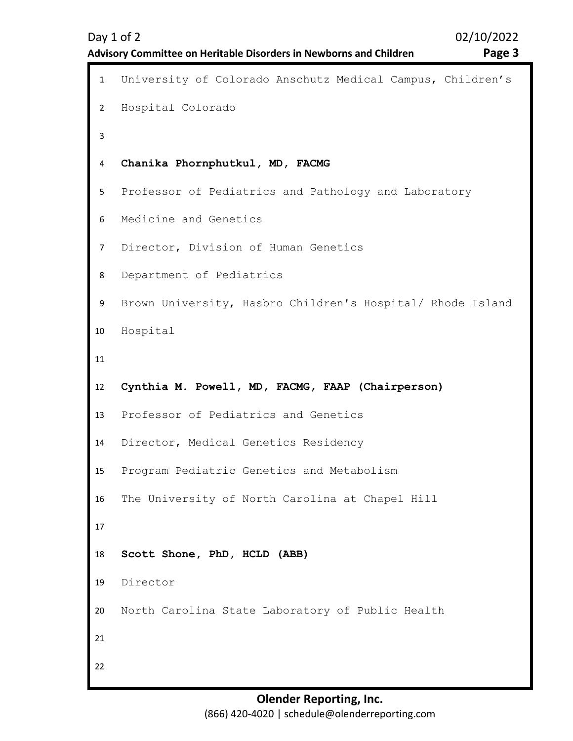University of Colorado Anschutz Medical Campus, Children's Hospital Colorado

**Chanika Phornphutkul, MD, FACMG**

Professor of Pediatrics and Pathology and Laboratory Medicine and Genetics

Director, Division of Human Genetics

Department of Pediatrics

Brown University, Hasbro Children's Hospital/ Rhode Island Hospital

**Cynthia M. Powell, MD, FACMG, FAAP (Chairperson)**

Professor of Pediatrics and Genetics

Director, Medical Genetics Residency

Program Pediatric Genetics and Metabolism

The University of North Carolina at Chapel Hill

**Scott Shone, PhD, HCLD (ABB)**

Director

North Carolina State Laboratory of Public Health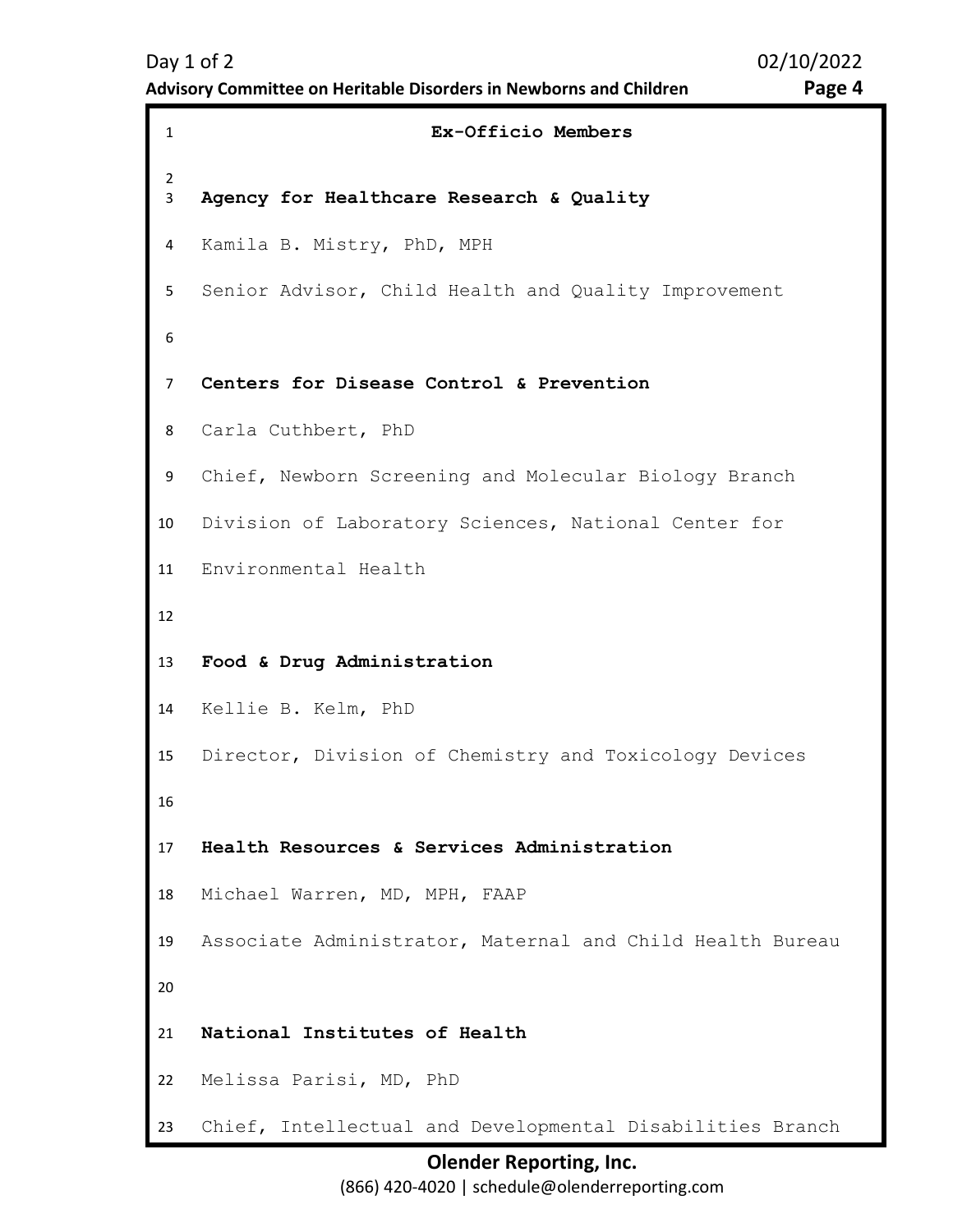## Ex-Officio Members

**Agency for Healthcare Research & Quality**

Kamila B. Mistry, PhD, MPH

Senior Advisor, Child Health and Quality Improvement

**Centers for Disease Control & Prevention**

Carla Cuthbert, PhD

Chief, Newborn Screening and Molecular Biology Branch

Division of Laboratory Sciences, National Center for Environmental Health

**Food & Drug Administration**

Kellie B. Kelm, PhD

Director, Division of Chemistry and Toxicology Devices

**Health Resources & Services Administration**

Michael Warren, MD, MPH, FAAP

Associate Administrator, Maternal and Child Health Bureau

**National Institutes of Health**

Melissa Parisi, MD, PhD

Chief, Intellectual and Developmental Disabilities Branch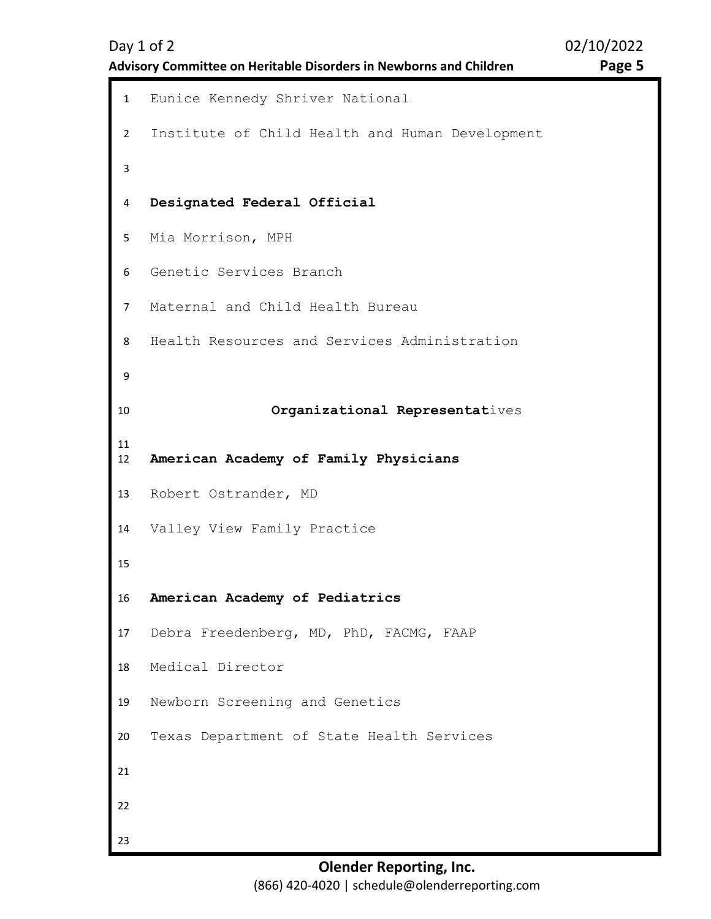Eunice Kennedy Shriver National

Institute of Child Health and Human Development

**Designated Federal Official**

Mia Morrison, MPH

Genetic Services Branch

Maternal and Child Health Bureau

Health Resources and Services Administration

## Organizational Representatives

**American Academy of Family Physicians**

Robert Ostrander, MD

Valley View Family Practice

**American Academy of Pediatrics**

Debra Freedenberg, MD, PhD, FACMG, FAAP

Medical Director

Newborn Screening and Genetics

Texas Department of State Health Services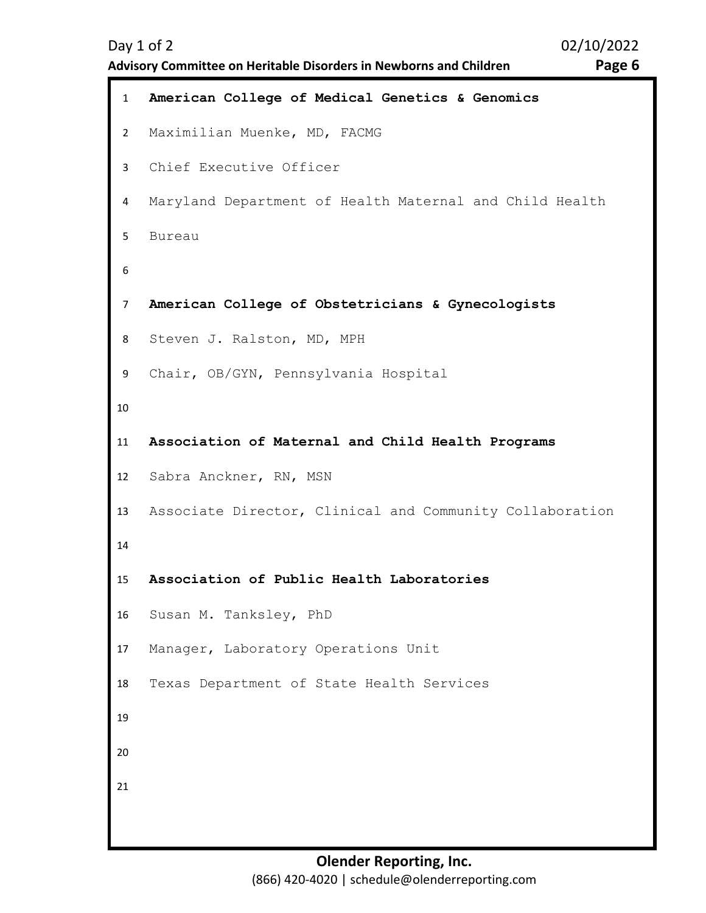**American College of Medical Genetics & Genomics**

Maximilian Muenke, MD, FACMG

Chief Executive Officer

Maryland Department of Health Maternal and Child Health Bureau

**American College of Obstetricians & Gynecologists**

Steven J. Ralston, MD, MPH

Chair, OB/GYN, Pennsylvania Hospital

**Association of Maternal and Child Health Programs**

Sabra Anckner, RN, MSN

Associate Director, Clinical and Community Collaboration

**Association of Public Health Laboratories**

Susan M. Tanksley, PhD

Manager, Laboratory Operations Unit

Texas Department of State Health Services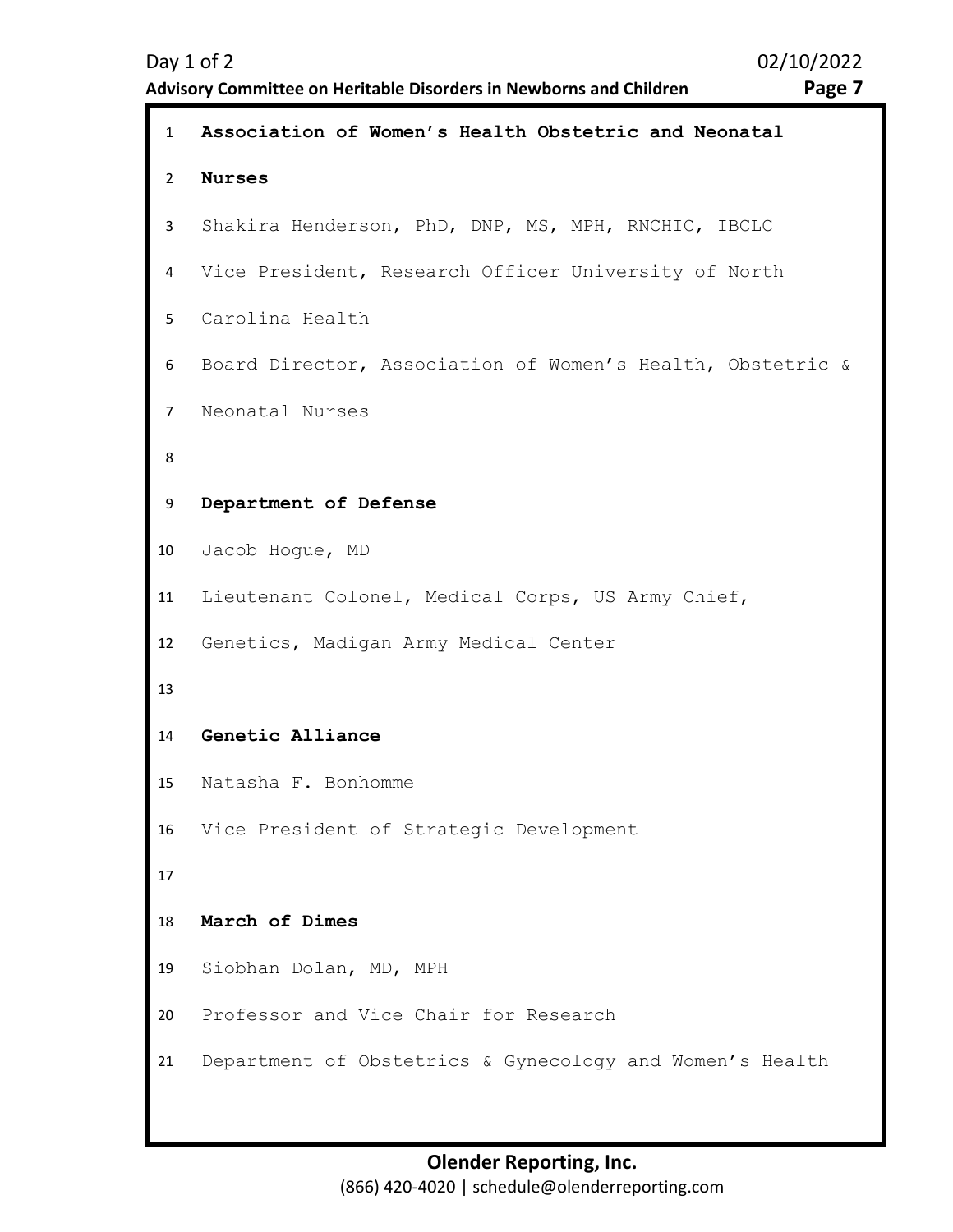**Association of Women's Health Obstetric and Neonatal Nurses**

Shakira Henderson, PhD, DNP, MS, MPH, RNCHIC, IBCLC
Vice President, Research Officer University of North Carolina Health
Board Director, Association of Women's Health, Obstetric & Neonatal Nurses

**Department of Defense**

Jacob Hogue, MD
Lieutenant Colonel, Medical Corps, US Army Chief, Genetics, Madigan Army Medical Center

**Genetic Alliance**

Natasha F. Bonhomme
Vice President of Strategic Development

**March of Dimes**

Siobhan Dolan, MD, MPH
Professor and Vice Chair for Research
Department of Obstetrics & Gynecology and Women's Health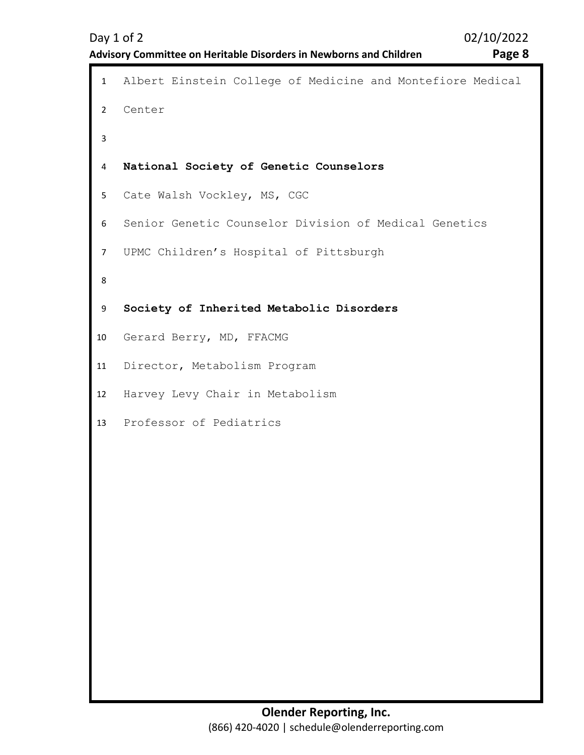Albert Einstein College of Medicine and Montefiore Medical Center

**National Society of Genetic Counselors**

Cate Walsh Vockley, MS, CGC

Senior Genetic Counselor Division of Medical Genetics

UPMC Children's Hospital of Pittsburgh

**Society of Inherited Metabolic Disorders**

Gerard Berry, MD, FFACMG

Director, Metabolism Program

Harvey Levy Chair in Metabolism

Professor of Pediatrics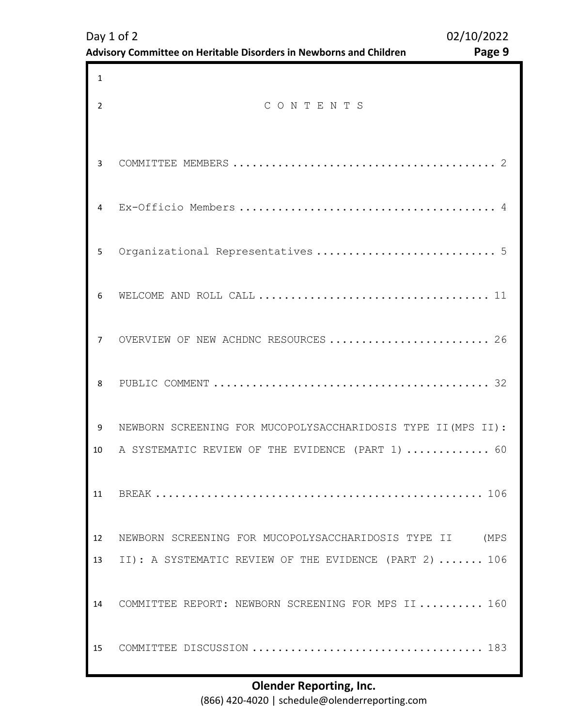# C O N T E N T S

COMMITTEE MEMBERS ........................................ 2

Ex-Officio Members ....................................... 4

Organizational Representatives ........................... 5

WELCOME AND ROLL CALL .................................... 11

OVERVIEW OF NEW ACHDNC RESOURCES ......................... 26

PUBLIC COMMENT ........................................... 32

NEWBORN SCREENING FOR MUCOPOLYSACCHARIDOSIS TYPE II(MPS II): A SYSTEMATIC REVIEW OF THE EVIDENCE (PART 1) ............. 60

BREAK .................................................. 106

NEWBORN SCREENING FOR MUCOPOLYSACCHARIDOSIS TYPE II (MPS II): A SYSTEMATIC REVIEW OF THE EVIDENCE (PART 2) ....... 106

COMMITTEE REPORT: NEWBORN SCREENING FOR MPS II .......... 160

COMMITTEE DISCUSSION ................................... 183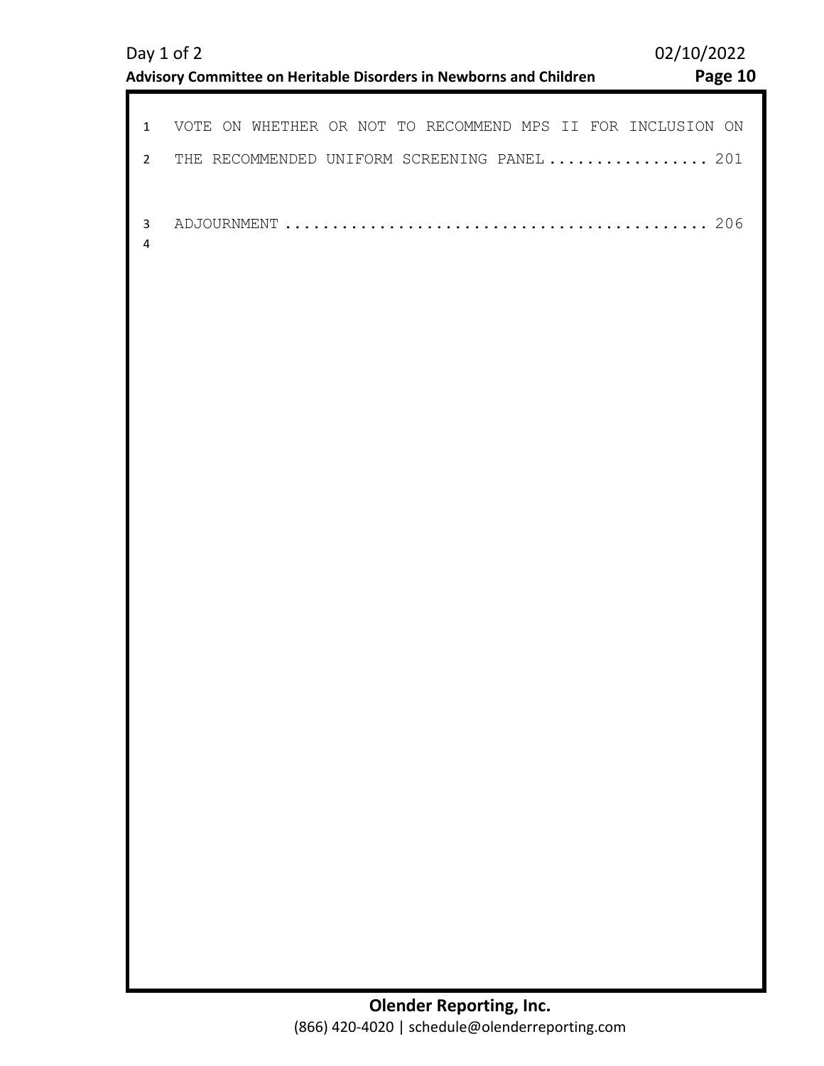VOTE ON WHETHER OR NOT TO RECOMMEND MPS II FOR INCLUSION ON THE RECOMMENDED UNIFORM SCREENING PANEL ................. 201

ADJOURNMENT ............................................. 206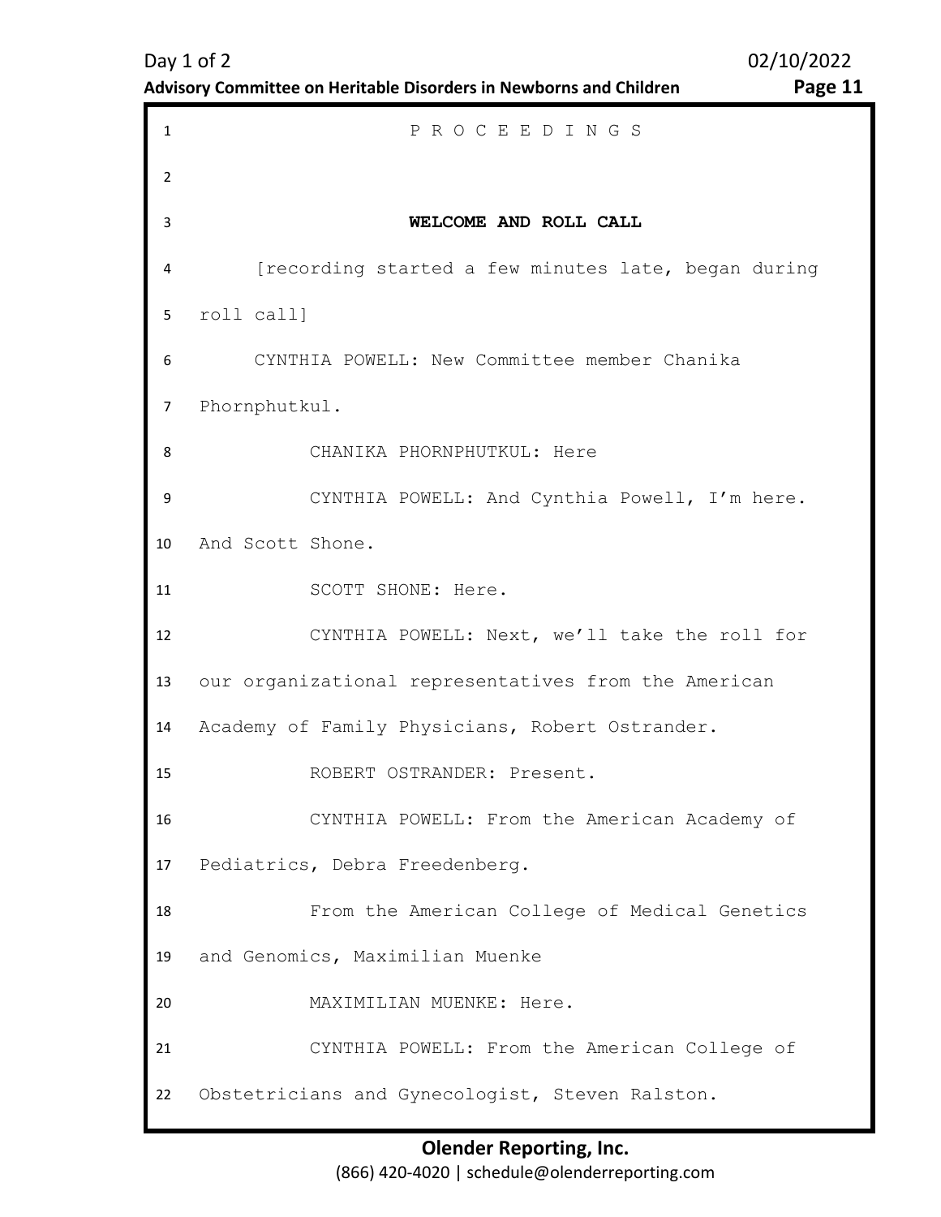P R O C E E D I N G S

## WELCOME AND ROLL CALL

[recording started a few minutes late, began during roll call]

CYNTHIA POWELL: New Committee member Chanika Phornphutkul.

CHANIKA PHORNPHUTKUL: Here

CYNTHIA POWELL: And Cynthia Powell, I'm here. And Scott Shone.

SCOTT SHONE: Here.

CYNTHIA POWELL: Next, we'll take the roll for our organizational representatives from the American Academy of Family Physicians, Robert Ostrander.

ROBERT OSTRANDER: Present.

CYNTHIA POWELL: From the American Academy of Pediatrics, Debra Freedenberg.

From the American College of Medical Genetics and Genomics, Maximilian Muenke

MAXIMILIAN MUENKE: Here.

CYNTHIA POWELL: From the American College of Obstetricians and Gynecologist, Steven Ralston.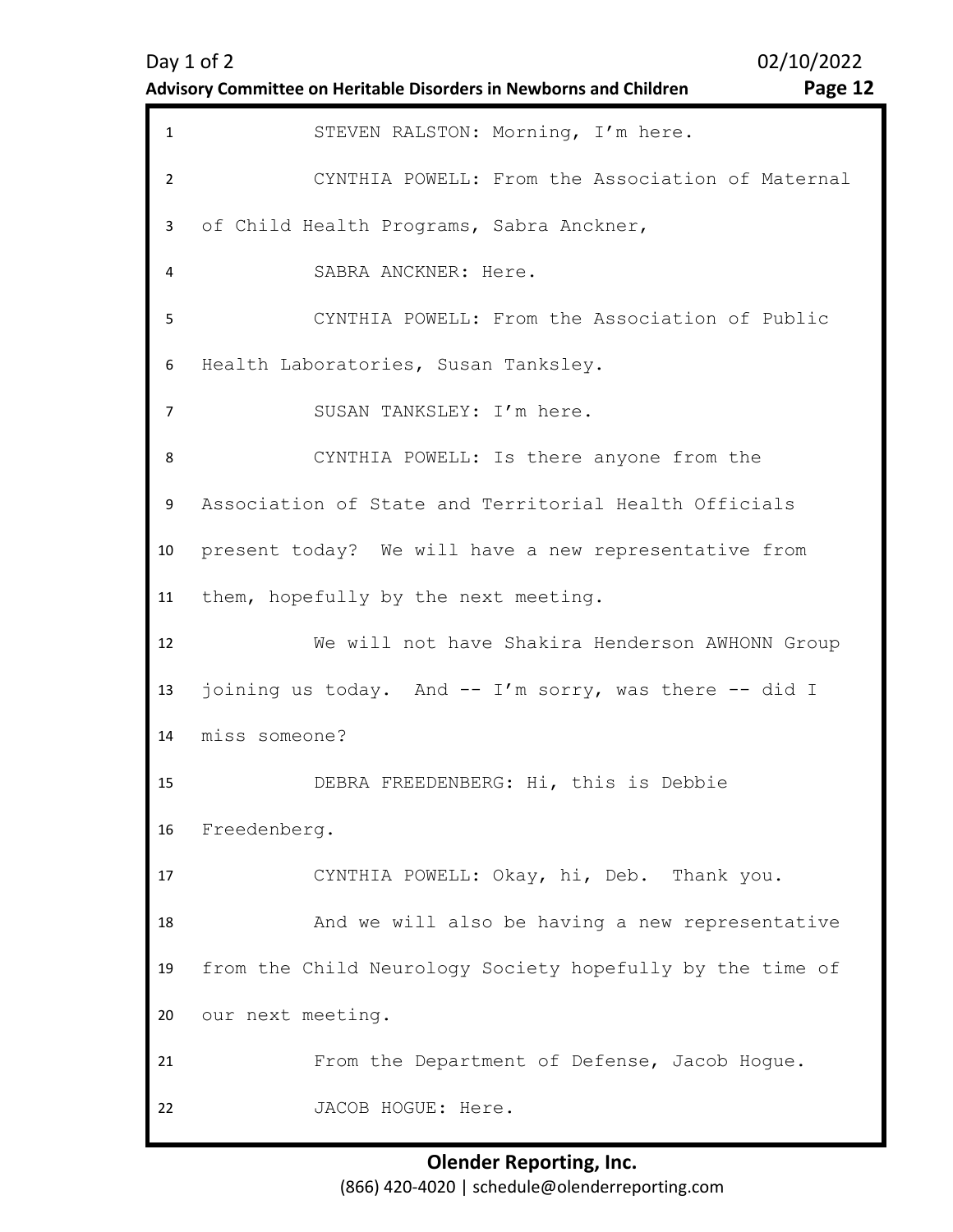1 STEVEN RALSTON: Morning, I'm here.

2 CYNTHIA POWELL: From the Association of Maternal

3 of Child Health Programs, Sabra Anckner,

4 SABRA ANCKNER: Here.

5 CYNTHIA POWELL: From the Association of Public

6 Health Laboratories, Susan Tanksley.

7 SUSAN TANKSLEY: I'm here.

8 CYNTHIA POWELL: Is there anyone from the

9 Association of State and Territorial Health Officials

10 present today? We will have a new representative from

11 them, hopefully by the next meeting.

12 We will not have Shakira Henderson AWHONN Group

13 joining us today. And -- I'm sorry, was there -- did I

14 miss someone?

15 DEBRA FREEDENBERG: Hi, this is Debbie

16 Freedenberg.

17 CYNTHIA POWELL: Okay, hi, Deb. Thank you.

18 And we will also be having a new representative

19 from the Child Neurology Society hopefully by the time of

20 our next meeting.

21 From the Department of Defense, Jacob Hogue.

22 JACOB HOGUE: Here.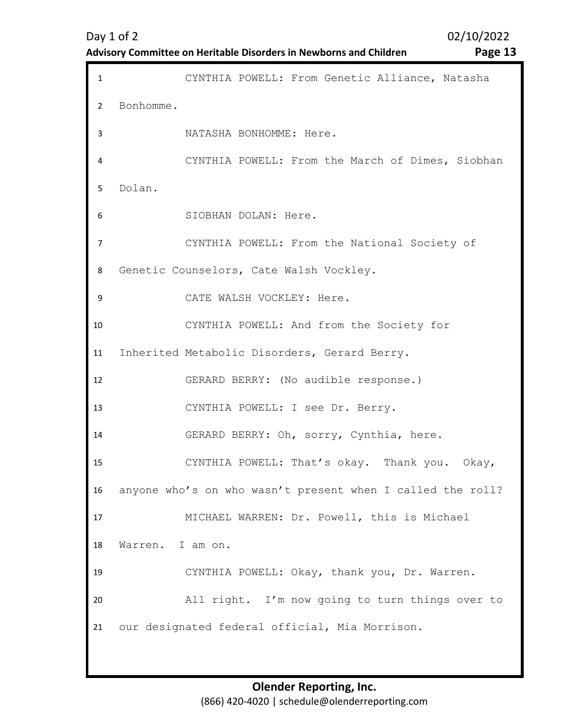CYNTHIA POWELL: From Genetic Alliance, Natasha Bonhomme.

NATASHA BONHOMME: Here.

CYNTHIA POWELL: From the March of Dimes, Siobhan Dolan.

SIOBHAN DOLAN: Here.

CYNTHIA POWELL: From the National Society of Genetic Counselors, Cate Walsh Vockley.

CATE WALSH VOCKLEY: Here.

CYNTHIA POWELL: And from the Society for Inherited Metabolic Disorders, Gerard Berry.

GERARD BERRY: (No audible response.)

CYNTHIA POWELL: I see Dr. Berry.

GERARD BERRY: Oh, sorry, Cynthia, here.

CYNTHIA POWELL: That's okay. Thank you. Okay, anyone who's on who wasn't present when I called the roll?

MICHAEL WARREN: Dr. Powell, this is Michael Warren. I am on.

CYNTHIA POWELL: Okay, thank you, Dr. Warren.

All right. I'm now going to turn things over to our designated federal official, Mia Morrison.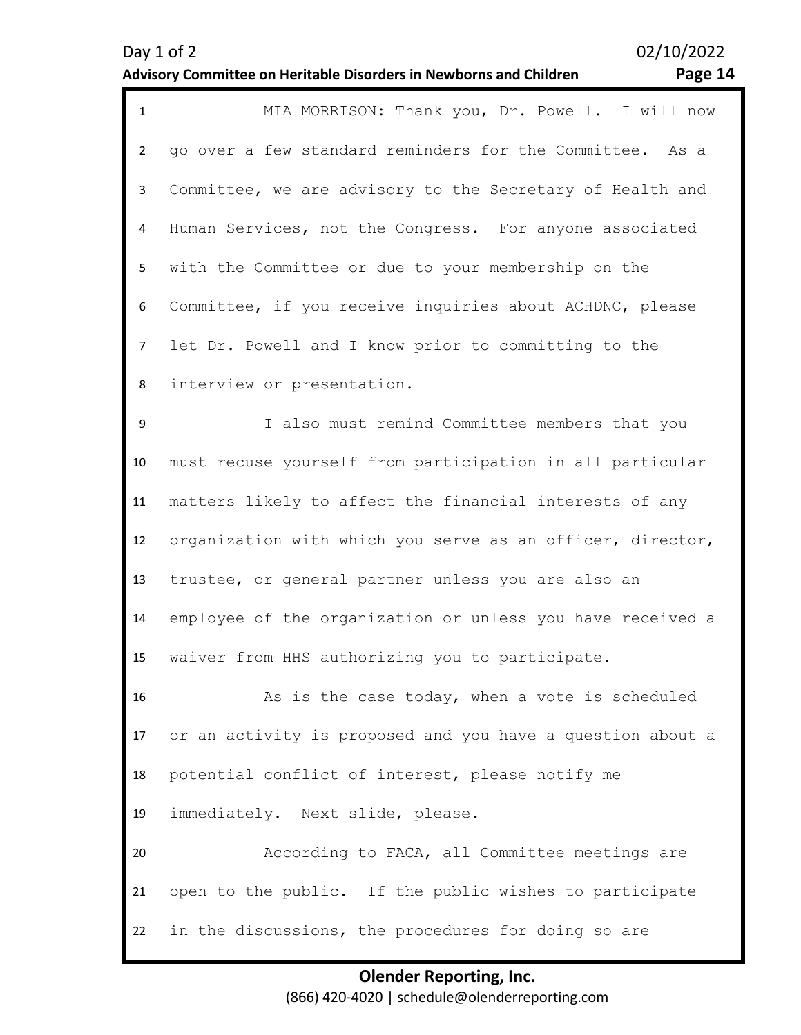MIA MORRISON: Thank you, Dr. Powell. I will now go over a few standard reminders for the Committee. As a Committee, we are advisory to the Secretary of Health and Human Services, not the Congress. For anyone associated with the Committee or due to your membership on the Committee, if you receive inquiries about ACHDNC, please let Dr. Powell and I know prior to committing to the interview or presentation.

I also must remind Committee members that you must recuse yourself from participation in all particular matters likely to affect the financial interests of any organization with which you serve as an officer, director, trustee, or general partner unless you are also an employee of the organization or unless you have received a waiver from HHS authorizing you to participate.

As is the case today, when a vote is scheduled or an activity is proposed and you have a question about a potential conflict of interest, please notify me immediately. Next slide, please.

According to FACA, all Committee meetings are open to the public. If the public wishes to participate in the discussions, the procedures for doing so are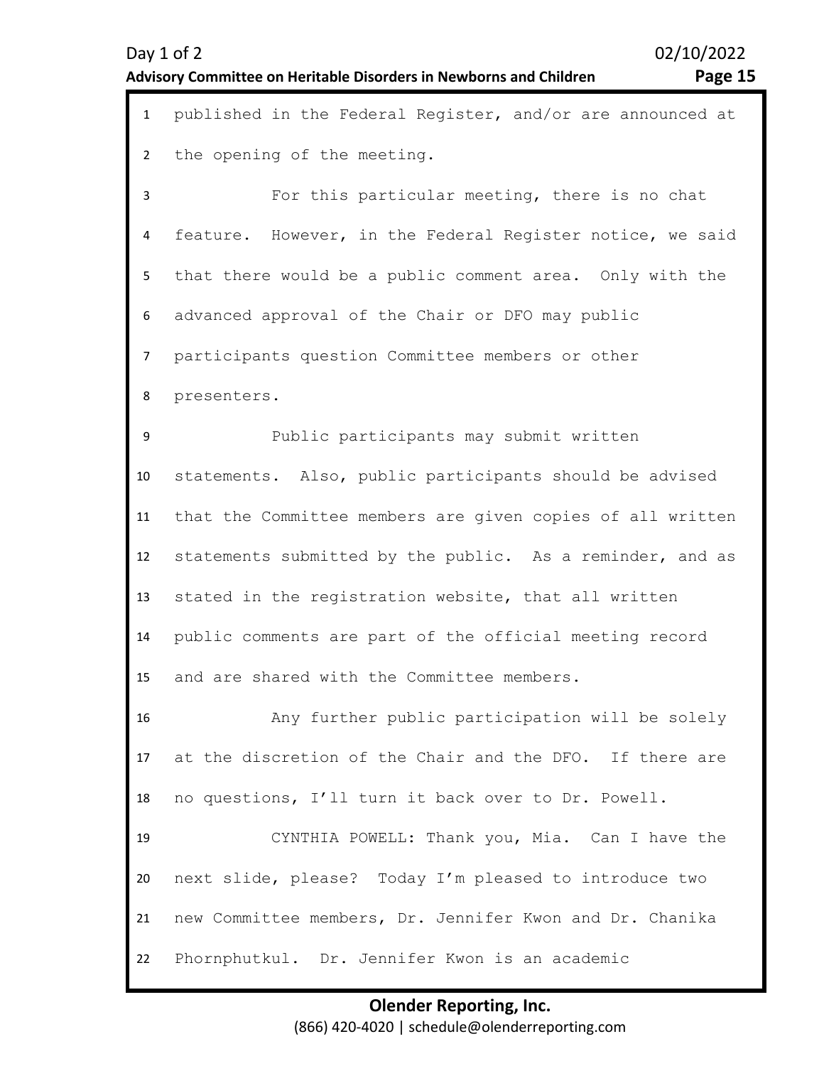published in the Federal Register, and/or are announced at the opening of the meeting.

For this particular meeting, there is no chat feature. However, in the Federal Register notice, we said that there would be a public comment area. Only with the advanced approval of the Chair or DFO may public participants question Committee members or other presenters.

Public participants may submit written statements. Also, public participants should be advised that the Committee members are given copies of all written statements submitted by the public. As a reminder, and as stated in the registration website, that all written public comments are part of the official meeting record and are shared with the Committee members.

Any further public participation will be solely at the discretion of the Chair and the DFO. If there are no questions, I'll turn it back over to Dr. Powell.

CYNTHIA POWELL: Thank you, Mia. Can I have the next slide, please? Today I'm pleased to introduce two new Committee members, Dr. Jennifer Kwon and Dr. Chanika Phornphutkul. Dr. Jennifer Kwon is an academic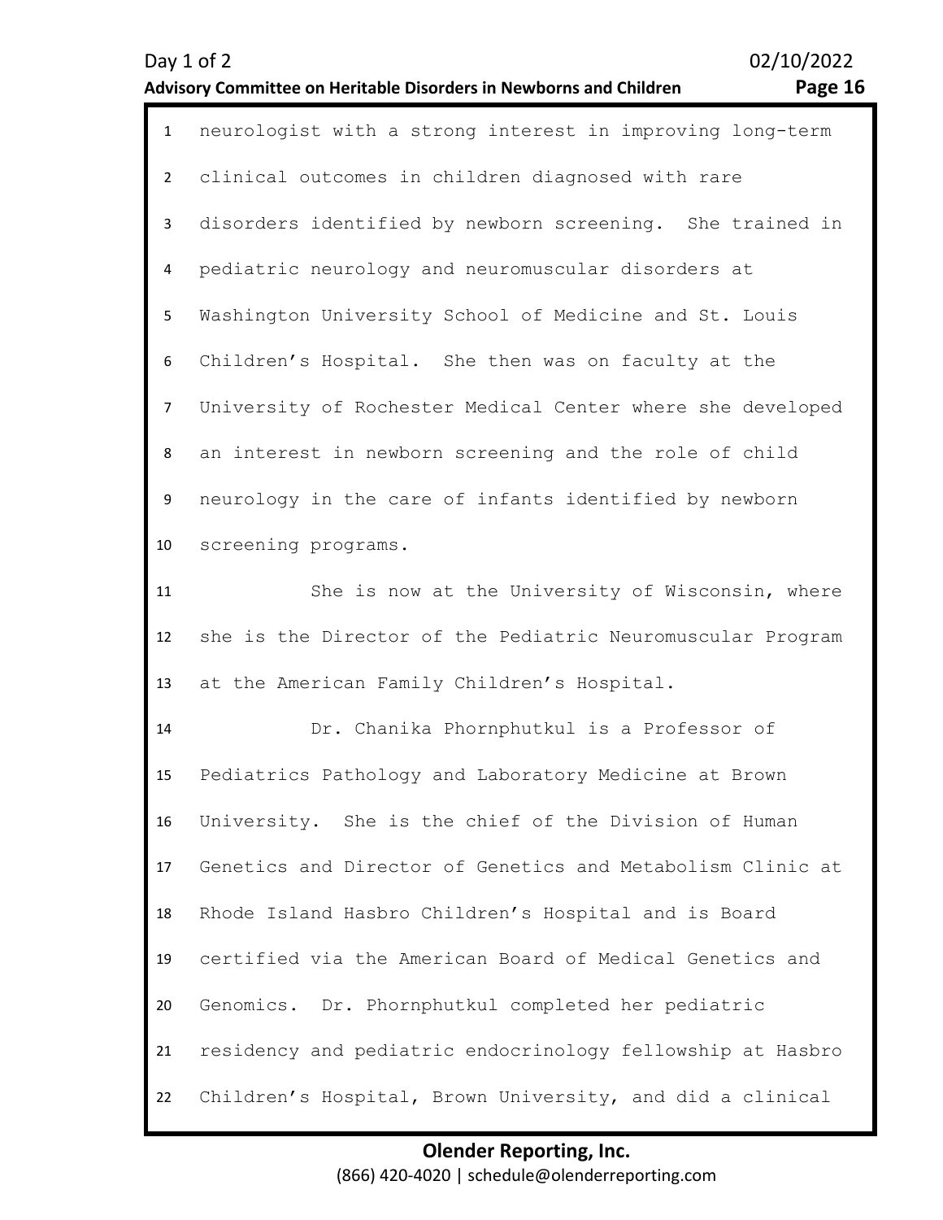neurologist with a strong interest in improving long-term clinical outcomes in children diagnosed with rare disorders identified by newborn screening. She trained in pediatric neurology and neuromuscular disorders at Washington University School of Medicine and St. Louis Children's Hospital. She then was on faculty at the University of Rochester Medical Center where she developed an interest in newborn screening and the role of child neurology in the care of infants identified by newborn screening programs.

She is now at the University of Wisconsin, where she is the Director of the Pediatric Neuromuscular Program at the American Family Children's Hospital.

Dr. Chanika Phornphutkul is a Professor of Pediatrics Pathology and Laboratory Medicine at Brown University. She is the chief of the Division of Human Genetics and Director of Genetics and Metabolism Clinic at Rhode Island Hasbro Children's Hospital and is Board certified via the American Board of Medical Genetics and Genomics. Dr. Phornphutkul completed her pediatric residency and pediatric endocrinology fellowship at Hasbro Children's Hospital, Brown University, and did a clinical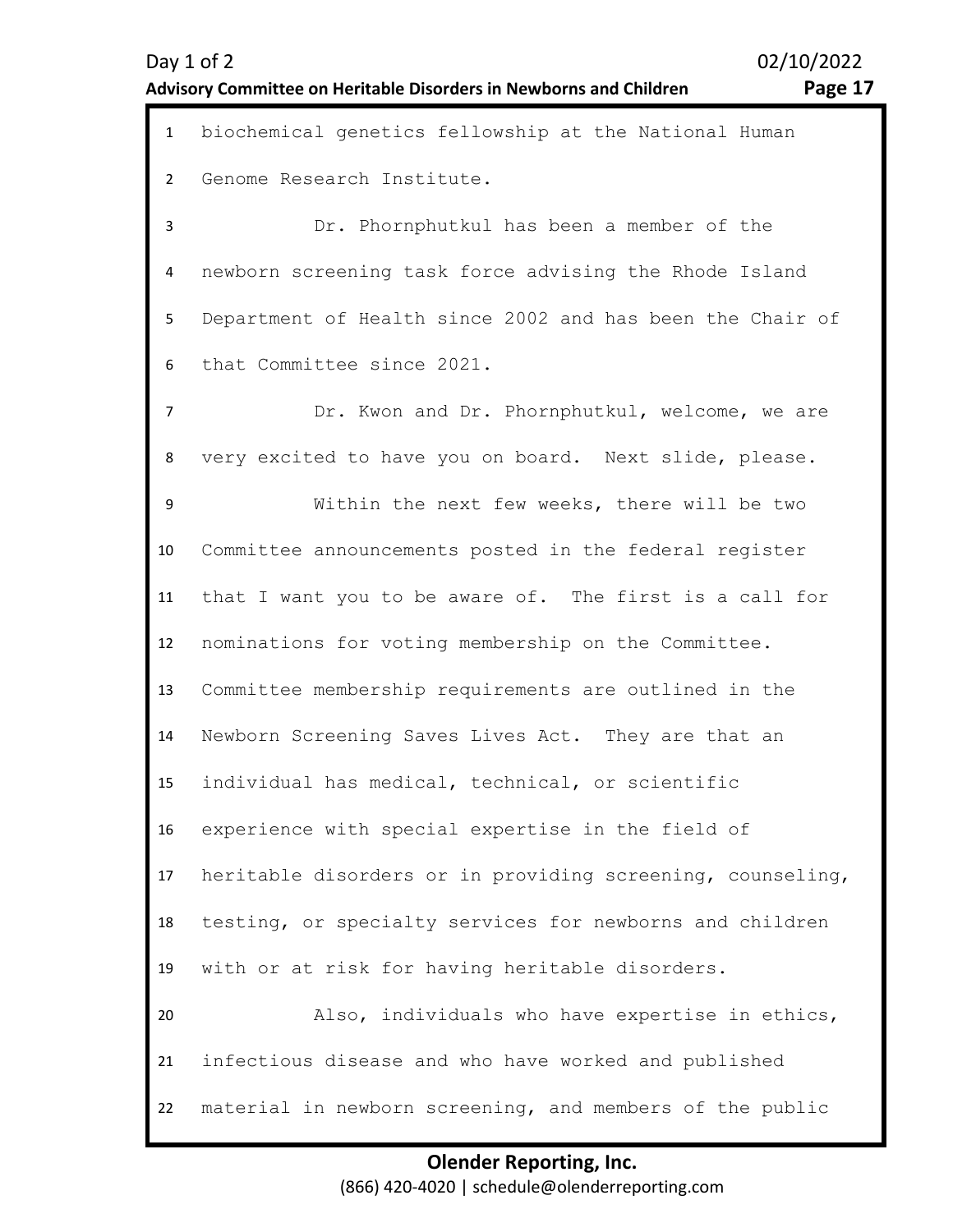biochemical genetics fellowship at the National Human Genome Research Institute.

Dr. Phornphutkul has been a member of the newborn screening task force advising the Rhode Island Department of Health since 2002 and has been the Chair of that Committee since 2021.

Dr. Kwon and Dr. Phornphutkul, welcome, we are very excited to have you on board. Next slide, please.

Within the next few weeks, there will be two Committee announcements posted in the federal register that I want you to be aware of. The first is a call for nominations for voting membership on the Committee. Committee membership requirements are outlined in the Newborn Screening Saves Lives Act. They are that an individual has medical, technical, or scientific experience with special expertise in the field of heritable disorders or in providing screening, counseling, testing, or specialty services for newborns and children with or at risk for having heritable disorders.

Also, individuals who have expertise in ethics, infectious disease and who have worked and published material in newborn screening, and members of the public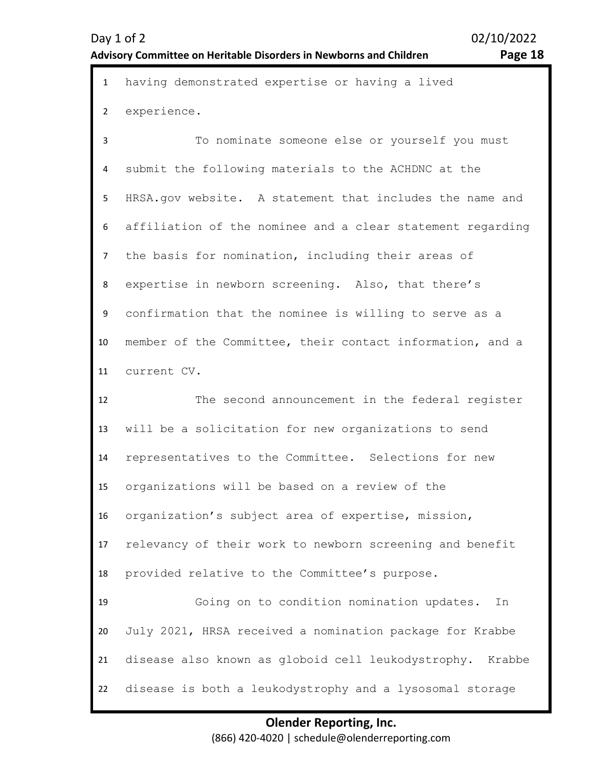having demonstrated expertise or having a lived experience.

To nominate someone else or yourself you must submit the following materials to the ACHDNC at the HRSA.gov website. A statement that includes the name and affiliation of the nominee and a clear statement regarding the basis for nomination, including their areas of expertise in newborn screening. Also, that there's confirmation that the nominee is willing to serve as a member of the Committee, their contact information, and a current CV.

The second announcement in the federal register will be a solicitation for new organizations to send representatives to the Committee. Selections for new organizations will be based on a review of the organization's subject area of expertise, mission, relevancy of their work to newborn screening and benefit provided relative to the Committee's purpose.

Going on to condition nomination updates. In July 2021, HRSA received a nomination package for Krabbe disease also known as globoid cell leukodystrophy. Krabbe disease is both a leukodystrophy and a lysosomal storage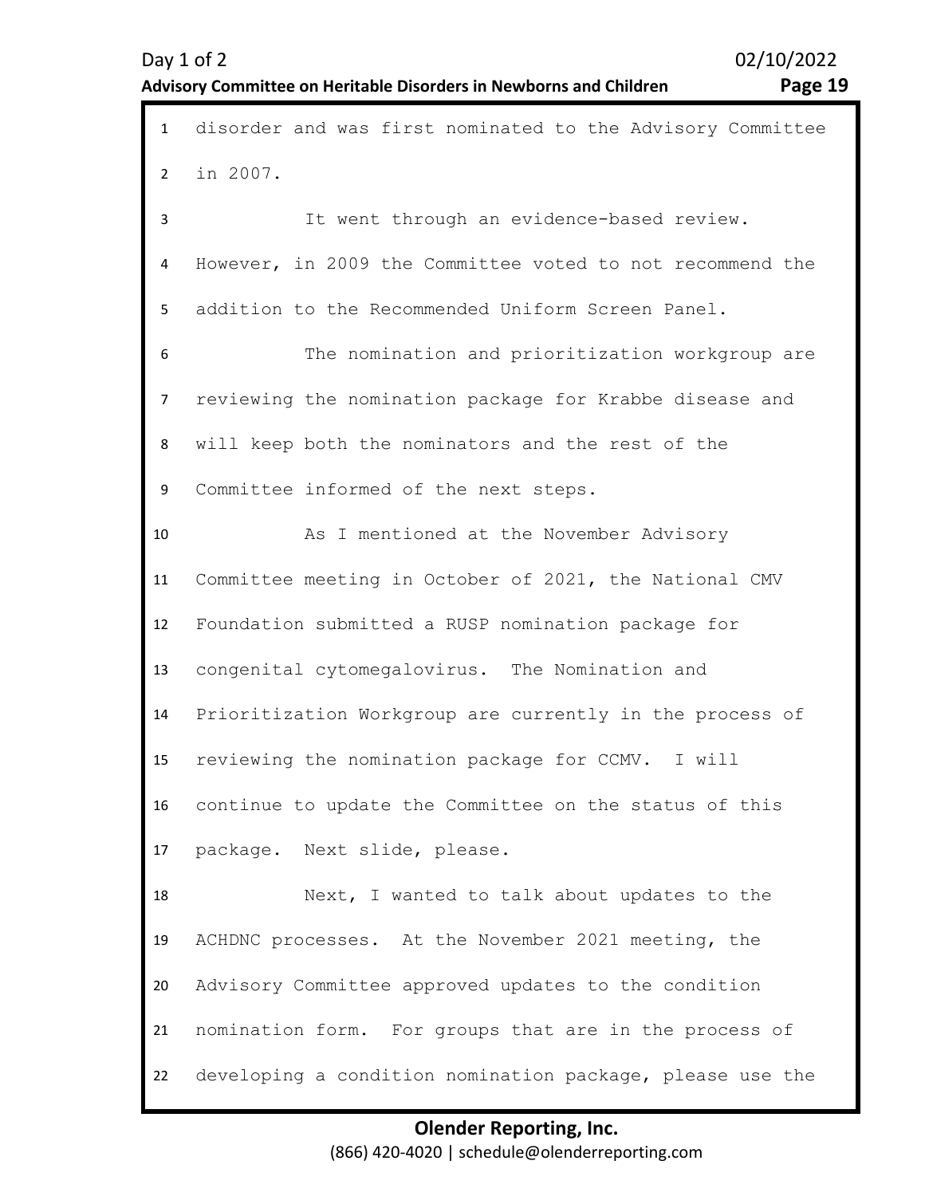disorder and was first nominated to the Advisory Committee in 2007.

It went through an evidence-based review. However, in 2009 the Committee voted to not recommend the addition to the Recommended Uniform Screen Panel.

The nomination and prioritization workgroup are reviewing the nomination package for Krabbe disease and will keep both the nominators and the rest of the Committee informed of the next steps.

As I mentioned at the November Advisory Committee meeting in October of 2021, the National CMV Foundation submitted a RUSP nomination package for congenital cytomegalovirus. The Nomination and Prioritization Workgroup are currently in the process of reviewing the nomination package for CCMV. I will continue to update the Committee on the status of this package. Next slide, please.

Next, I wanted to talk about updates to the ACHDNC processes. At the November 2021 meeting, the Advisory Committee approved updates to the condition nomination form. For groups that are in the process of developing a condition nomination package, please use the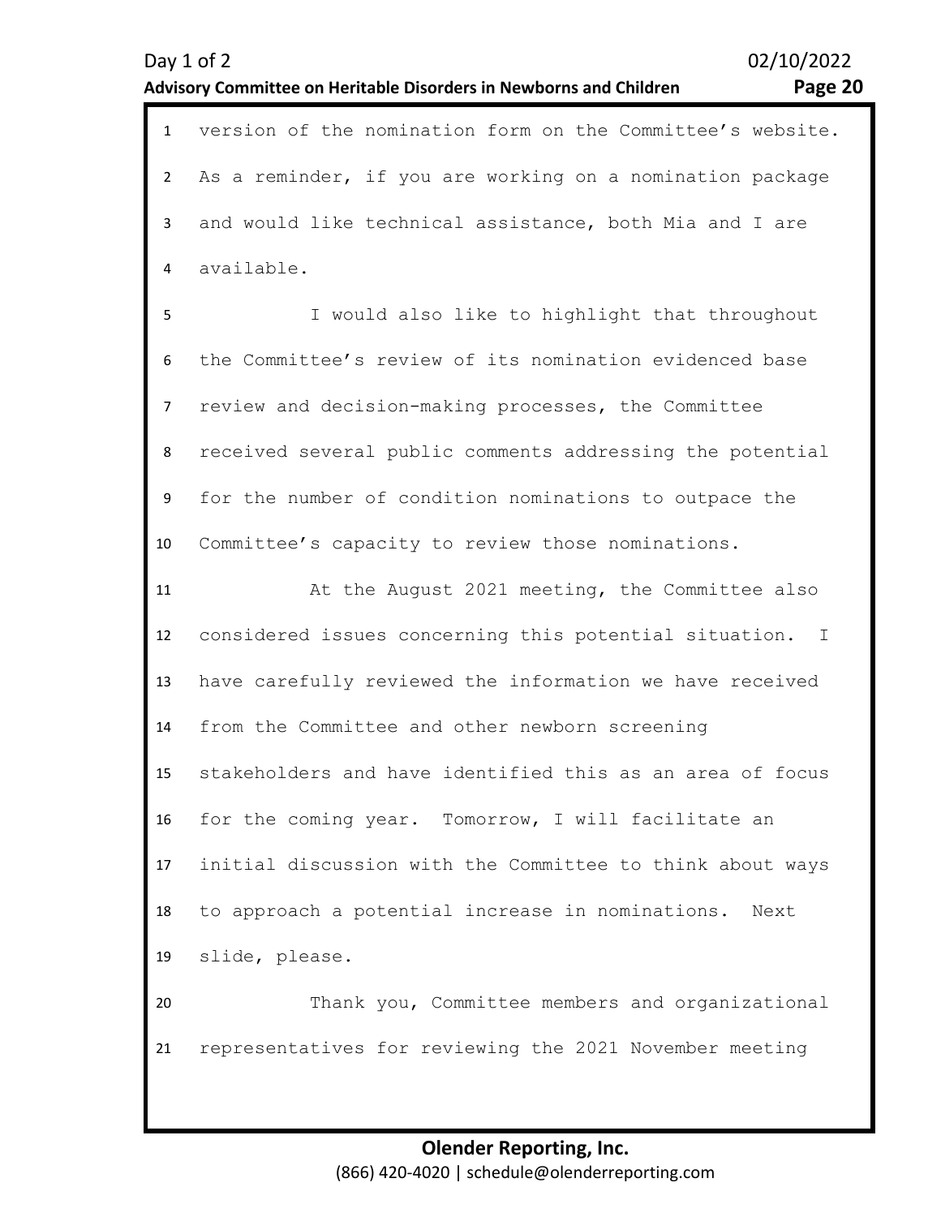version of the nomination form on the Committee's website. As a reminder, if you are working on a nomination package and would like technical assistance, both Mia and I are available.

I would also like to highlight that throughout the Committee's review of its nomination evidenced base review and decision-making processes, the Committee received several public comments addressing the potential for the number of condition nominations to outpace the Committee's capacity to review those nominations.

At the August 2021 meeting, the Committee also considered issues concerning this potential situation. I have carefully reviewed the information we have received from the Committee and other newborn screening stakeholders and have identified this as an area of focus for the coming year. Tomorrow, I will facilitate an initial discussion with the Committee to think about ways to approach a potential increase in nominations. Next slide, please.

Thank you, Committee members and organizational representatives for reviewing the 2021 November meeting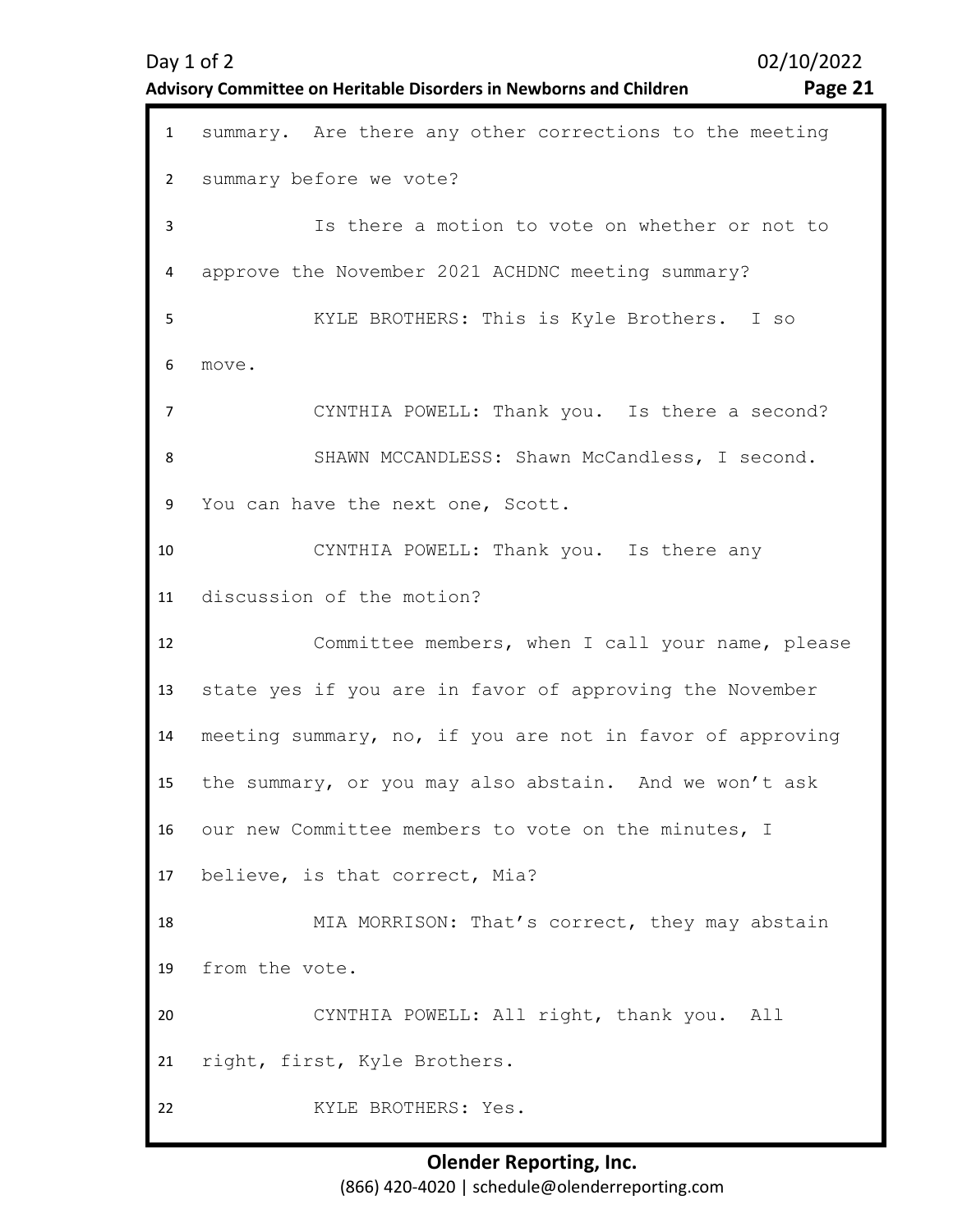summary. Are there any other corrections to the meeting summary before we vote?

Is there a motion to vote on whether or not to approve the November 2021 ACHDNC meeting summary?

KYLE BROTHERS: This is Kyle Brothers. I so move.

CYNTHIA POWELL: Thank you. Is there a second?

SHAWN MCCANDLESS: Shawn McCandless, I second. You can have the next one, Scott.

CYNTHIA POWELL: Thank you. Is there any discussion of the motion?

Committee members, when I call your name, please state yes if you are in favor of approving the November meeting summary, no, if you are not in favor of approving the summary, or you may also abstain. And we won't ask our new Committee members to vote on the minutes, I believe, is that correct, Mia?

MIA MORRISON: That's correct, they may abstain from the vote.

CYNTHIA POWELL: All right, thank you. All right, first, Kyle Brothers.

KYLE BROTHERS: Yes.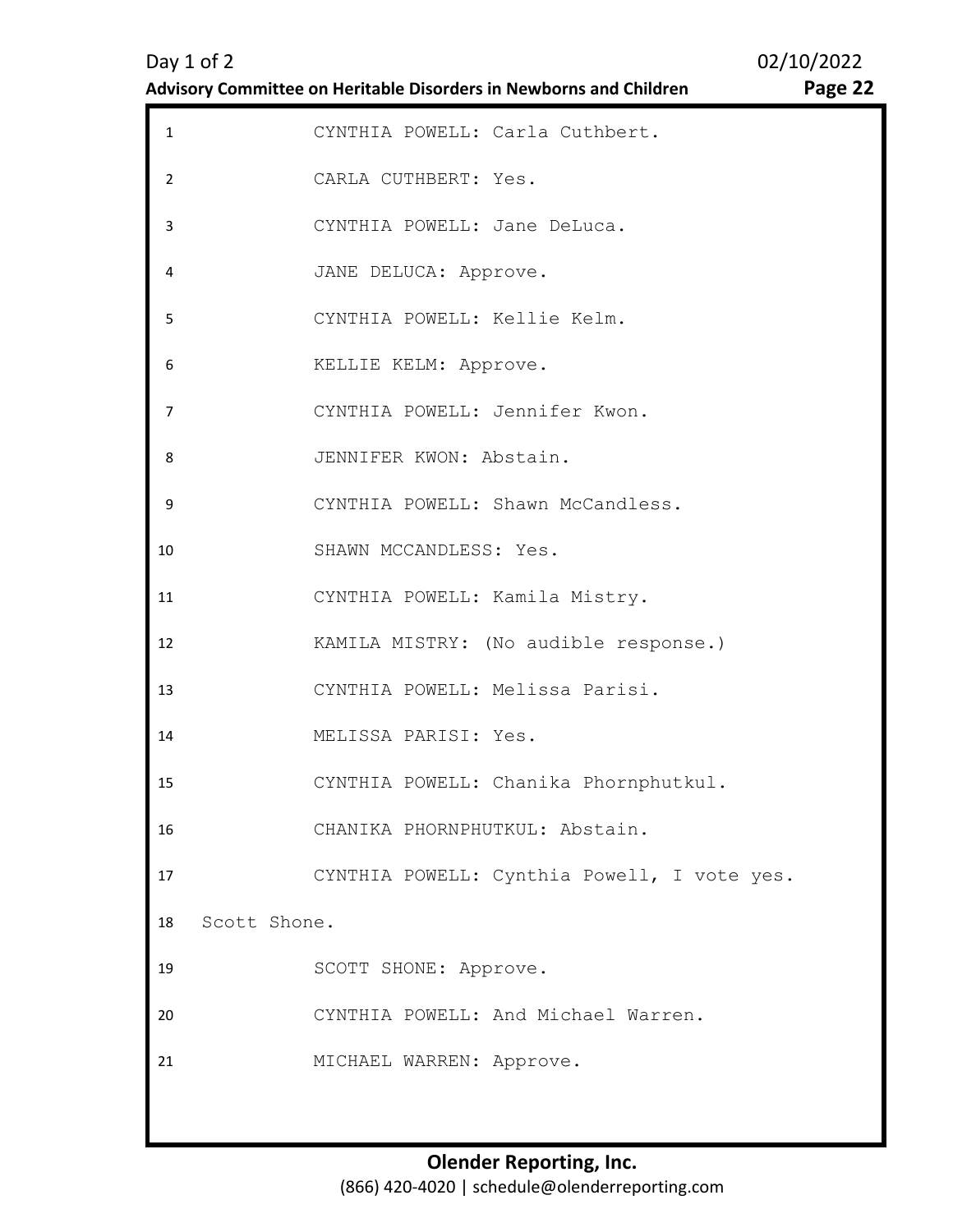CYNTHIA POWELL: Carla Cuthbert.

CARLA CUTHBERT: Yes.

CYNTHIA POWELL: Jane DeLuca.

JANE DELUCA: Approve.

CYNTHIA POWELL: Kellie Kelm.

KELLIE KELM: Approve.

CYNTHIA POWELL: Jennifer Kwon.

JENNIFER KWON: Abstain.

CYNTHIA POWELL: Shawn McCandless.

SHAWN MCCANDLESS: Yes.

CYNTHIA POWELL: Kamila Mistry.

KAMILA MISTRY: (No audible response.)

CYNTHIA POWELL: Melissa Parisi.

MELISSA PARISI: Yes.

CYNTHIA POWELL: Chanika Phornphutkul.

CHANIKA PHORNPHUTKUL: Abstain.

CYNTHIA POWELL: Cynthia Powell, I vote yes. Scott Shone.

SCOTT SHONE: Approve.

CYNTHIA POWELL: And Michael Warren.

MICHAEL WARREN: Approve.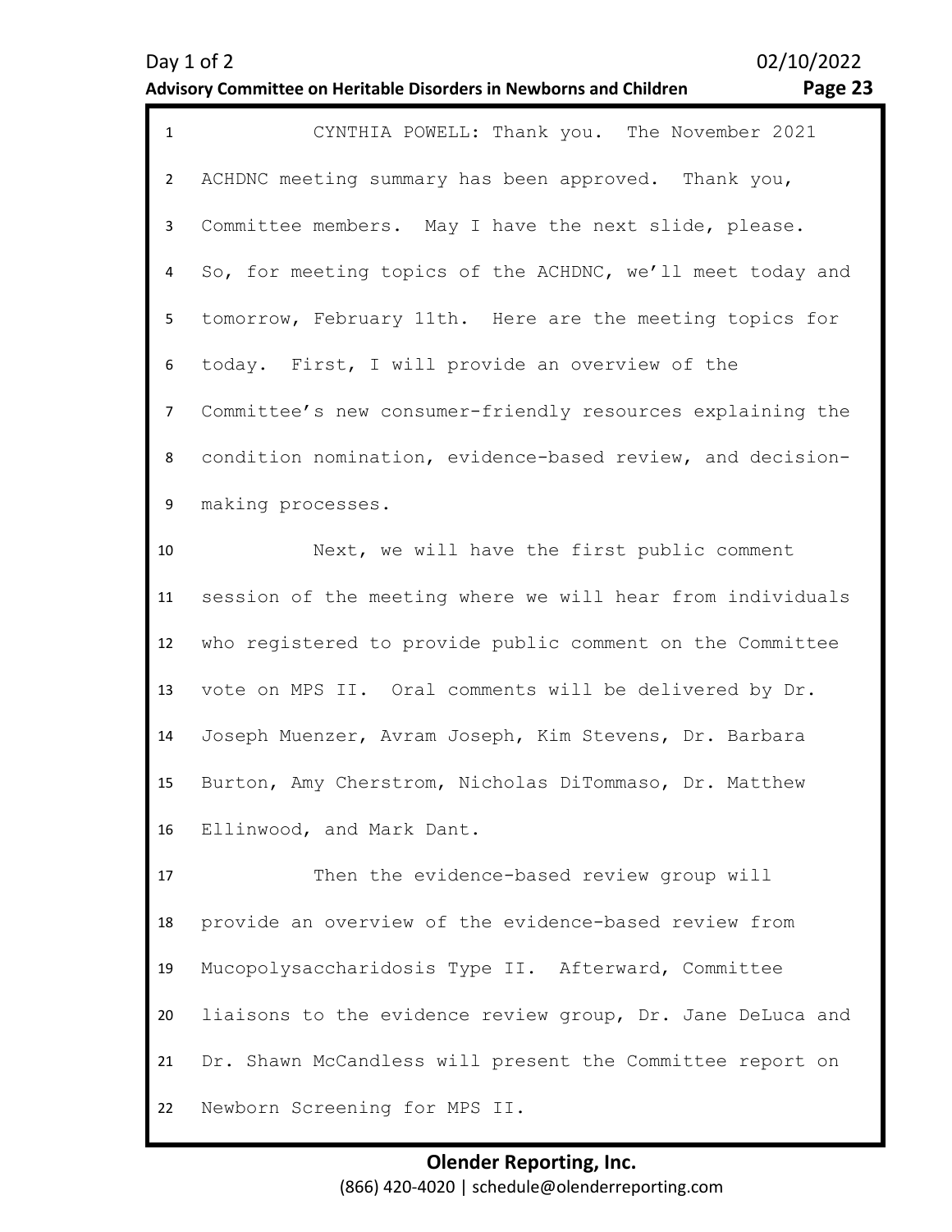CYNTHIA POWELL: Thank you. The November 2021 ACHDNC meeting summary has been approved. Thank you, Committee members. May I have the next slide, please. So, for meeting topics of the ACHDNC, we'll meet today and tomorrow, February 11th. Here are the meeting topics for today. First, I will provide an overview of the Committee's new consumer-friendly resources explaining the condition nomination, evidence-based review, and decision-making processes.

Next, we will have the first public comment session of the meeting where we will hear from individuals who registered to provide public comment on the Committee vote on MPS II. Oral comments will be delivered by Dr. Joseph Muenzer, Avram Joseph, Kim Stevens, Dr. Barbara Burton, Amy Cherstrom, Nicholas DiTommaso, Dr. Matthew Ellinwood, and Mark Dant.

Then the evidence-based review group will provide an overview of the evidence-based review from Mucopolysaccharidosis Type II. Afterward, Committee liaisons to the evidence review group, Dr. Jane DeLuca and Dr. Shawn McCandless will present the Committee report on Newborn Screening for MPS II.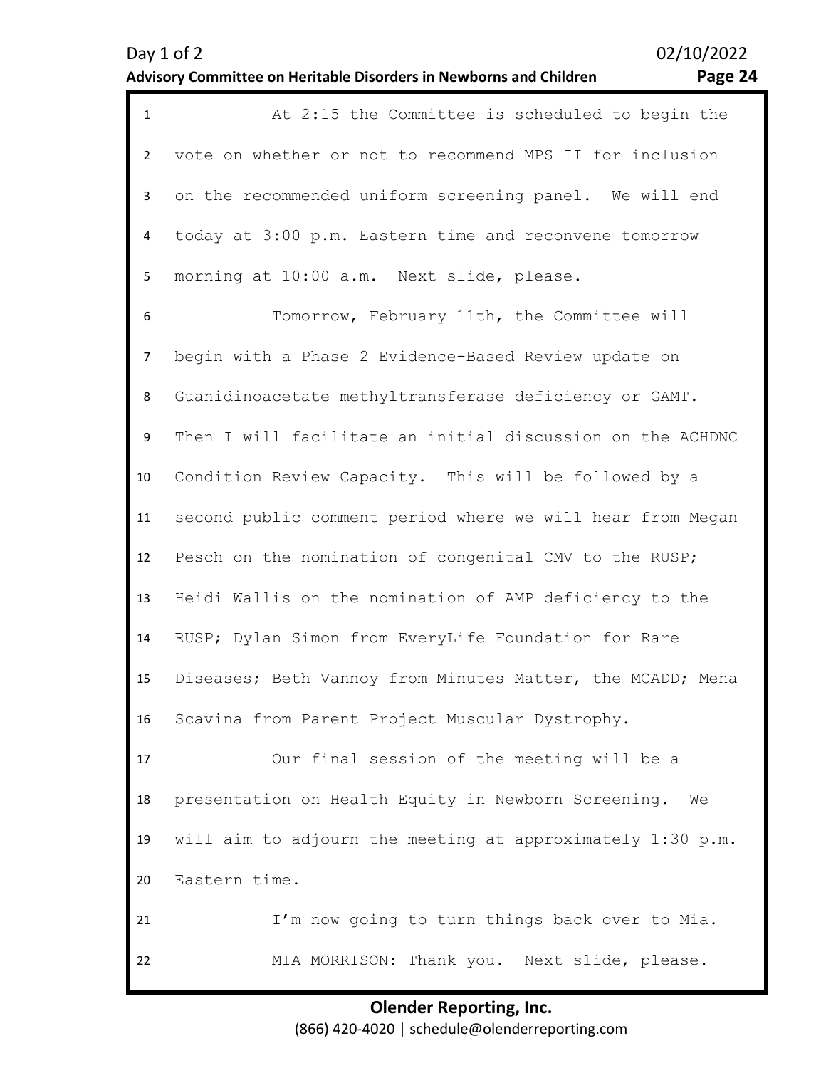At 2:15 the Committee is scheduled to begin the vote on whether or not to recommend MPS II for inclusion on the recommended uniform screening panel. We will end today at 3:00 p.m. Eastern time and reconvene tomorrow morning at 10:00 a.m. Next slide, please.

Tomorrow, February 11th, the Committee will begin with a Phase 2 Evidence-Based Review update on Guanidinoacetate methyltransferase deficiency or GAMT. Then I will facilitate an initial discussion on the ACHDNC Condition Review Capacity. This will be followed by a second public comment period where we will hear from Megan Pesch on the nomination of congenital CMV to the RUSP; Heidi Wallis on the nomination of AMP deficiency to the RUSP; Dylan Simon from EveryLife Foundation for Rare Diseases; Beth Vannoy from Minutes Matter, the MCADD; Mena Scavina from Parent Project Muscular Dystrophy.

Our final session of the meeting will be a presentation on Health Equity in Newborn Screening. We will aim to adjourn the meeting at approximately 1:30 p.m. Eastern time.

I'm now going to turn things back over to Mia.

MIA MORRISON: Thank you. Next slide, please.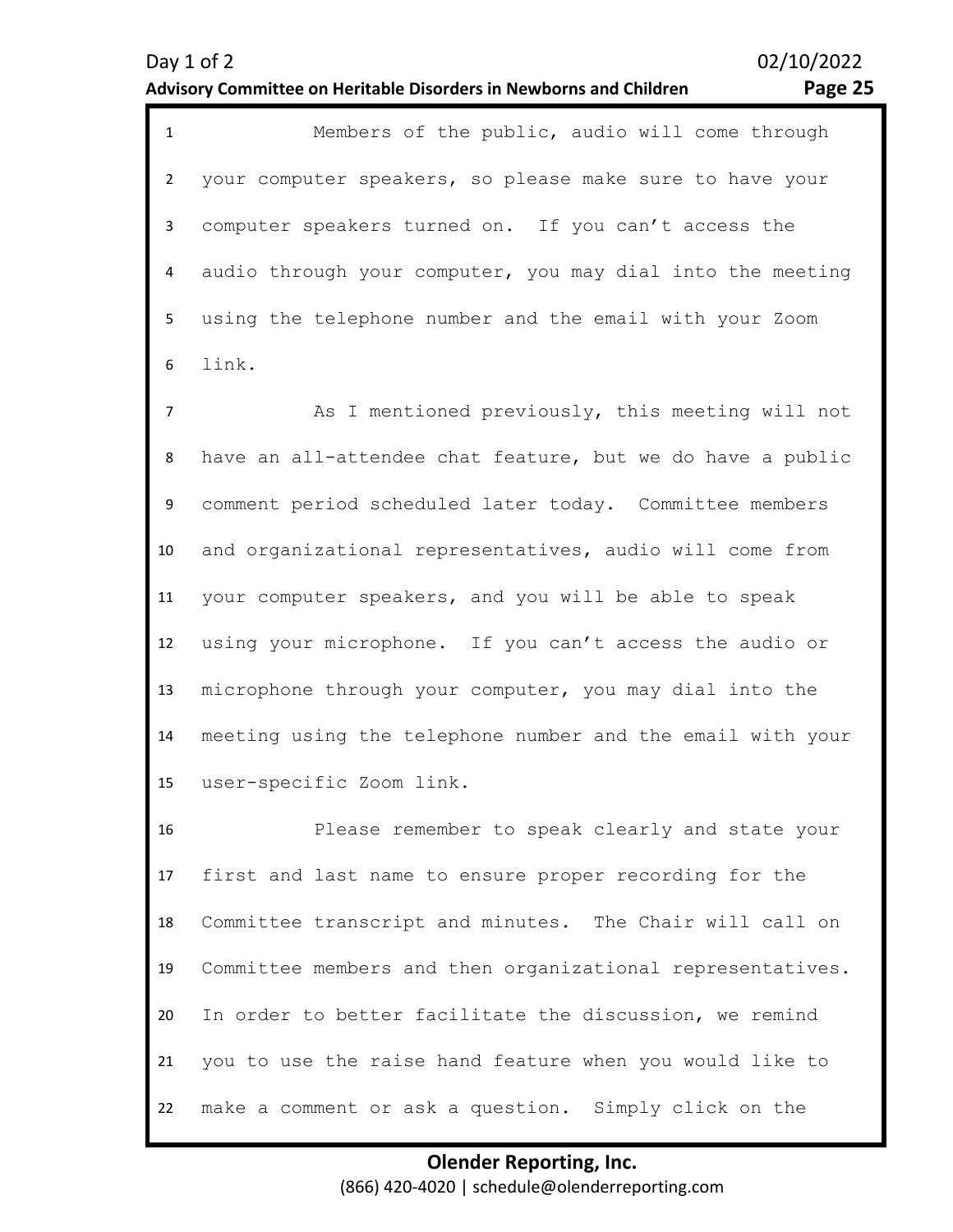Members of the public, audio will come through your computer speakers, so please make sure to have your computer speakers turned on. If you can't access the audio through your computer, you may dial into the meeting using the telephone number and the email with your Zoom link.

As I mentioned previously, this meeting will not have an all-attendee chat feature, but we do have a public comment period scheduled later today. Committee members and organizational representatives, audio will come from your computer speakers, and you will be able to speak using your microphone. If you can't access the audio or microphone through your computer, you may dial into the meeting using the telephone number and the email with your user-specific Zoom link.

Please remember to speak clearly and state your first and last name to ensure proper recording for the Committee transcript and minutes. The Chair will call on Committee members and then organizational representatives. In order to better facilitate the discussion, we remind you to use the raise hand feature when you would like to make a comment or ask a question. Simply click on the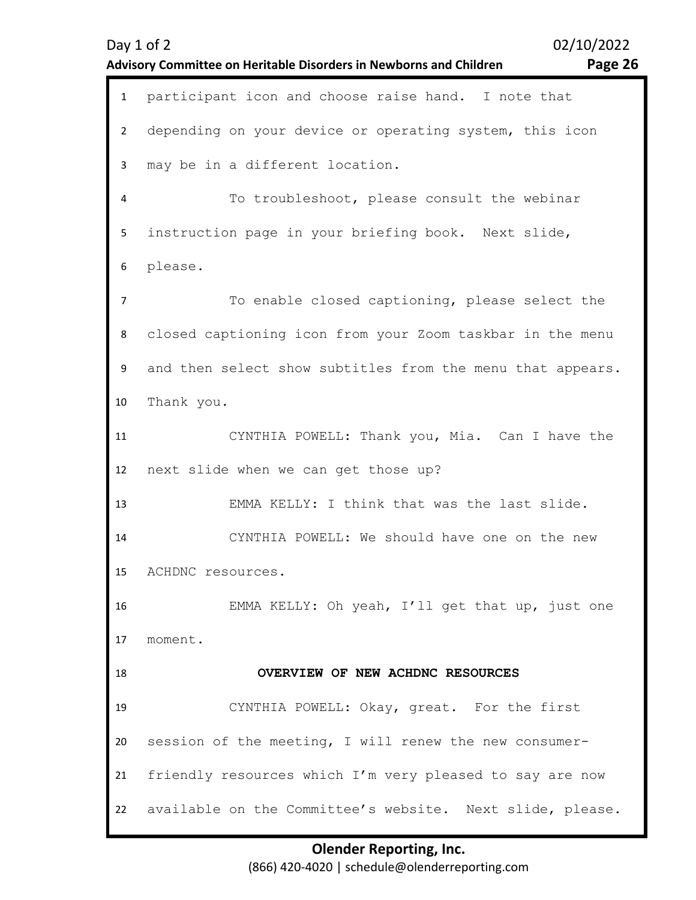participant icon and choose raise hand. I note that depending on your device or operating system, this icon may be in a different location.

To troubleshoot, please consult the webinar instruction page in your briefing book. Next slide, please.

To enable closed captioning, please select the closed captioning icon from your Zoom taskbar in the menu and then select show subtitles from the menu that appears. Thank you.

CYNTHIA POWELL: Thank you, Mia. Can I have the next slide when we can get those up?

EMMA KELLY: I think that was the last slide.

CYNTHIA POWELL: We should have one on the new ACHDNC resources.

EMMA KELLY: Oh yeah, I'll get that up, just one moment.

## OVERVIEW OF NEW ACHDNC RESOURCES

CYNTHIA POWELL: Okay, great. For the first session of the meeting, I will renew the new consumer-friendly resources which I'm very pleased to say are now available on the Committee's website. Next slide, please.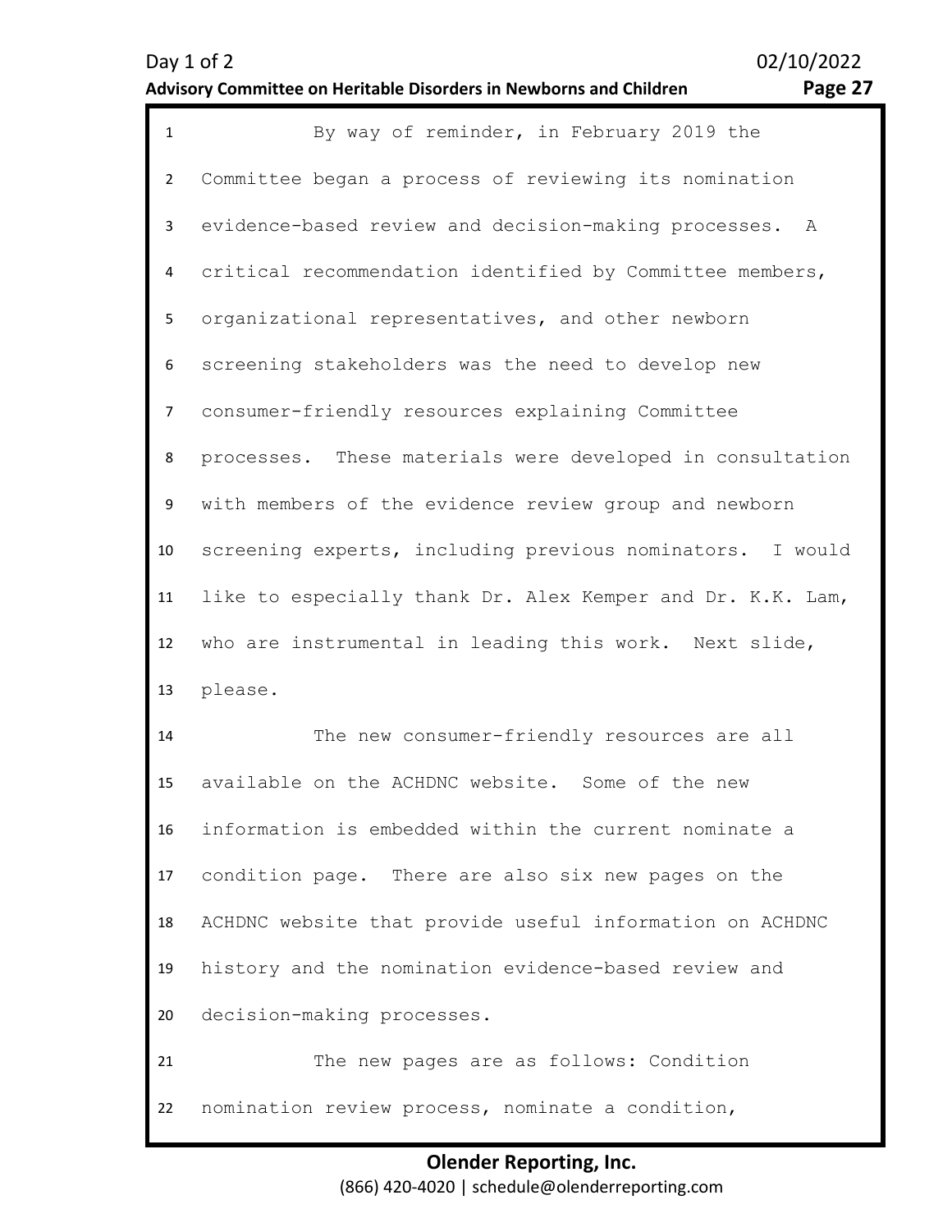By way of reminder, in February 2019 the Committee began a process of reviewing its nomination evidence-based review and decision-making processes. A critical recommendation identified by Committee members, organizational representatives, and other newborn screening stakeholders was the need to develop new consumer-friendly resources explaining Committee processes. These materials were developed in consultation with members of the evidence review group and newborn screening experts, including previous nominators. I would like to especially thank Dr. Alex Kemper and Dr. K.K. Lam, who are instrumental in leading this work. Next slide, please.

The new consumer-friendly resources are all available on the ACHDNC website. Some of the new information is embedded within the current nominate a condition page. There are also six new pages on the ACHDNC website that provide useful information on ACHDNC history and the nomination evidence-based review and decision-making processes.

The new pages are as follows: Condition nomination review process, nominate a condition,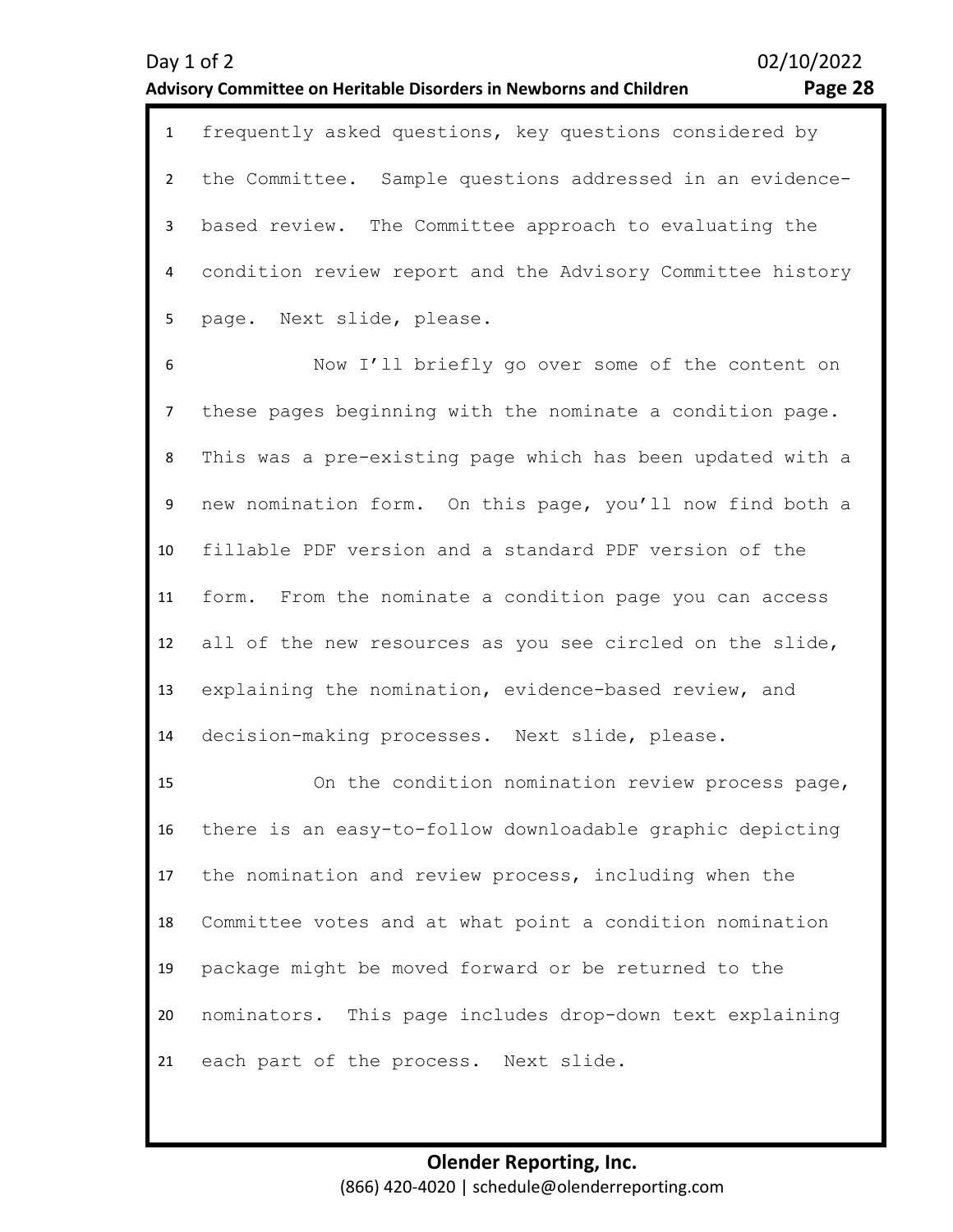frequently asked questions, key questions considered by the Committee. Sample questions addressed in an evidence-based review. The Committee approach to evaluating the condition review report and the Advisory Committee history page. Next slide, please.

Now I'll briefly go over some of the content on these pages beginning with the nominate a condition page. This was a pre-existing page which has been updated with a new nomination form. On this page, you'll now find both a fillable PDF version and a standard PDF version of the form. From the nominate a condition page you can access all of the new resources as you see circled on the slide, explaining the nomination, evidence-based review, and decision-making processes. Next slide, please.

On the condition nomination review process page, there is an easy-to-follow downloadable graphic depicting the nomination and review process, including when the Committee votes and at what point a condition nomination package might be moved forward or be returned to the nominators. This page includes drop-down text explaining each part of the process. Next slide.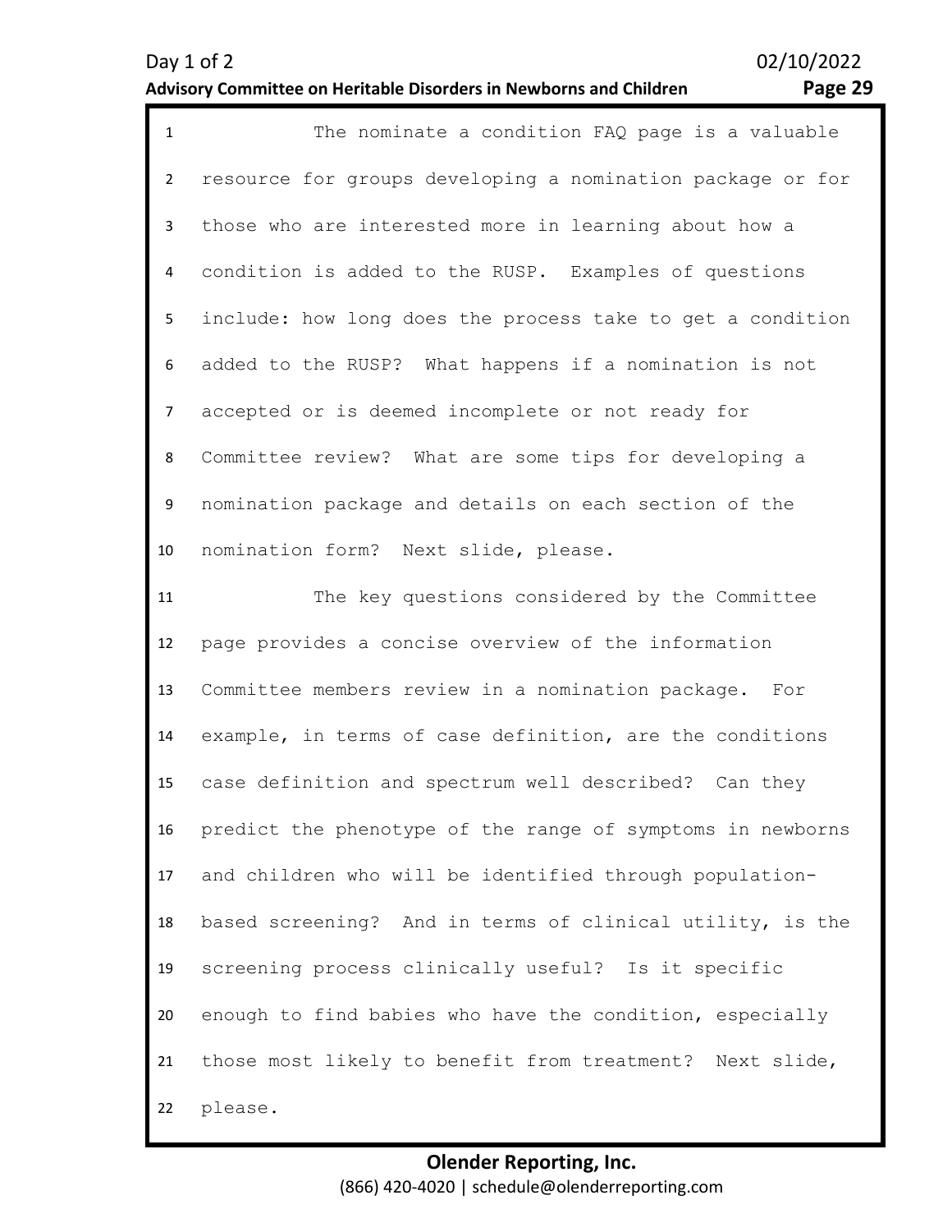The nominate a condition FAQ page is a valuable resource for groups developing a nomination package or for those who are interested more in learning about how a condition is added to the RUSP. Examples of questions include: how long does the process take to get a condition added to the RUSP? What happens if a nomination is not accepted or is deemed incomplete or not ready for Committee review? What are some tips for developing a nomination package and details on each section of the nomination form? Next slide, please.

The key questions considered by the Committee page provides a concise overview of the information Committee members review in a nomination package. For example, in terms of case definition, are the conditions case definition and spectrum well described? Can they predict the phenotype of the range of symptoms in newborns and children who will be identified through population-based screening? And in terms of clinical utility, is the screening process clinically useful? Is it specific enough to find babies who have the condition, especially those most likely to benefit from treatment? Next slide, please.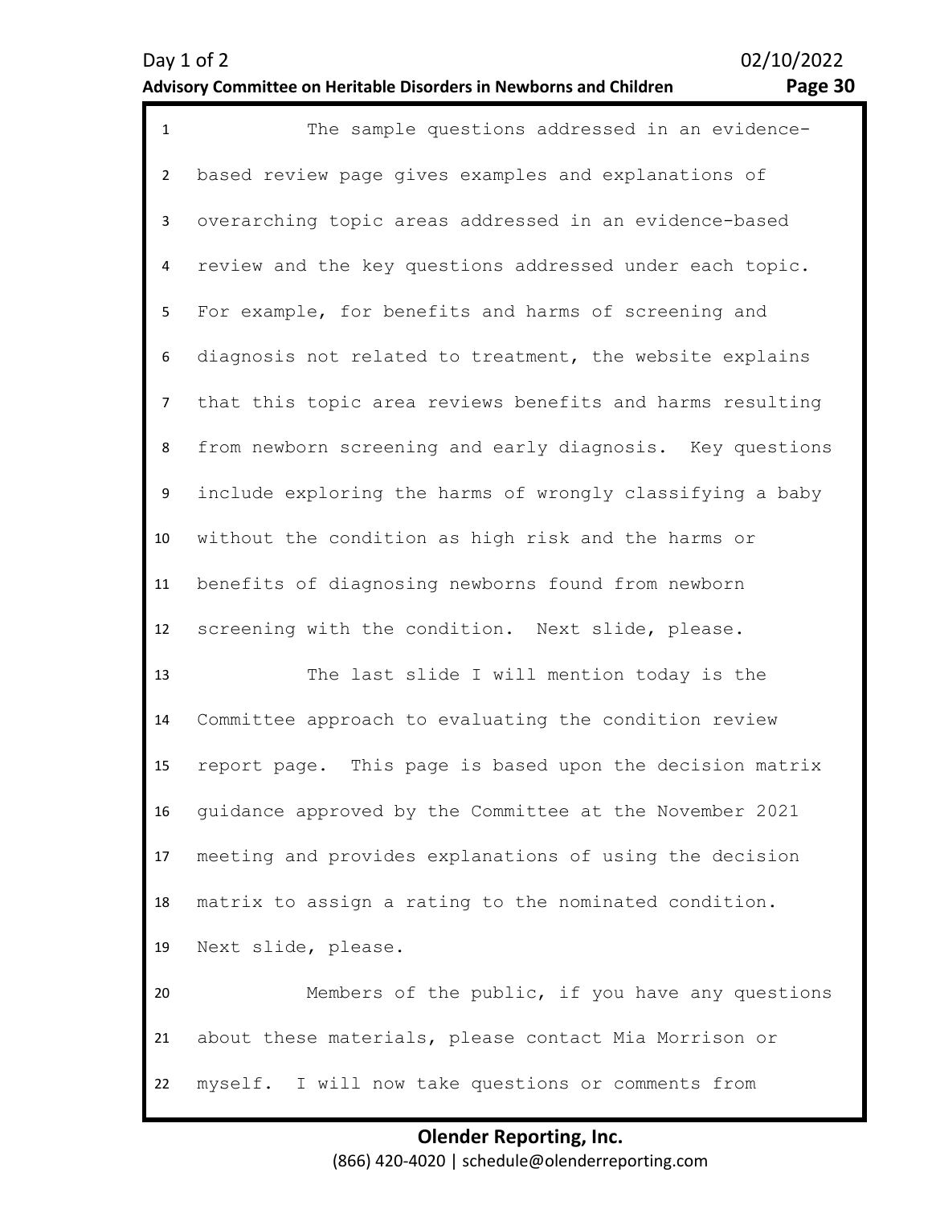The sample questions addressed in an evidence-based review page gives examples and explanations of overarching topic areas addressed in an evidence-based review and the key questions addressed under each topic. For example, for benefits and harms of screening and diagnosis not related to treatment, the website explains that this topic area reviews benefits and harms resulting from newborn screening and early diagnosis. Key questions include exploring the harms of wrongly classifying a baby without the condition as high risk and the harms or benefits of diagnosing newborns found from newborn screening with the condition. Next slide, please.

The last slide I will mention today is the Committee approach to evaluating the condition review report page. This page is based upon the decision matrix guidance approved by the Committee at the November 2021 meeting and provides explanations of using the decision matrix to assign a rating to the nominated condition. Next slide, please.

Members of the public, if you have any questions about these materials, please contact Mia Morrison or myself. I will now take questions or comments from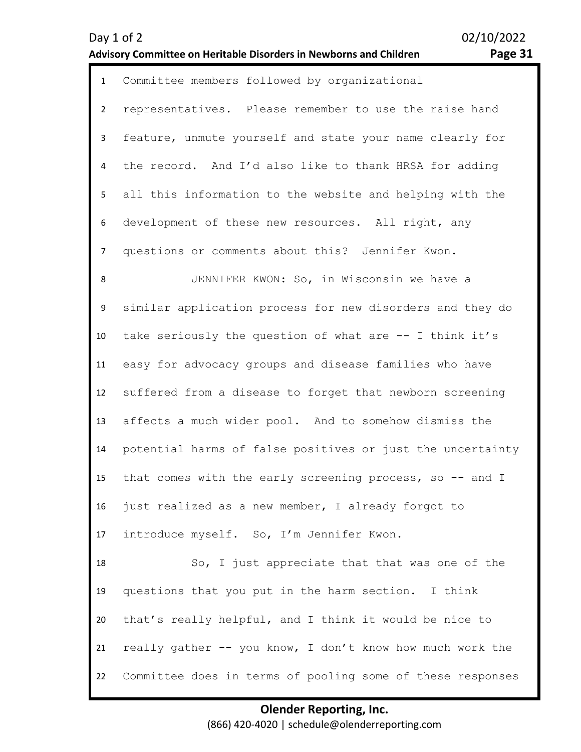Committee members followed by organizational representatives. Please remember to use the raise hand feature, unmute yourself and state your name clearly for the record. And I'd also like to thank HRSA for adding all this information to the website and helping with the development of these new resources. All right, any questions or comments about this? Jennifer Kwon.

JENNIFER KWON: So, in Wisconsin we have a similar application process for new disorders and they do take seriously the question of what are -- I think it's easy for advocacy groups and disease families who have suffered from a disease to forget that newborn screening affects a much wider pool. And to somehow dismiss the potential harms of false positives or just the uncertainty that comes with the early screening process, so -- and I just realized as a new member, I already forgot to introduce myself. So, I'm Jennifer Kwon.

So, I just appreciate that that was one of the questions that you put in the harm section. I think that's really helpful, and I think it would be nice to really gather -- you know, I don't know how much work the Committee does in terms of pooling some of these responses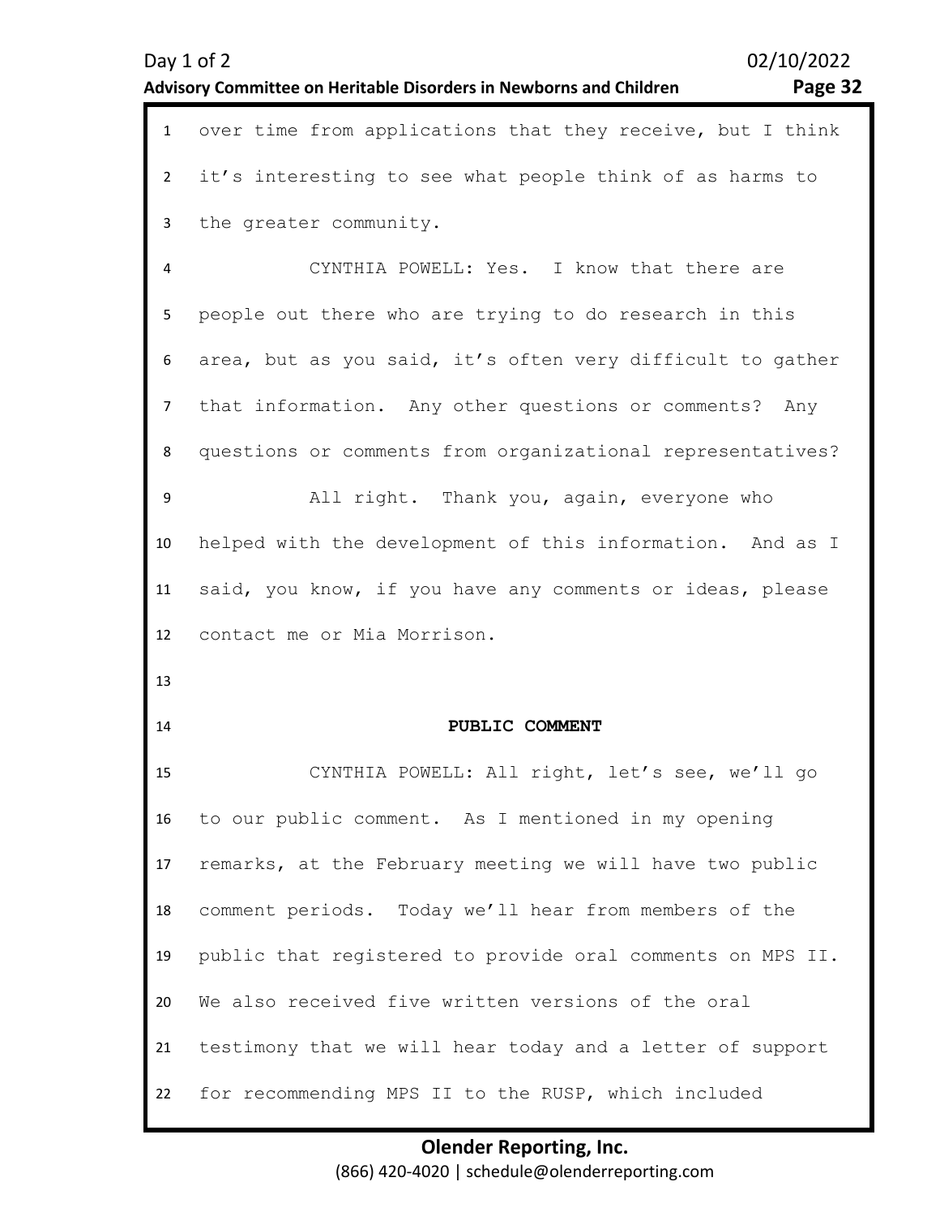over time from applications that they receive, but I think it's interesting to see what people think of as harms to the greater community.

CYNTHIA POWELL: Yes. I know that there are people out there who are trying to do research in this area, but as you said, it's often very difficult to gather that information. Any other questions or comments? Any questions or comments from organizational representatives?

All right. Thank you, again, everyone who helped with the development of this information. And as I said, you know, if you have any comments or ideas, please contact me or Mia Morrison.

## PUBLIC COMMENT

CYNTHIA POWELL: All right, let's see, we'll go to our public comment. As I mentioned in my opening remarks, at the February meeting we will have two public comment periods. Today we'll hear from members of the public that registered to provide oral comments on MPS II. We also received five written versions of the oral testimony that we will hear today and a letter of support for recommending MPS II to the RUSP, which included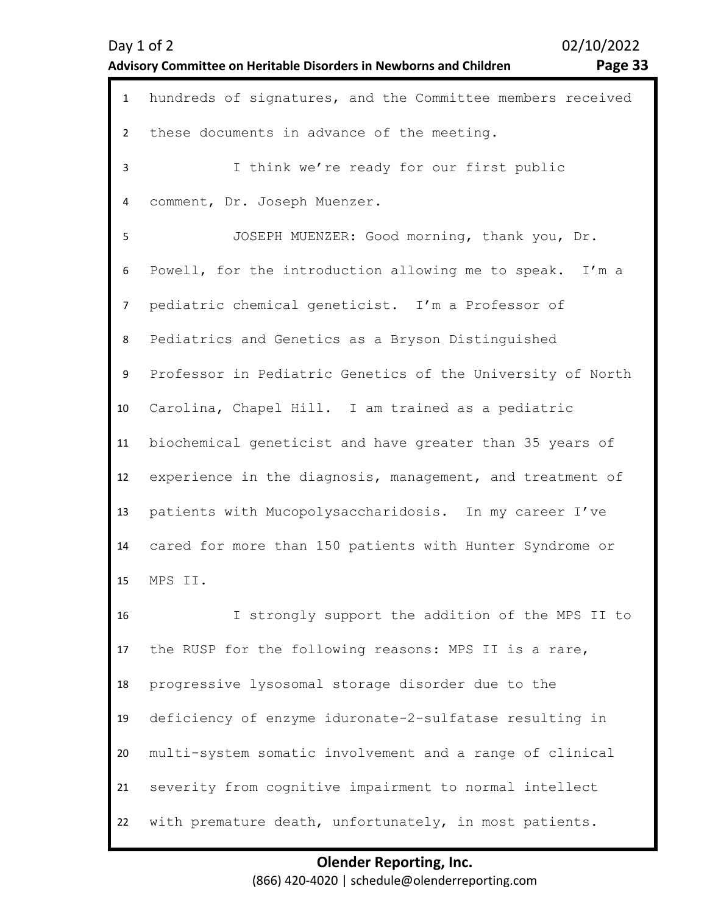hundreds of signatures, and the Committee members received these documents in advance of the meeting.

I think we're ready for our first public comment, Dr. Joseph Muenzer.

JOSEPH MUENZER: Good morning, thank you, Dr. Powell, for the introduction allowing me to speak. I'm a pediatric chemical geneticist. I'm a Professor of Pediatrics and Genetics as a Bryson Distinguished Professor in Pediatric Genetics of the University of North Carolina, Chapel Hill. I am trained as a pediatric biochemical geneticist and have greater than 35 years of experience in the diagnosis, management, and treatment of patients with Mucopolysaccharidosis. In my career I've cared for more than 150 patients with Hunter Syndrome or MPS II.

I strongly support the addition of the MPS II to the RUSP for the following reasons: MPS II is a rare, progressive lysosomal storage disorder due to the deficiency of enzyme iduronate-2-sulfatase resulting in multi-system somatic involvement and a range of clinical severity from cognitive impairment to normal intellect with premature death, unfortunately, in most patients.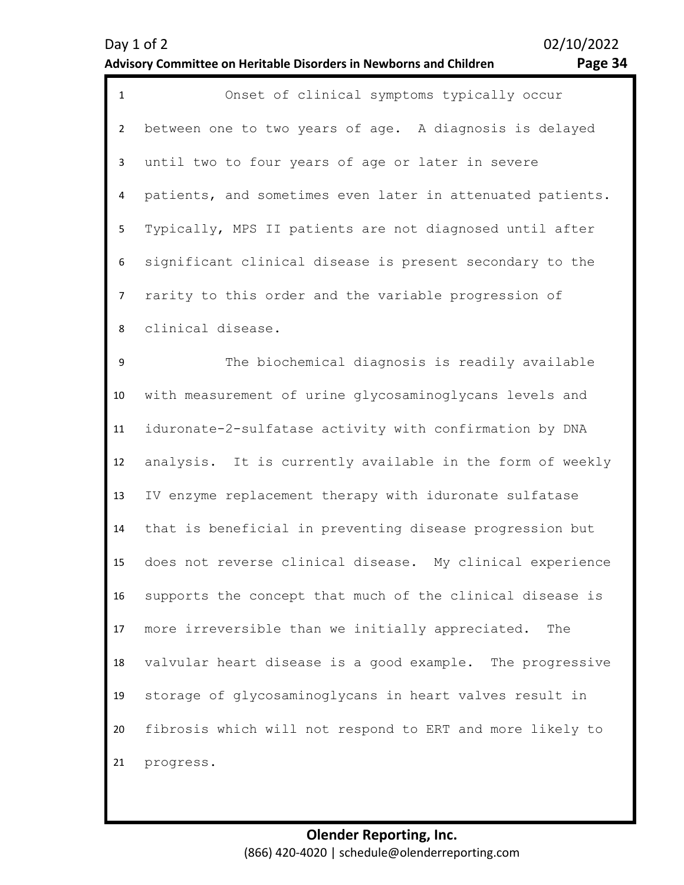Onset of clinical symptoms typically occur between one to two years of age. A diagnosis is delayed until two to four years of age or later in severe patients, and sometimes even later in attenuated patients. Typically, MPS II patients are not diagnosed until after significant clinical disease is present secondary to the rarity to this order and the variable progression of clinical disease.

The biochemical diagnosis is readily available with measurement of urine glycosaminoglycans levels and iduronate-2-sulfatase activity with confirmation by DNA analysis. It is currently available in the form of weekly IV enzyme replacement therapy with iduronate sulfatase that is beneficial in preventing disease progression but does not reverse clinical disease. My clinical experience supports the concept that much of the clinical disease is more irreversible than we initially appreciated. The valvular heart disease is a good example. The progressive storage of glycosaminoglycans in heart valves result in fibrosis which will not respond to ERT and more likely to progress.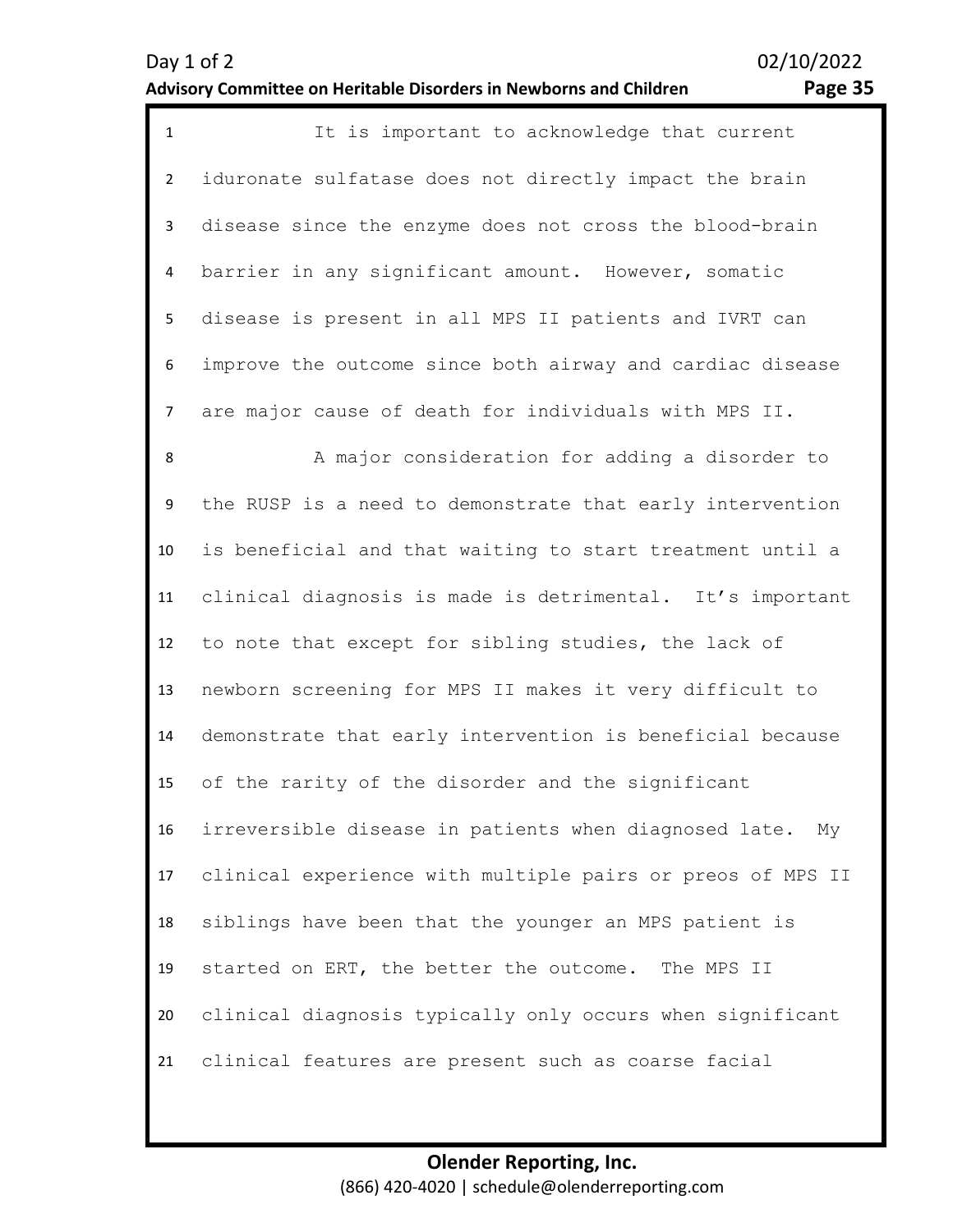It is important to acknowledge that current iduronate sulfatase does not directly impact the brain disease since the enzyme does not cross the blood-brain barrier in any significant amount. However, somatic disease is present in all MPS II patients and IVRT can improve the outcome since both airway and cardiac disease are major cause of death for individuals with MPS II.

A major consideration for adding a disorder to the RUSP is a need to demonstrate that early intervention is beneficial and that waiting to start treatment until a clinical diagnosis is made is detrimental. It's important to note that except for sibling studies, the lack of newborn screening for MPS II makes it very difficult to demonstrate that early intervention is beneficial because of the rarity of the disorder and the significant irreversible disease in patients when diagnosed late. My clinical experience with multiple pairs or preos of MPS II siblings have been that the younger an MPS patient is started on ERT, the better the outcome. The MPS II clinical diagnosis typically only occurs when significant clinical features are present such as coarse facial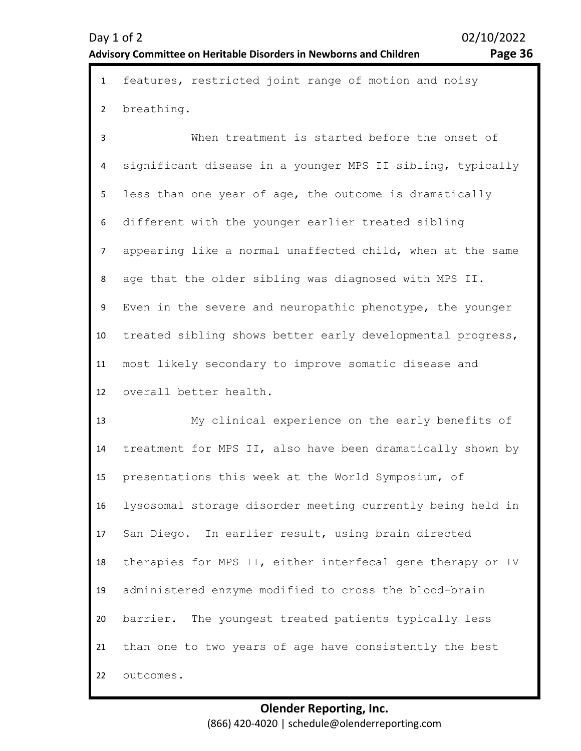features, restricted joint range of motion and noisy breathing.

When treatment is started before the onset of significant disease in a younger MPS II sibling, typically less than one year of age, the outcome is dramatically different with the younger earlier treated sibling appearing like a normal unaffected child, when at the same age that the older sibling was diagnosed with MPS II. Even in the severe and neuropathic phenotype, the younger treated sibling shows better early developmental progress, most likely secondary to improve somatic disease and overall better health.

My clinical experience on the early benefits of treatment for MPS II, also have been dramatically shown by presentations this week at the World Symposium, of lysosomal storage disorder meeting currently being held in San Diego. In earlier result, using brain directed therapies for MPS II, either interfecal gene therapy or IV administered enzyme modified to cross the blood-brain barrier. The youngest treated patients typically less than one to two years of age have consistently the best outcomes.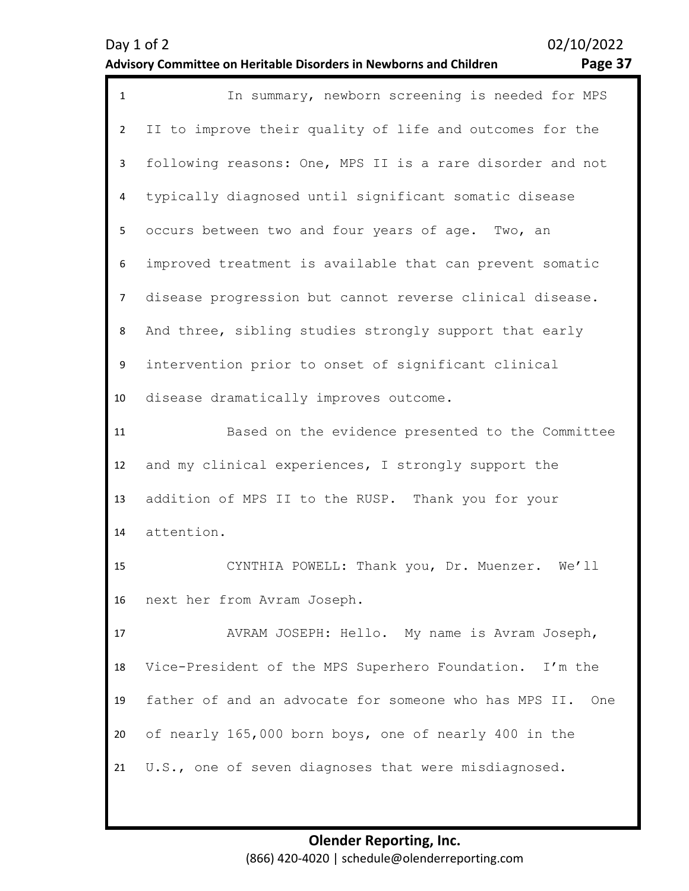In summary, newborn screening is needed for MPS II to improve their quality of life and outcomes for the following reasons: One, MPS II is a rare disorder and not typically diagnosed until significant somatic disease occurs between two and four years of age. Two, an improved treatment is available that can prevent somatic disease progression but cannot reverse clinical disease. And three, sibling studies strongly support that early intervention prior to onset of significant clinical disease dramatically improves outcome.

Based on the evidence presented to the Committee and my clinical experiences, I strongly support the addition of MPS II to the RUSP. Thank you for your attention.

CYNTHIA POWELL: Thank you, Dr. Muenzer. We'll next her from Avram Joseph.

AVRAM JOSEPH: Hello. My name is Avram Joseph, Vice-President of the MPS Superhero Foundation. I'm the father of and an advocate for someone who has MPS II. One of nearly 165,000 born boys, one of nearly 400 in the U.S., one of seven diagnoses that were misdiagnosed.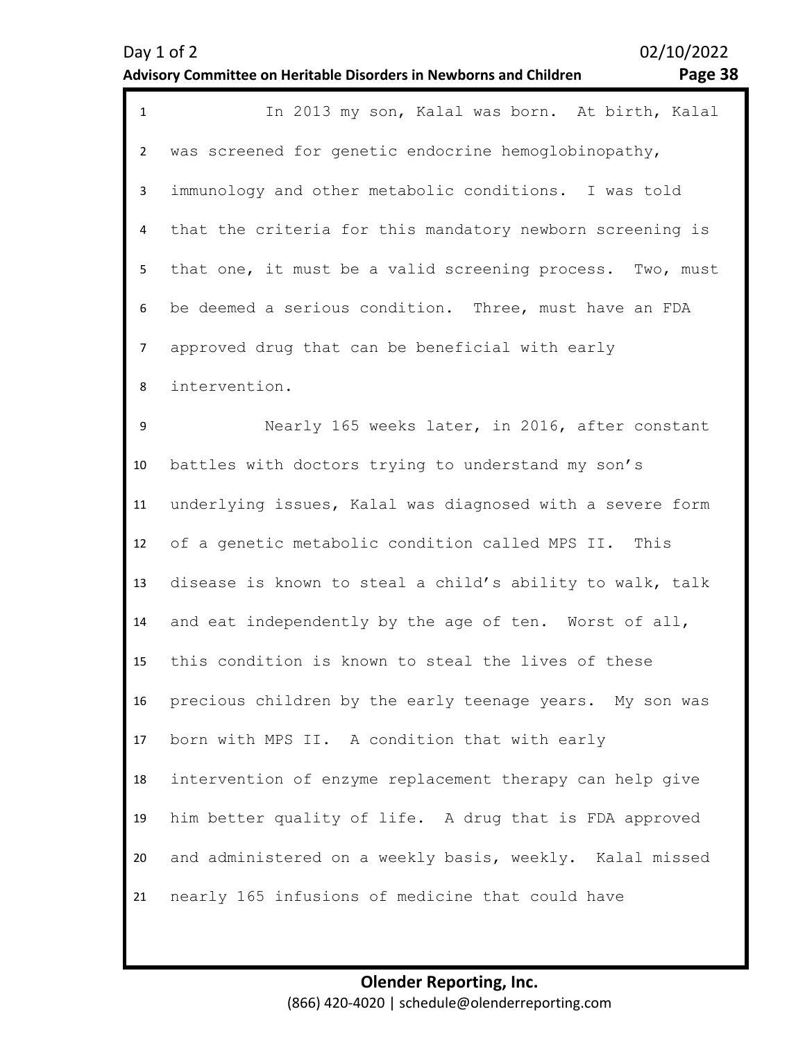In 2013 my son, Kalal was born. At birth, Kalal was screened for genetic endocrine hemoglobinopathy, immunology and other metabolic conditions. I was told that the criteria for this mandatory newborn screening is that one, it must be a valid screening process. Two, must be deemed a serious condition. Three, must have an FDA approved drug that can be beneficial with early intervention.

Nearly 165 weeks later, in 2016, after constant battles with doctors trying to understand my son's underlying issues, Kalal was diagnosed with a severe form of a genetic metabolic condition called MPS II. This disease is known to steal a child's ability to walk, talk and eat independently by the age of ten. Worst of all, this condition is known to steal the lives of these precious children by the early teenage years. My son was born with MPS II. A condition that with early intervention of enzyme replacement therapy can help give him better quality of life. A drug that is FDA approved and administered on a weekly basis, weekly. Kalal missed nearly 165 infusions of medicine that could have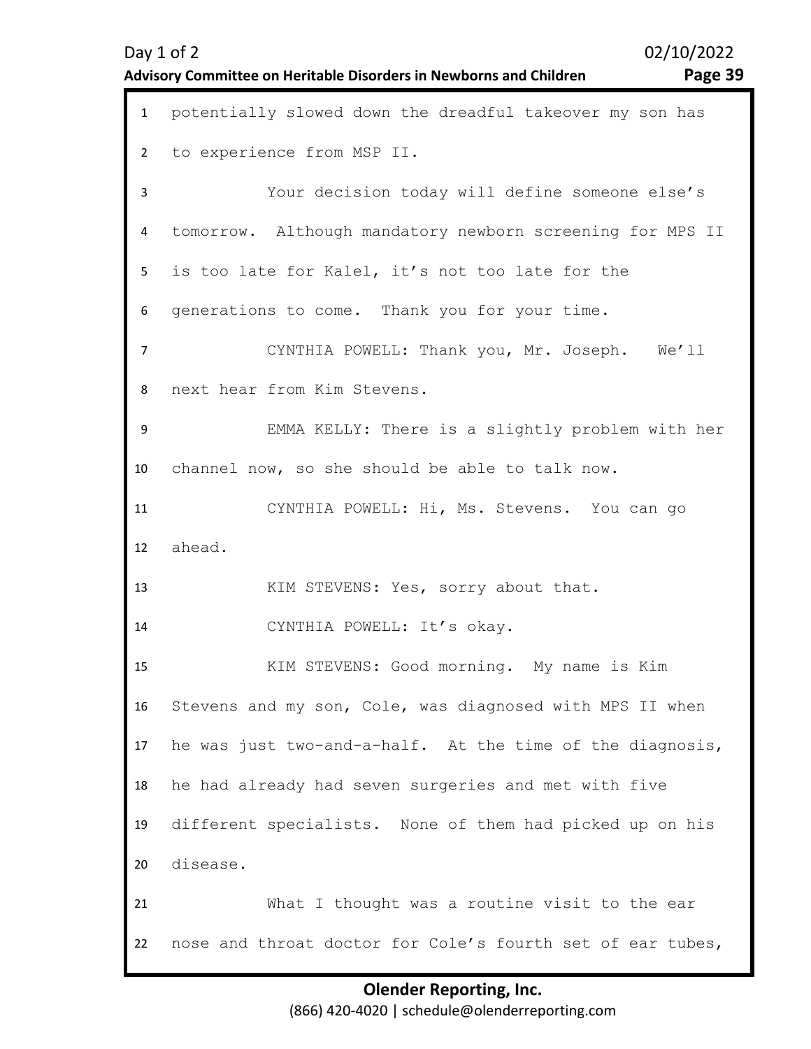potentially slowed down the dreadful takeover my son has to experience from MSP II.

Your decision today will define someone else's tomorrow. Although mandatory newborn screening for MPS II is too late for Kalel, it's not too late for the generations to come. Thank you for your time.

CYNTHIA POWELL: Thank you, Mr. Joseph. We'll next hear from Kim Stevens.

EMMA KELLY: There is a slightly problem with her channel now, so she should be able to talk now.

CYNTHIA POWELL: Hi, Ms. Stevens. You can go ahead.

KIM STEVENS: Yes, sorry about that.

CYNTHIA POWELL: It's okay.

KIM STEVENS: Good morning. My name is Kim Stevens and my son, Cole, was diagnosed with MPS II when he was just two-and-a-half. At the time of the diagnosis, he had already had seven surgeries and met with five different specialists. None of them had picked up on his disease.

What I thought was a routine visit to the ear nose and throat doctor for Cole's fourth set of ear tubes,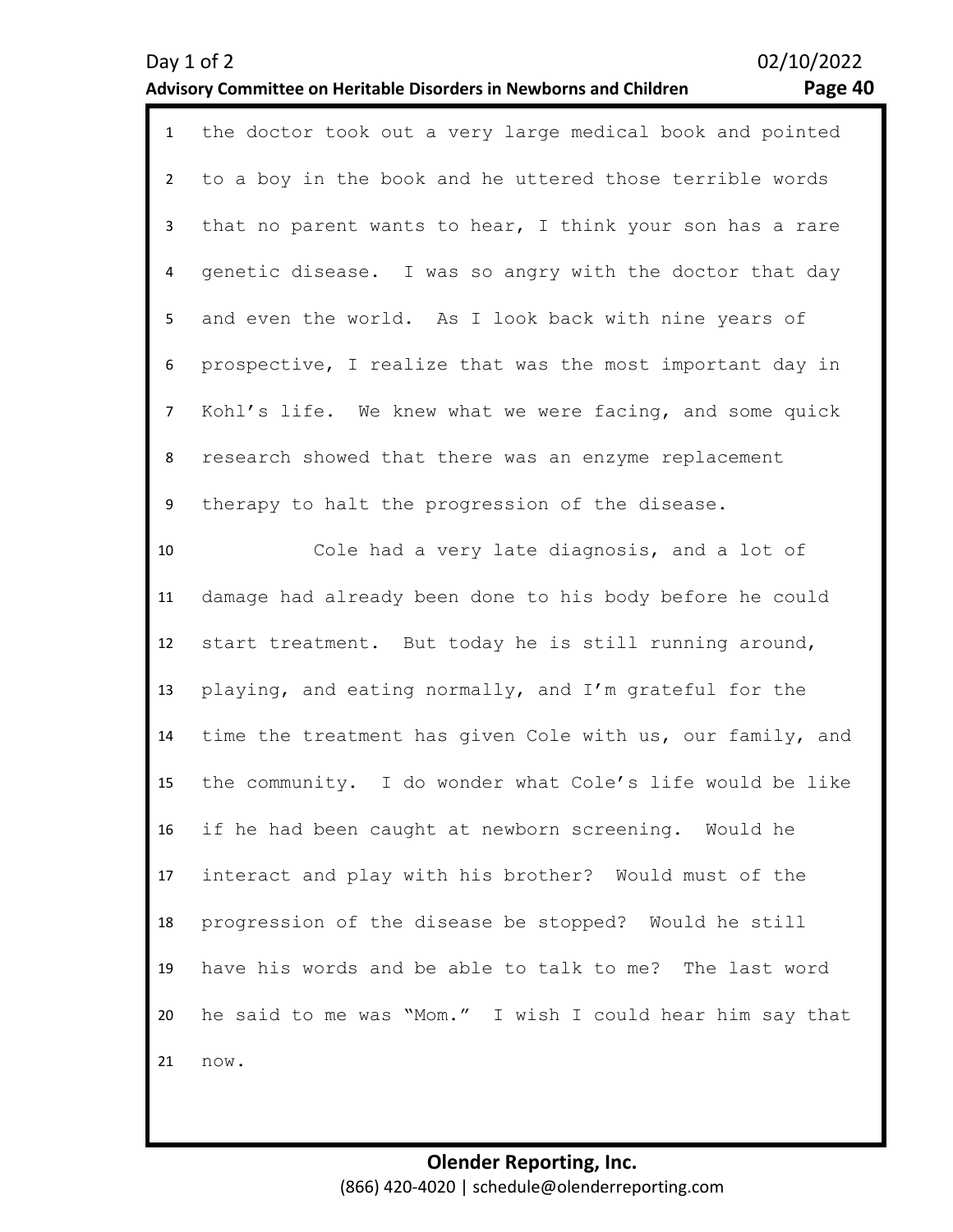the doctor took out a very large medical book and pointed to a boy in the book and he uttered those terrible words that no parent wants to hear, I think your son has a rare genetic disease. I was so angry with the doctor that day and even the world. As I look back with nine years of prospective, I realize that was the most important day in Kohl's life. We knew what we were facing, and some quick research showed that there was an enzyme replacement therapy to halt the progression of the disease.

Cole had a very late diagnosis, and a lot of damage had already been done to his body before he could start treatment. But today he is still running around, playing, and eating normally, and I'm grateful for the time the treatment has given Cole with us, our family, and the community. I do wonder what Cole's life would be like if he had been caught at newborn screening. Would he interact and play with his brother? Would must of the progression of the disease be stopped? Would he still have his words and be able to talk to me? The last word he said to me was "Mom." I wish I could hear him say that now.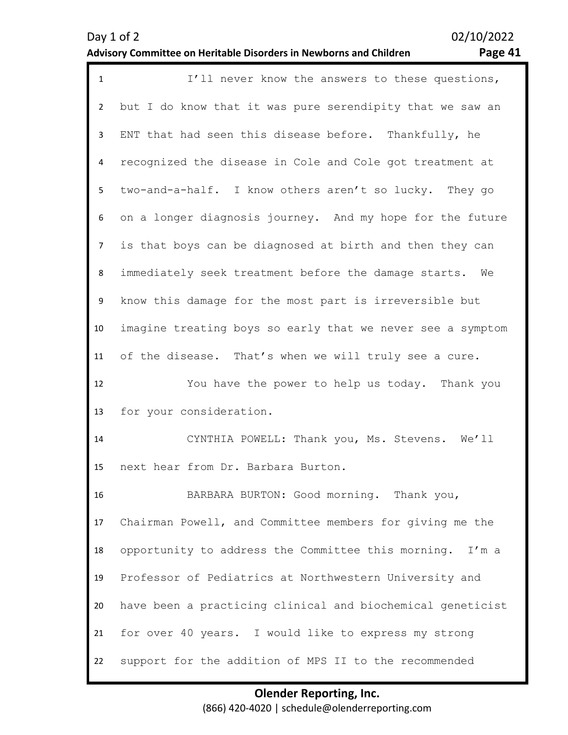I'll never know the answers to these questions, but I do know that it was pure serendipity that we saw an ENT that had seen this disease before. Thankfully, he recognized the disease in Cole and Cole got treatment at two-and-a-half. I know others aren't so lucky. They go on a longer diagnosis journey. And my hope for the future is that boys can be diagnosed at birth and then they can immediately seek treatment before the damage starts. We know this damage for the most part is irreversible but imagine treating boys so early that we never see a symptom of the disease. That's when we will truly see a cure.

You have the power to help us today. Thank you for your consideration.

CYNTHIA POWELL: Thank you, Ms. Stevens. We'll next hear from Dr. Barbara Burton.

BARBARA BURTON: Good morning. Thank you, Chairman Powell, and Committee members for giving me the opportunity to address the Committee this morning. I'm a Professor of Pediatrics at Northwestern University and have been a practicing clinical and biochemical geneticist for over 40 years. I would like to express my strong support for the addition of MPS II to the recommended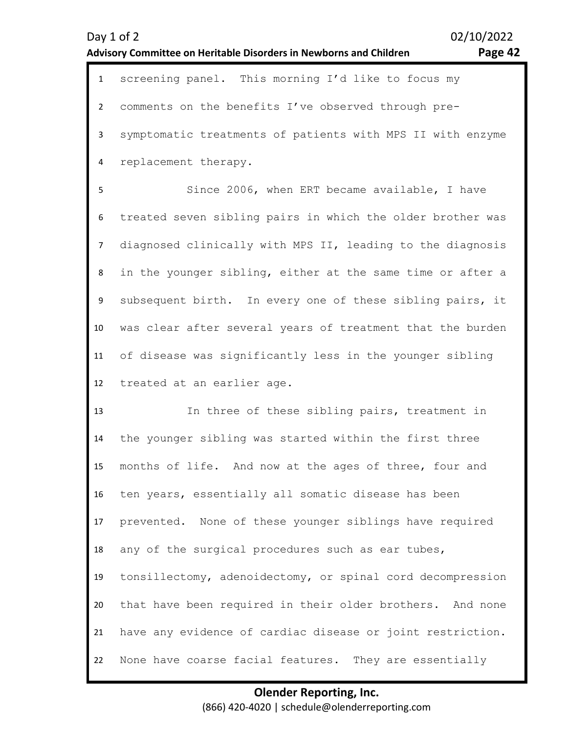screening panel. This morning I'd like to focus my comments on the benefits I've observed through pre-symptomatic treatments of patients with MPS II with enzyme replacement therapy.

Since 2006, when ERT became available, I have treated seven sibling pairs in which the older brother was diagnosed clinically with MPS II, leading to the diagnosis in the younger sibling, either at the same time or after a subsequent birth. In every one of these sibling pairs, it was clear after several years of treatment that the burden of disease was significantly less in the younger sibling treated at an earlier age.

In three of these sibling pairs, treatment in the younger sibling was started within the first three months of life. And now at the ages of three, four and ten years, essentially all somatic disease has been prevented. None of these younger siblings have required any of the surgical procedures such as ear tubes, tonsillectomy, adenoidectomy, or spinal cord decompression that have been required in their older brothers. And none have any evidence of cardiac disease or joint restriction. None have coarse facial features. They are essentially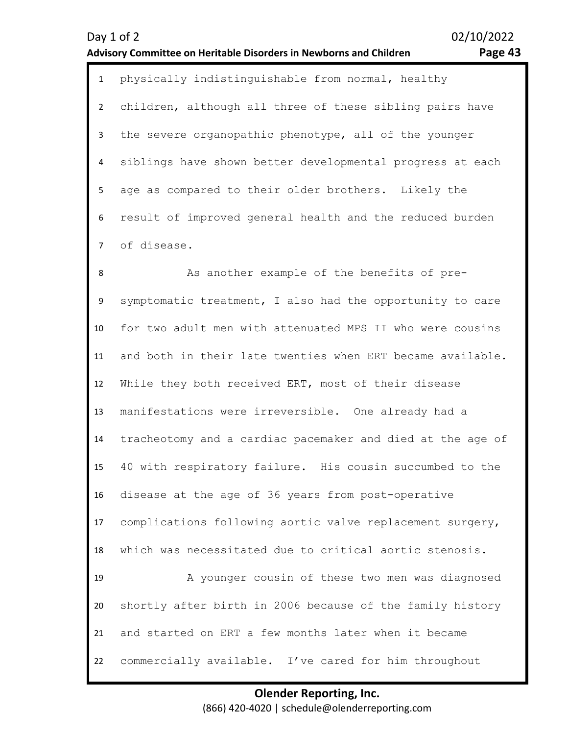physically indistinguishable from normal, healthy children, although all three of these sibling pairs have the severe organopathic phenotype, all of the younger siblings have shown better developmental progress at each age as compared to their older brothers. Likely the result of improved general health and the reduced burden of disease.

As another example of the benefits of pre-symptomatic treatment, I also had the opportunity to care for two adult men with attenuated MPS II who were cousins and both in their late twenties when ERT became available. While they both received ERT, most of their disease manifestations were irreversible. One already had a tracheotomy and a cardiac pacemaker and died at the age of 40 with respiratory failure. His cousin succumbed to the disease at the age of 36 years from post-operative complications following aortic valve replacement surgery, which was necessitated due to critical aortic stenosis.

A younger cousin of these two men was diagnosed shortly after birth in 2006 because of the family history and started on ERT a few months later when it became commercially available. I've cared for him throughout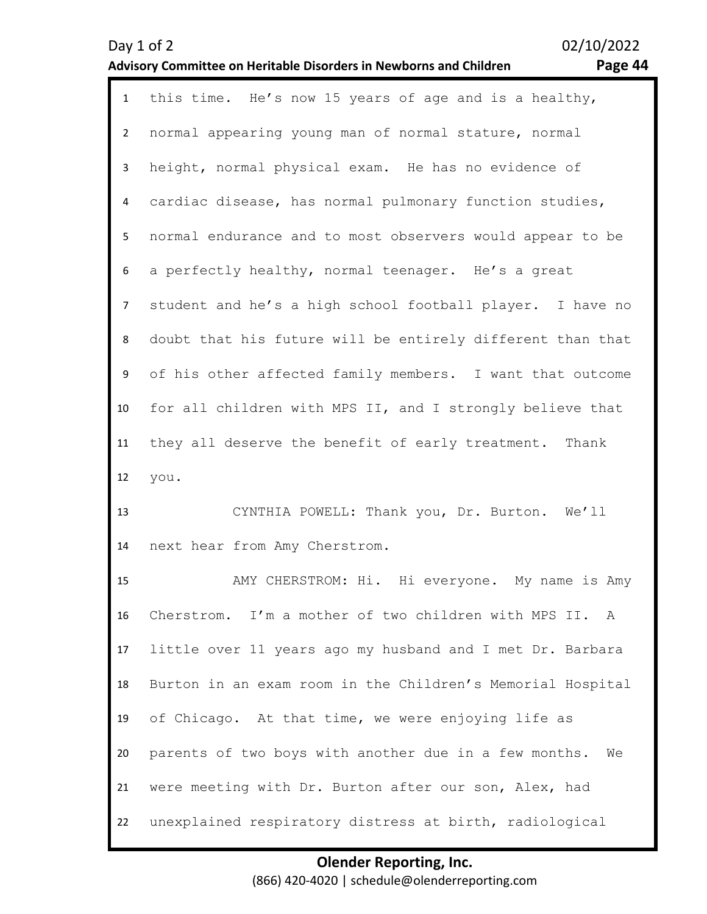this time. He's now 15 years of age and is a healthy, normal appearing young man of normal stature, normal height, normal physical exam. He has no evidence of cardiac disease, has normal pulmonary function studies, normal endurance and to most observers would appear to be a perfectly healthy, normal teenager. He's a great student and he's a high school football player. I have no doubt that his future will be entirely different than that of his other affected family members. I want that outcome for all children with MPS II, and I strongly believe that they all deserve the benefit of early treatment. Thank you.

CYNTHIA POWELL: Thank you, Dr. Burton. We'll next hear from Amy Cherstrom.

AMY CHERSTROM: Hi. Hi everyone. My name is Amy Cherstrom. I'm a mother of two children with MPS II. A little over 11 years ago my husband and I met Dr. Barbara Burton in an exam room in the Children's Memorial Hospital of Chicago. At that time, we were enjoying life as parents of two boys with another due in a few months. We were meeting with Dr. Burton after our son, Alex, had unexplained respiratory distress at birth, radiological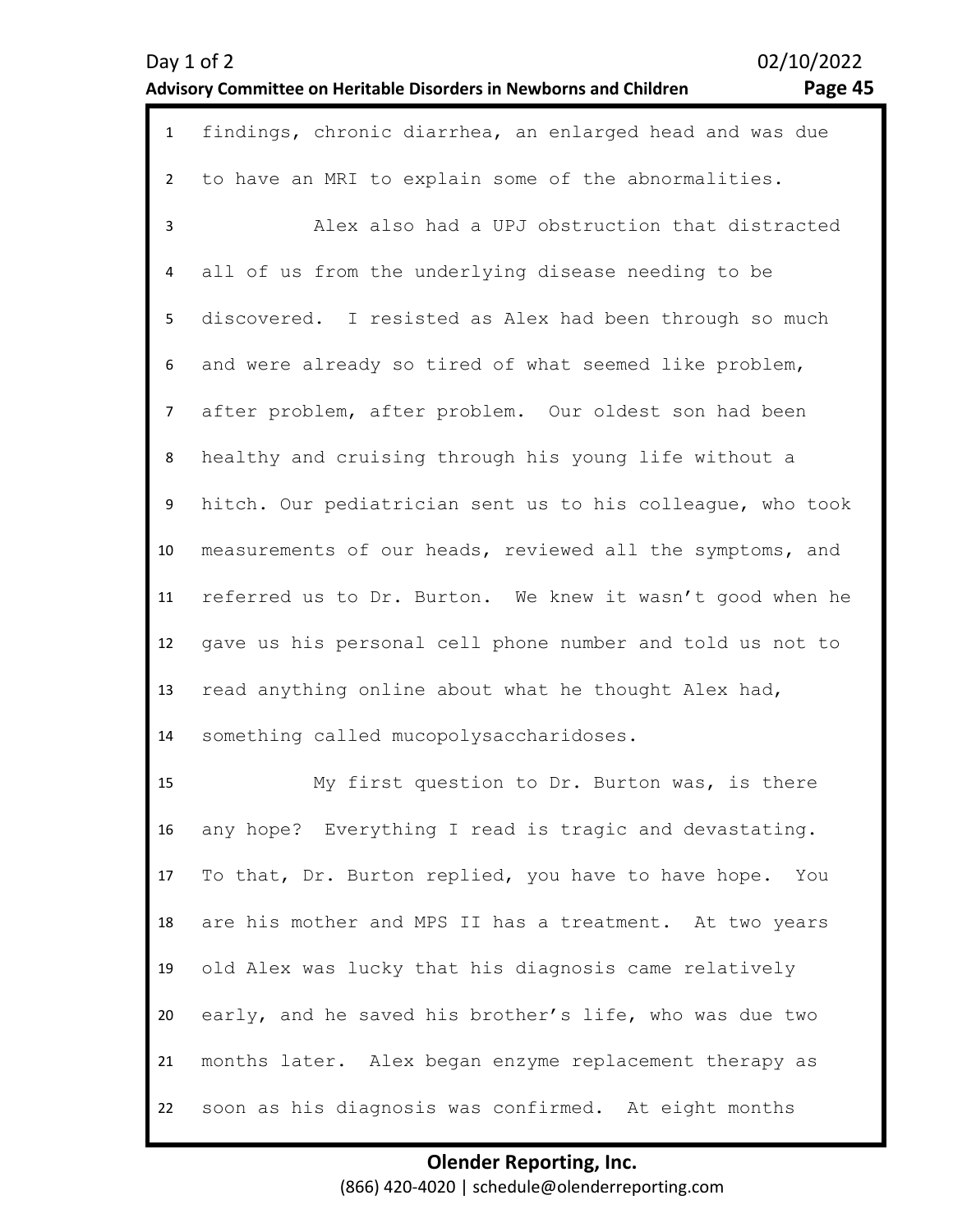findings, chronic diarrhea, an enlarged head and was due to have an MRI to explain some of the abnormalities.

Alex also had a UPJ obstruction that distracted all of us from the underlying disease needing to be discovered. I resisted as Alex had been through so much and were already so tired of what seemed like problem, after problem, after problem. Our oldest son had been healthy and cruising through his young life without a hitch. Our pediatrician sent us to his colleague, who took measurements of our heads, reviewed all the symptoms, and referred us to Dr. Burton. We knew it wasn't good when he gave us his personal cell phone number and told us not to read anything online about what he thought Alex had, something called mucopolysaccharidoses.

My first question to Dr. Burton was, is there any hope? Everything I read is tragic and devastating. To that, Dr. Burton replied, you have to have hope. You are his mother and MPS II has a treatment. At two years old Alex was lucky that his diagnosis came relatively early, and he saved his brother's life, who was due two months later. Alex began enzyme replacement therapy as soon as his diagnosis was confirmed. At eight months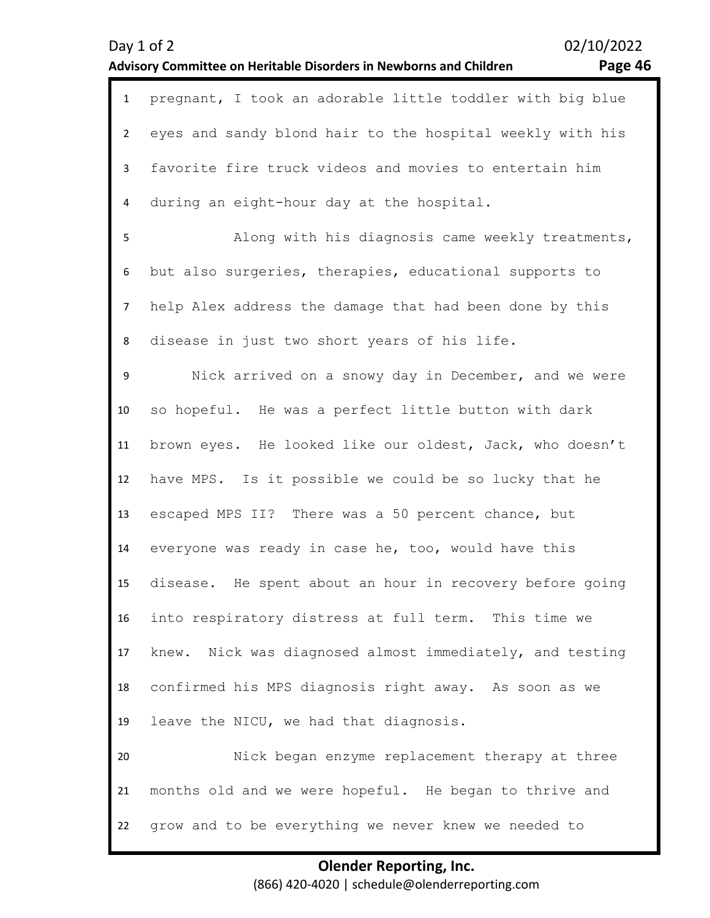pregnant, I took an adorable little toddler with big blue eyes and sandy blond hair to the hospital weekly with his favorite fire truck videos and movies to entertain him during an eight-hour day at the hospital.

Along with his diagnosis came weekly treatments, but also surgeries, therapies, educational supports to help Alex address the damage that had been done by this disease in just two short years of his life.

Nick arrived on a snowy day in December, and we were so hopeful. He was a perfect little button with dark brown eyes. He looked like our oldest, Jack, who doesn't have MPS. Is it possible we could be so lucky that he escaped MPS II? There was a 50 percent chance, but everyone was ready in case he, too, would have this disease. He spent about an hour in recovery before going into respiratory distress at full term. This time we knew. Nick was diagnosed almost immediately, and testing confirmed his MPS diagnosis right away. As soon as we leave the NICU, we had that diagnosis.

Nick began enzyme replacement therapy at three months old and we were hopeful. He began to thrive and grow and to be everything we never knew we needed to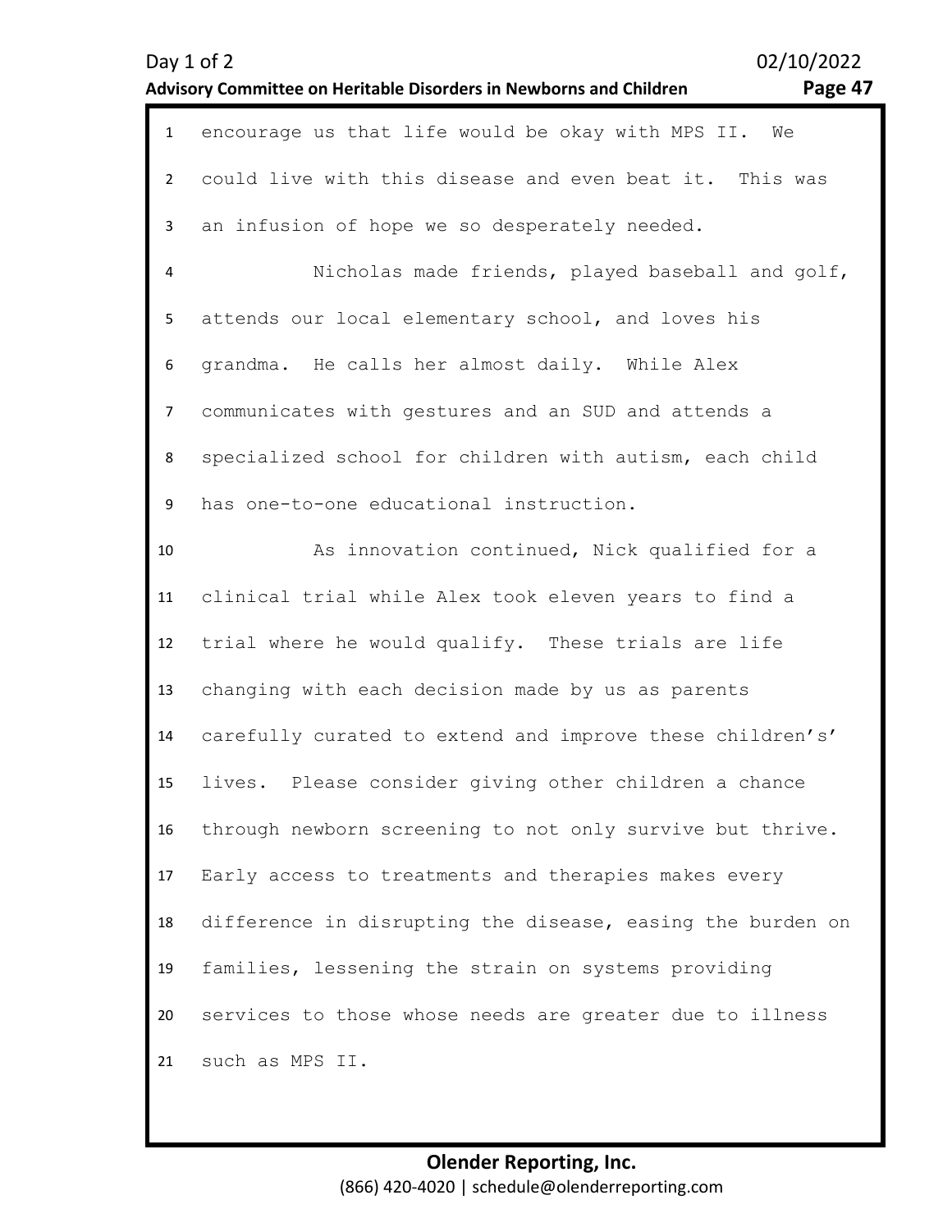encourage us that life would be okay with MPS II. We could live with this disease and even beat it. This was an infusion of hope we so desperately needed.

Nicholas made friends, played baseball and golf, attends our local elementary school, and loves his grandma. He calls her almost daily. While Alex communicates with gestures and an SUD and attends a specialized school for children with autism, each child has one-to-one educational instruction.

As innovation continued, Nick qualified for a clinical trial while Alex took eleven years to find a trial where he would qualify. These trials are life changing with each decision made by us as parents carefully curated to extend and improve these children's' lives. Please consider giving other children a chance through newborn screening to not only survive but thrive. Early access to treatments and therapies makes every difference in disrupting the disease, easing the burden on families, lessening the strain on systems providing services to those whose needs are greater due to illness such as MPS II.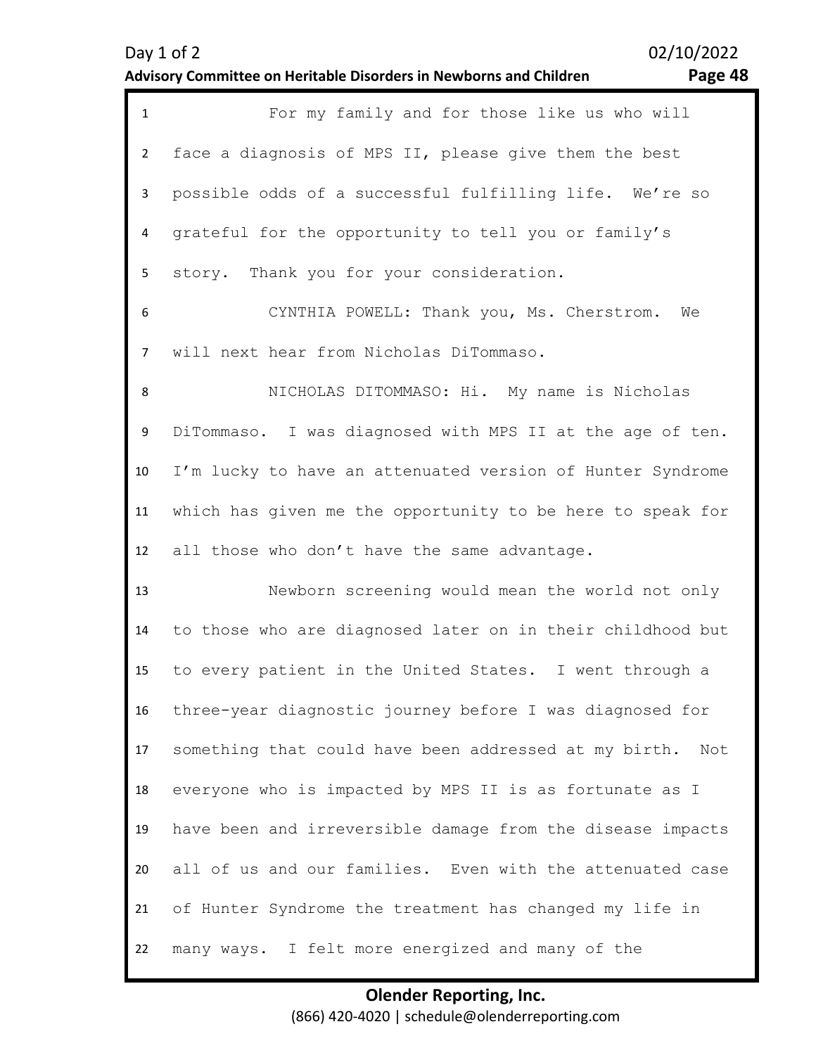For my family and for those like us who will face a diagnosis of MPS II, please give them the best possible odds of a successful fulfilling life. We're so grateful for the opportunity to tell you or family's story. Thank you for your consideration.

CYNTHIA POWELL: Thank you, Ms. Cherstrom. We will next hear from Nicholas DiTommaso.

NICHOLAS DITOMMASO: Hi. My name is Nicholas DiTommaso. I was diagnosed with MPS II at the age of ten. I'm lucky to have an attenuated version of Hunter Syndrome which has given me the opportunity to be here to speak for all those who don't have the same advantage.

Newborn screening would mean the world not only to those who are diagnosed later on in their childhood but to every patient in the United States. I went through a three-year diagnostic journey before I was diagnosed for something that could have been addressed at my birth. Not everyone who is impacted by MPS II is as fortunate as I have been and irreversible damage from the disease impacts all of us and our families. Even with the attenuated case of Hunter Syndrome the treatment has changed my life in many ways. I felt more energized and many of the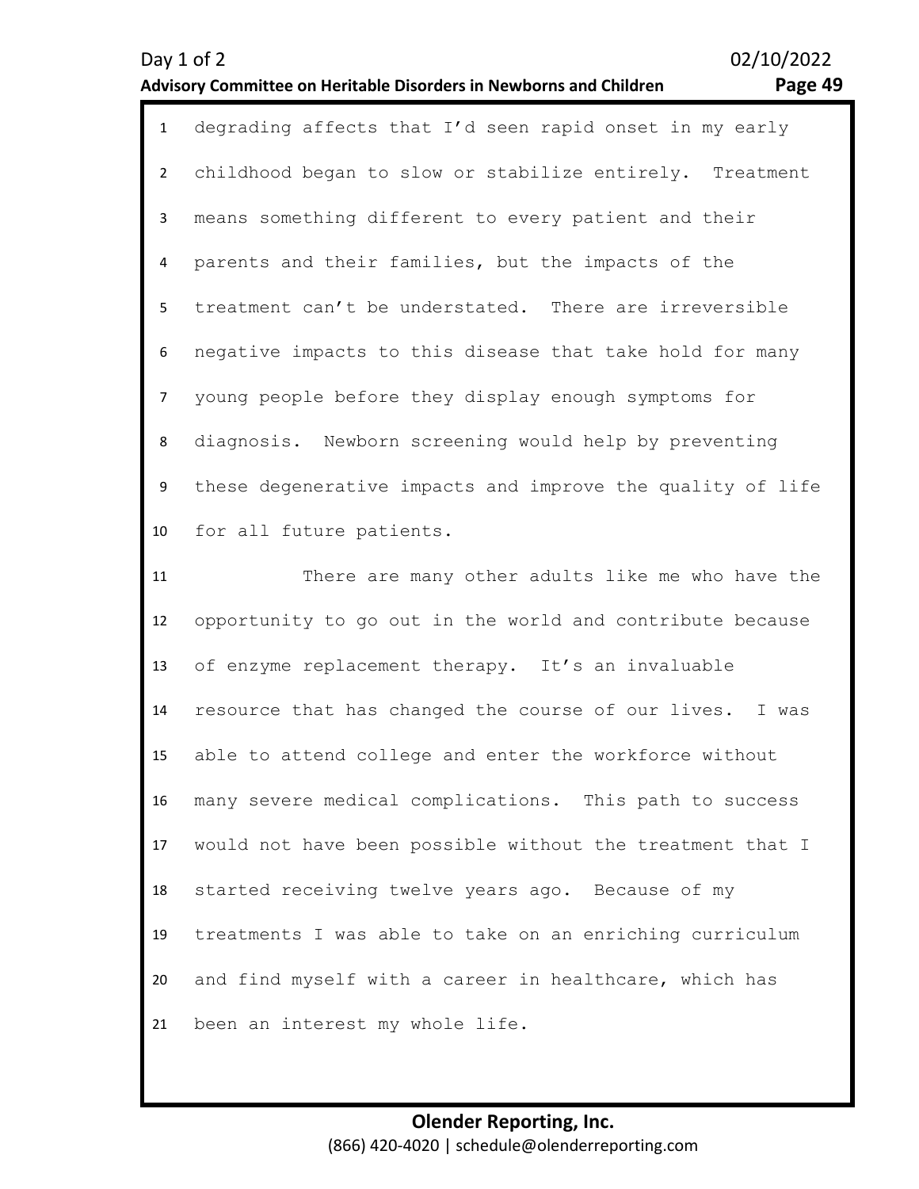degrading affects that I'd seen rapid onset in my early childhood began to slow or stabilize entirely. Treatment means something different to every patient and their parents and their families, but the impacts of the treatment can't be understated. There are irreversible negative impacts to this disease that take hold for many young people before they display enough symptoms for diagnosis. Newborn screening would help by preventing these degenerative impacts and improve the quality of life for all future patients.

There are many other adults like me who have the opportunity to go out in the world and contribute because of enzyme replacement therapy. It's an invaluable resource that has changed the course of our lives. I was able to attend college and enter the workforce without many severe medical complications. This path to success would not have been possible without the treatment that I started receiving twelve years ago. Because of my treatments I was able to take on an enriching curriculum and find myself with a career in healthcare, which has been an interest my whole life.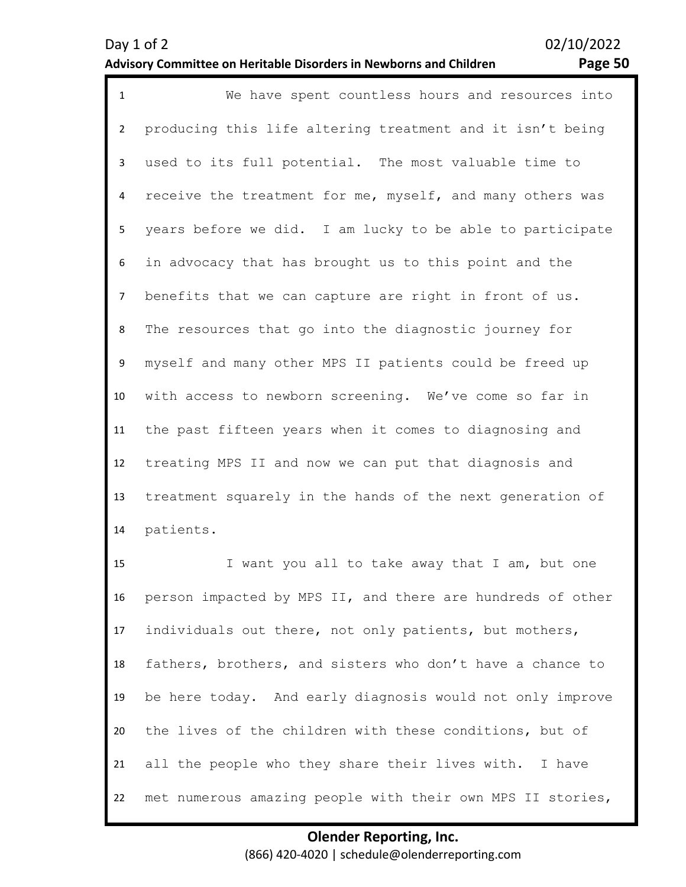We have spent countless hours and resources into producing this life altering treatment and it isn't being used to its full potential. The most valuable time to receive the treatment for me, myself, and many others was years before we did. I am lucky to be able to participate in advocacy that has brought us to this point and the benefits that we can capture are right in front of us. The resources that go into the diagnostic journey for myself and many other MPS II patients could be freed up with access to newborn screening. We've come so far in the past fifteen years when it comes to diagnosing and treating MPS II and now we can put that diagnosis and treatment squarely in the hands of the next generation of patients.

I want you all to take away that I am, but one person impacted by MPS II, and there are hundreds of other individuals out there, not only patients, but mothers, fathers, brothers, and sisters who don't have a chance to be here today. And early diagnosis would not only improve the lives of the children with these conditions, but of all the people who they share their lives with. I have met numerous amazing people with their own MPS II stories,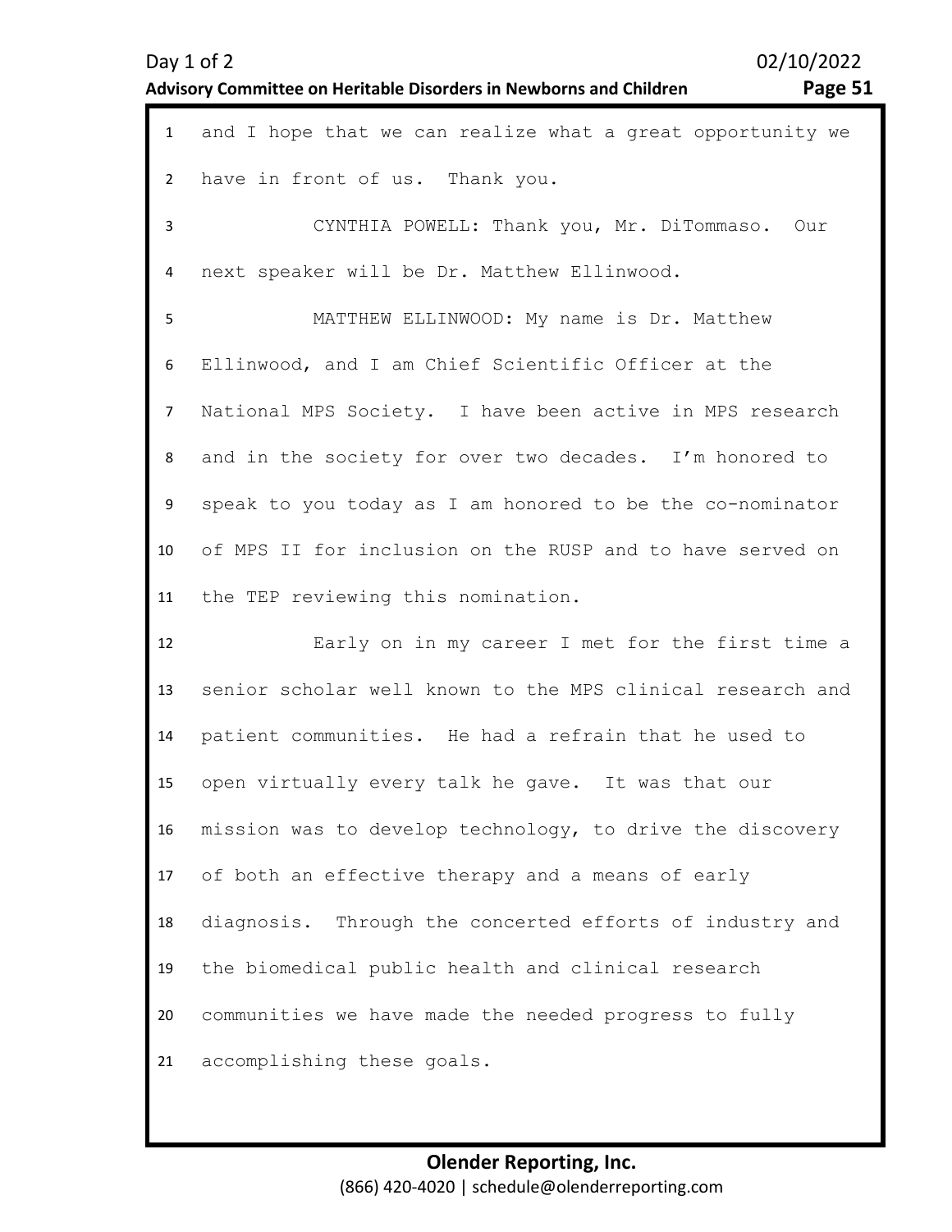and I hope that we can realize what a great opportunity we have in front of us. Thank you.

CYNTHIA POWELL: Thank you, Mr. DiTommaso. Our next speaker will be Dr. Matthew Ellinwood.

MATTHEW ELLINWOOD: My name is Dr. Matthew Ellinwood, and I am Chief Scientific Officer at the National MPS Society. I have been active in MPS research and in the society for over two decades. I'm honored to speak to you today as I am honored to be the co-nominator of MPS II for inclusion on the RUSP and to have served on the TEP reviewing this nomination.

Early on in my career I met for the first time a senior scholar well known to the MPS clinical research and patient communities. He had a refrain that he used to open virtually every talk he gave. It was that our mission was to develop technology, to drive the discovery of both an effective therapy and a means of early diagnosis. Through the concerted efforts of industry and the biomedical public health and clinical research communities we have made the needed progress to fully accomplishing these goals.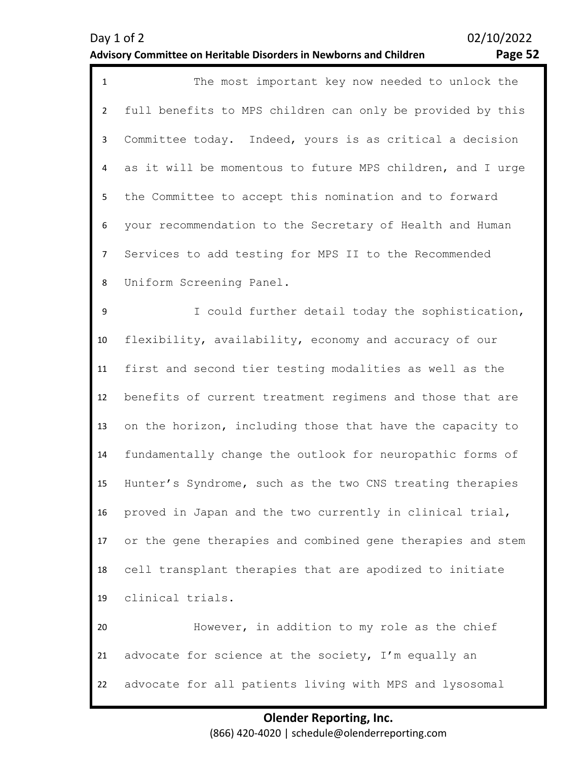The most important key now needed to unlock the full benefits to MPS children can only be provided by this Committee today. Indeed, yours is as critical a decision as it will be momentous to future MPS children, and I urge the Committee to accept this nomination and to forward your recommendation to the Secretary of Health and Human Services to add testing for MPS II to the Recommended Uniform Screening Panel.

I could further detail today the sophistication, flexibility, availability, economy and accuracy of our first and second tier testing modalities as well as the benefits of current treatment regimens and those that are on the horizon, including those that have the capacity to fundamentally change the outlook for neuropathic forms of Hunter's Syndrome, such as the two CNS treating therapies proved in Japan and the two currently in clinical trial, or the gene therapies and combined gene therapies and stem cell transplant therapies that are apodized to initiate clinical trials.

However, in addition to my role as the chief advocate for science at the society, I'm equally an advocate for all patients living with MPS and lysosomal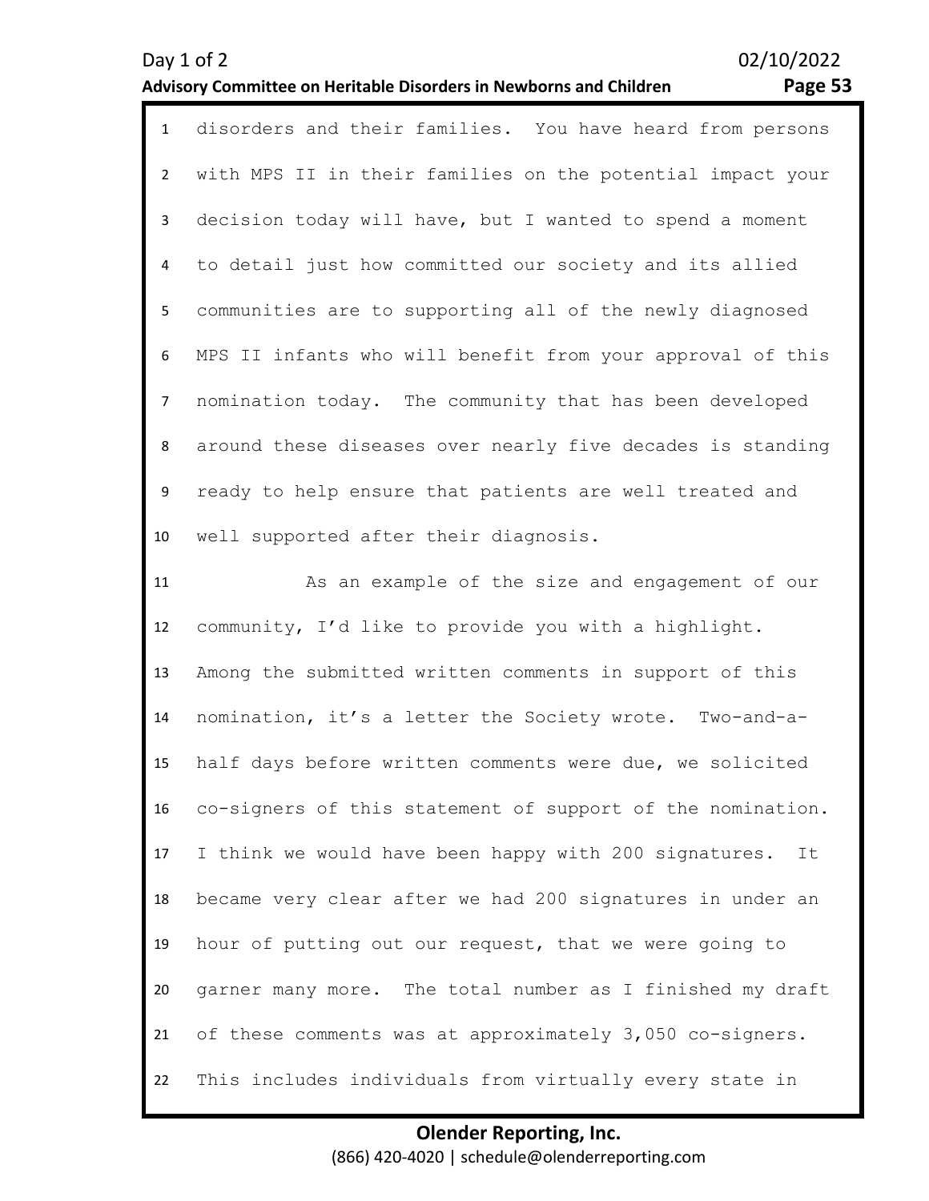disorders and their families. You have heard from persons with MPS II in their families on the potential impact your decision today will have, but I wanted to spend a moment to detail just how committed our society and its allied communities are to supporting all of the newly diagnosed MPS II infants who will benefit from your approval of this nomination today. The community that has been developed around these diseases over nearly five decades is standing ready to help ensure that patients are well treated and well supported after their diagnosis.

As an example of the size and engagement of our community, I'd like to provide you with a highlight. Among the submitted written comments in support of this nomination, it's a letter the Society wrote. Two-and-a-half days before written comments were due, we solicited co-signers of this statement of support of the nomination. I think we would have been happy with 200 signatures. It became very clear after we had 200 signatures in under an hour of putting out our request, that we were going to garner many more. The total number as I finished my draft of these comments was at approximately 3,050 co-signers. This includes individuals from virtually every state in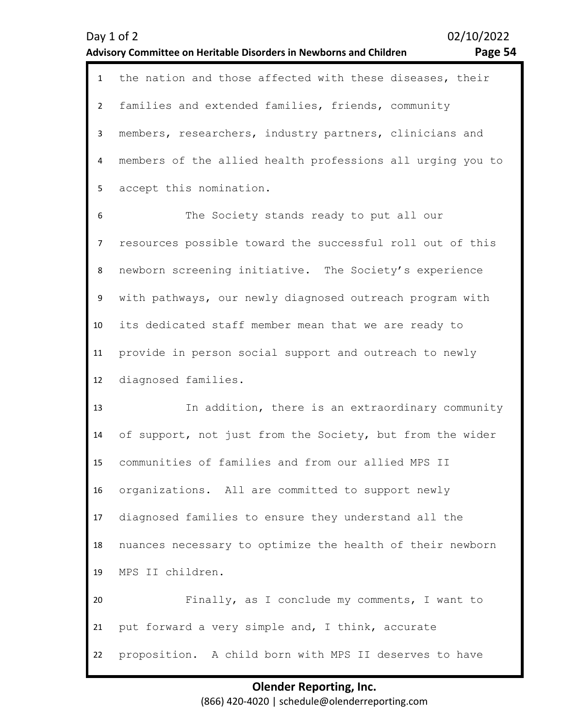the nation and those affected with these diseases, their families and extended families, friends, community members, researchers, industry partners, clinicians and members of the allied health professions all urging you to accept this nomination.

The Society stands ready to put all our resources possible toward the successful roll out of this newborn screening initiative. The Society's experience with pathways, our newly diagnosed outreach program with its dedicated staff member mean that we are ready to provide in person social support and outreach to newly diagnosed families.

In addition, there is an extraordinary community of support, not just from the Society, but from the wider communities of families and from our allied MPS II organizations. All are committed to support newly diagnosed families to ensure they understand all the nuances necessary to optimize the health of their newborn MPS II children.

Finally, as I conclude my comments, I want to put forward a very simple and, I think, accurate proposition. A child born with MPS II deserves to have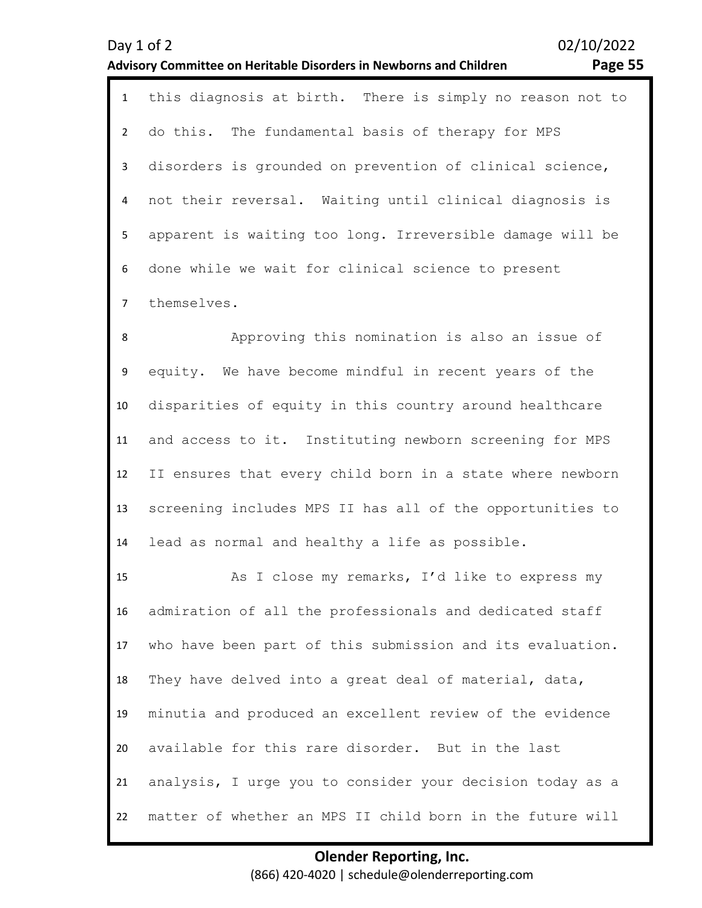this diagnosis at birth. There is simply no reason not to do this. The fundamental basis of therapy for MPS disorders is grounded on prevention of clinical science, not their reversal. Waiting until clinical diagnosis is apparent is waiting too long. Irreversible damage will be done while we wait for clinical science to present themselves.

Approving this nomination is also an issue of equity. We have become mindful in recent years of the disparities of equity in this country around healthcare and access to it. Instituting newborn screening for MPS II ensures that every child born in a state where newborn screening includes MPS II has all of the opportunities to lead as normal and healthy a life as possible.

As I close my remarks, I'd like to express my admiration of all the professionals and dedicated staff who have been part of this submission and its evaluation. They have delved into a great deal of material, data, minutia and produced an excellent review of the evidence available for this rare disorder. But in the last analysis, I urge you to consider your decision today as a matter of whether an MPS II child born in the future will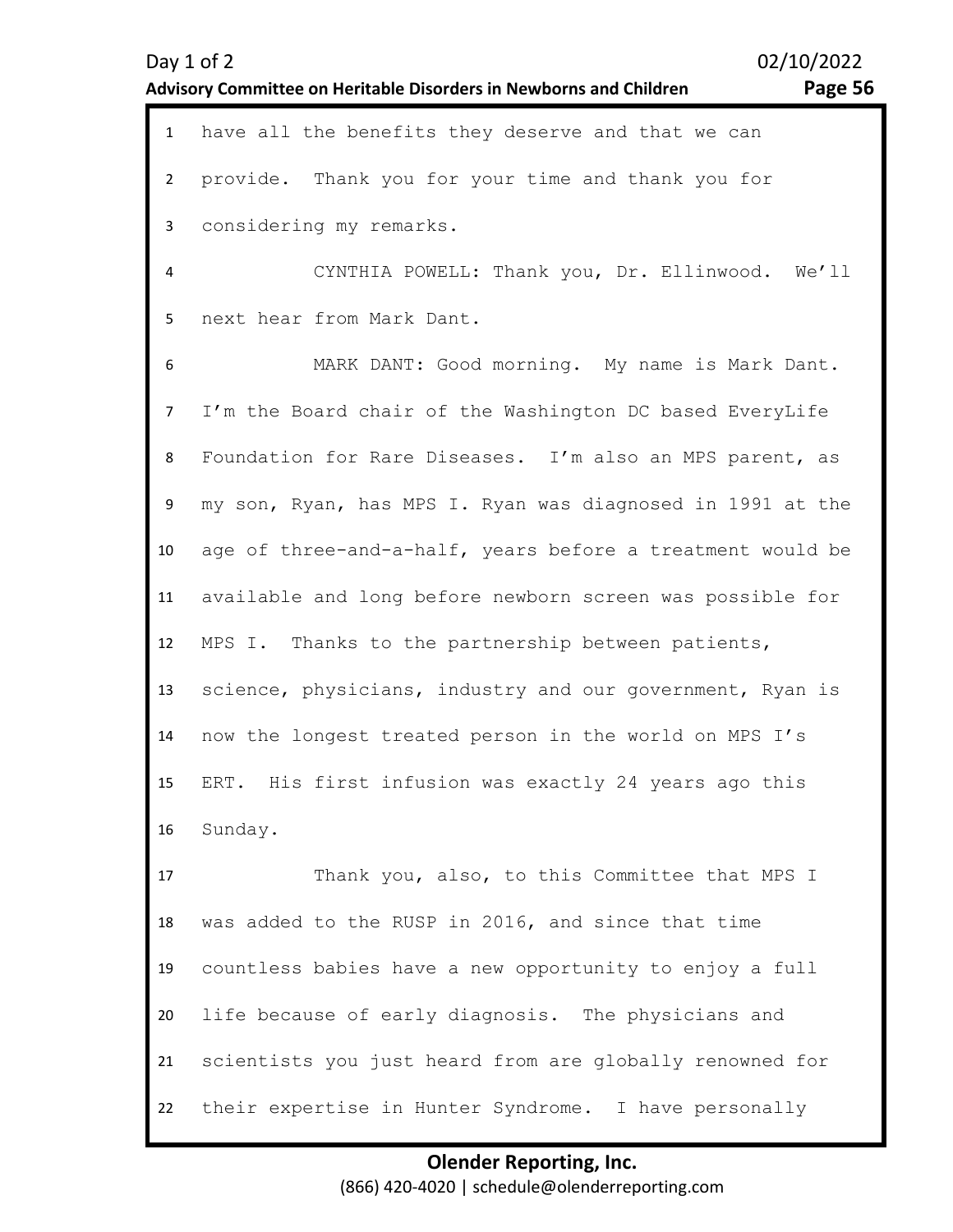have all the benefits they deserve and that we can provide. Thank you for your time and thank you for considering my remarks.

CYNTHIA POWELL: Thank you, Dr. Ellinwood. We'll next hear from Mark Dant.

MARK DANT: Good morning. My name is Mark Dant. I'm the Board chair of the Washington DC based EveryLife Foundation for Rare Diseases. I'm also an MPS parent, as my son, Ryan, has MPS I. Ryan was diagnosed in 1991 at the age of three-and-a-half, years before a treatment would be available and long before newborn screen was possible for MPS I. Thanks to the partnership between patients, science, physicians, industry and our government, Ryan is now the longest treated person in the world on MPS I's ERT. His first infusion was exactly 24 years ago this Sunday.

Thank you, also, to this Committee that MPS I was added to the RUSP in 2016, and since that time countless babies have a new opportunity to enjoy a full life because of early diagnosis. The physicians and scientists you just heard from are globally renowned for their expertise in Hunter Syndrome. I have personally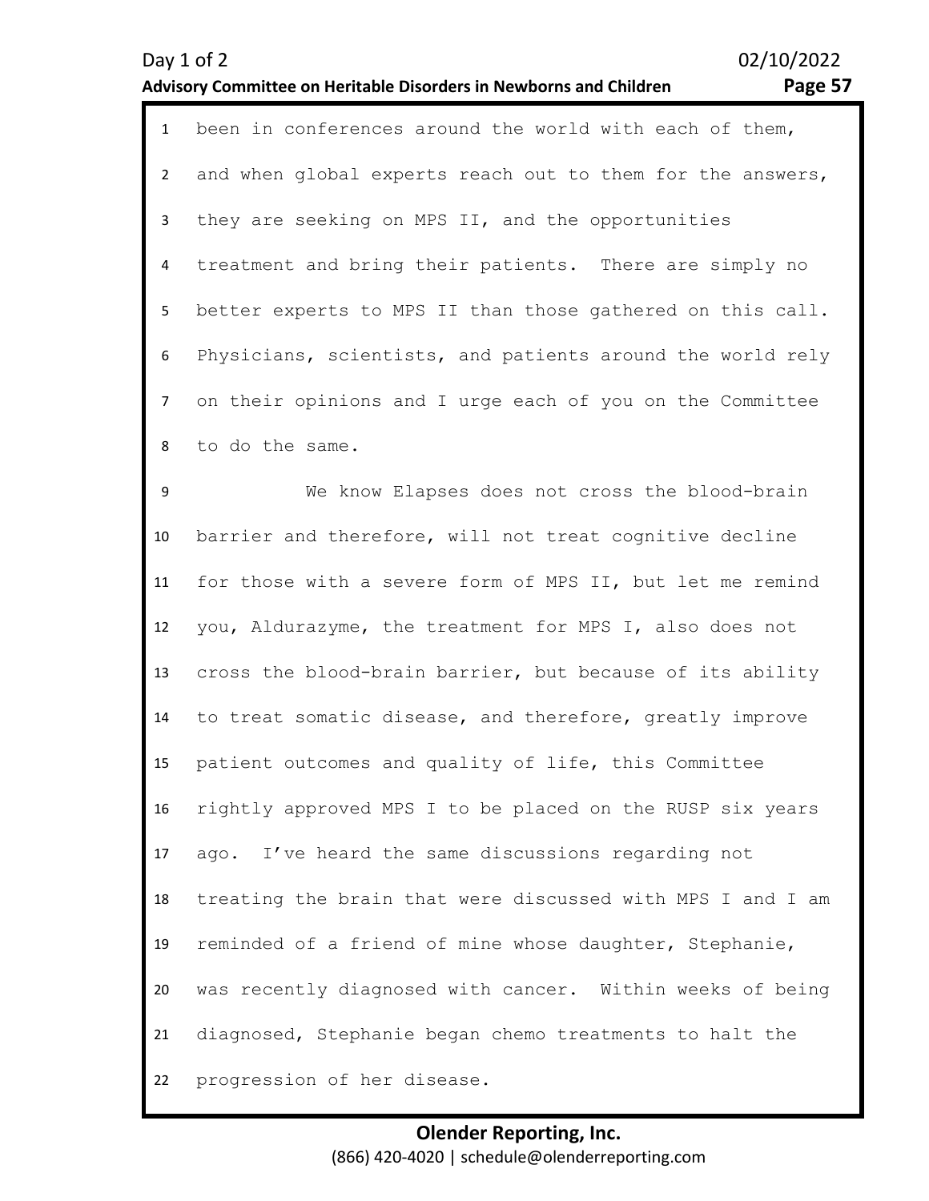been in conferences around the world with each of them, and when global experts reach out to them for the answers, they are seeking on MPS II, and the opportunities treatment and bring their patients. There are simply no better experts to MPS II than those gathered on this call. Physicians, scientists, and patients around the world rely on their opinions and I urge each of you on the Committee to do the same.

We know Elapses does not cross the blood-brain barrier and therefore, will not treat cognitive decline for those with a severe form of MPS II, but let me remind you, Aldurazyme, the treatment for MPS I, also does not cross the blood-brain barrier, but because of its ability to treat somatic disease, and therefore, greatly improve patient outcomes and quality of life, this Committee rightly approved MPS I to be placed on the RUSP six years ago. I've heard the same discussions regarding not treating the brain that were discussed with MPS I and I am reminded of a friend of mine whose daughter, Stephanie, was recently diagnosed with cancer. Within weeks of being diagnosed, Stephanie began chemo treatments to halt the progression of her disease.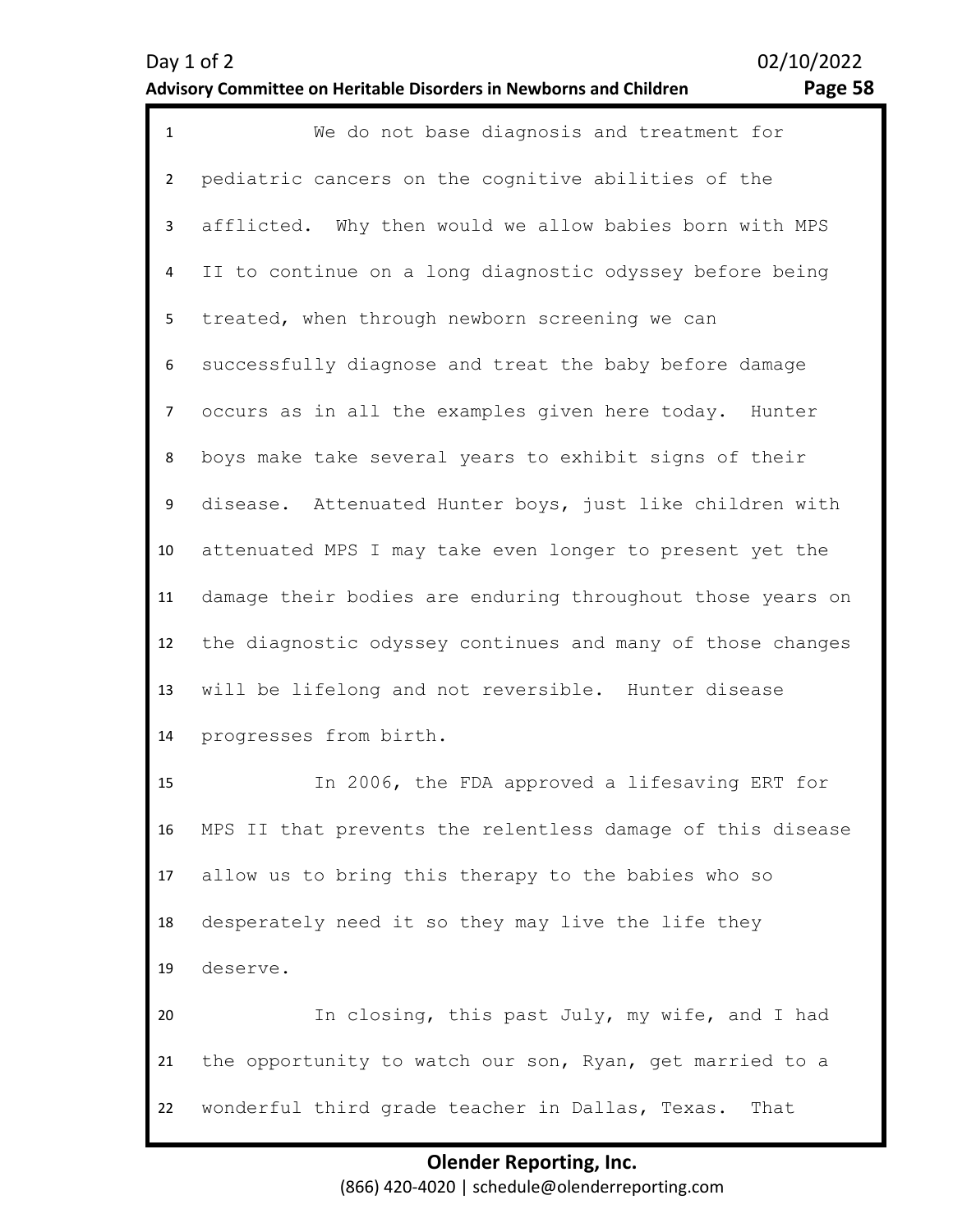We do not base diagnosis and treatment for pediatric cancers on the cognitive abilities of the afflicted. Why then would we allow babies born with MPS II to continue on a long diagnostic odyssey before being treated, when through newborn screening we can successfully diagnose and treat the baby before damage occurs as in all the examples given here today. Hunter boys make take several years to exhibit signs of their disease. Attenuated Hunter boys, just like children with attenuated MPS I may take even longer to present yet the damage their bodies are enduring throughout those years on the diagnostic odyssey continues and many of those changes will be lifelong and not reversible. Hunter disease progresses from birth.

In 2006, the FDA approved a lifesaving ERT for MPS II that prevents the relentless damage of this disease allow us to bring this therapy to the babies who so desperately need it so they may live the life they deserve.

In closing, this past July, my wife, and I had the opportunity to watch our son, Ryan, get married to a wonderful third grade teacher in Dallas, Texas. That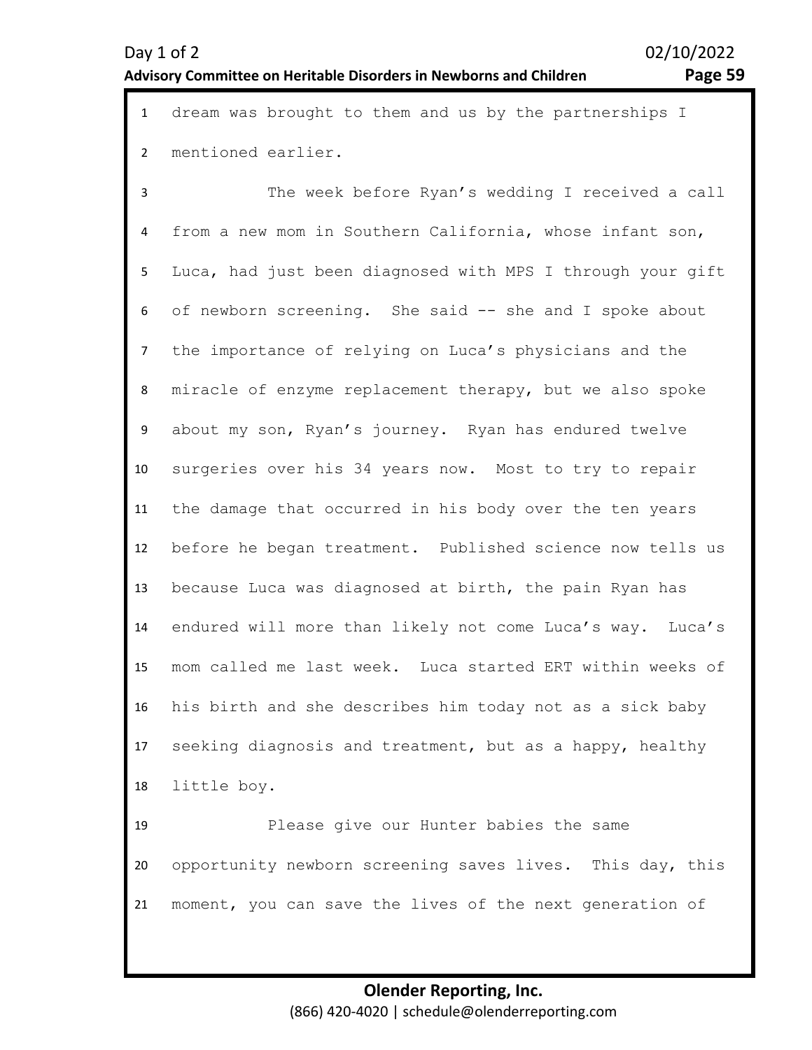dream was brought to them and us by the partnerships I mentioned earlier.

The week before Ryan's wedding I received a call from a new mom in Southern California, whose infant son, Luca, had just been diagnosed with MPS I through your gift of newborn screening. She said -- she and I spoke about the importance of relying on Luca's physicians and the miracle of enzyme replacement therapy, but we also spoke about my son, Ryan's journey. Ryan has endured twelve surgeries over his 34 years now. Most to try to repair the damage that occurred in his body over the ten years before he began treatment. Published science now tells us because Luca was diagnosed at birth, the pain Ryan has endured will more than likely not come Luca's way. Luca's mom called me last week. Luca started ERT within weeks of his birth and she describes him today not as a sick baby seeking diagnosis and treatment, but as a happy, healthy little boy.

Please give our Hunter babies the same opportunity newborn screening saves lives. This day, this moment, you can save the lives of the next generation of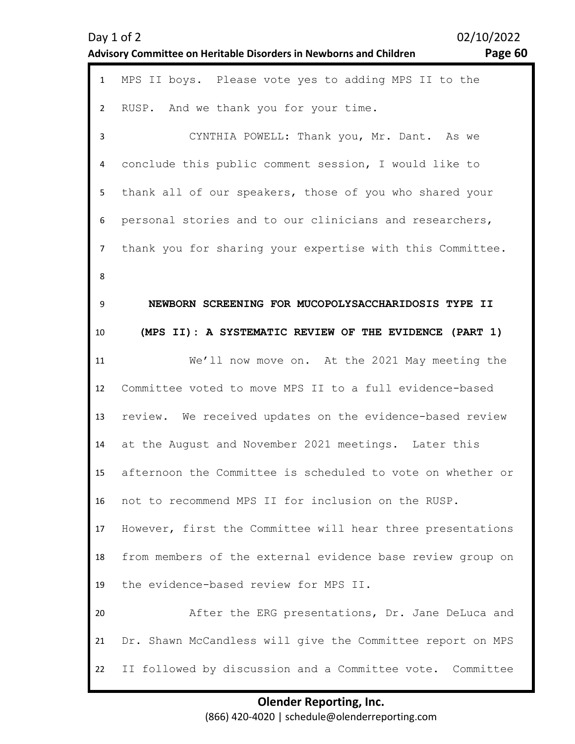MPS II boys. Please vote yes to adding MPS II to the RUSP. And we thank you for your time.

CYNTHIA POWELL: Thank you, Mr. Dant. As we conclude this public comment session, I would like to thank all of our speakers, those of you who shared your personal stories and to our clinicians and researchers, thank you for sharing your expertise with this Committee.

## NEWBORN SCREENING FOR MUCOPOLYSACCHARIDOSIS TYPE II (MPS II): A SYSTEMATIC REVIEW OF THE EVIDENCE (PART 1)

We'll now move on. At the 2021 May meeting the Committee voted to move MPS II to a full evidence-based review. We received updates on the evidence-based review at the August and November 2021 meetings. Later this afternoon the Committee is scheduled to vote on whether or not to recommend MPS II for inclusion on the RUSP. However, first the Committee will hear three presentations from members of the external evidence base review group on the evidence-based review for MPS II.

After the ERG presentations, Dr. Jane DeLuca and Dr. Shawn McCandless will give the Committee report on MPS II followed by discussion and a Committee vote. Committee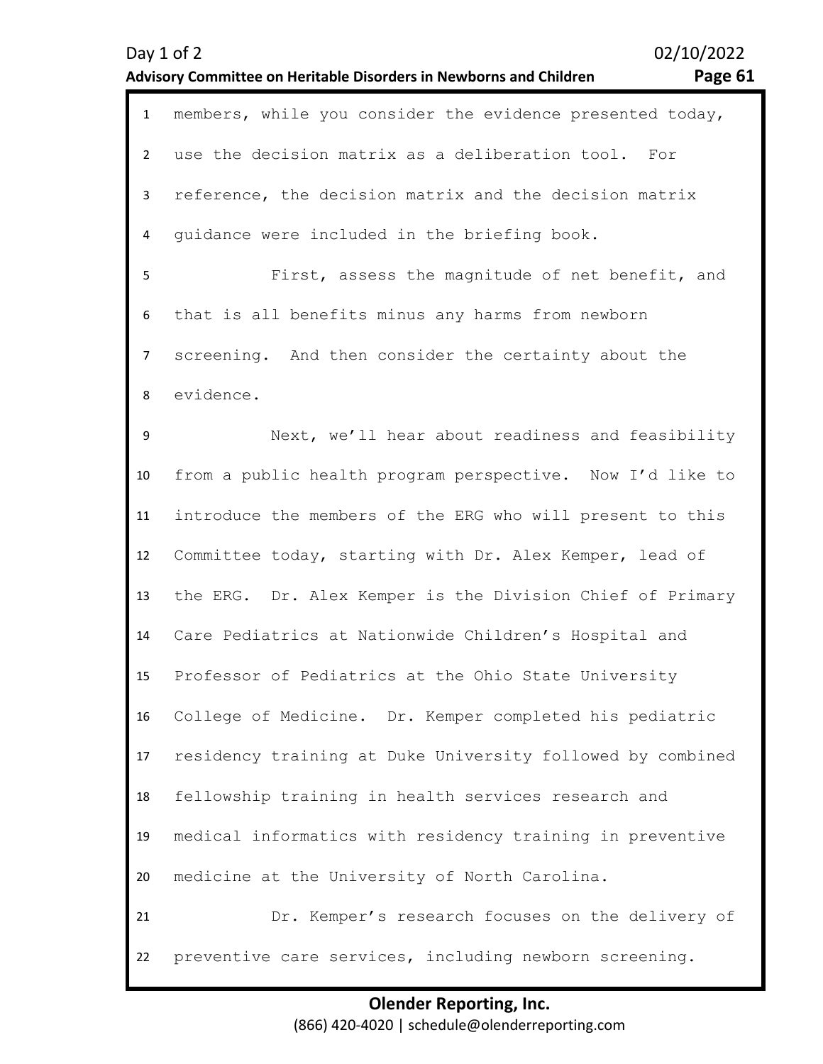members, while you consider the evidence presented today, use the decision matrix as a deliberation tool. For reference, the decision matrix and the decision matrix guidance were included in the briefing book.

First, assess the magnitude of net benefit, and that is all benefits minus any harms from newborn screening. And then consider the certainty about the evidence.

Next, we'll hear about readiness and feasibility from a public health program perspective. Now I'd like to introduce the members of the ERG who will present to this Committee today, starting with Dr. Alex Kemper, lead of the ERG. Dr. Alex Kemper is the Division Chief of Primary Care Pediatrics at Nationwide Children's Hospital and Professor of Pediatrics at the Ohio State University College of Medicine. Dr. Kemper completed his pediatric residency training at Duke University followed by combined fellowship training in health services research and medical informatics with residency training in preventive medicine at the University of North Carolina.

Dr. Kemper's research focuses on the delivery of preventive care services, including newborn screening.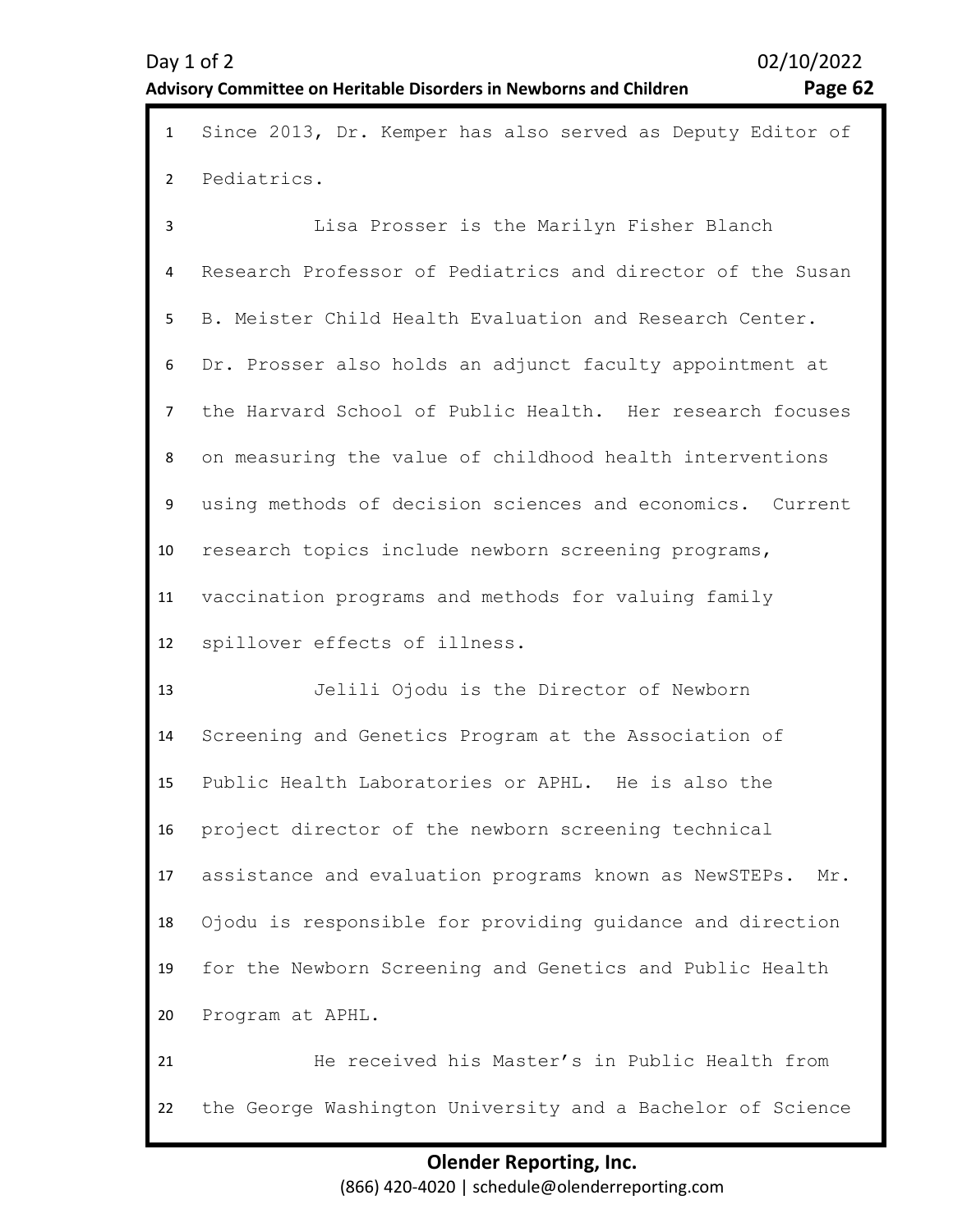Since 2013, Dr. Kemper has also served as Deputy Editor of Pediatrics.

Lisa Prosser is the Marilyn Fisher Blanch Research Professor of Pediatrics and director of the Susan B. Meister Child Health Evaluation and Research Center. Dr. Prosser also holds an adjunct faculty appointment at the Harvard School of Public Health. Her research focuses on measuring the value of childhood health interventions using methods of decision sciences and economics. Current research topics include newborn screening programs, vaccination programs and methods for valuing family spillover effects of illness.

Jelili Ojodu is the Director of Newborn Screening and Genetics Program at the Association of Public Health Laboratories or APHL. He is also the project director of the newborn screening technical assistance and evaluation programs known as NewSTEPs. Mr. Ojodu is responsible for providing guidance and direction for the Newborn Screening and Genetics and Public Health Program at APHL.

He received his Master's in Public Health from the George Washington University and a Bachelor of Science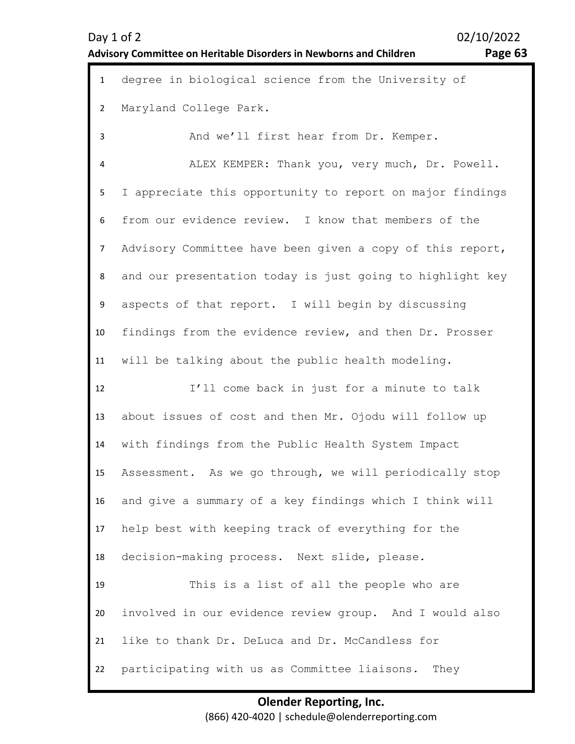degree in biological science from the University of Maryland College Park.

And we'll first hear from Dr. Kemper.

ALEX KEMPER: Thank you, very much, Dr. Powell. I appreciate this opportunity to report on major findings from our evidence review. I know that members of the Advisory Committee have been given a copy of this report, and our presentation today is just going to highlight key aspects of that report. I will begin by discussing findings from the evidence review, and then Dr. Prosser will be talking about the public health modeling.

I'll come back in just for a minute to talk about issues of cost and then Mr. Ojodu will follow up with findings from the Public Health System Impact Assessment. As we go through, we will periodically stop and give a summary of a key findings which I think will help best with keeping track of everything for the decision-making process. Next slide, please.

This is a list of all the people who are involved in our evidence review group. And I would also like to thank Dr. DeLuca and Dr. McCandless for participating with us as Committee liaisons. They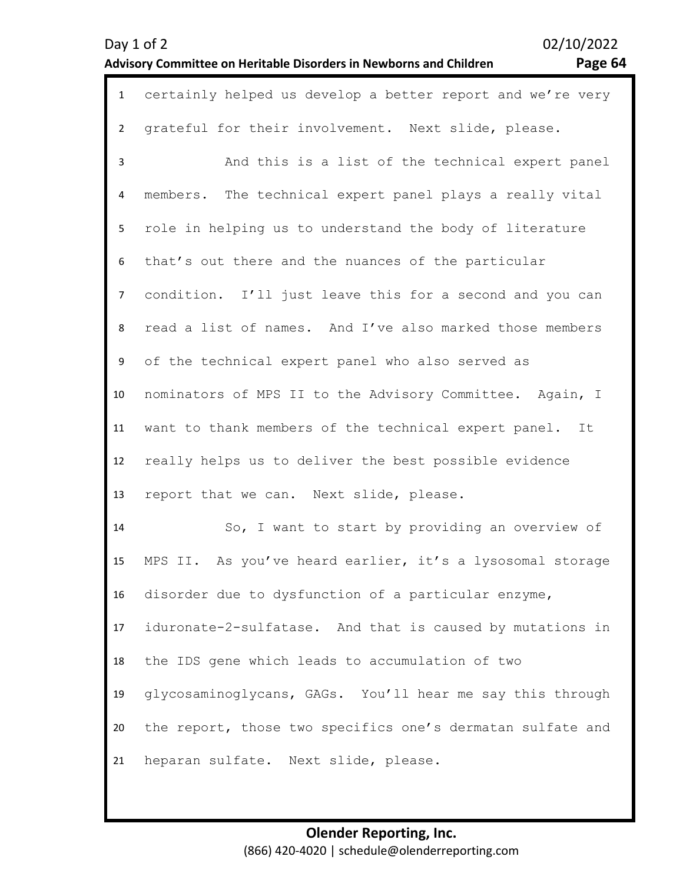certainly helped us develop a better report and we're very grateful for their involvement. Next slide, please.

And this is a list of the technical expert panel members. The technical expert panel plays a really vital role in helping us to understand the body of literature that's out there and the nuances of the particular condition. I'll just leave this for a second and you can read a list of names. And I've also marked those members of the technical expert panel who also served as nominators of MPS II to the Advisory Committee. Again, I want to thank members of the technical expert panel. It really helps us to deliver the best possible evidence report that we can. Next slide, please.

So, I want to start by providing an overview of MPS II. As you've heard earlier, it's a lysosomal storage disorder due to dysfunction of a particular enzyme, iduronate-2-sulfatase. And that is caused by mutations in the IDS gene which leads to accumulation of two glycosaminoglycans, GAGs. You'll hear me say this through the report, those two specifics one's dermatan sulfate and heparan sulfate. Next slide, please.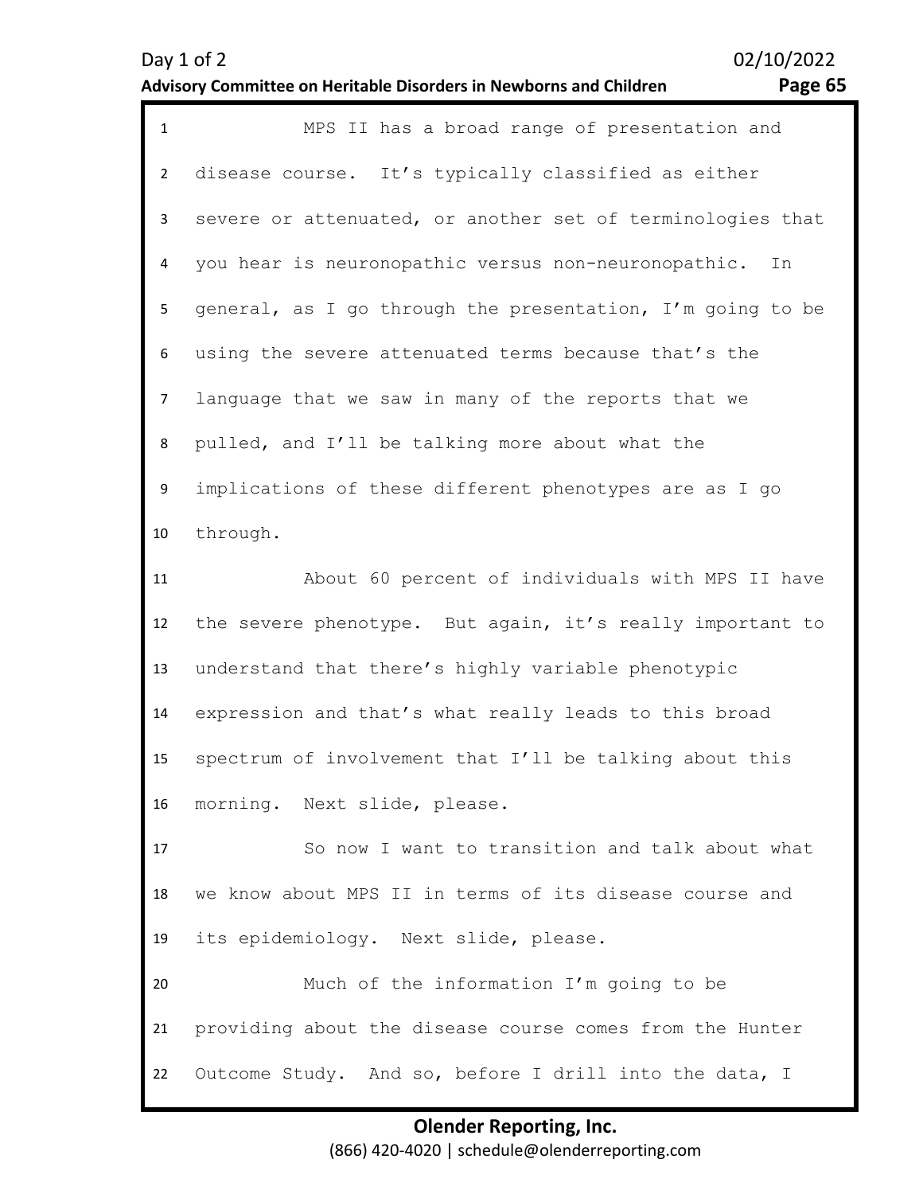MPS II has a broad range of presentation and disease course. It's typically classified as either severe or attenuated, or another set of terminologies that you hear is neuronopathic versus non-neuronopathic. In general, as I go through the presentation, I'm going to be using the severe attenuated terms because that's the language that we saw in many of the reports that we pulled, and I'll be talking more about what the implications of these different phenotypes are as I go through.

About 60 percent of individuals with MPS II have the severe phenotype. But again, it's really important to understand that there's highly variable phenotypic expression and that's what really leads to this broad spectrum of involvement that I'll be talking about this morning. Next slide, please.

So now I want to transition and talk about what we know about MPS II in terms of its disease course and its epidemiology. Next slide, please.

Much of the information I'm going to be providing about the disease course comes from the Hunter Outcome Study. And so, before I drill into the data, I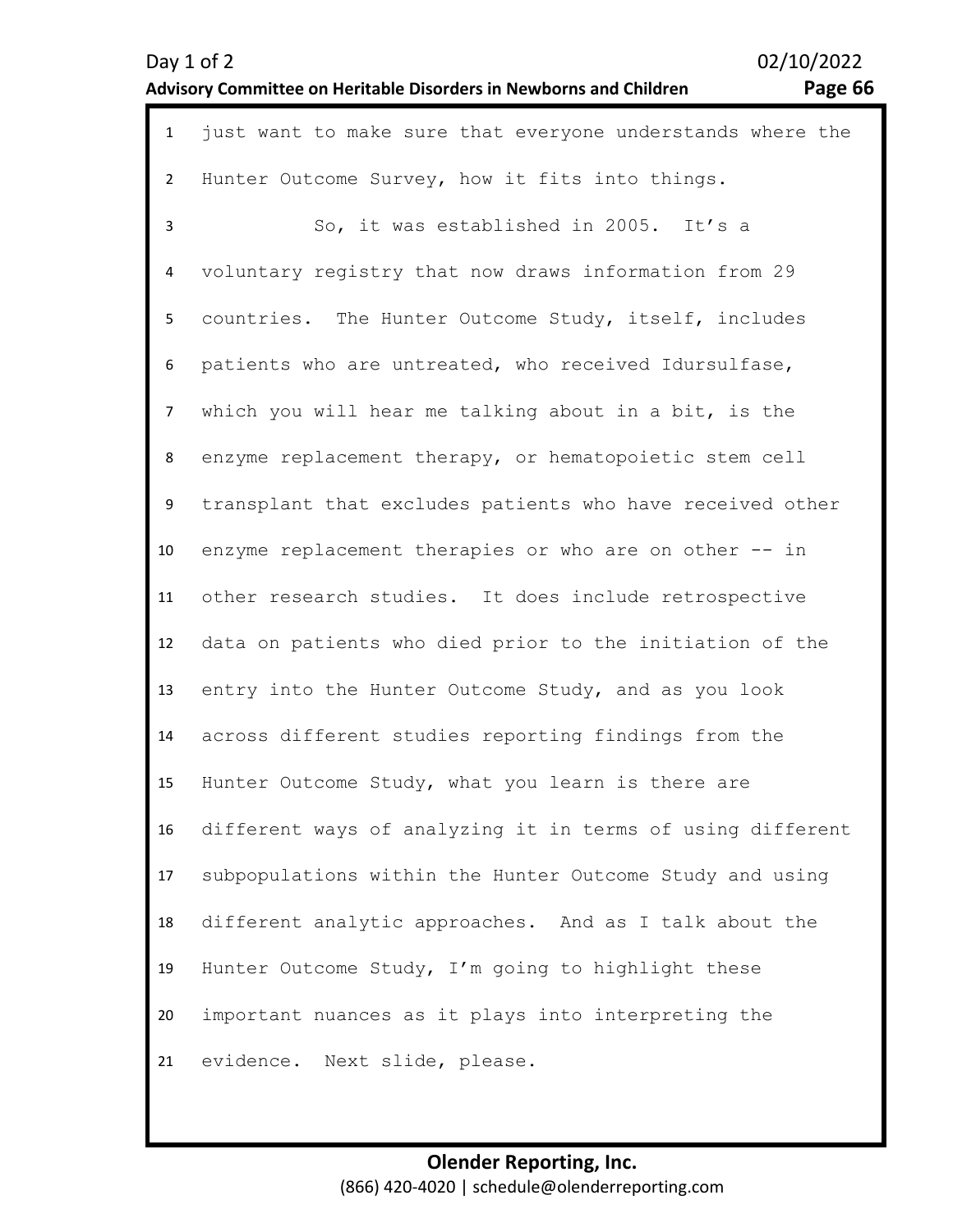just want to make sure that everyone understands where the Hunter Outcome Survey, how it fits into things.

So, it was established in 2005. It's a voluntary registry that now draws information from 29 countries. The Hunter Outcome Study, itself, includes patients who are untreated, who received Idursulfase, which you will hear me talking about in a bit, is the enzyme replacement therapy, or hematopoietic stem cell transplant that excludes patients who have received other enzyme replacement therapies or who are on other -- in other research studies. It does include retrospective data on patients who died prior to the initiation of the entry into the Hunter Outcome Study, and as you look across different studies reporting findings from the Hunter Outcome Study, what you learn is there are different ways of analyzing it in terms of using different subpopulations within the Hunter Outcome Study and using different analytic approaches. And as I talk about the Hunter Outcome Study, I'm going to highlight these important nuances as it plays into interpreting the evidence. Next slide, please.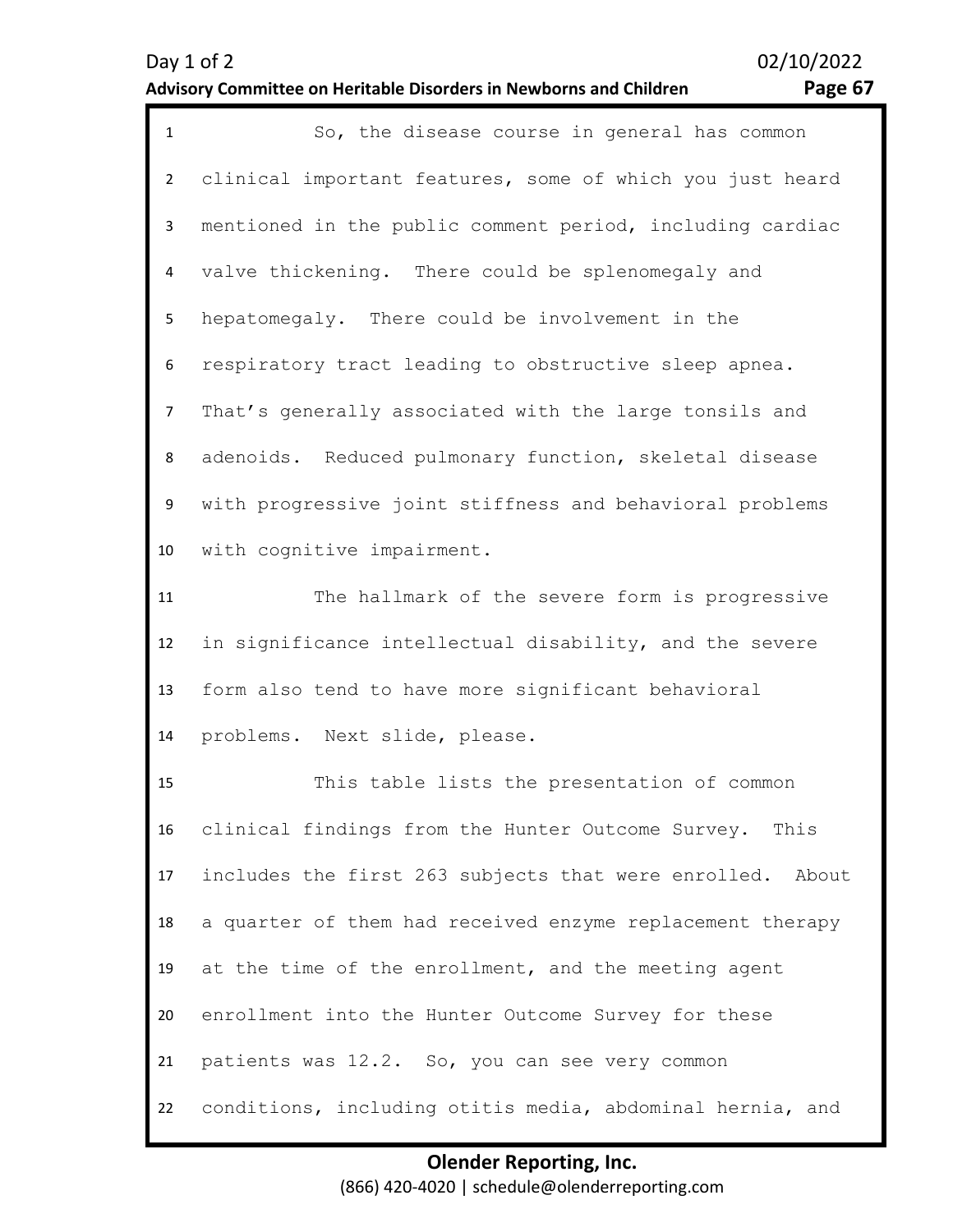So, the disease course in general has common clinical important features, some of which you just heard mentioned in the public comment period, including cardiac valve thickening. There could be splenomegaly and hepatomegaly. There could be involvement in the respiratory tract leading to obstructive sleep apnea. That's generally associated with the large tonsils and adenoids. Reduced pulmonary function, skeletal disease with progressive joint stiffness and behavioral problems with cognitive impairment.

The hallmark of the severe form is progressive in significance intellectual disability, and the severe form also tend to have more significant behavioral problems. Next slide, please.

This table lists the presentation of common clinical findings from the Hunter Outcome Survey. This includes the first 263 subjects that were enrolled. About a quarter of them had received enzyme replacement therapy at the time of the enrollment, and the meeting agent enrollment into the Hunter Outcome Survey for these patients was 12.2. So, you can see very common conditions, including otitis media, abdominal hernia, and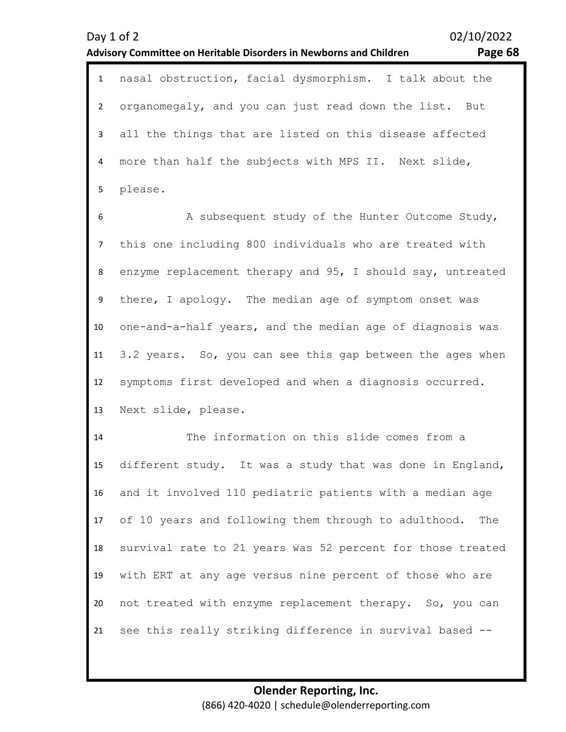nasal obstruction, facial dysmorphism. I talk about the organomegaly, and you can just read down the list. But all the things that are listed on this disease affected more than half the subjects with MPS II. Next slide, please.

A subsequent study of the Hunter Outcome Study, this one including 800 individuals who are treated with enzyme replacement therapy and 95, I should say, untreated there, I apology. The median age of symptom onset was one-and-a-half years, and the median age of diagnosis was 3.2 years. So, you can see this gap between the ages when symptoms first developed and when a diagnosis occurred. Next slide, please.

The information on this slide comes from a different study. It was a study that was done in England, and it involved 110 pediatric patients with a median age of 10 years and following them through to adulthood. The survival rate to 21 years was 52 percent for those treated with ERT at any age versus nine percent of those who are not treated with enzyme replacement therapy. So, you can see this really striking difference in survival based --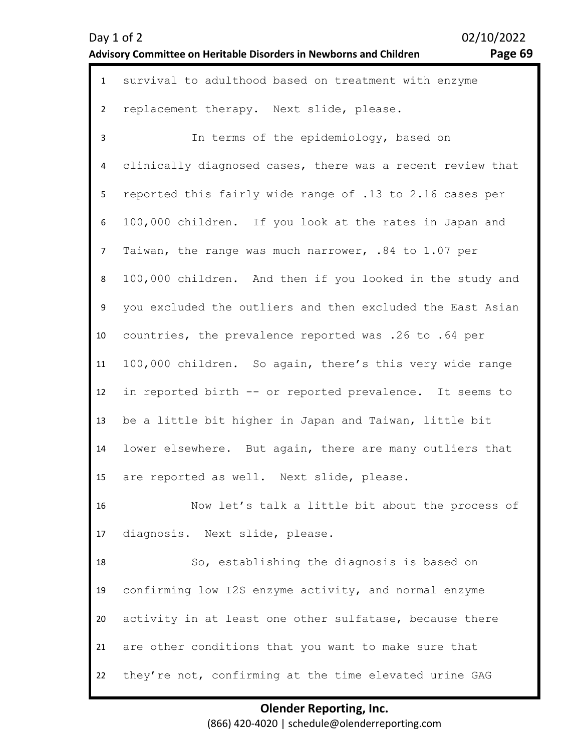survival to adulthood based on treatment with enzyme replacement therapy. Next slide, please.

In terms of the epidemiology, based on clinically diagnosed cases, there was a recent review that reported this fairly wide range of .13 to 2.16 cases per 100,000 children. If you look at the rates in Japan and Taiwan, the range was much narrower, .84 to 1.07 per 100,000 children. And then if you looked in the study and you excluded the outliers and then excluded the East Asian countries, the prevalence reported was .26 to .64 per 100,000 children. So again, there's this very wide range in reported birth -- or reported prevalence. It seems to be a little bit higher in Japan and Taiwan, little bit lower elsewhere. But again, there are many outliers that are reported as well. Next slide, please.

Now let's talk a little bit about the process of diagnosis. Next slide, please.

So, establishing the diagnosis is based on confirming low I2S enzyme activity, and normal enzyme activity in at least one other sulfatase, because there are other conditions that you want to make sure that they're not, confirming at the time elevated urine GAG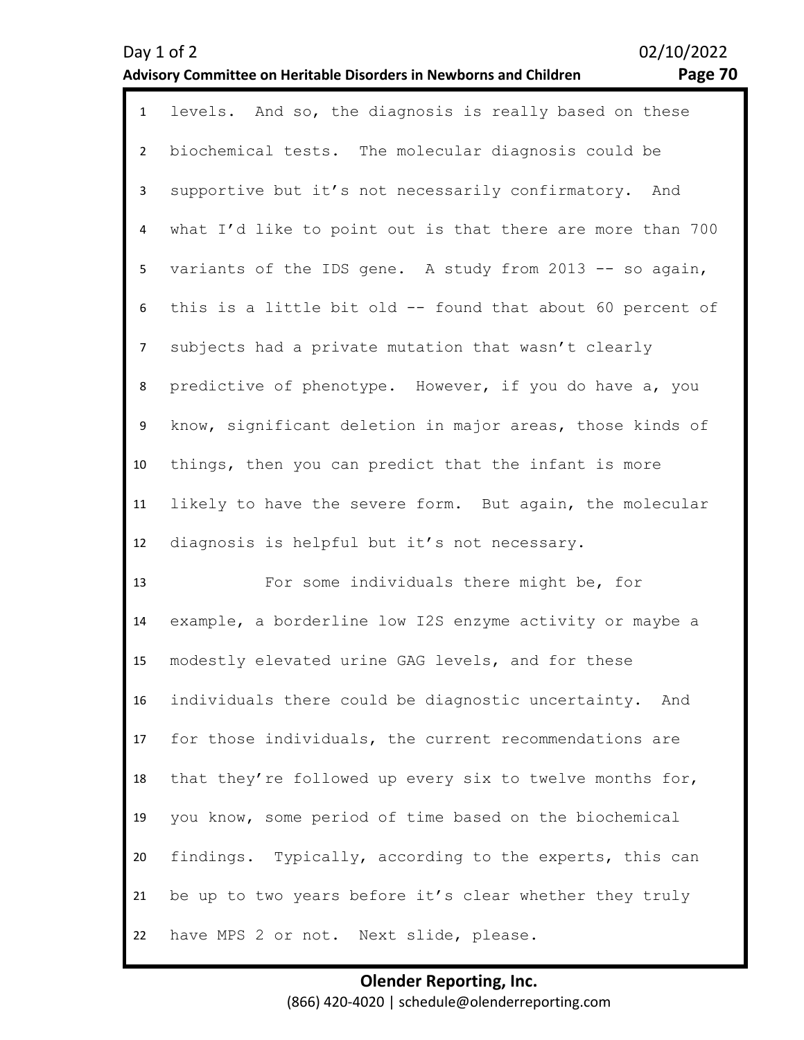levels. And so, the diagnosis is really based on these biochemical tests. The molecular diagnosis could be supportive but it's not necessarily confirmatory. And what I'd like to point out is that there are more than 700 variants of the IDS gene. A study from 2013 -- so again, this is a little bit old -- found that about 60 percent of subjects had a private mutation that wasn't clearly predictive of phenotype. However, if you do have a, you know, significant deletion in major areas, those kinds of things, then you can predict that the infant is more likely to have the severe form. But again, the molecular diagnosis is helpful but it's not necessary.

For some individuals there might be, for example, a borderline low I2S enzyme activity or maybe a modestly elevated urine GAG levels, and for these individuals there could be diagnostic uncertainty. And for those individuals, the current recommendations are that they're followed up every six to twelve months for, you know, some period of time based on the biochemical findings. Typically, according to the experts, this can be up to two years before it's clear whether they truly have MPS 2 or not. Next slide, please.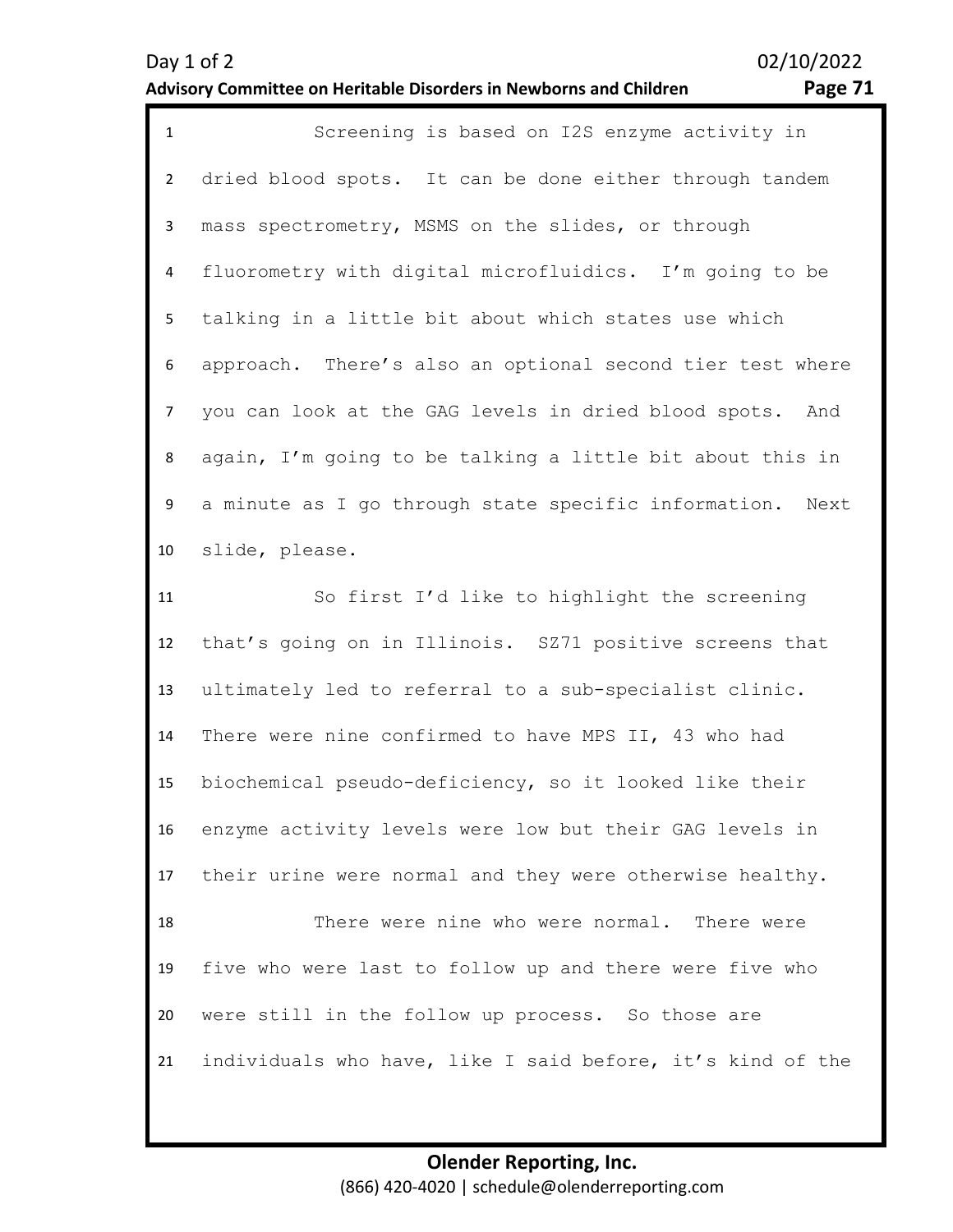Screening is based on I2S enzyme activity in dried blood spots. It can be done either through tandem mass spectrometry, MSMS on the slides, or through fluorometry with digital microfluidics. I'm going to be talking in a little bit about which states use which approach. There's also an optional second tier test where you can look at the GAG levels in dried blood spots. And again, I'm going to be talking a little bit about this in a minute as I go through state specific information. Next slide, please.

So first I'd like to highlight the screening that's going on in Illinois. SZ71 positive screens that ultimately led to referral to a sub-specialist clinic. There were nine confirmed to have MPS II, 43 who had biochemical pseudo-deficiency, so it looked like their enzyme activity levels were low but their GAG levels in their urine were normal and they were otherwise healthy.

There were nine who were normal. There were five who were last to follow up and there were five who were still in the follow up process. So those are individuals who have, like I said before, it's kind of the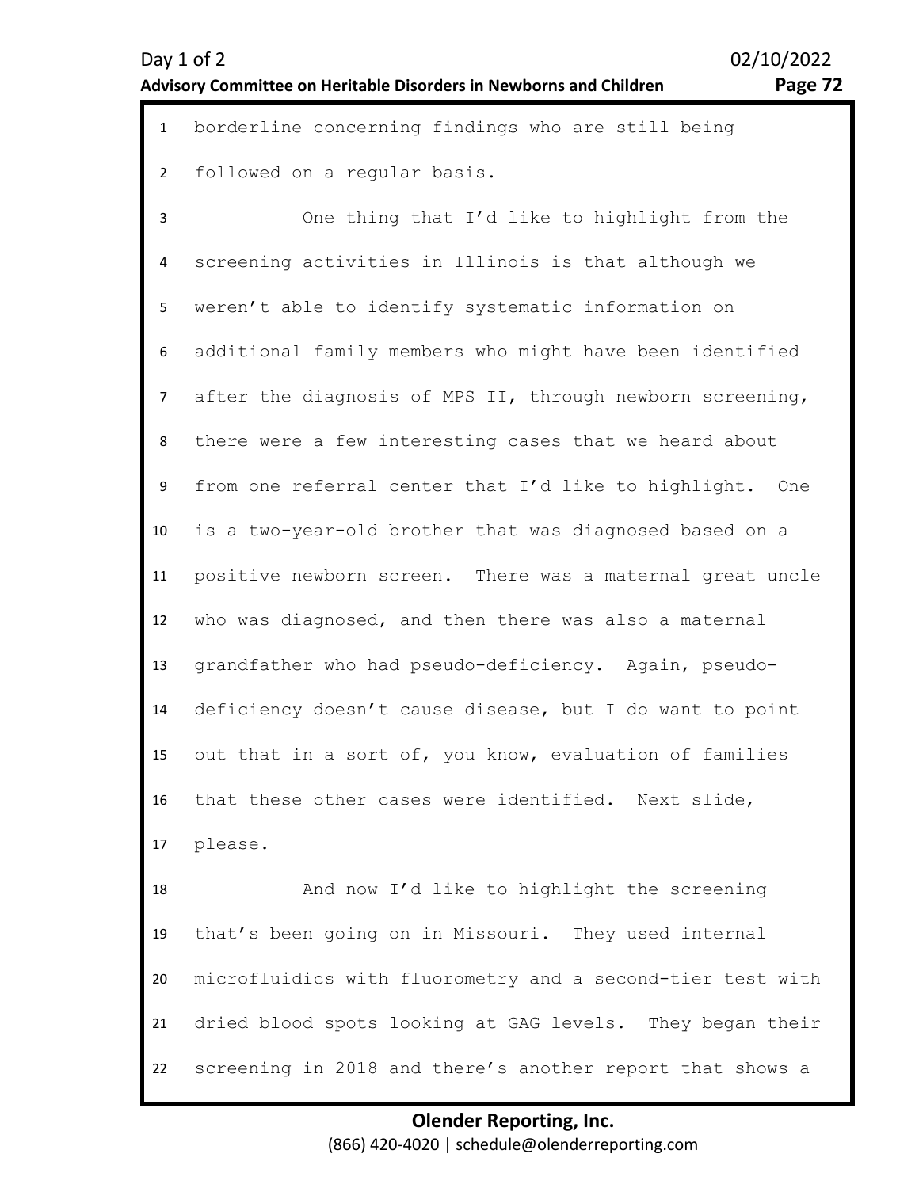borderline concerning findings who are still being followed on a regular basis.

One thing that I'd like to highlight from the screening activities in Illinois is that although we weren't able to identify systematic information on additional family members who might have been identified after the diagnosis of MPS II, through newborn screening, there were a few interesting cases that we heard about from one referral center that I'd like to highlight. One is a two-year-old brother that was diagnosed based on a positive newborn screen. There was a maternal great uncle who was diagnosed, and then there was also a maternal grandfather who had pseudo-deficiency. Again, pseudo-deficiency doesn't cause disease, but I do want to point out that in a sort of, you know, evaluation of families that these other cases were identified. Next slide, please.

And now I'd like to highlight the screening that's been going on in Missouri. They used internal microfluidics with fluorometry and a second-tier test with dried blood spots looking at GAG levels. They began their screening in 2018 and there's another report that shows a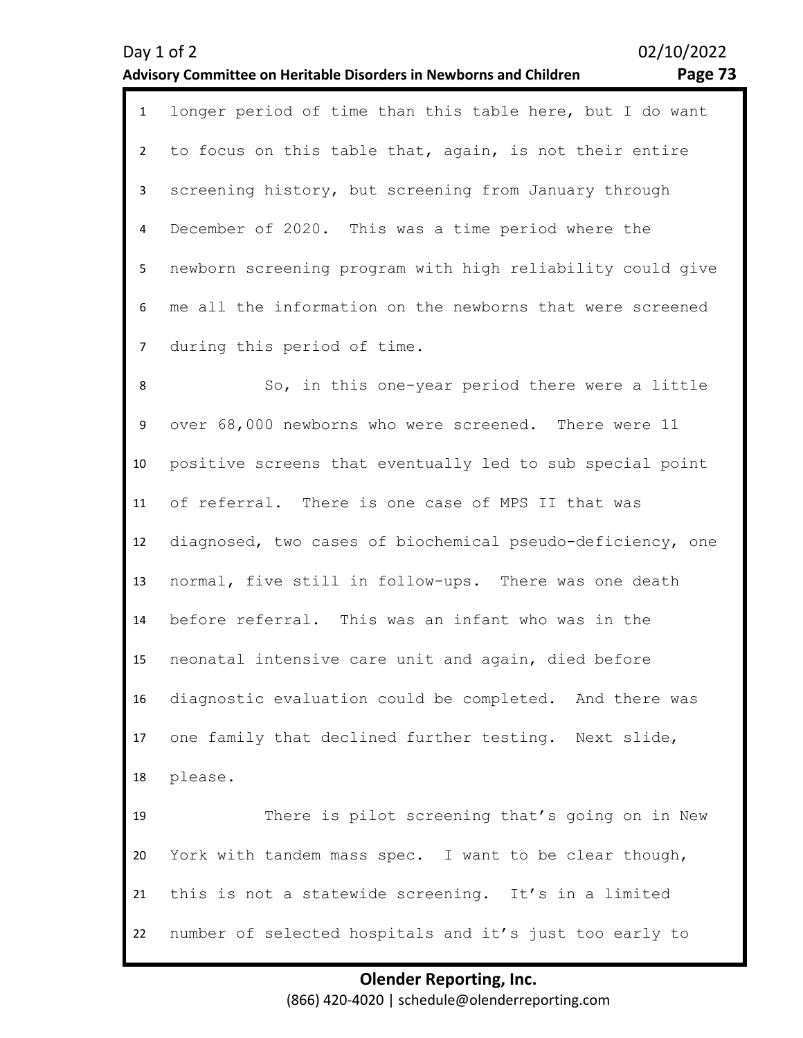longer period of time than this table here, but I do want to focus on this table that, again, is not their entire screening history, but screening from January through December of 2020. This was a time period where the newborn screening program with high reliability could give me all the information on the newborns that were screened during this period of time.

So, in this one-year period there were a little over 68,000 newborns who were screened. There were 11 positive screens that eventually led to sub special point of referral. There is one case of MPS II that was diagnosed, two cases of biochemical pseudo-deficiency, one normal, five still in follow-ups. There was one death before referral. This was an infant who was in the neonatal intensive care unit and again, died before diagnostic evaluation could be completed. And there was one family that declined further testing. Next slide, please.

There is pilot screening that's going on in New York with tandem mass spec. I want to be clear though, this is not a statewide screening. It's in a limited number of selected hospitals and it's just too early to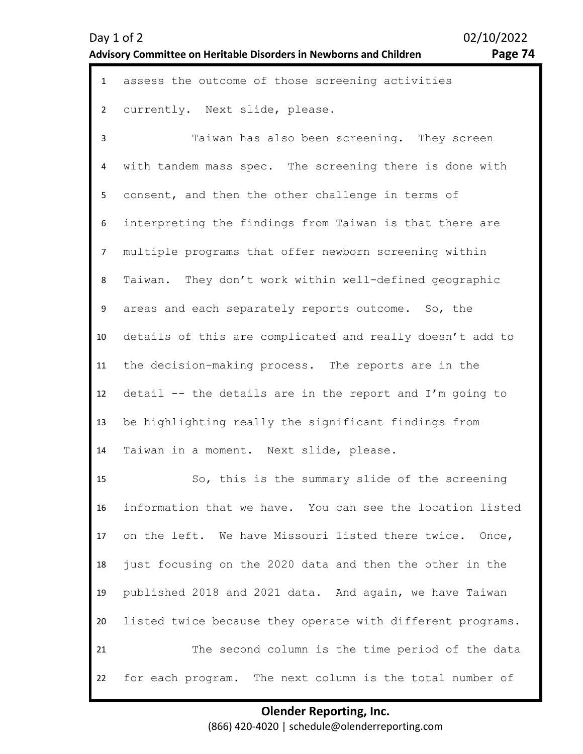assess the outcome of those screening activities currently. Next slide, please.

Taiwan has also been screening. They screen with tandem mass spec. The screening there is done with consent, and then the other challenge in terms of interpreting the findings from Taiwan is that there are multiple programs that offer newborn screening within Taiwan. They don't work within well-defined geographic areas and each separately reports outcome. So, the details of this are complicated and really doesn't add to the decision-making process. The reports are in the detail -- the details are in the report and I'm going to be highlighting really the significant findings from Taiwan in a moment. Next slide, please.

So, this is the summary slide of the screening information that we have. You can see the location listed on the left. We have Missouri listed there twice. Once, just focusing on the 2020 data and then the other in the published 2018 and 2021 data. And again, we have Taiwan listed twice because they operate with different programs.

The second column is the time period of the data for each program. The next column is the total number of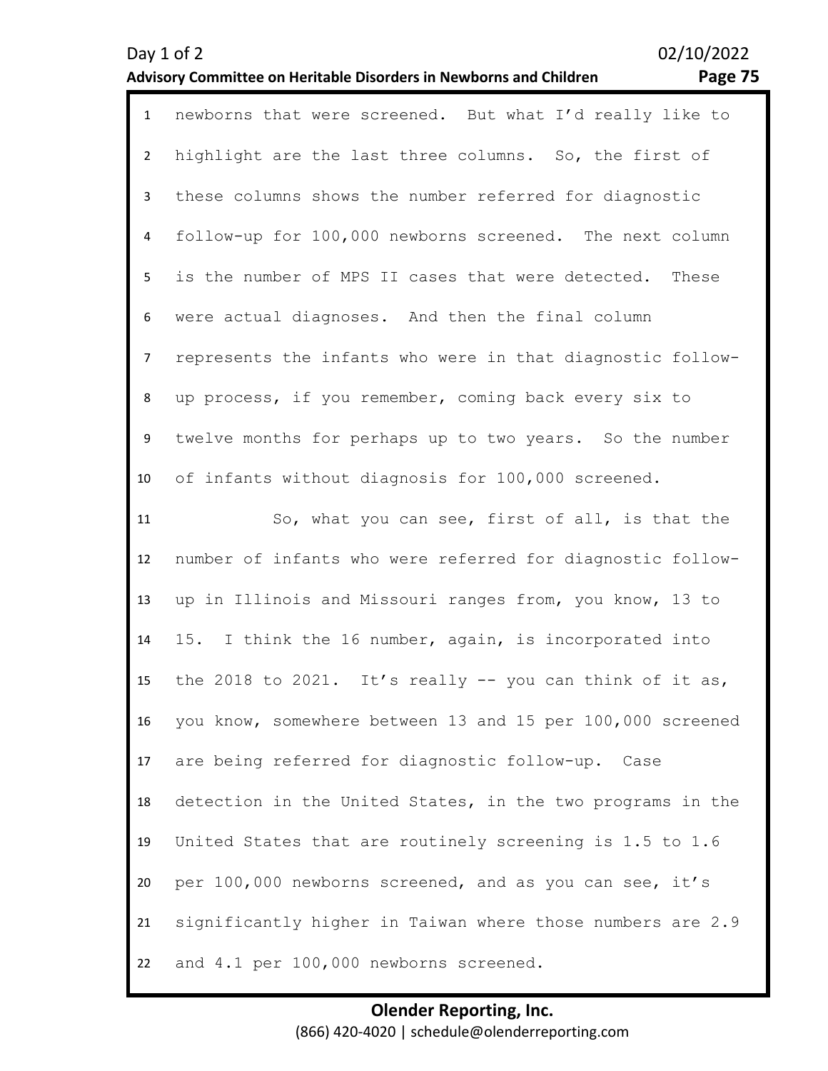newborns that were screened. But what I'd really like to highlight are the last three columns. So, the first of these columns shows the number referred for diagnostic follow-up for 100,000 newborns screened. The next column is the number of MPS II cases that were detected. These were actual diagnoses. And then the final column represents the infants who were in that diagnostic follow-up process, if you remember, coming back every six to twelve months for perhaps up to two years. So the number of infants without diagnosis for 100,000 screened.

So, what you can see, first of all, is that the number of infants who were referred for diagnostic follow-up in Illinois and Missouri ranges from, you know, 13 to 15. I think the 16 number, again, is incorporated into the 2018 to 2021. It's really -- you can think of it as, you know, somewhere between 13 and 15 per 100,000 screened are being referred for diagnostic follow-up. Case detection in the United States, in the two programs in the United States that are routinely screening is 1.5 to 1.6 per 100,000 newborns screened, and as you can see, it's significantly higher in Taiwan where those numbers are 2.9 and 4.1 per 100,000 newborns screened.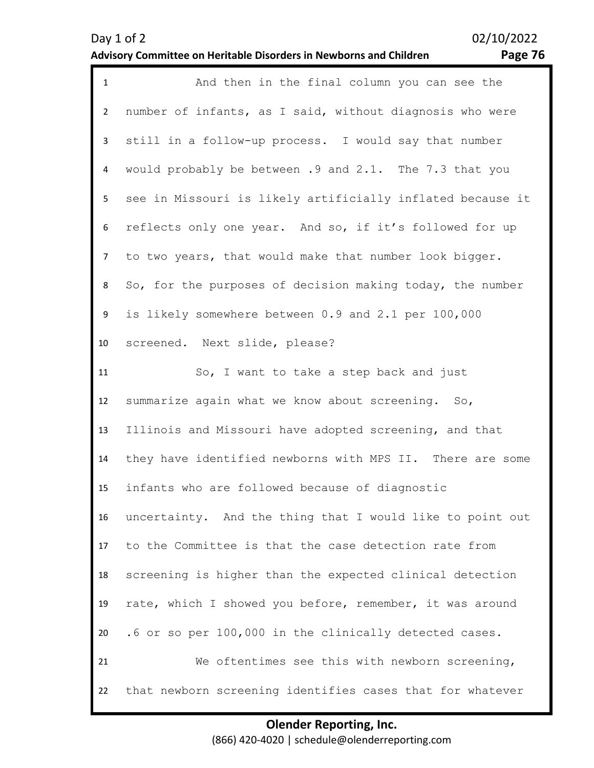And then in the final column you can see the number of infants, as I said, without diagnosis who were still in a follow-up process. I would say that number would probably be between .9 and 2.1. The 7.3 that you see in Missouri is likely artificially inflated because it reflects only one year. And so, if it's followed for up to two years, that would make that number look bigger. So, for the purposes of decision making today, the number is likely somewhere between 0.9 and 2.1 per 100,000 screened. Next slide, please?

So, I want to take a step back and just summarize again what we know about screening. So, Illinois and Missouri have adopted screening, and that they have identified newborns with MPS II. There are some infants who are followed because of diagnostic uncertainty. And the thing that I would like to point out to the Committee is that the case detection rate from screening is higher than the expected clinical detection rate, which I showed you before, remember, it was around .6 or so per 100,000 in the clinically detected cases.

We oftentimes see this with newborn screening, that newborn screening identifies cases that for whatever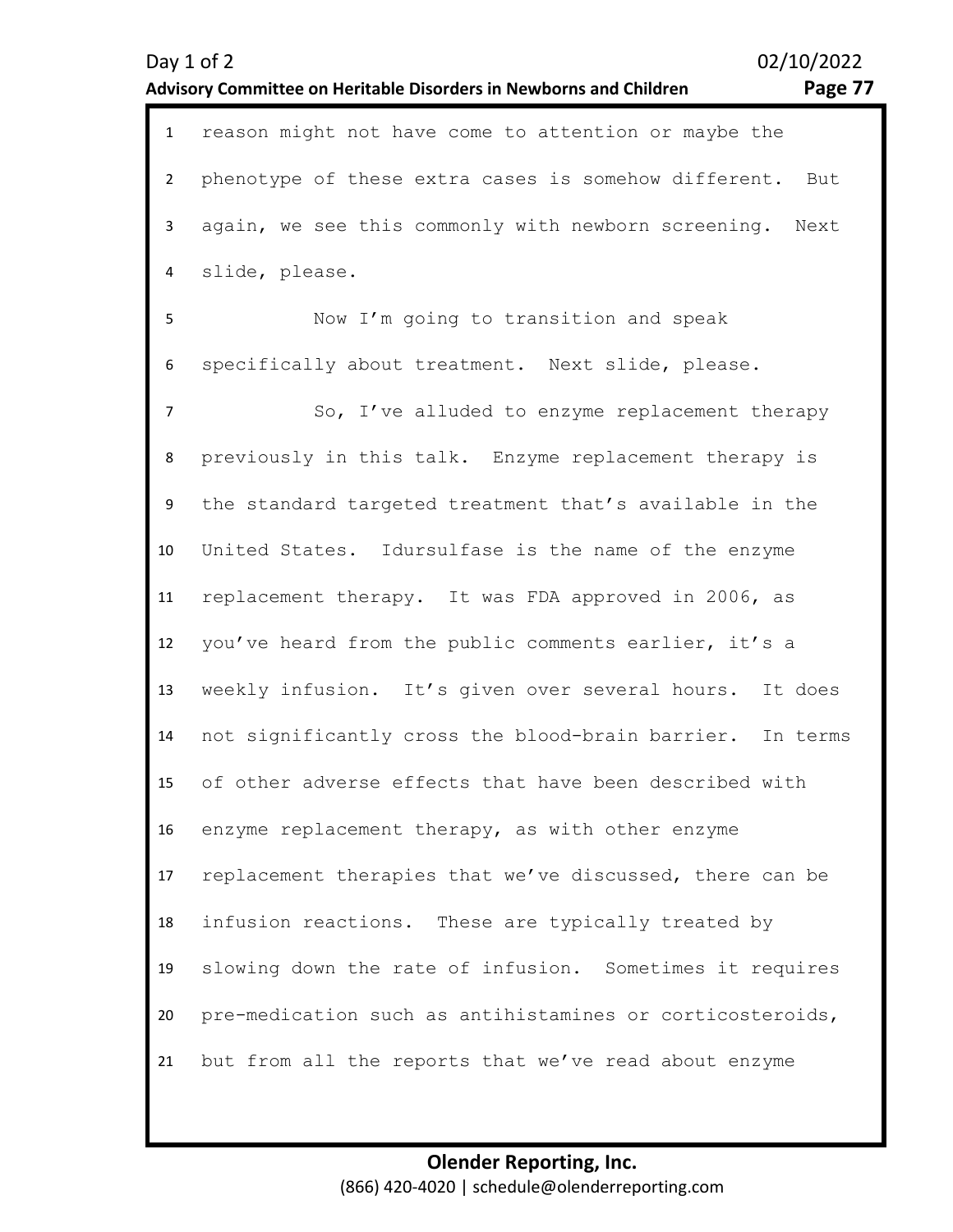reason might not have come to attention or maybe the phenotype of these extra cases is somehow different. But again, we see this commonly with newborn screening. Next slide, please.

Now I'm going to transition and speak specifically about treatment. Next slide, please.

So, I've alluded to enzyme replacement therapy previously in this talk. Enzyme replacement therapy is the standard targeted treatment that's available in the United States. Idursulfase is the name of the enzyme replacement therapy. It was FDA approved in 2006, as you've heard from the public comments earlier, it's a weekly infusion. It's given over several hours. It does not significantly cross the blood-brain barrier. In terms of other adverse effects that have been described with enzyme replacement therapy, as with other enzyme replacement therapies that we've discussed, there can be infusion reactions. These are typically treated by slowing down the rate of infusion. Sometimes it requires pre-medication such as antihistamines or corticosteroids, but from all the reports that we've read about enzyme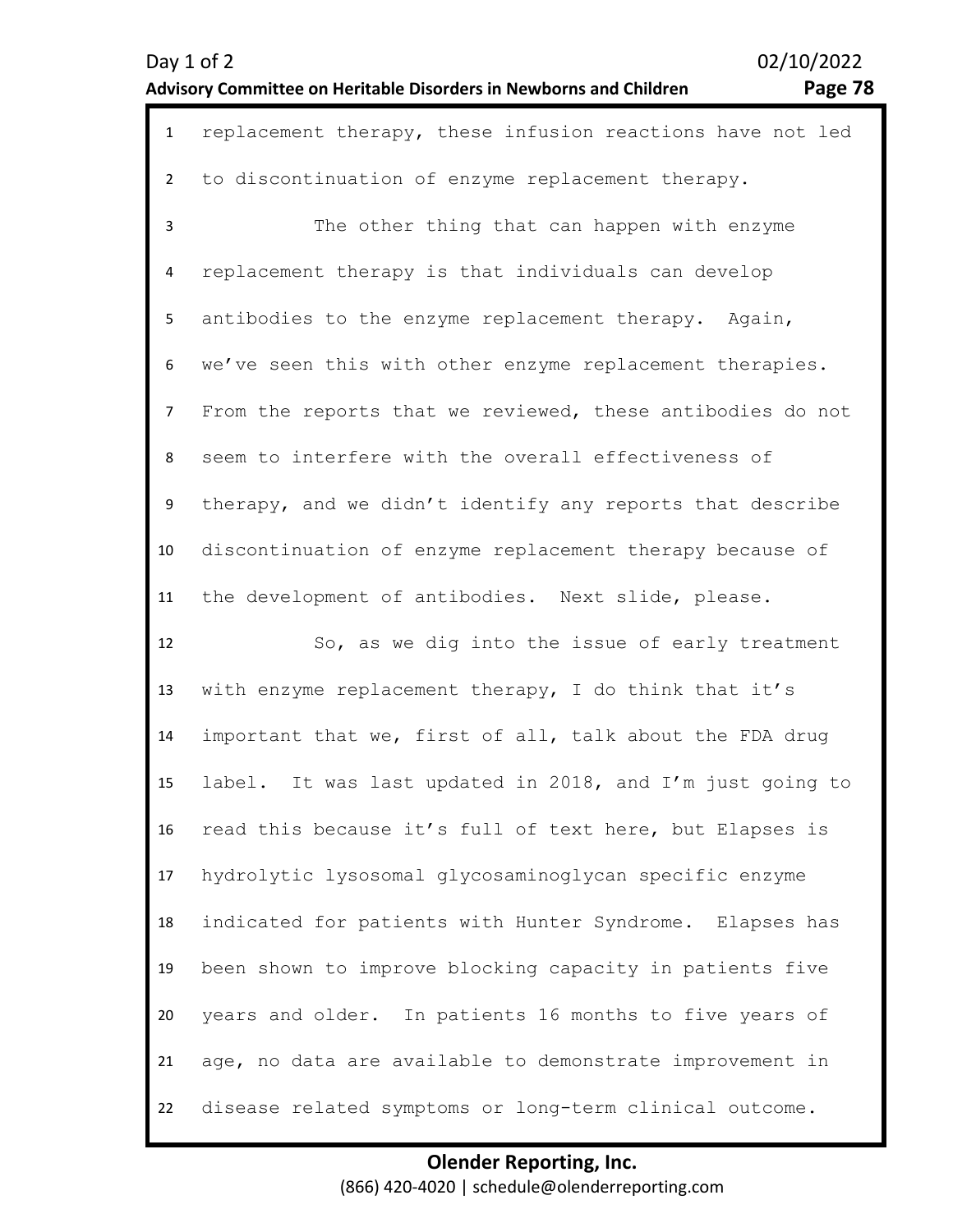replacement therapy, these infusion reactions have not led to discontinuation of enzyme replacement therapy.

The other thing that can happen with enzyme replacement therapy is that individuals can develop antibodies to the enzyme replacement therapy. Again, we've seen this with other enzyme replacement therapies. From the reports that we reviewed, these antibodies do not seem to interfere with the overall effectiveness of therapy, and we didn't identify any reports that describe discontinuation of enzyme replacement therapy because of the development of antibodies. Next slide, please.

So, as we dig into the issue of early treatment with enzyme replacement therapy, I do think that it's important that we, first of all, talk about the FDA drug label. It was last updated in 2018, and I'm just going to read this because it's full of text here, but Elapses is hydrolytic lysosomal glycosaminoglycan specific enzyme indicated for patients with Hunter Syndrome. Elapses has been shown to improve blocking capacity in patients five years and older. In patients 16 months to five years of age, no data are available to demonstrate improvement in disease related symptoms or long-term clinical outcome.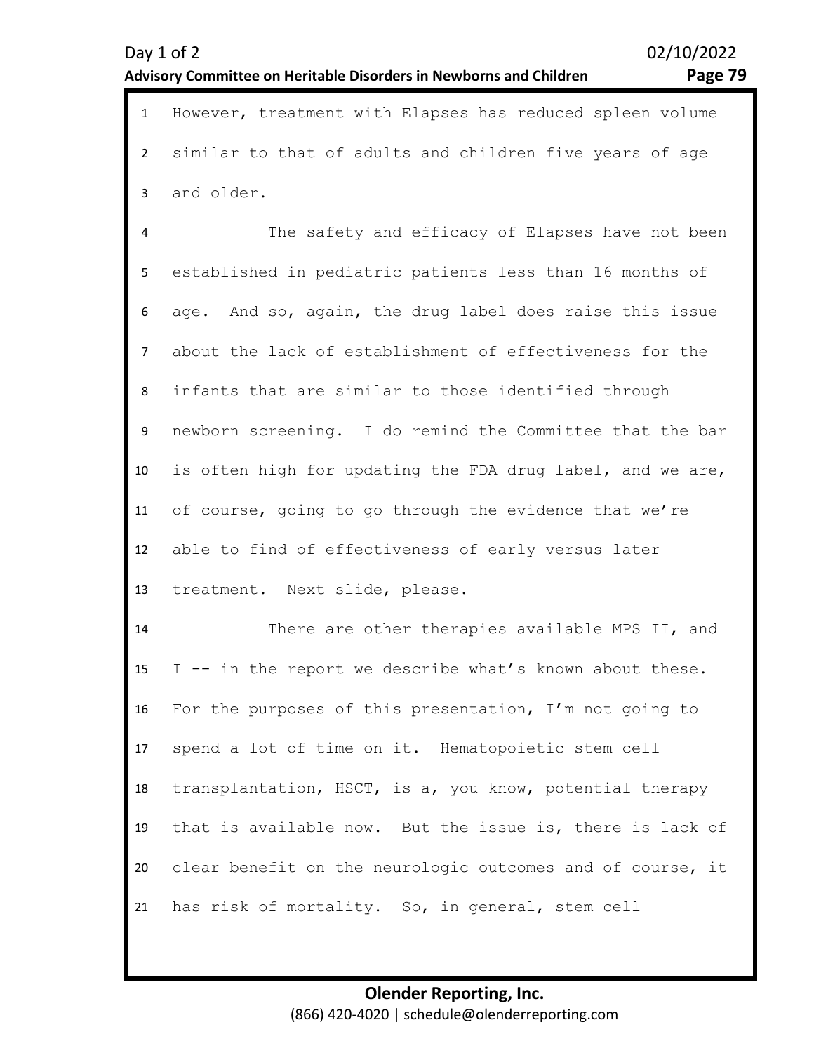However, treatment with Elapses has reduced spleen volume similar to that of adults and children five years of age and older.

The safety and efficacy of Elapses have not been established in pediatric patients less than 16 months of age. And so, again, the drug label does raise this issue about the lack of establishment of effectiveness for the infants that are similar to those identified through newborn screening. I do remind the Committee that the bar is often high for updating the FDA drug label, and we are, of course, going to go through the evidence that we're able to find of effectiveness of early versus later treatment. Next slide, please.

There are other therapies available MPS II, and I -- in the report we describe what's known about these. For the purposes of this presentation, I'm not going to spend a lot of time on it. Hematopoietic stem cell transplantation, HSCT, is a, you know, potential therapy that is available now. But the issue is, there is lack of clear benefit on the neurologic outcomes and of course, it has risk of mortality. So, in general, stem cell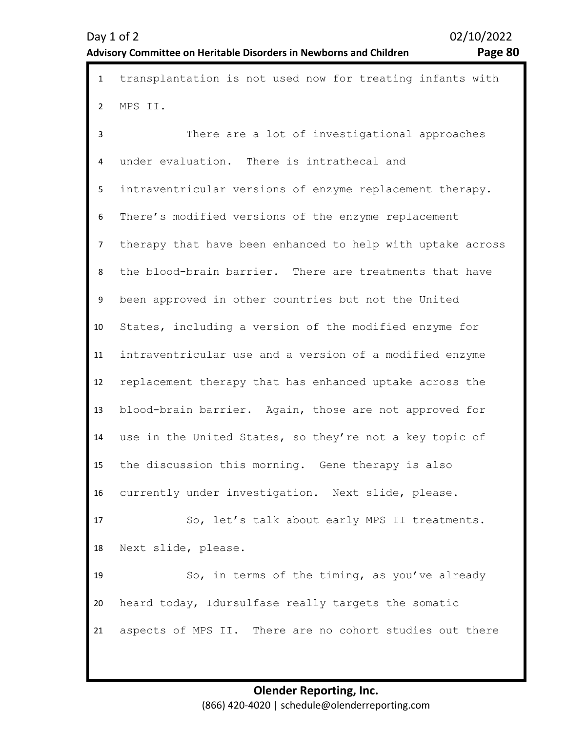transplantation is not used now for treating infants with MPS II.

There are a lot of investigational approaches under evaluation. There is intrathecal and intraventricular versions of enzyme replacement therapy. There's modified versions of the enzyme replacement therapy that have been enhanced to help with uptake across the blood-brain barrier. There are treatments that have been approved in other countries but not the United States, including a version of the modified enzyme for intraventricular use and a version of a modified enzyme replacement therapy that has enhanced uptake across the blood-brain barrier. Again, those are not approved for use in the United States, so they're not a key topic of the discussion this morning. Gene therapy is also currently under investigation. Next slide, please.

So, let's talk about early MPS II treatments. Next slide, please.

So, in terms of the timing, as you've already heard today, Idursulfase really targets the somatic aspects of MPS II. There are no cohort studies out there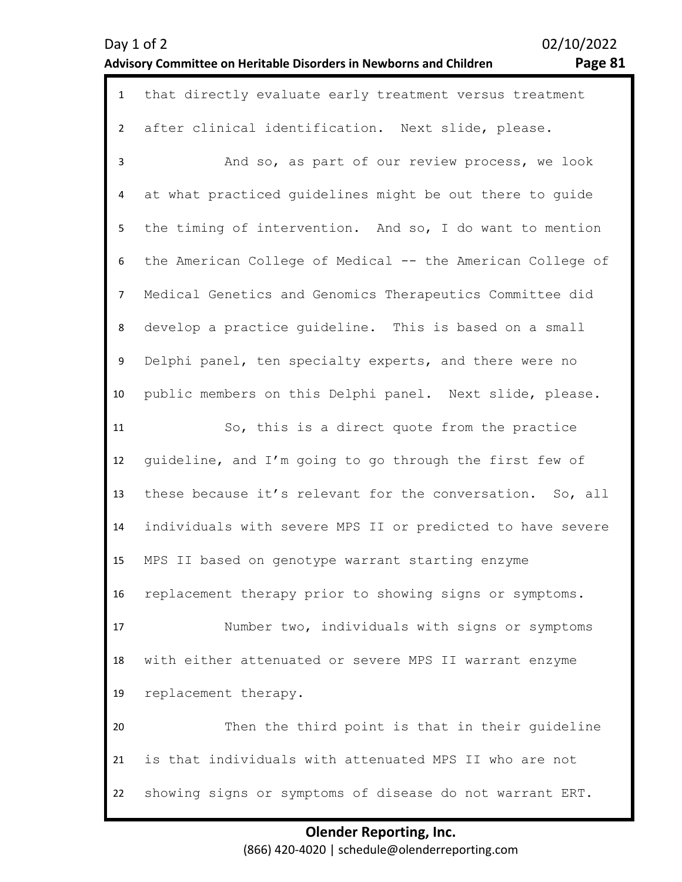that directly evaluate early treatment versus treatment after clinical identification. Next slide, please.

And so, as part of our review process, we look at what practiced guidelines might be out there to guide the timing of intervention. And so, I do want to mention the American College of Medical -- the American College of Medical Genetics and Genomics Therapeutics Committee did develop a practice guideline. This is based on a small Delphi panel, ten specialty experts, and there were no public members on this Delphi panel. Next slide, please.

So, this is a direct quote from the practice guideline, and I'm going to go through the first few of these because it's relevant for the conversation. So, all individuals with severe MPS II or predicted to have severe MPS II based on genotype warrant starting enzyme replacement therapy prior to showing signs or symptoms.

Number two, individuals with signs or symptoms with either attenuated or severe MPS II warrant enzyme replacement therapy.

Then the third point is that in their guideline is that individuals with attenuated MPS II who are not showing signs or symptoms of disease do not warrant ERT.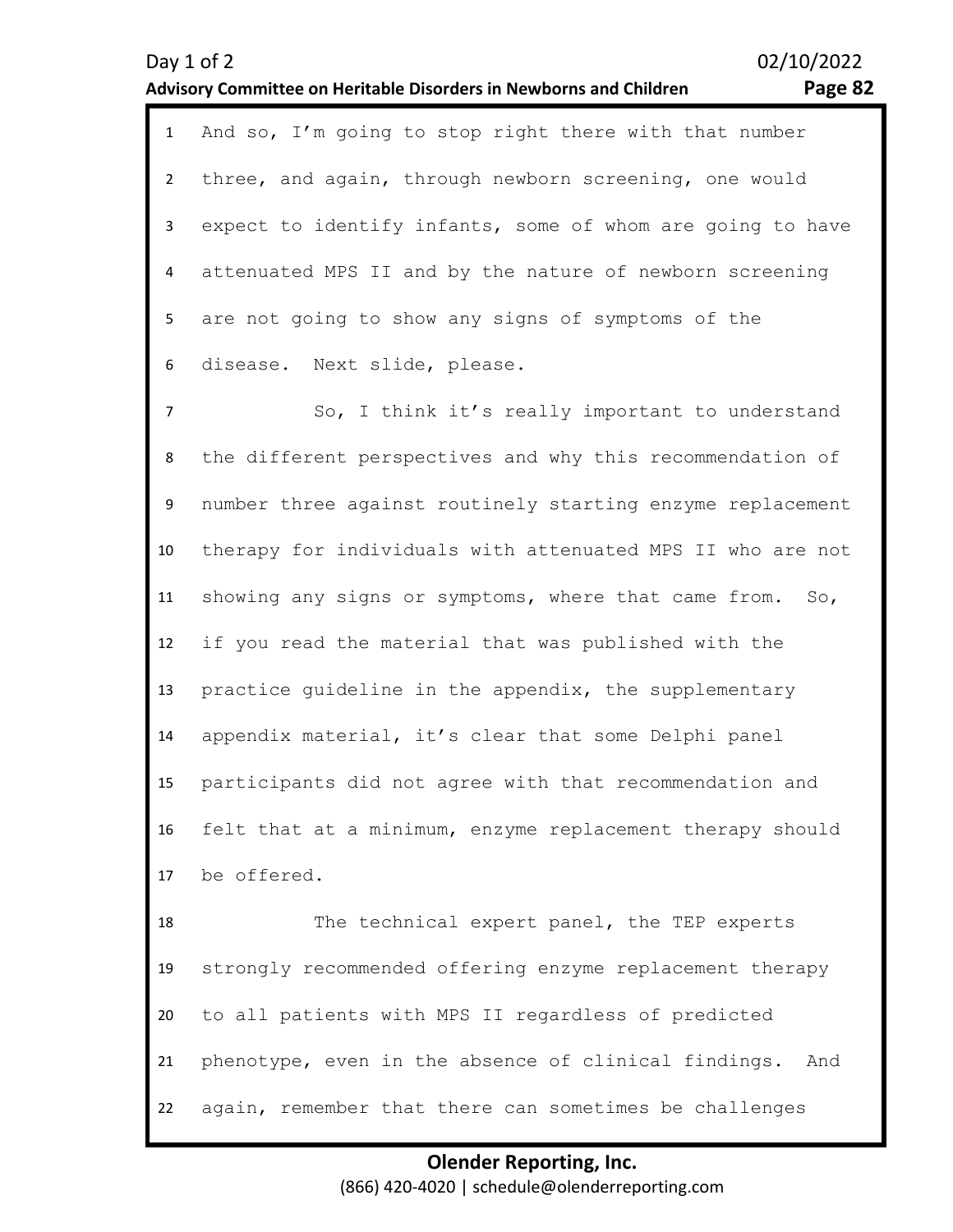And so, I'm going to stop right there with that number three, and again, through newborn screening, one would expect to identify infants, some of whom are going to have attenuated MPS II and by the nature of newborn screening are not going to show any signs of symptoms of the disease. Next slide, please.

So, I think it's really important to understand the different perspectives and why this recommendation of number three against routinely starting enzyme replacement therapy for individuals with attenuated MPS II who are not showing any signs or symptoms, where that came from. So, if you read the material that was published with the practice guideline in the appendix, the supplementary appendix material, it's clear that some Delphi panel participants did not agree with that recommendation and felt that at a minimum, enzyme replacement therapy should be offered.

The technical expert panel, the TEP experts strongly recommended offering enzyme replacement therapy to all patients with MPS II regardless of predicted phenotype, even in the absence of clinical findings. And again, remember that there can sometimes be challenges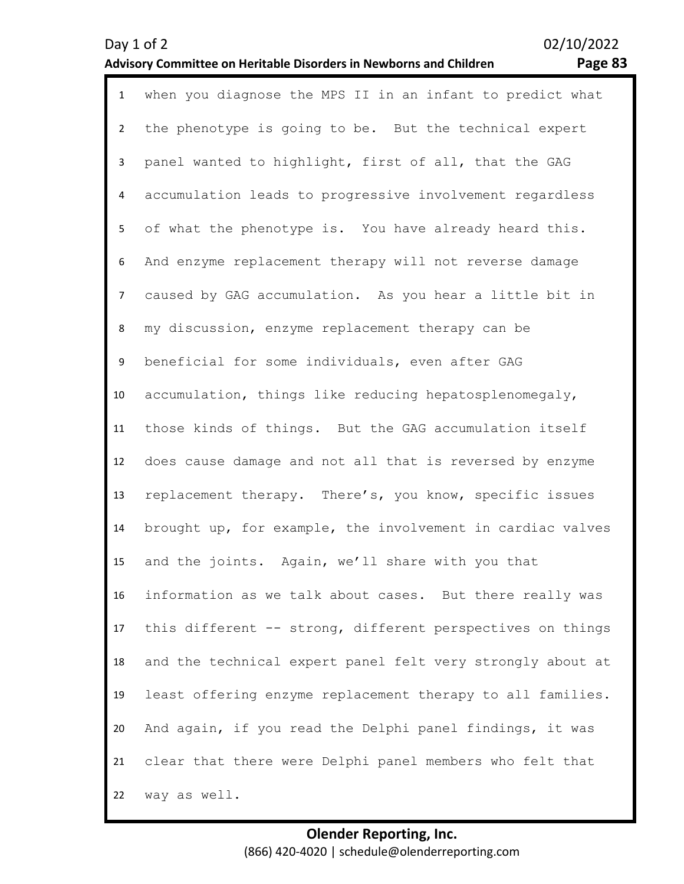when you diagnose the MPS II in an infant to predict what the phenotype is going to be. But the technical expert panel wanted to highlight, first of all, that the GAG accumulation leads to progressive involvement regardless of what the phenotype is. You have already heard this. And enzyme replacement therapy will not reverse damage caused by GAG accumulation. As you hear a little bit in my discussion, enzyme replacement therapy can be beneficial for some individuals, even after GAG accumulation, things like reducing hepatosplenomegaly, those kinds of things. But the GAG accumulation itself does cause damage and not all that is reversed by enzyme replacement therapy. There's, you know, specific issues brought up, for example, the involvement in cardiac valves and the joints. Again, we'll share with you that information as we talk about cases. But there really was this different -- strong, different perspectives on things and the technical expert panel felt very strongly about at least offering enzyme replacement therapy to all families. And again, if you read the Delphi panel findings, it was clear that there were Delphi panel members who felt that way as well.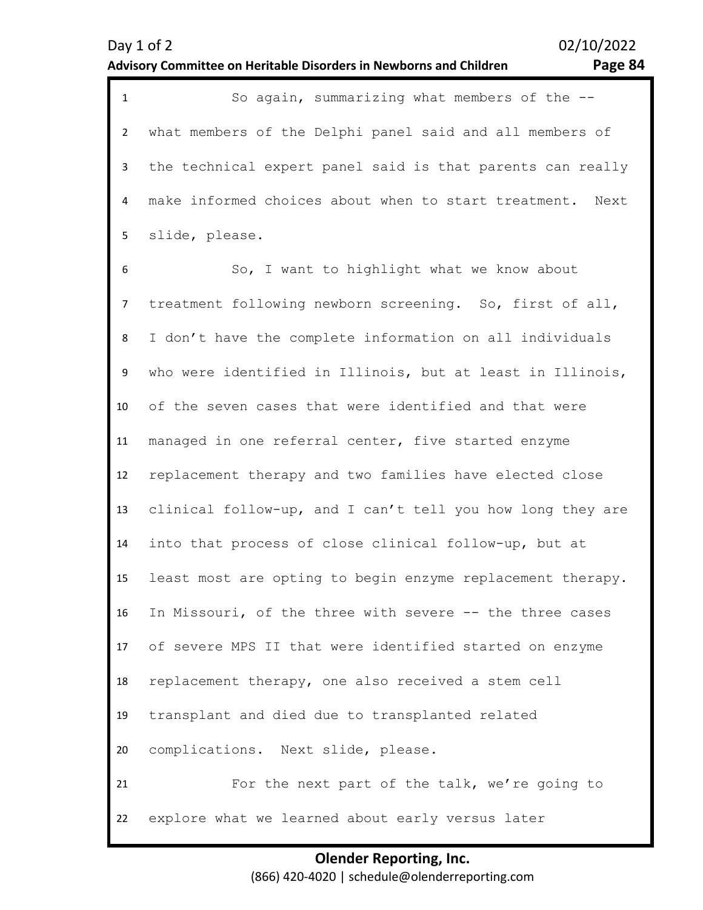So again, summarizing what members of the -- what members of the Delphi panel said and all members of the technical expert panel said is that parents can really make informed choices about when to start treatment. Next slide, please.

So, I want to highlight what we know about treatment following newborn screening. So, first of all, I don't have the complete information on all individuals who were identified in Illinois, but at least in Illinois, of the seven cases that were identified and that were managed in one referral center, five started enzyme replacement therapy and two families have elected close clinical follow-up, and I can't tell you how long they are into that process of close clinical follow-up, but at least most are opting to begin enzyme replacement therapy. In Missouri, of the three with severe -- the three cases of severe MPS II that were identified started on enzyme replacement therapy, one also received a stem cell transplant and died due to transplanted related complications. Next slide, please.

For the next part of the talk, we're going to explore what we learned about early versus later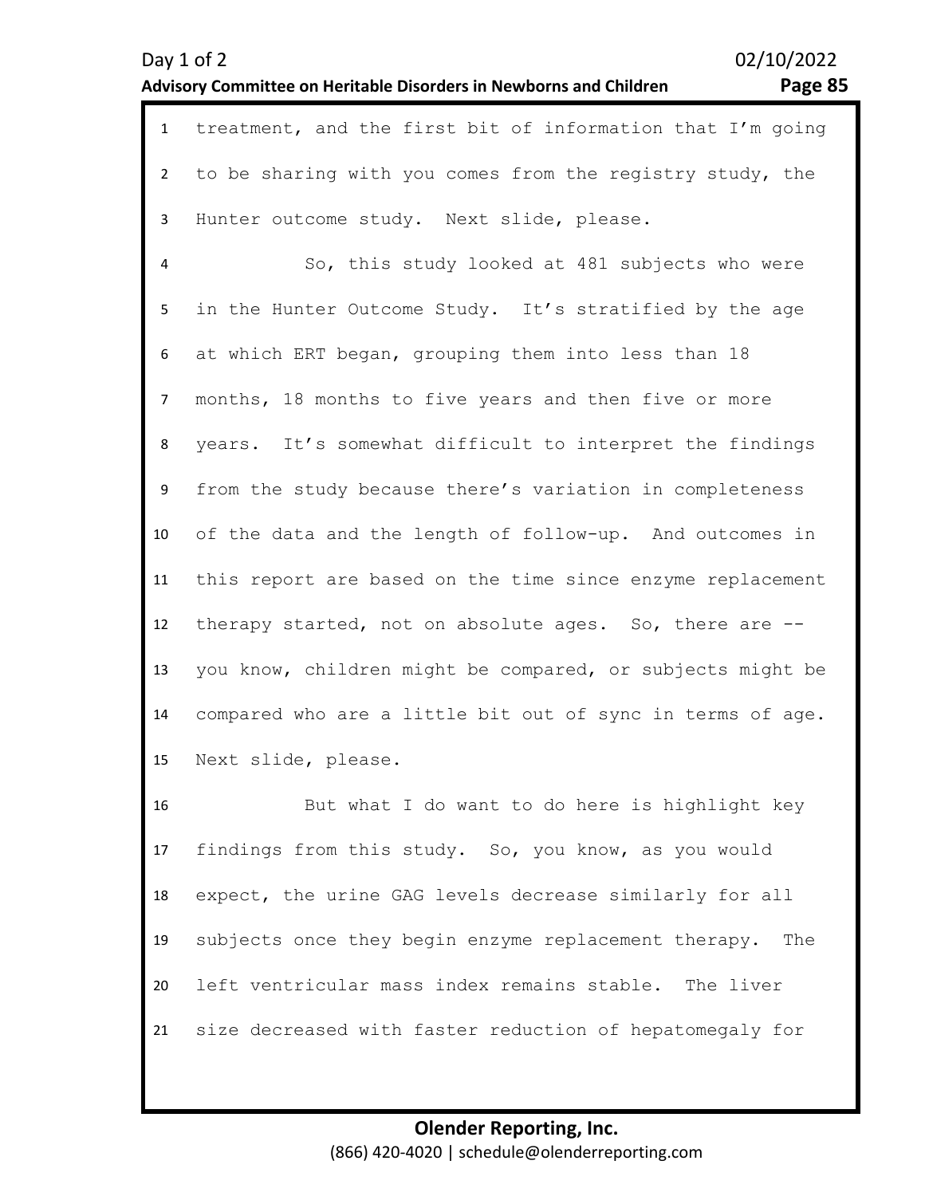treatment, and the first bit of information that I'm going to be sharing with you comes from the registry study, the Hunter outcome study. Next slide, please.

So, this study looked at 481 subjects who were in the Hunter Outcome Study. It's stratified by the age at which ERT began, grouping them into less than 18 months, 18 months to five years and then five or more years. It's somewhat difficult to interpret the findings from the study because there's variation in completeness of the data and the length of follow-up. And outcomes in this report are based on the time since enzyme replacement therapy started, not on absolute ages. So, there are -- you know, children might be compared, or subjects might be compared who are a little bit out of sync in terms of age. Next slide, please.

But what I do want to do here is highlight key findings from this study. So, you know, as you would expect, the urine GAG levels decrease similarly for all subjects once they begin enzyme replacement therapy. The left ventricular mass index remains stable. The liver size decreased with faster reduction of hepatomegaly for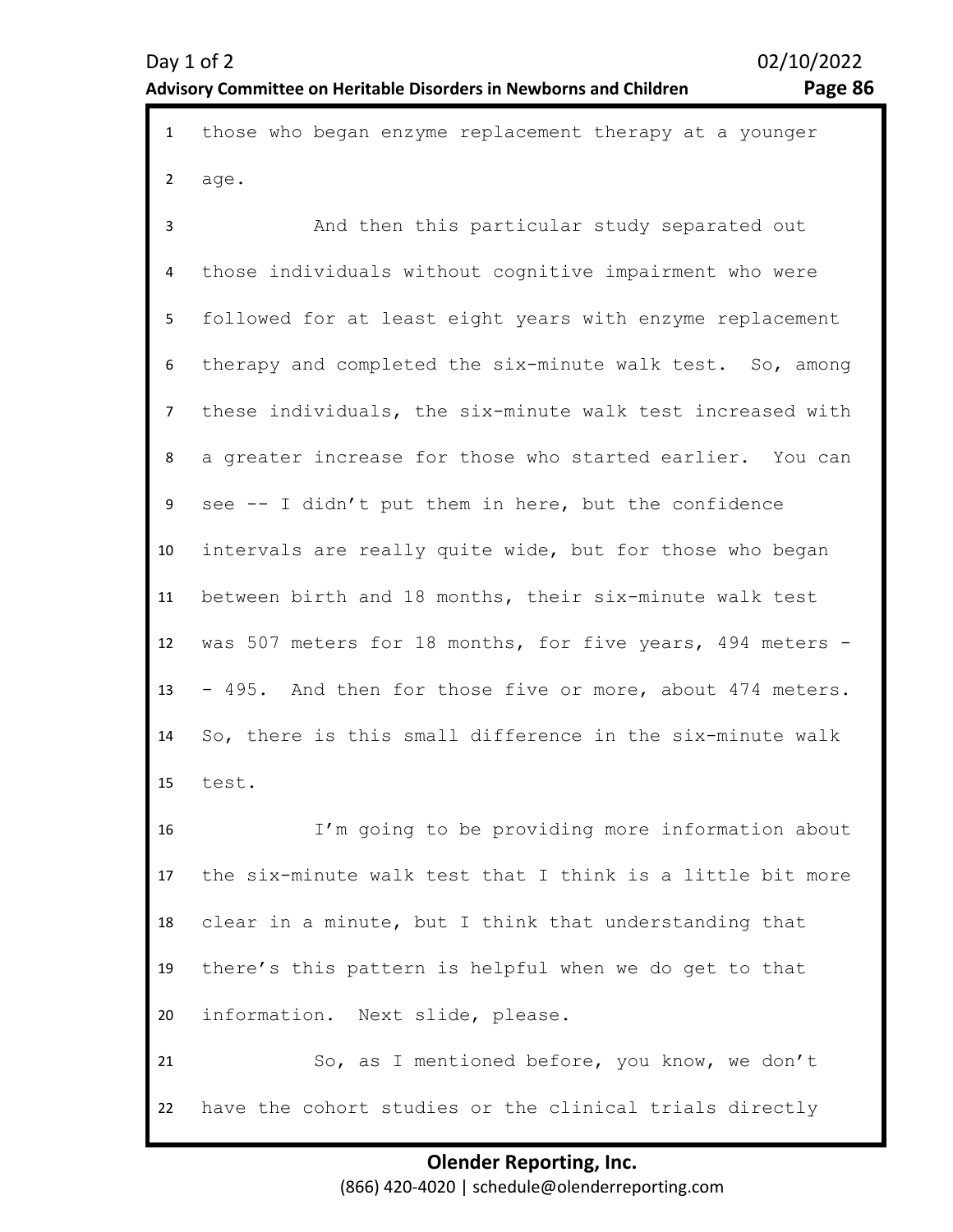those who began enzyme replacement therapy at a younger age.

And then this particular study separated out those individuals without cognitive impairment who were followed for at least eight years with enzyme replacement therapy and completed the six-minute walk test. So, among these individuals, the six-minute walk test increased with a greater increase for those who started earlier. You can see -- I didn't put them in here, but the confidence intervals are really quite wide, but for those who began between birth and 18 months, their six-minute walk test was 507 meters for 18 months, for five years, 494 meters -- 495. And then for those five or more, about 474 meters. So, there is this small difference in the six-minute walk test.

I'm going to be providing more information about the six-minute walk test that I think is a little bit more clear in a minute, but I think that understanding that there's this pattern is helpful when we do get to that information. Next slide, please.

So, as I mentioned before, you know, we don't have the cohort studies or the clinical trials directly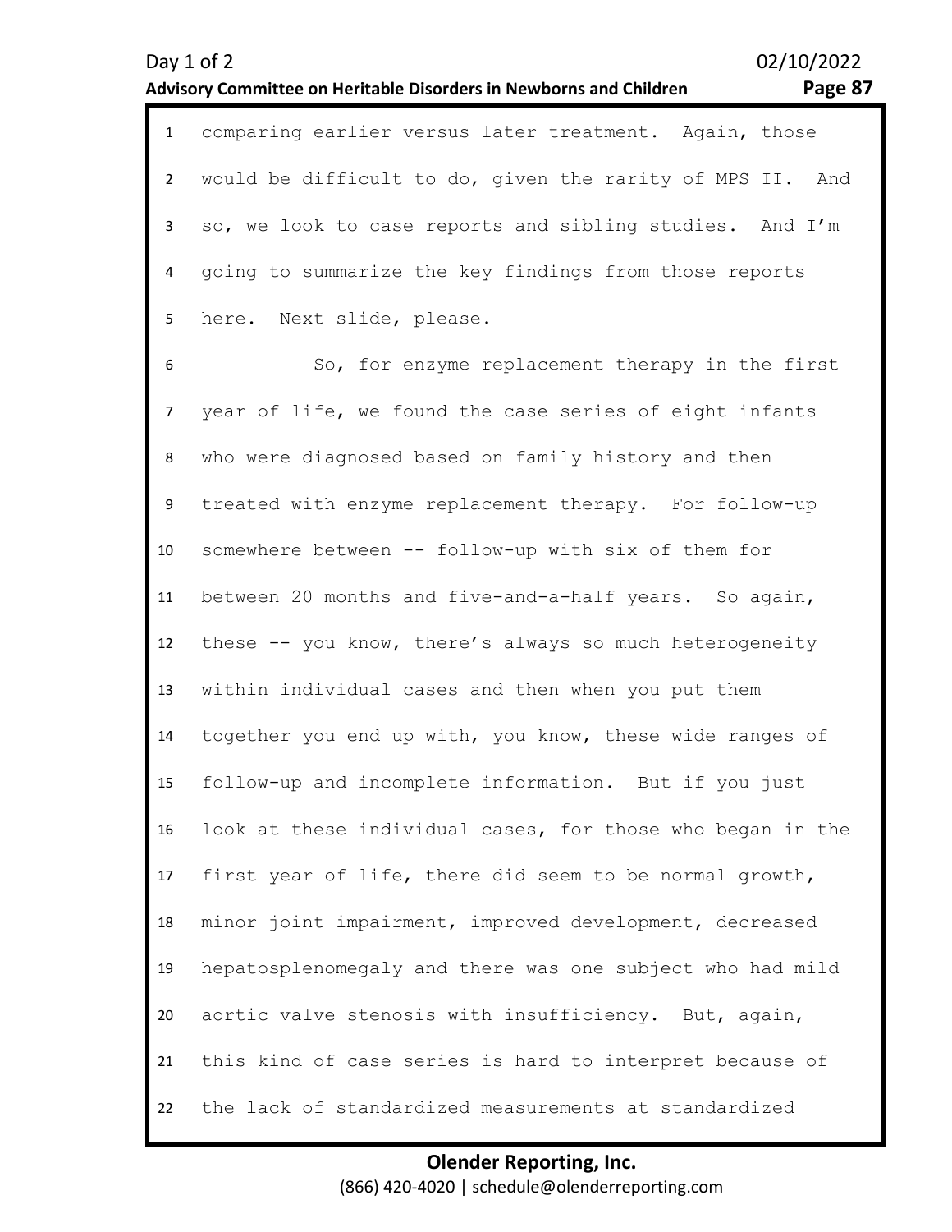comparing earlier versus later treatment. Again, those would be difficult to do, given the rarity of MPS II. And so, we look to case reports and sibling studies. And I'm going to summarize the key findings from those reports here. Next slide, please.

So, for enzyme replacement therapy in the first year of life, we found the case series of eight infants who were diagnosed based on family history and then treated with enzyme replacement therapy. For follow-up somewhere between -- follow-up with six of them for between 20 months and five-and-a-half years. So again, these -- you know, there's always so much heterogeneity within individual cases and then when you put them together you end up with, you know, these wide ranges of follow-up and incomplete information. But if you just look at these individual cases, for those who began in the first year of life, there did seem to be normal growth, minor joint impairment, improved development, decreased hepatosplenomegaly and there was one subject who had mild aortic valve stenosis with insufficiency. But, again, this kind of case series is hard to interpret because of the lack of standardized measurements at standardized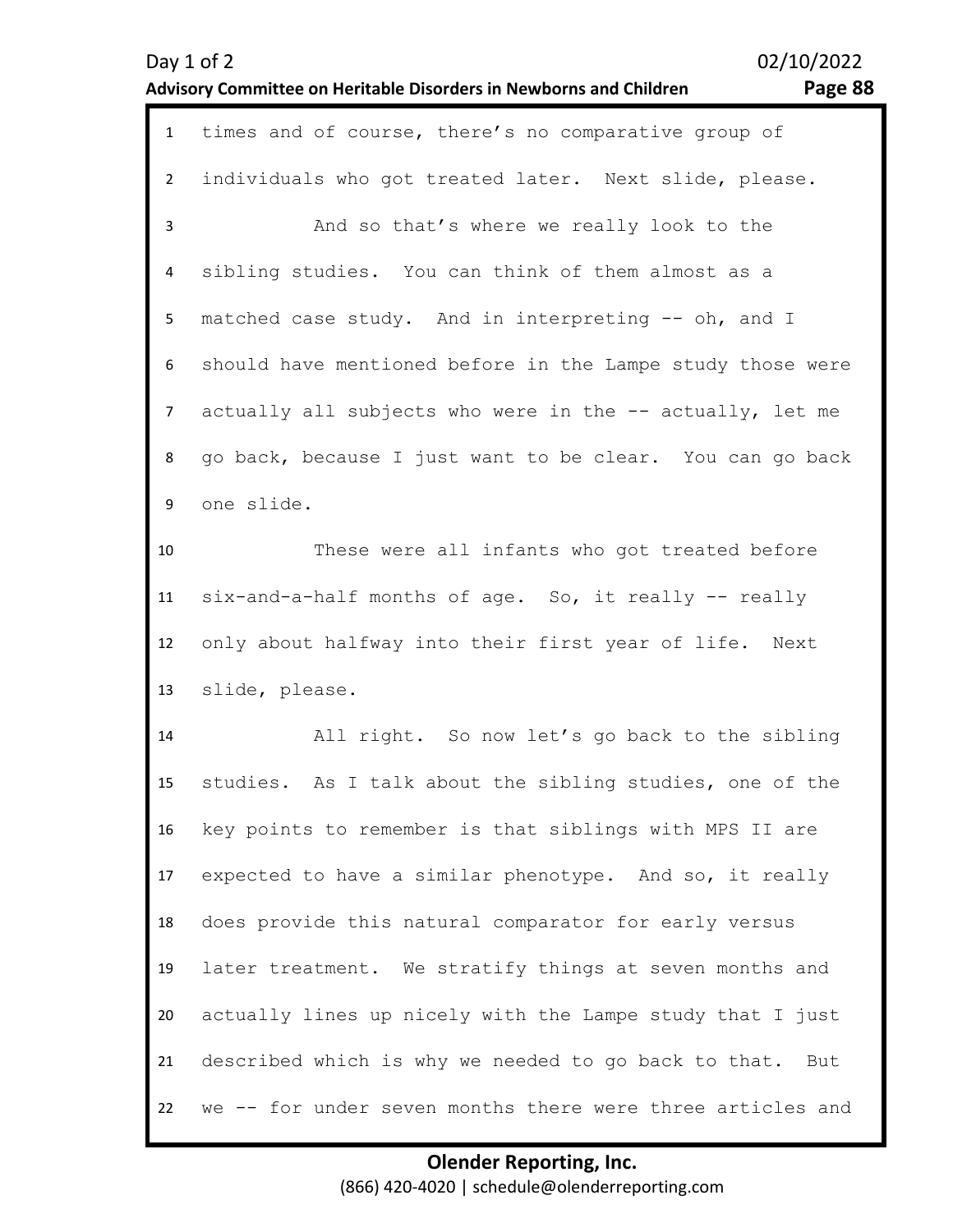times and of course, there's no comparative group of individuals who got treated later. Next slide, please.

And so that's where we really look to the sibling studies. You can think of them almost as a matched case study. And in interpreting -- oh, and I should have mentioned before in the Lampe study those were actually all subjects who were in the -- actually, let me go back, because I just want to be clear. You can go back one slide.

These were all infants who got treated before six-and-a-half months of age. So, it really -- really only about halfway into their first year of life. Next slide, please.

All right. So now let's go back to the sibling studies. As I talk about the sibling studies, one of the key points to remember is that siblings with MPS II are expected to have a similar phenotype. And so, it really does provide this natural comparator for early versus later treatment. We stratify things at seven months and actually lines up nicely with the Lampe study that I just described which is why we needed to go back to that. But we -- for under seven months there were three articles and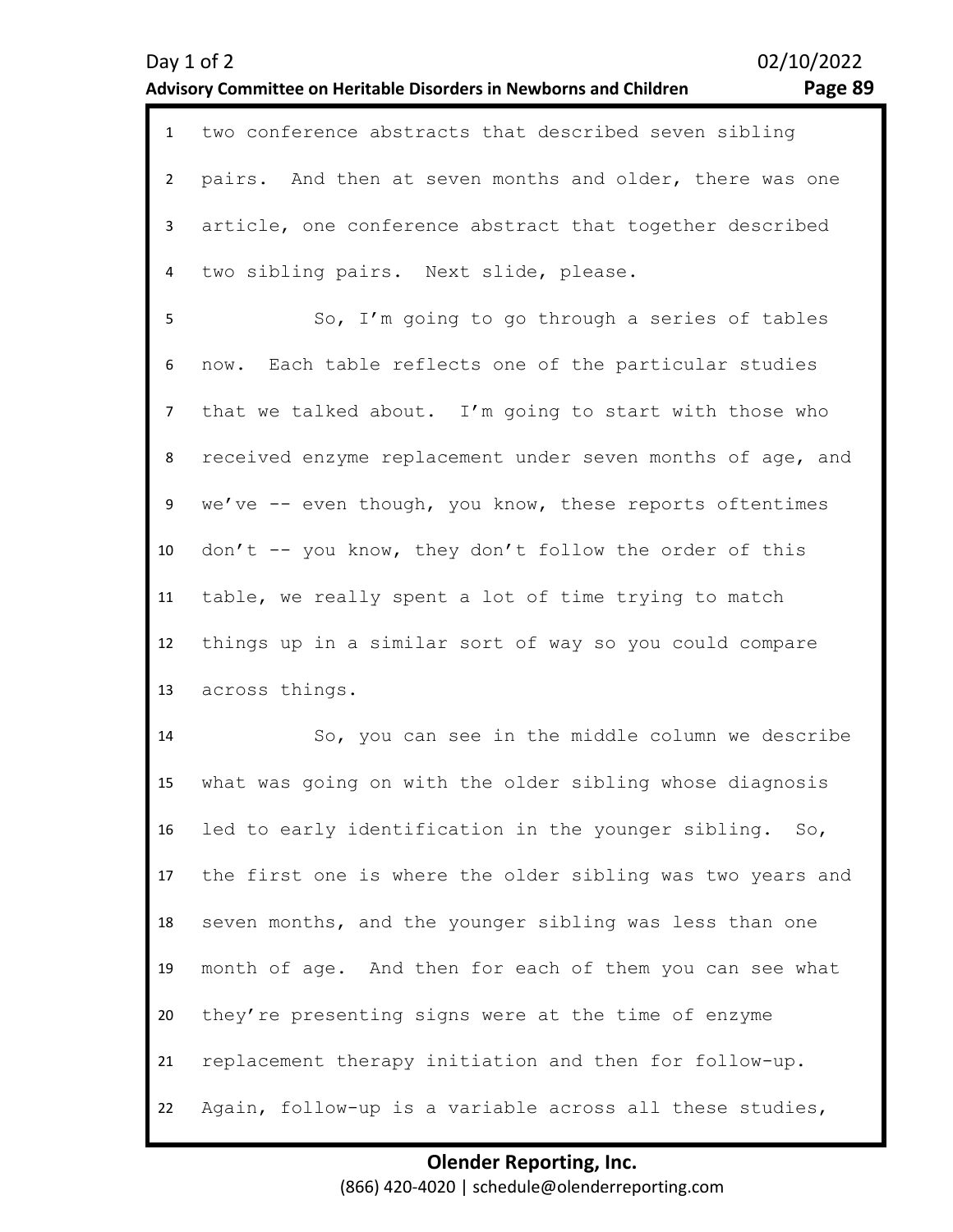two conference abstracts that described seven sibling pairs. And then at seven months and older, there was one article, one conference abstract that together described two sibling pairs. Next slide, please.

So, I'm going to go through a series of tables now. Each table reflects one of the particular studies that we talked about. I'm going to start with those who received enzyme replacement under seven months of age, and we've -- even though, you know, these reports oftentimes don't -- you know, they don't follow the order of this table, we really spent a lot of time trying to match things up in a similar sort of way so you could compare across things.

So, you can see in the middle column we describe what was going on with the older sibling whose diagnosis led to early identification in the younger sibling. So, the first one is where the older sibling was two years and seven months, and the younger sibling was less than one month of age. And then for each of them you can see what they're presenting signs were at the time of enzyme replacement therapy initiation and then for follow-up. Again, follow-up is a variable across all these studies,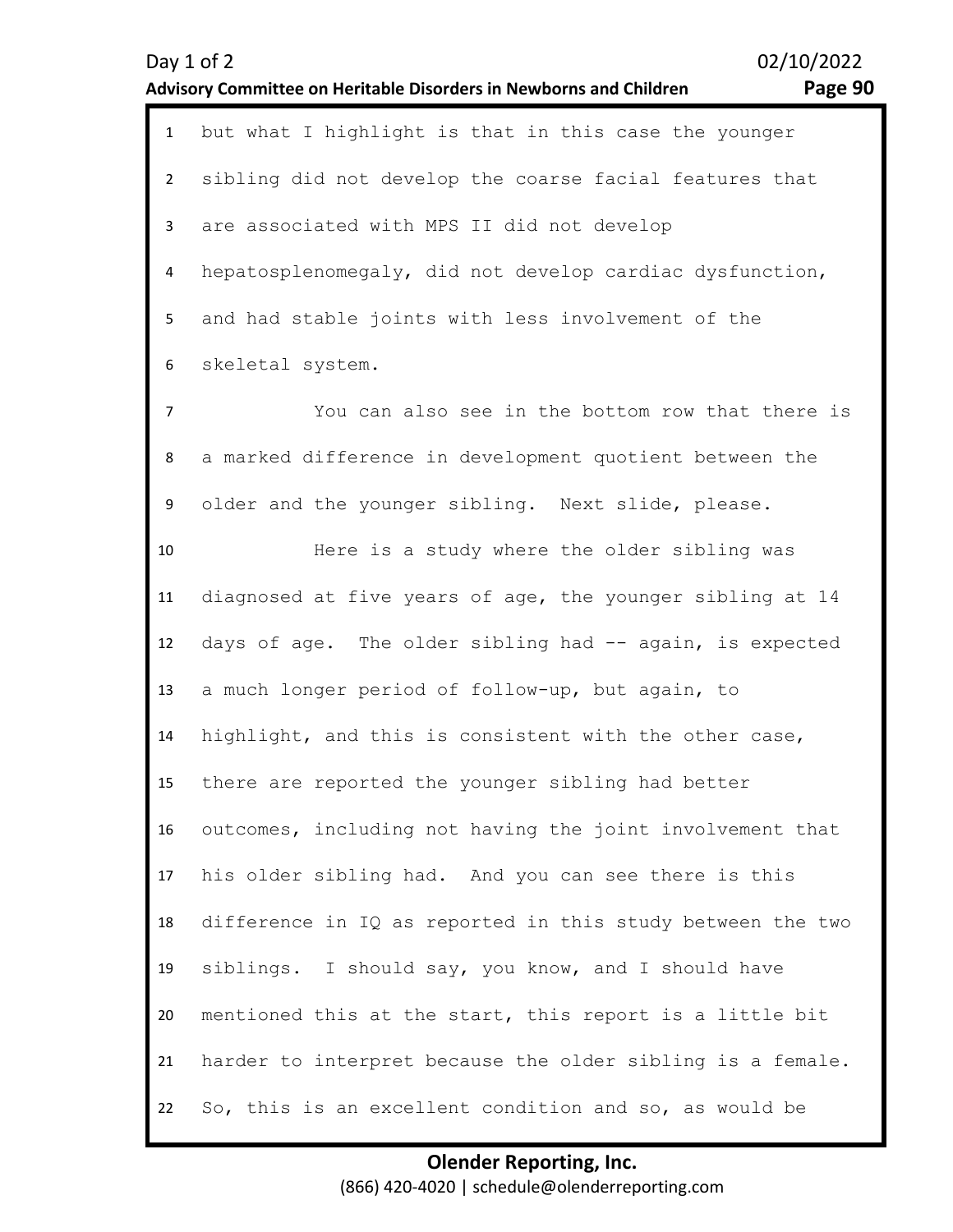but what I highlight is that in this case the younger sibling did not develop the coarse facial features that are associated with MPS II did not develop hepatosplenomegaly, did not develop cardiac dysfunction, and had stable joints with less involvement of the skeletal system.

You can also see in the bottom row that there is a marked difference in development quotient between the older and the younger sibling. Next slide, please.

Here is a study where the older sibling was diagnosed at five years of age, the younger sibling at 14 days of age. The older sibling had -- again, is expected a much longer period of follow-up, but again, to highlight, and this is consistent with the other case, there are reported the younger sibling had better outcomes, including not having the joint involvement that his older sibling had. And you can see there is this difference in IQ as reported in this study between the two siblings. I should say, you know, and I should have mentioned this at the start, this report is a little bit harder to interpret because the older sibling is a female. So, this is an excellent condition and so, as would be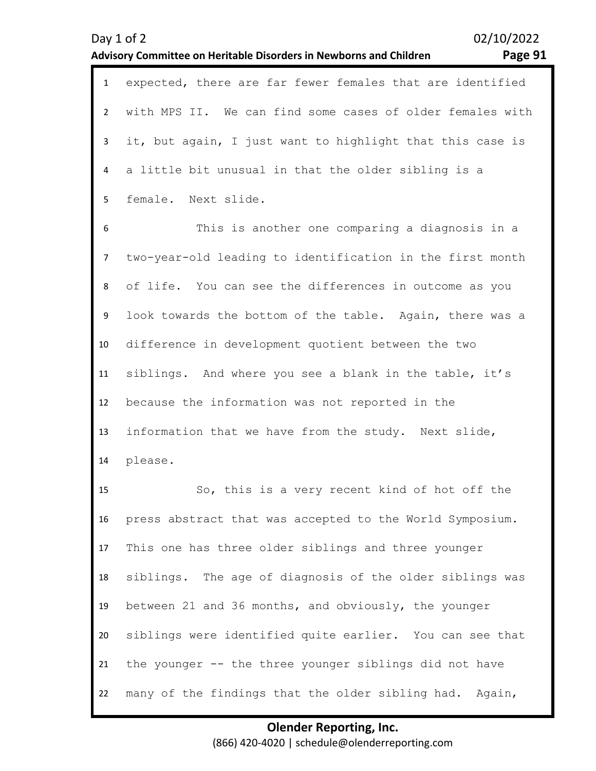expected, there are far fewer females that are identified with MPS II. We can find some cases of older females with it, but again, I just want to highlight that this case is a little bit unusual in that the older sibling is a female. Next slide.

This is another one comparing a diagnosis in a two-year-old leading to identification in the first month of life. You can see the differences in outcome as you look towards the bottom of the table. Again, there was a difference in development quotient between the two siblings. And where you see a blank in the table, it's because the information was not reported in the information that we have from the study. Next slide, please.

So, this is a very recent kind of hot off the press abstract that was accepted to the World Symposium. This one has three older siblings and three younger siblings. The age of diagnosis of the older siblings was between 21 and 36 months, and obviously, the younger siblings were identified quite earlier. You can see that the younger -- the three younger siblings did not have many of the findings that the older sibling had. Again,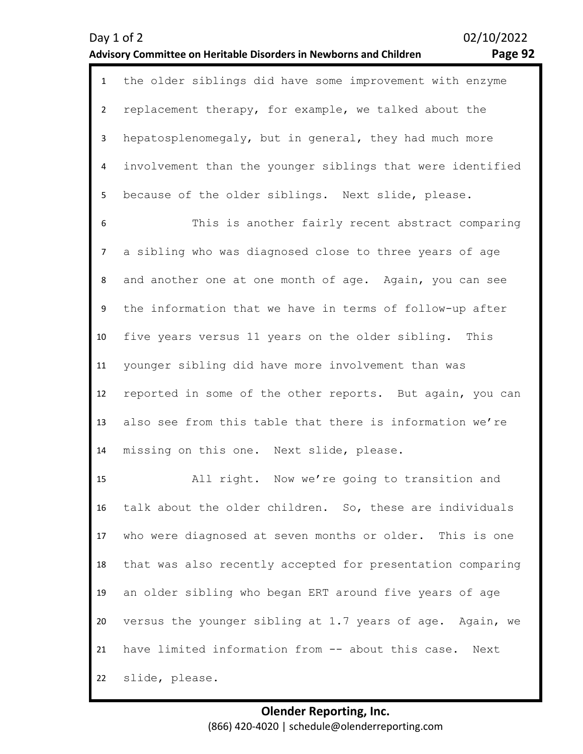the older siblings did have some improvement with enzyme replacement therapy, for example, we talked about the hepatosplenomegaly, but in general, they had much more involvement than the younger siblings that were identified because of the older siblings. Next slide, please.

This is another fairly recent abstract comparing a sibling who was diagnosed close to three years of age and another one at one month of age. Again, you can see the information that we have in terms of follow-up after five years versus 11 years on the older sibling. This younger sibling did have more involvement than was reported in some of the other reports. But again, you can also see from this table that there is information we're missing on this one. Next slide, please.

All right. Now we're going to transition and talk about the older children. So, these are individuals who were diagnosed at seven months or older. This is one that was also recently accepted for presentation comparing an older sibling who began ERT around five years of age versus the younger sibling at 1.7 years of age. Again, we have limited information from -- about this case. Next slide, please.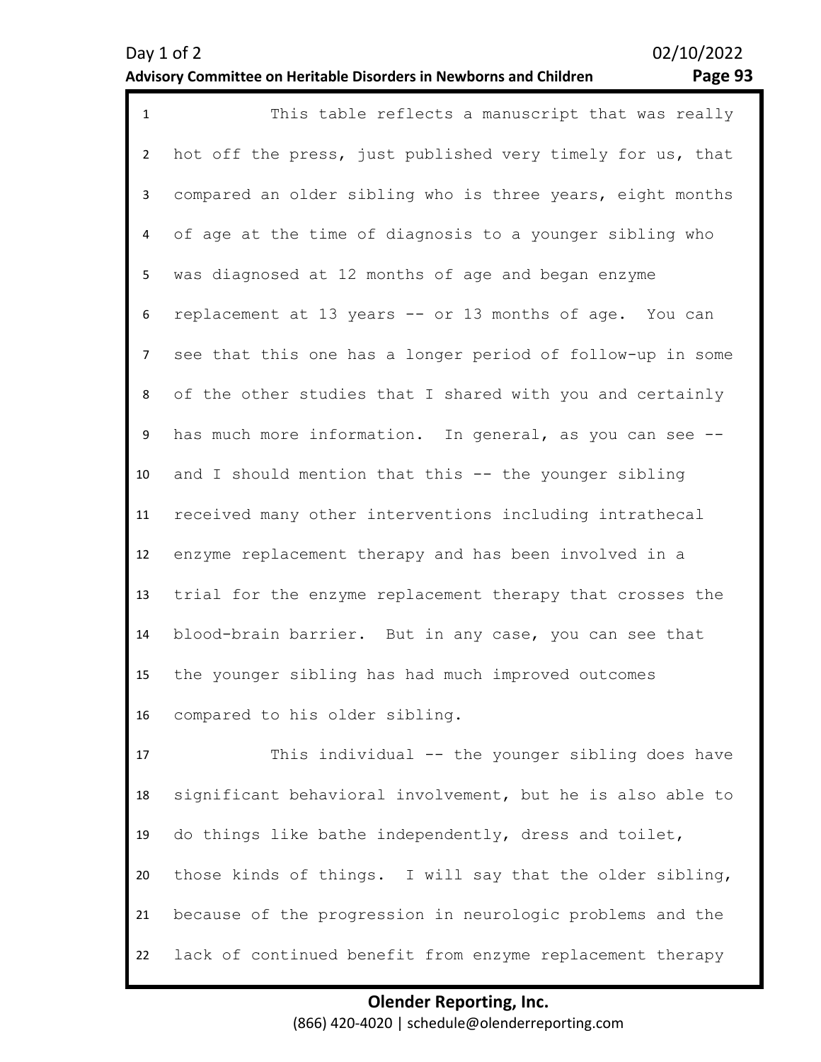This table reflects a manuscript that was really hot off the press, just published very timely for us, that compared an older sibling who is three years, eight months of age at the time of diagnosis to a younger sibling who was diagnosed at 12 months of age and began enzyme replacement at 13 years -- or 13 months of age. You can see that this one has a longer period of follow-up in some of the other studies that I shared with you and certainly has much more information. In general, as you can see -- and I should mention that this -- the younger sibling received many other interventions including intrathecal enzyme replacement therapy and has been involved in a trial for the enzyme replacement therapy that crosses the blood-brain barrier. But in any case, you can see that the younger sibling has had much improved outcomes compared to his older sibling.

This individual -- the younger sibling does have significant behavioral involvement, but he is also able to do things like bathe independently, dress and toilet, those kinds of things. I will say that the older sibling, because of the progression in neurologic problems and the lack of continued benefit from enzyme replacement therapy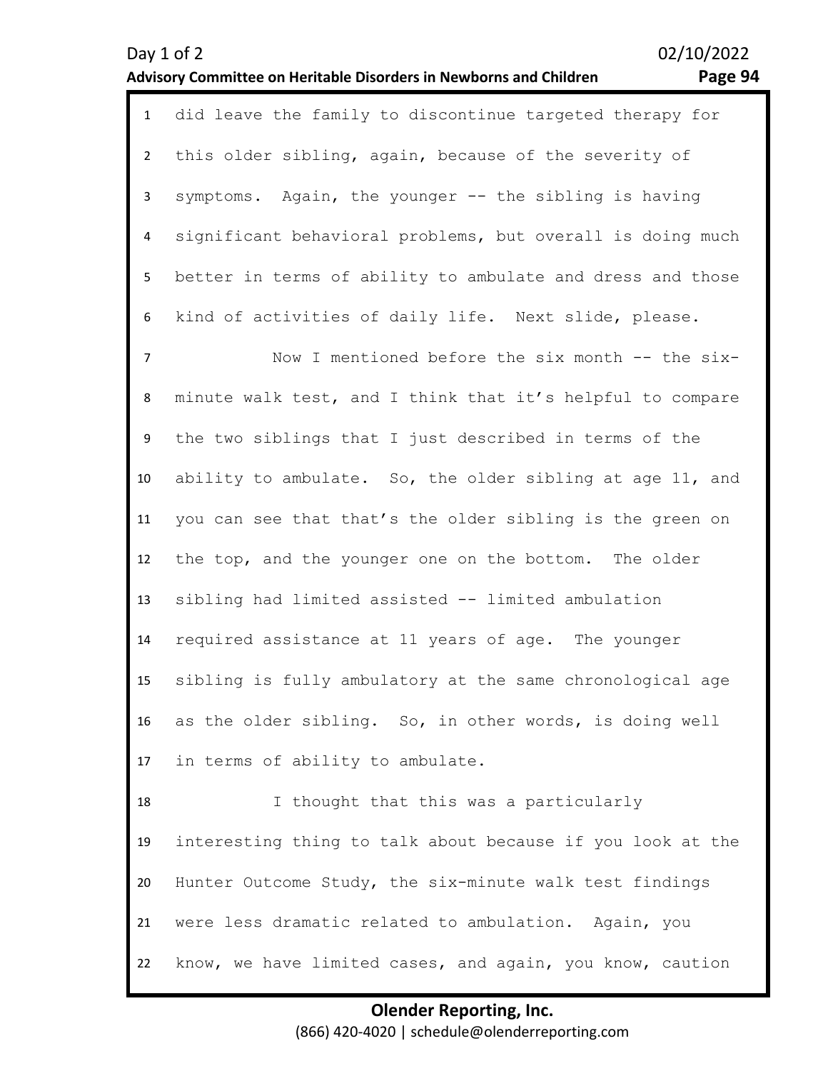did leave the family to discontinue targeted therapy for this older sibling, again, because of the severity of symptoms. Again, the younger -- the sibling is having significant behavioral problems, but overall is doing much better in terms of ability to ambulate and dress and those kind of activities of daily life. Next slide, please.

Now I mentioned before the six month -- the six-minute walk test, and I think that it's helpful to compare the two siblings that I just described in terms of the ability to ambulate. So, the older sibling at age 11, and you can see that that's the older sibling is the green on the top, and the younger one on the bottom. The older sibling had limited assisted -- limited ambulation required assistance at 11 years of age. The younger sibling is fully ambulatory at the same chronological age as the older sibling. So, in other words, is doing well in terms of ability to ambulate.

I thought that this was a particularly interesting thing to talk about because if you look at the Hunter Outcome Study, the six-minute walk test findings were less dramatic related to ambulation. Again, you know, we have limited cases, and again, you know, caution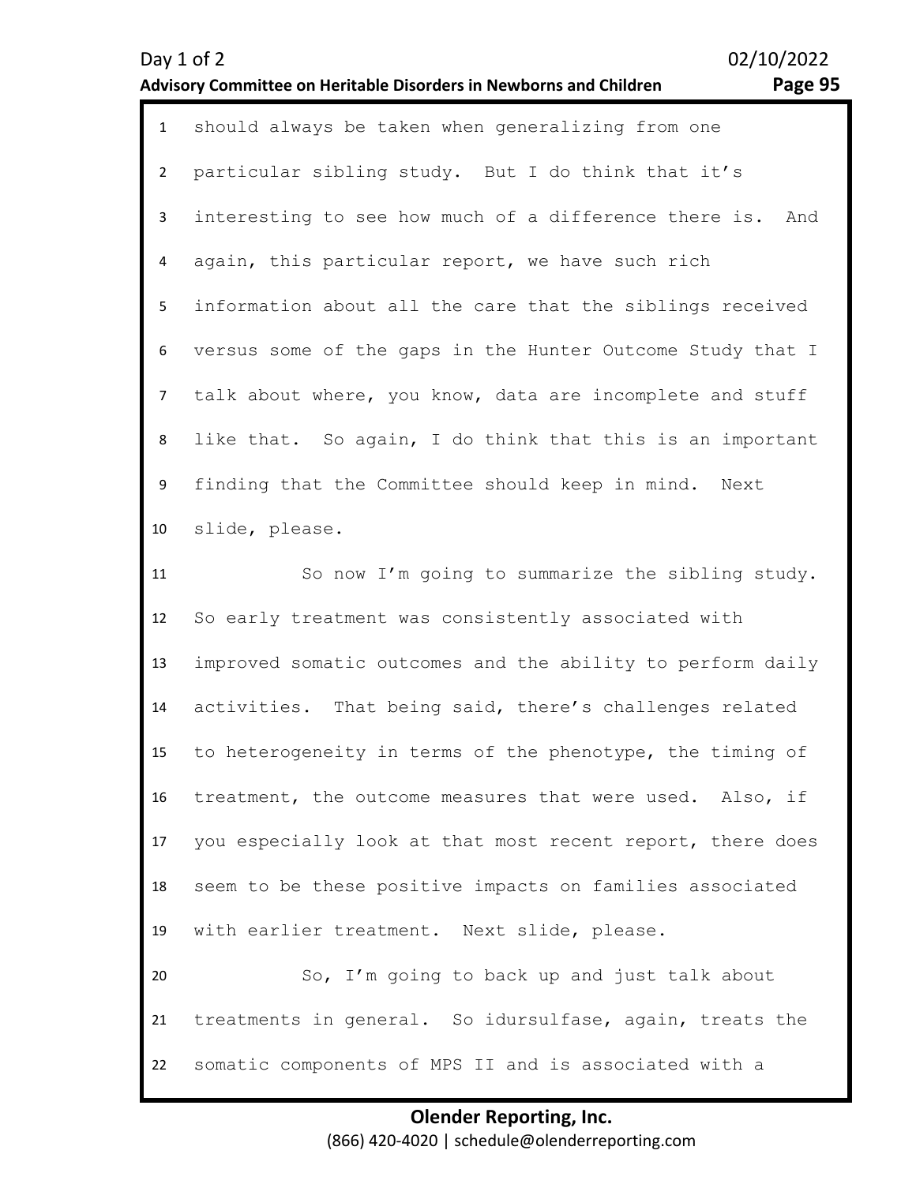should always be taken when generalizing from one particular sibling study. But I do think that it's interesting to see how much of a difference there is. And again, this particular report, we have such rich information about all the care that the siblings received versus some of the gaps in the Hunter Outcome Study that I talk about where, you know, data are incomplete and stuff like that. So again, I do think that this is an important finding that the Committee should keep in mind. Next slide, please.

So now I'm going to summarize the sibling study. So early treatment was consistently associated with improved somatic outcomes and the ability to perform daily activities. That being said, there's challenges related to heterogeneity in terms of the phenotype, the timing of treatment, the outcome measures that were used. Also, if you especially look at that most recent report, there does seem to be these positive impacts on families associated with earlier treatment. Next slide, please.

So, I'm going to back up and just talk about treatments in general. So idursulfase, again, treats the somatic components of MPS II and is associated with a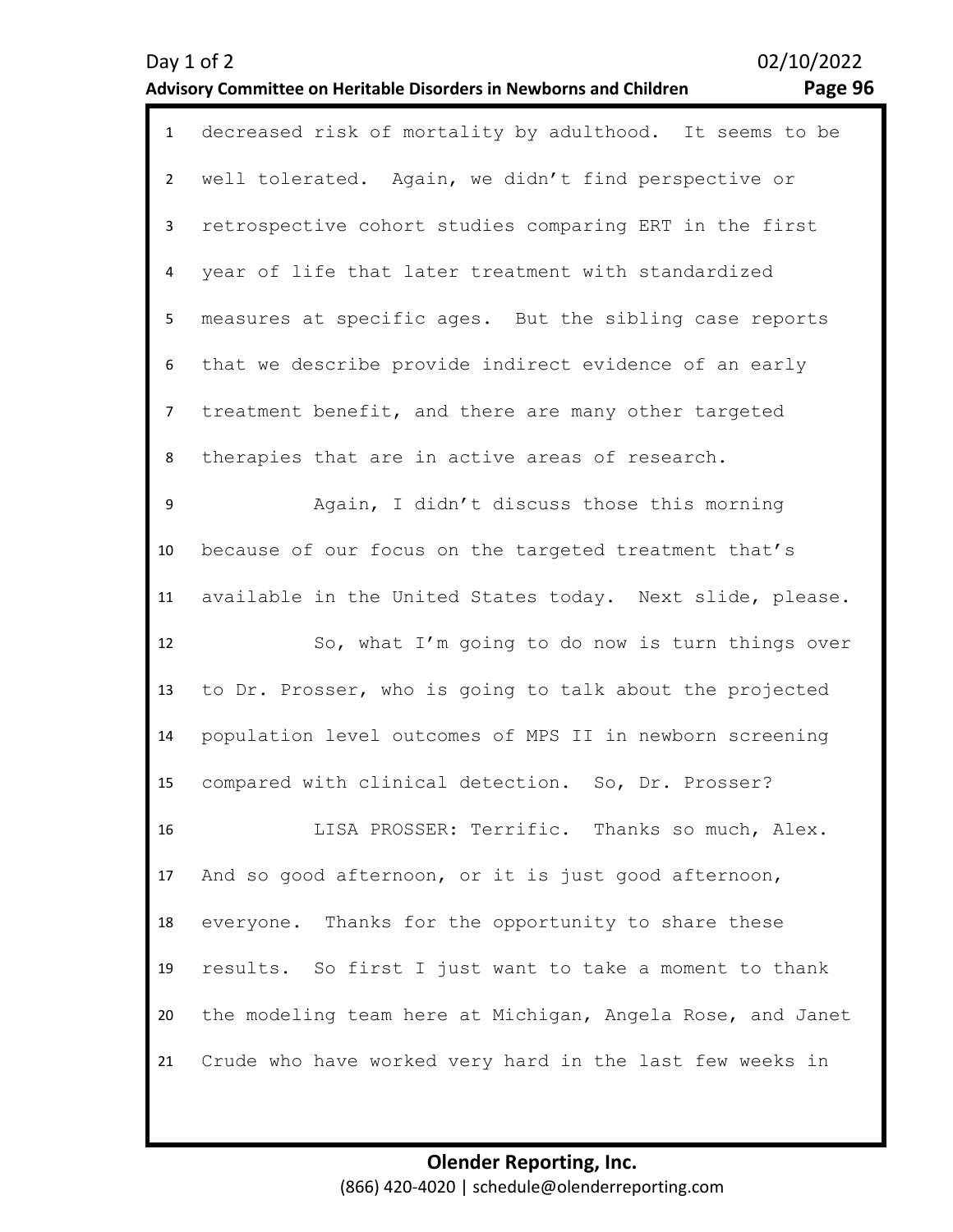decreased risk of mortality by adulthood. It seems to be well tolerated. Again, we didn't find perspective or retrospective cohort studies comparing ERT in the first year of life that later treatment with standardized measures at specific ages. But the sibling case reports that we describe provide indirect evidence of an early treatment benefit, and there are many other targeted therapies that are in active areas of research.

Again, I didn't discuss those this morning because of our focus on the targeted treatment that's available in the United States today. Next slide, please.

So, what I'm going to do now is turn things over to Dr. Prosser, who is going to talk about the projected population level outcomes of MPS II in newborn screening compared with clinical detection. So, Dr. Prosser?

LISA PROSSER: Terrific. Thanks so much, Alex. And so good afternoon, or it is just good afternoon, everyone. Thanks for the opportunity to share these results. So first I just want to take a moment to thank the modeling team here at Michigan, Angela Rose, and Janet Crude who have worked very hard in the last few weeks in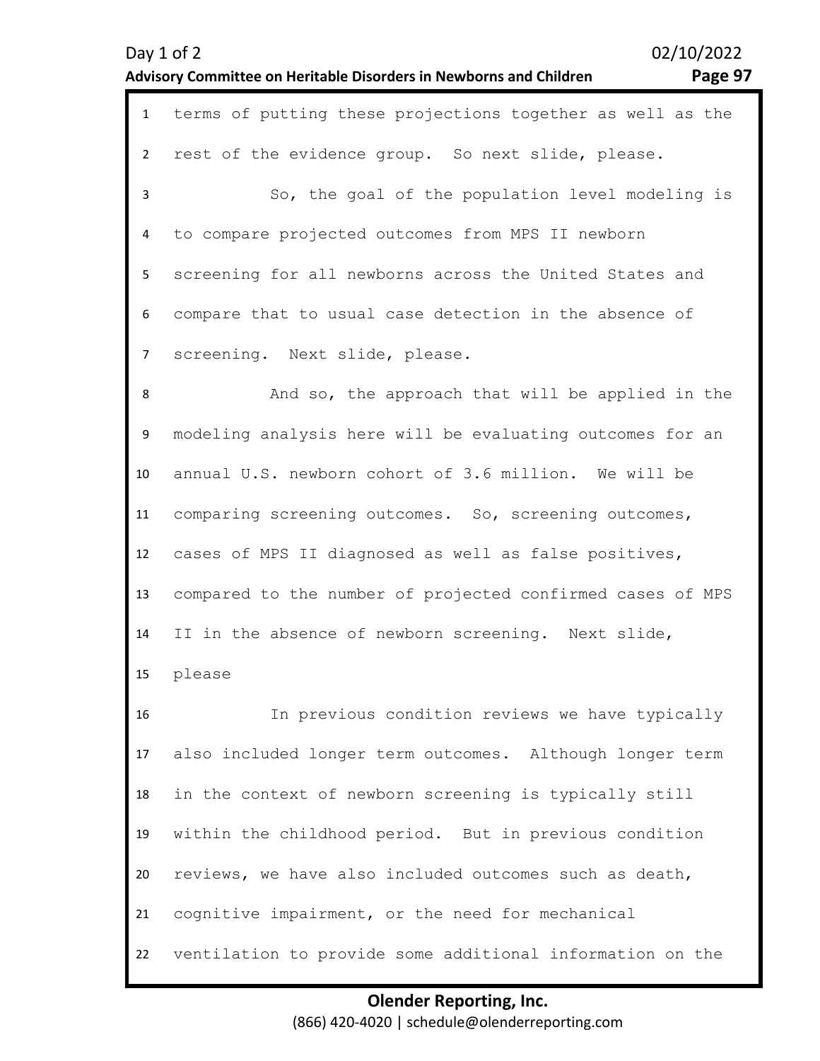terms of putting these projections together as well as the rest of the evidence group. So next slide, please.

So, the goal of the population level modeling is to compare projected outcomes from MPS II newborn screening for all newborns across the United States and compare that to usual case detection in the absence of screening. Next slide, please.

And so, the approach that will be applied in the modeling analysis here will be evaluating outcomes for an annual U.S. newborn cohort of 3.6 million. We will be comparing screening outcomes. So, screening outcomes, cases of MPS II diagnosed as well as false positives, compared to the number of projected confirmed cases of MPS II in the absence of newborn screening. Next slide, please

In previous condition reviews we have typically also included longer term outcomes. Although longer term in the context of newborn screening is typically still within the childhood period. But in previous condition reviews, we have also included outcomes such as death, cognitive impairment, or the need for mechanical ventilation to provide some additional information on the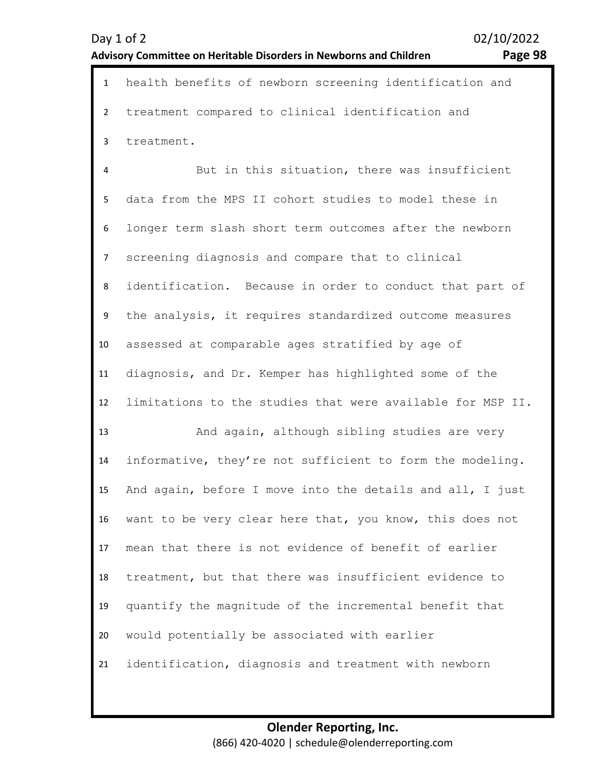health benefits of newborn screening identification and treatment compared to clinical identification and treatment.

But in this situation, there was insufficient data from the MPS II cohort studies to model these in longer term slash short term outcomes after the newborn screening diagnosis and compare that to clinical identification. Because in order to conduct that part of the analysis, it requires standardized outcome measures assessed at comparable ages stratified by age of diagnosis, and Dr. Kemper has highlighted some of the limitations to the studies that were available for MSP II.

And again, although sibling studies are very informative, they're not sufficient to form the modeling. And again, before I move into the details and all, I just want to be very clear here that, you know, this does not mean that there is not evidence of benefit of earlier treatment, but that there was insufficient evidence to quantify the magnitude of the incremental benefit that would potentially be associated with earlier identification, diagnosis and treatment with newborn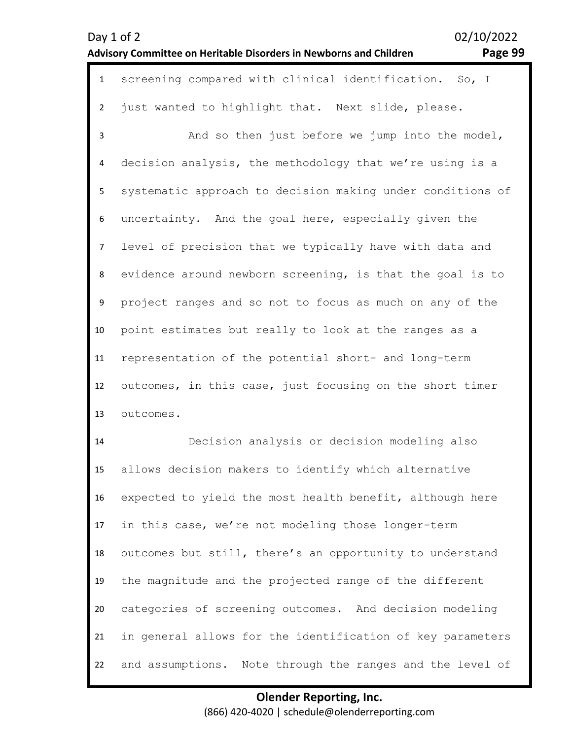screening compared with clinical identification. So, I just wanted to highlight that. Next slide, please.

And so then just before we jump into the model, decision analysis, the methodology that we're using is a systematic approach to decision making under conditions of uncertainty. And the goal here, especially given the level of precision that we typically have with data and evidence around newborn screening, is that the goal is to project ranges and so not to focus as much on any of the point estimates but really to look at the ranges as a representation of the potential short- and long-term outcomes, in this case, just focusing on the short timer outcomes.

Decision analysis or decision modeling also allows decision makers to identify which alternative expected to yield the most health benefit, although here in this case, we're not modeling those longer-term outcomes but still, there's an opportunity to understand the magnitude and the projected range of the different categories of screening outcomes. And decision modeling in general allows for the identification of key parameters and assumptions. Note through the ranges and the level of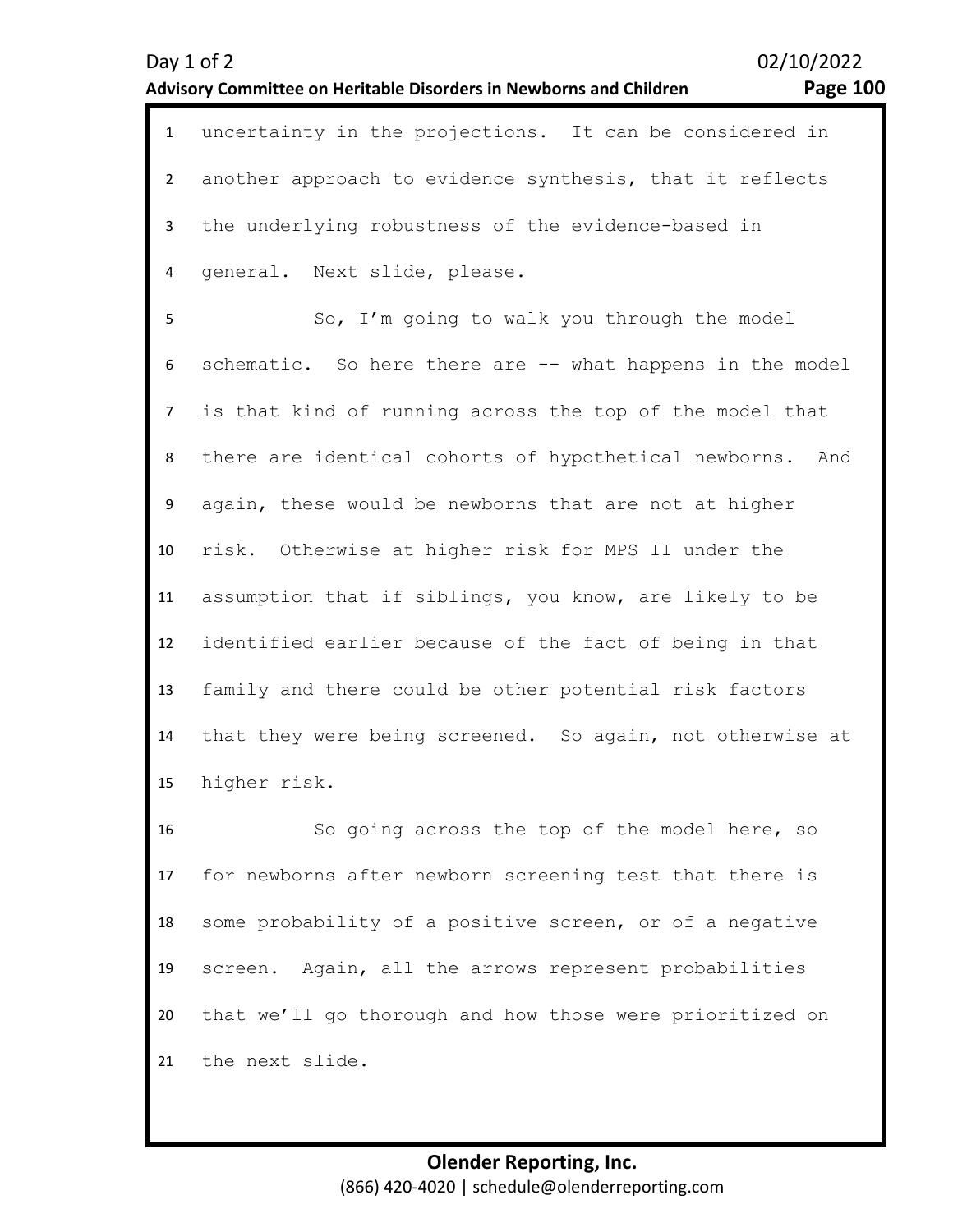uncertainty in the projections. It can be considered in another approach to evidence synthesis, that it reflects the underlying robustness of the evidence-based in general. Next slide, please.

So, I'm going to walk you through the model schematic. So here there are -- what happens in the model is that kind of running across the top of the model that there are identical cohorts of hypothetical newborns. And again, these would be newborns that are not at higher risk. Otherwise at higher risk for MPS II under the assumption that if siblings, you know, are likely to be identified earlier because of the fact of being in that family and there could be other potential risk factors that they were being screened. So again, not otherwise at higher risk.

So going across the top of the model here, so for newborns after newborn screening test that there is some probability of a positive screen, or of a negative screen. Again, all the arrows represent probabilities that we'll go thorough and how those were prioritized on the next slide.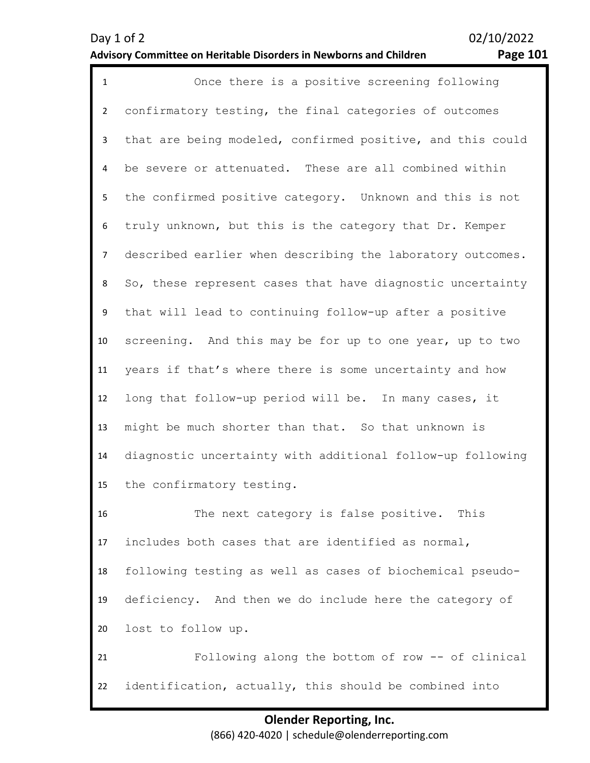Once there is a positive screening following confirmatory testing, the final categories of outcomes that are being modeled, confirmed positive, and this could be severe or attenuated. These are all combined within the confirmed positive category. Unknown and this is not truly unknown, but this is the category that Dr. Kemper described earlier when describing the laboratory outcomes. So, these represent cases that have diagnostic uncertainty that will lead to continuing follow-up after a positive screening. And this may be for up to one year, up to two years if that's where there is some uncertainty and how long that follow-up period will be. In many cases, it might be much shorter than that. So that unknown is diagnostic uncertainty with additional follow-up following the confirmatory testing.

The next category is false positive. This includes both cases that are identified as normal, following testing as well as cases of biochemical pseudo-deficiency. And then we do include here the category of lost to follow up.

Following along the bottom of row -- of clinical identification, actually, this should be combined into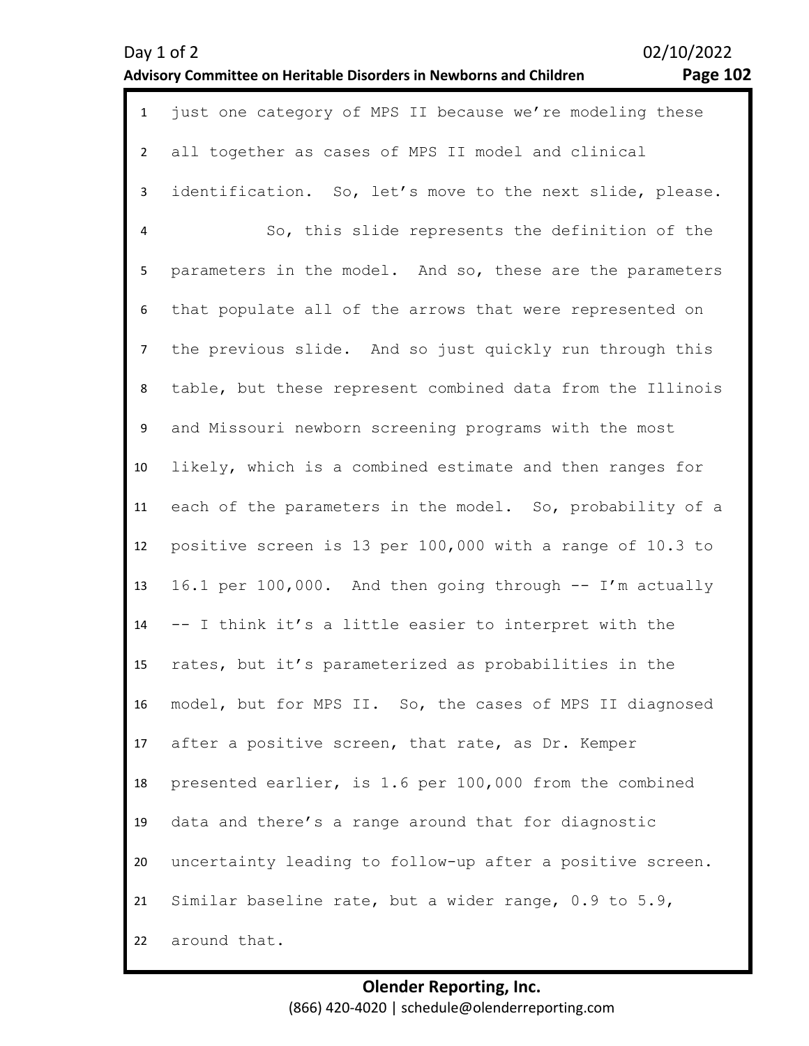just one category of MPS II because we're modeling these all together as cases of MPS II model and clinical identification. So, let's move to the next slide, please.

So, this slide represents the definition of the parameters in the model. And so, these are the parameters that populate all of the arrows that were represented on the previous slide. And so just quickly run through this table, but these represent combined data from the Illinois and Missouri newborn screening programs with the most likely, which is a combined estimate and then ranges for each of the parameters in the model. So, probability of a positive screen is 13 per 100,000 with a range of 10.3 to 16.1 per 100,000. And then going through -- I'm actually -- I think it's a little easier to interpret with the rates, but it's parameterized as probabilities in the model, but for MPS II. So, the cases of MPS II diagnosed after a positive screen, that rate, as Dr. Kemper presented earlier, is 1.6 per 100,000 from the combined data and there's a range around that for diagnostic uncertainty leading to follow-up after a positive screen. Similar baseline rate, but a wider range, 0.9 to 5.9, around that.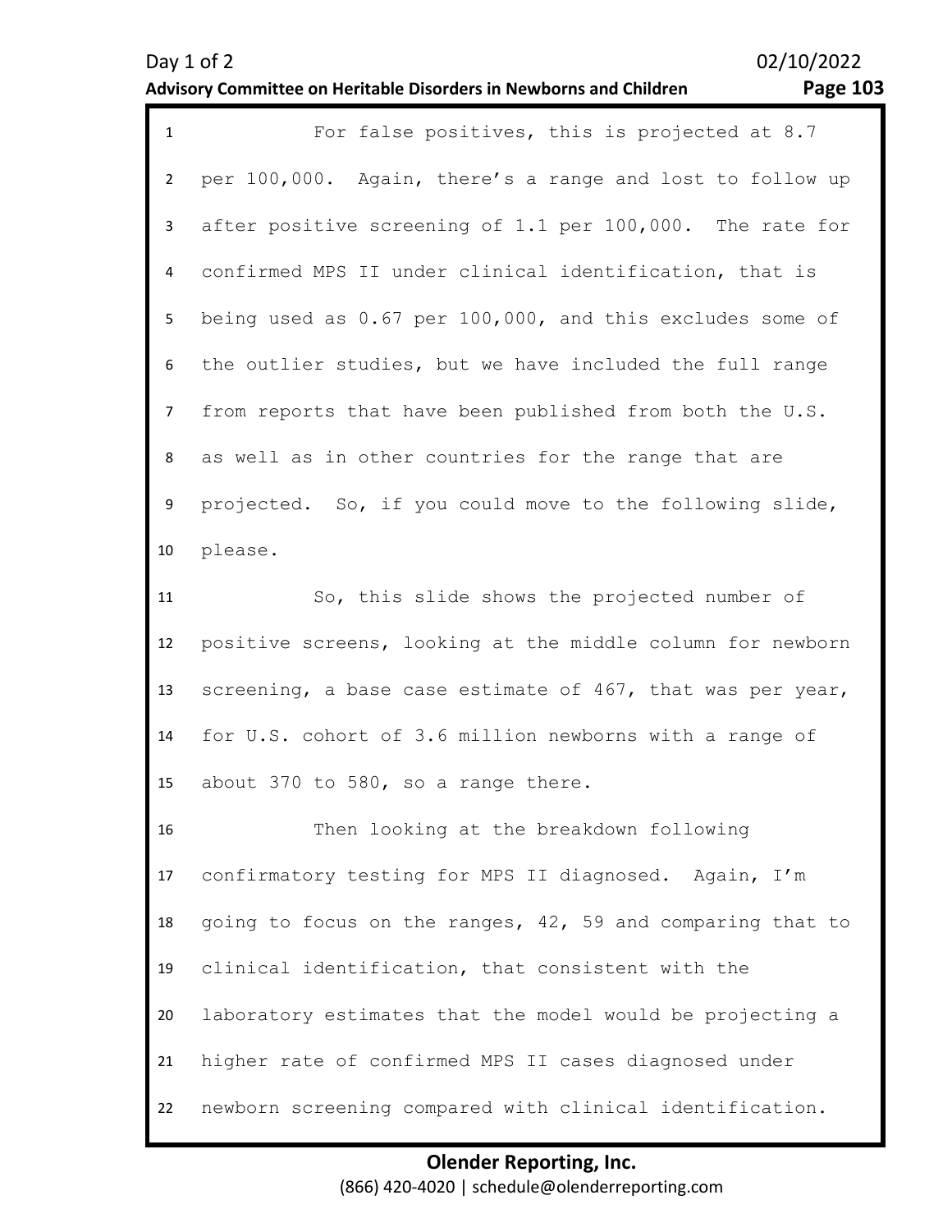For false positives, this is projected at 8.7 per 100,000. Again, there’s a range and lost to follow up after positive screening of 1.1 per 100,000. The rate for confirmed MPS II under clinical identification, that is being used as 0.67 per 100,000, and this excludes some of the outlier studies, but we have included the full range from reports that have been published from both the U.S. as well as in other countries for the range that are projected. So, if you could move to the following slide, please.

So, this slide shows the projected number of positive screens, looking at the middle column for newborn screening, a base case estimate of 467, that was per year, for U.S. cohort of 3.6 million newborns with a range of about 370 to 580, so a range there.

Then looking at the breakdown following confirmatory testing for MPS II diagnosed. Again, I’m going to focus on the ranges, 42, 59 and comparing that to clinical identification, that consistent with the laboratory estimates that the model would be projecting a higher rate of confirmed MPS II cases diagnosed under newborn screening compared with clinical identification.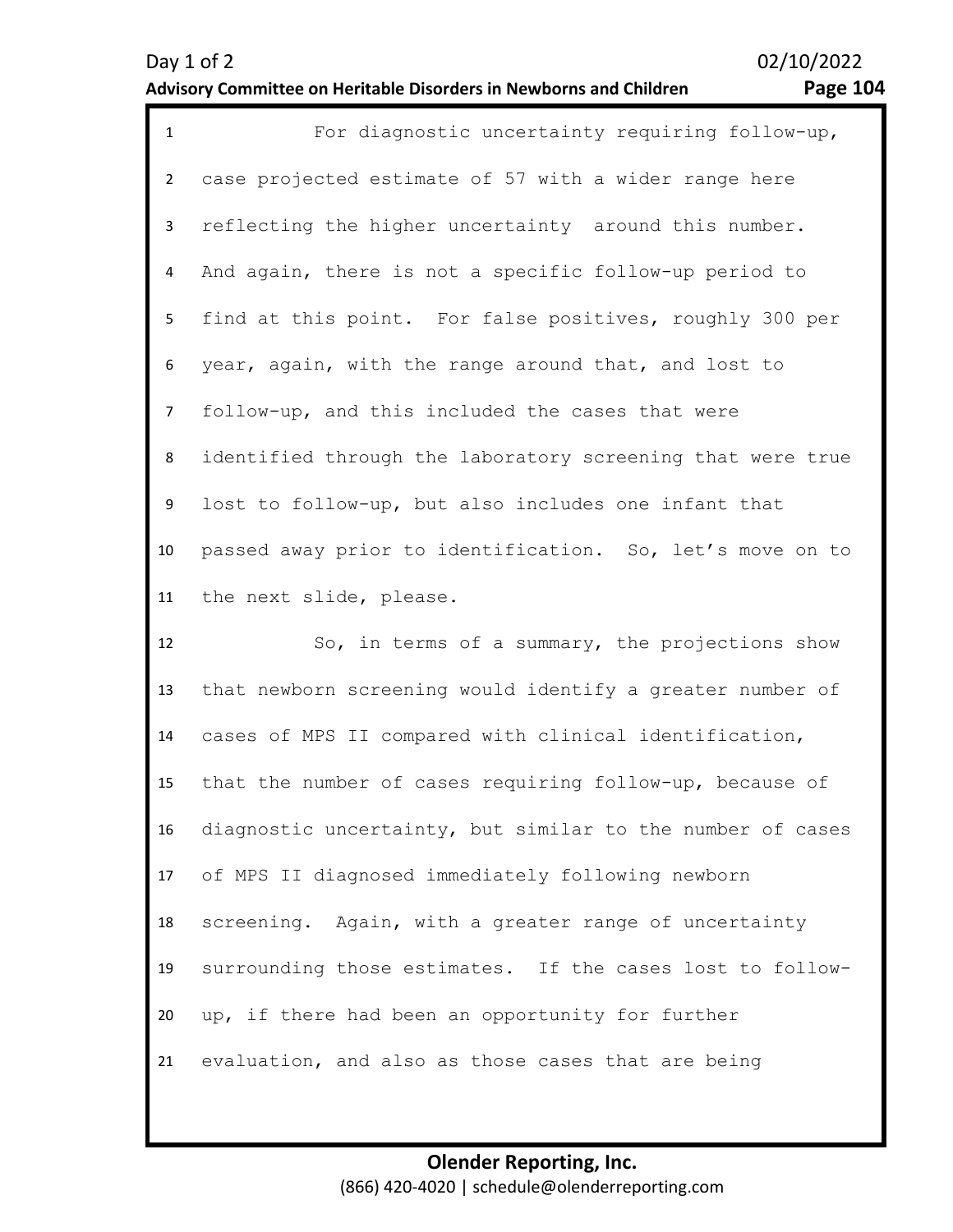For diagnostic uncertainty requiring follow-up, case projected estimate of 57 with a wider range here reflecting the higher uncertainty around this number. And again, there is not a specific follow-up period to find at this point. For false positives, roughly 300 per year, again, with the range around that, and lost to follow-up, and this included the cases that were identified through the laboratory screening that were true lost to follow-up, but also includes one infant that passed away prior to identification. So, let's move on to the next slide, please.

So, in terms of a summary, the projections show that newborn screening would identify a greater number of cases of MPS II compared with clinical identification, that the number of cases requiring follow-up, because of diagnostic uncertainty, but similar to the number of cases of MPS II diagnosed immediately following newborn screening. Again, with a greater range of uncertainty surrounding those estimates. If the cases lost to follow-up, if there had been an opportunity for further evaluation, and also as those cases that are being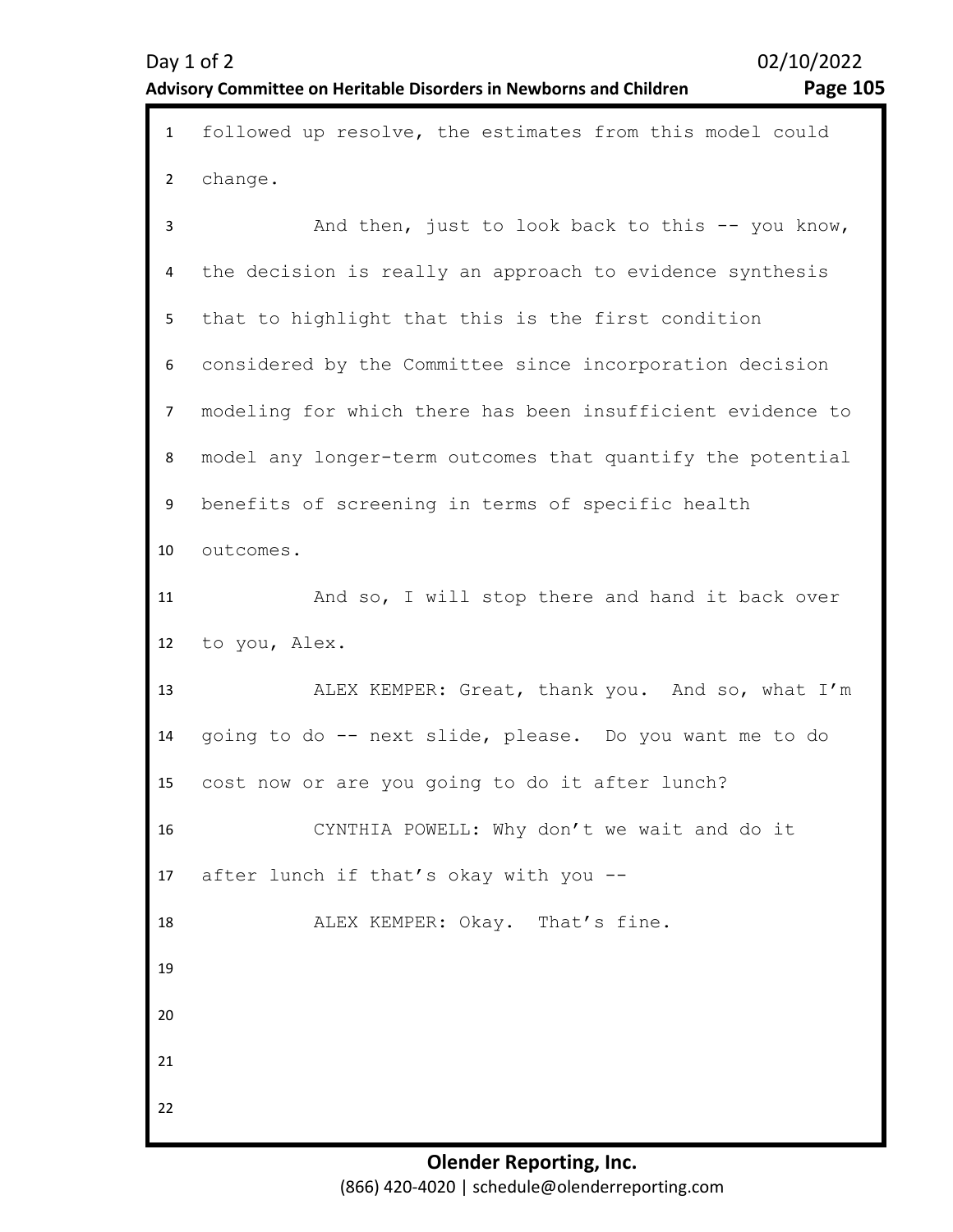followed up resolve, the estimates from this model could change.

And then, just to look back to this -- you know, the decision is really an approach to evidence synthesis that to highlight that this is the first condition considered by the Committee since incorporation decision modeling for which there has been insufficient evidence to model any longer-term outcomes that quantify the potential benefits of screening in terms of specific health outcomes.

And so, I will stop there and hand it back over to you, Alex.

ALEX KEMPER: Great, thank you. And so, what I'm going to do -- next slide, please. Do you want me to do cost now or are you going to do it after lunch?

CYNTHIA POWELL: Why don't we wait and do it after lunch if that's okay with you --

ALEX KEMPER: Okay. That's fine.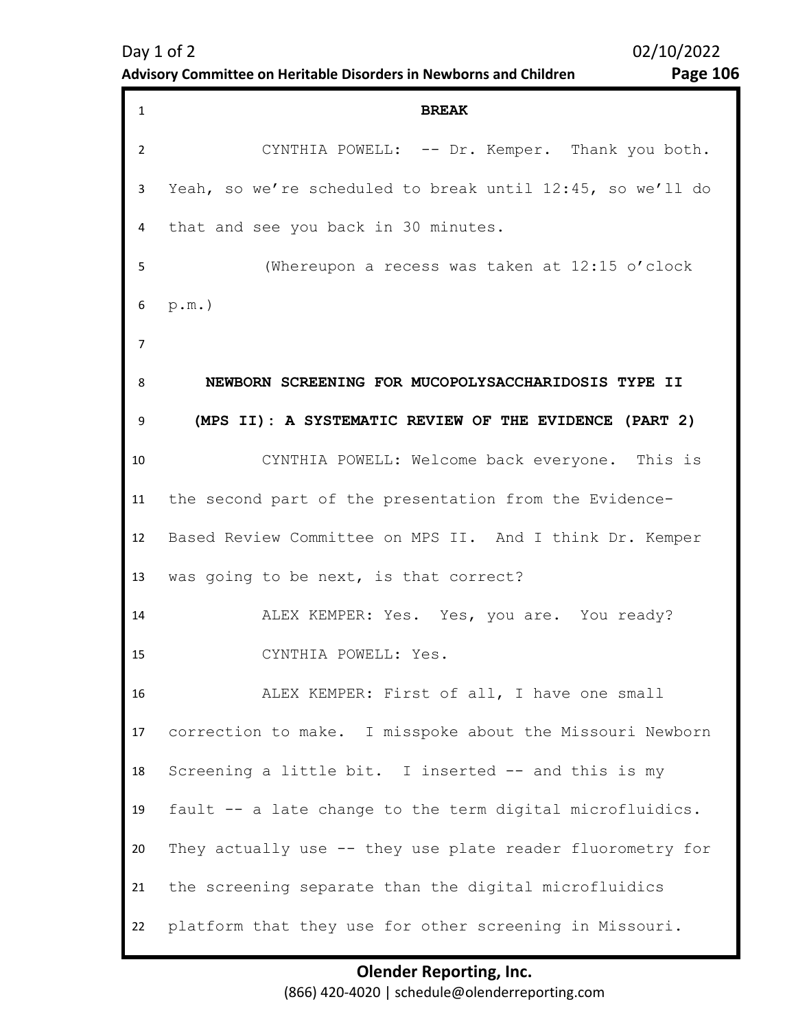**BREAK**

CYNTHIA POWELL: -- Dr. Kemper. Thank you both. Yeah, so we're scheduled to break until 12:45, so we'll do that and see you back in 30 minutes.

(Whereupon a recess was taken at 12:15 o'clock p.m.)

## NEWBORN SCREENING FOR MUCOPOLYSACCHARIDOSIS TYPE II (MPS II): A SYSTEMATIC REVIEW OF THE EVIDENCE (PART 2)

CYNTHIA POWELL: Welcome back everyone. This is the second part of the presentation from the Evidence-Based Review Committee on MPS II. And I think Dr. Kemper was going to be next, is that correct?

ALEX KEMPER: Yes. Yes, you are. You ready?

CYNTHIA POWELL: Yes.

ALEX KEMPER: First of all, I have one small correction to make. I misspoke about the Missouri Newborn Screening a little bit. I inserted -- and this is my fault -- a late change to the term digital microfluidics. They actually use -- they use plate reader fluorometry for the screening separate than the digital microfluidics platform that they use for other screening in Missouri.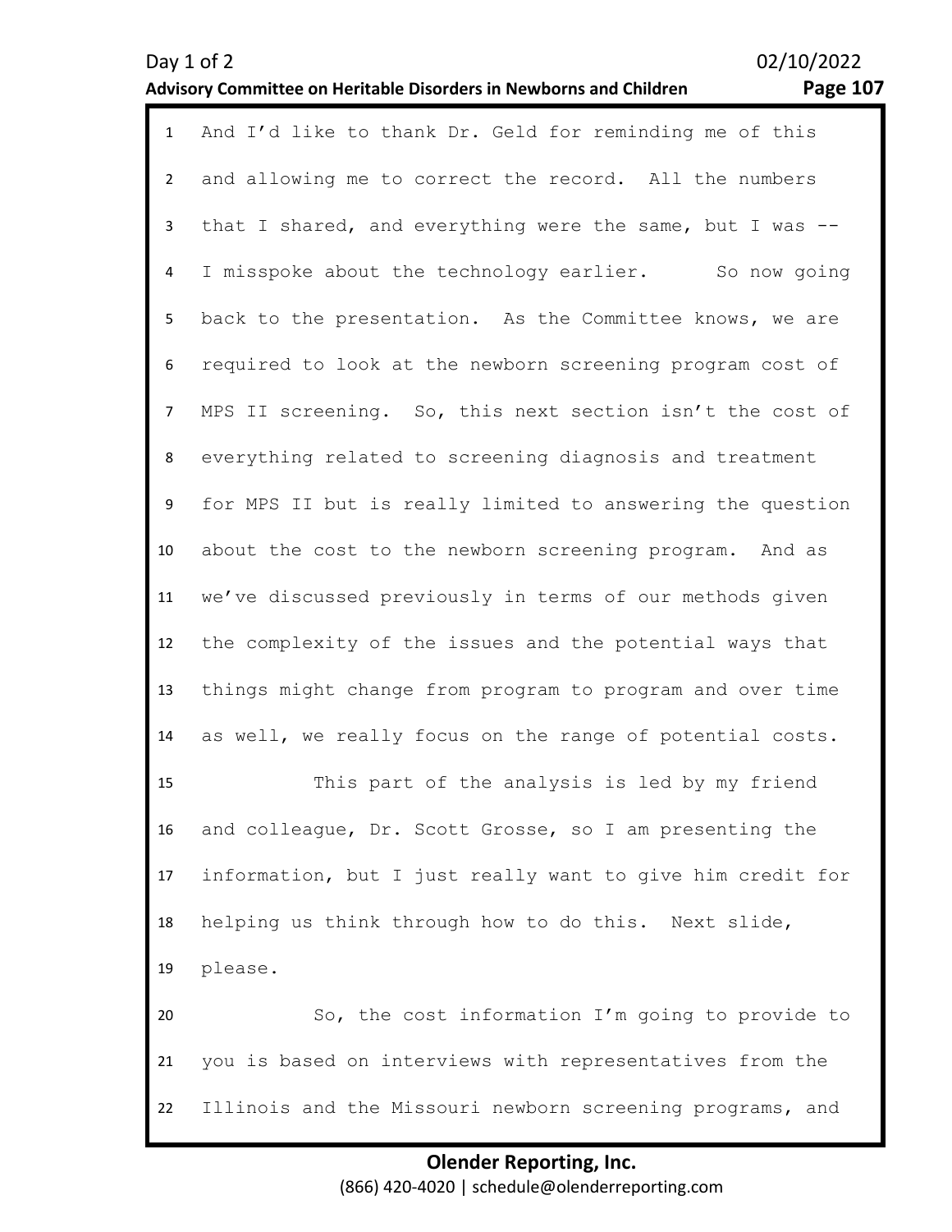And I'd like to thank Dr. Geld for reminding me of this and allowing me to correct the record. All the numbers that I shared, and everything were the same, but I was -- I misspoke about the technology earlier. So now going back to the presentation. As the Committee knows, we are required to look at the newborn screening program cost of MPS II screening. So, this next section isn't the cost of everything related to screening diagnosis and treatment for MPS II but is really limited to answering the question about the cost to the newborn screening program. And as we've discussed previously in terms of our methods given the complexity of the issues and the potential ways that things might change from program to program and over time as well, we really focus on the range of potential costs.

This part of the analysis is led by my friend and colleague, Dr. Scott Grosse, so I am presenting the information, but I just really want to give him credit for helping us think through how to do this. Next slide, please.

So, the cost information I'm going to provide to you is based on interviews with representatives from the Illinois and the Missouri newborn screening programs, and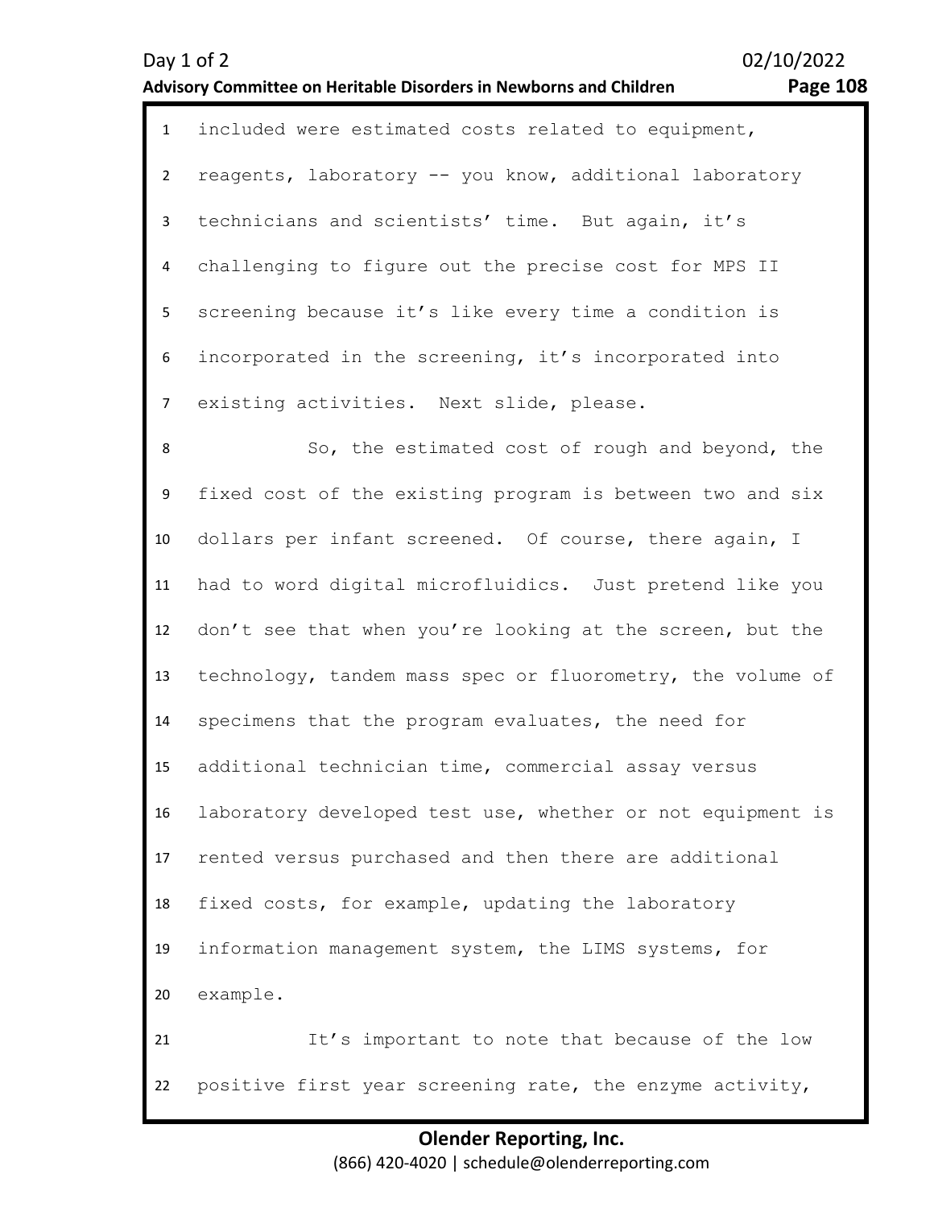included were estimated costs related to equipment, reagents, laboratory -- you know, additional laboratory technicians and scientists' time. But again, it's challenging to figure out the precise cost for MPS II screening because it's like every time a condition is incorporated in the screening, it's incorporated into existing activities. Next slide, please.

So, the estimated cost of rough and beyond, the fixed cost of the existing program is between two and six dollars per infant screened. Of course, there again, I had to word digital microfluidics. Just pretend like you don't see that when you're looking at the screen, but the technology, tandem mass spec or fluorometry, the volume of specimens that the program evaluates, the need for additional technician time, commercial assay versus laboratory developed test use, whether or not equipment is rented versus purchased and then there are additional fixed costs, for example, updating the laboratory information management system, the LIMS systems, for example.

It's important to note that because of the low positive first year screening rate, the enzyme activity,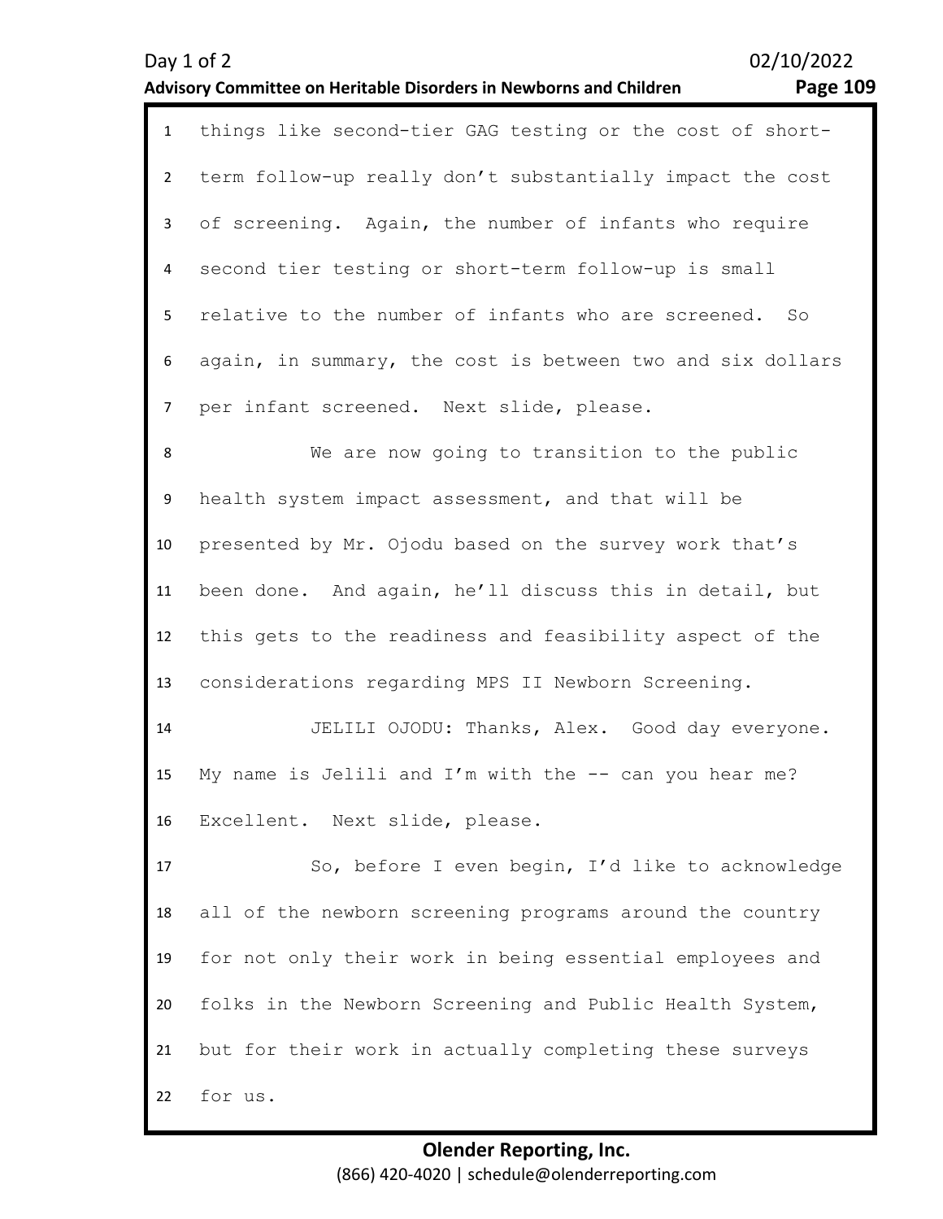things like second-tier GAG testing or the cost of short-term follow-up really don't substantially impact the cost of screening. Again, the number of infants who require second tier testing or short-term follow-up is small relative to the number of infants who are screened. So again, in summary, the cost is between two and six dollars per infant screened. Next slide, please.

We are now going to transition to the public health system impact assessment, and that will be presented by Mr. Ojodu based on the survey work that's been done. And again, he'll discuss this in detail, but this gets to the readiness and feasibility aspect of the considerations regarding MPS II Newborn Screening.

JELILI OJODU: Thanks, Alex. Good day everyone. My name is Jelili and I'm with the -- can you hear me? Excellent. Next slide, please.

So, before I even begin, I'd like to acknowledge all of the newborn screening programs around the country for not only their work in being essential employees and folks in the Newborn Screening and Public Health System, but for their work in actually completing these surveys for us.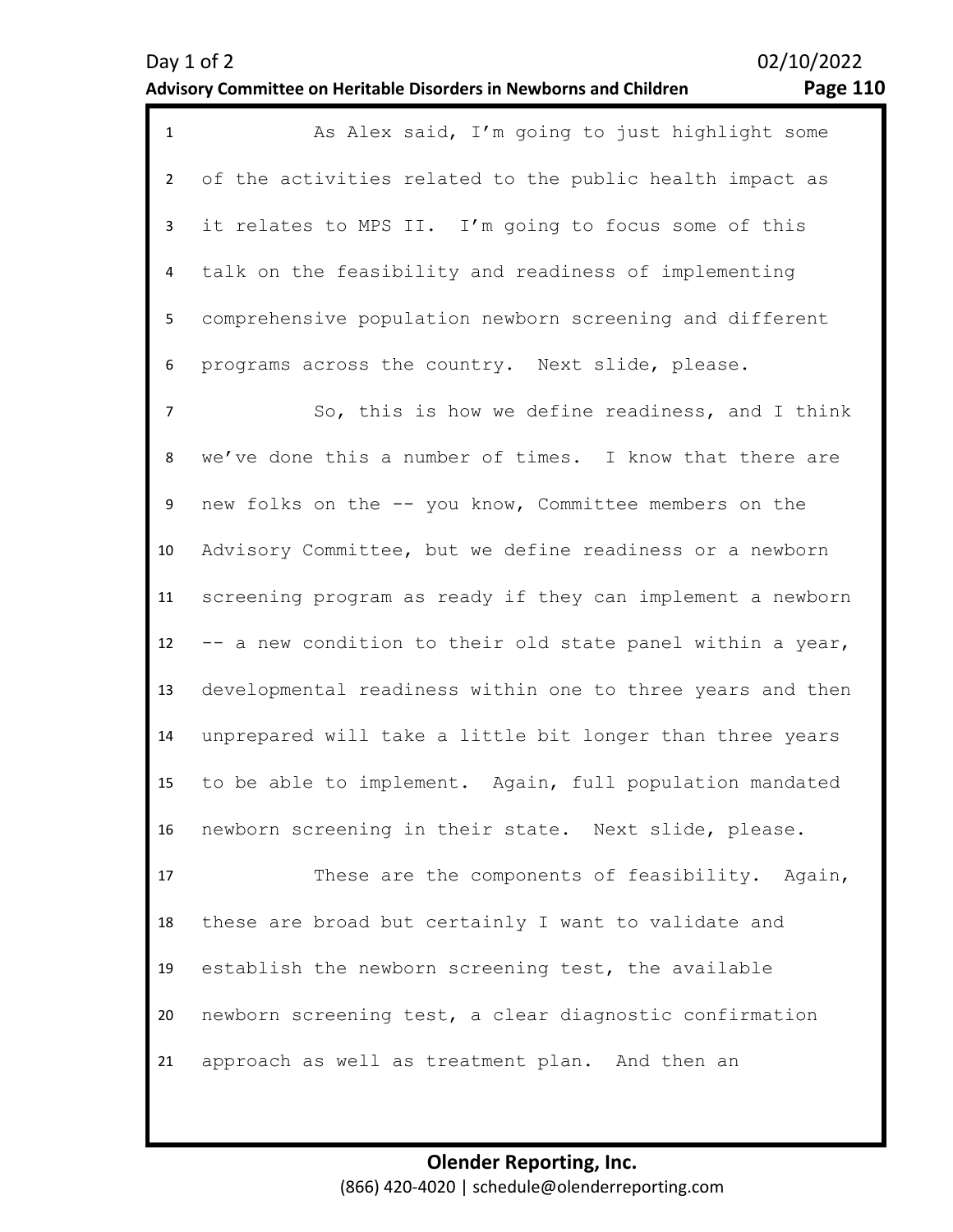As Alex said, I'm going to just highlight some of the activities related to the public health impact as it relates to MPS II. I'm going to focus some of this talk on the feasibility and readiness of implementing comprehensive population newborn screening and different programs across the country. Next slide, please.

So, this is how we define readiness, and I think we've done this a number of times. I know that there are new folks on the -- you know, Committee members on the Advisory Committee, but we define readiness or a newborn screening program as ready if they can implement a newborn -- a new condition to their old state panel within a year, developmental readiness within one to three years and then unprepared will take a little bit longer than three years to be able to implement. Again, full population mandated newborn screening in their state. Next slide, please.

These are the components of feasibility. Again, these are broad but certainly I want to validate and establish the newborn screening test, the available newborn screening test, a clear diagnostic confirmation approach as well as treatment plan. And then an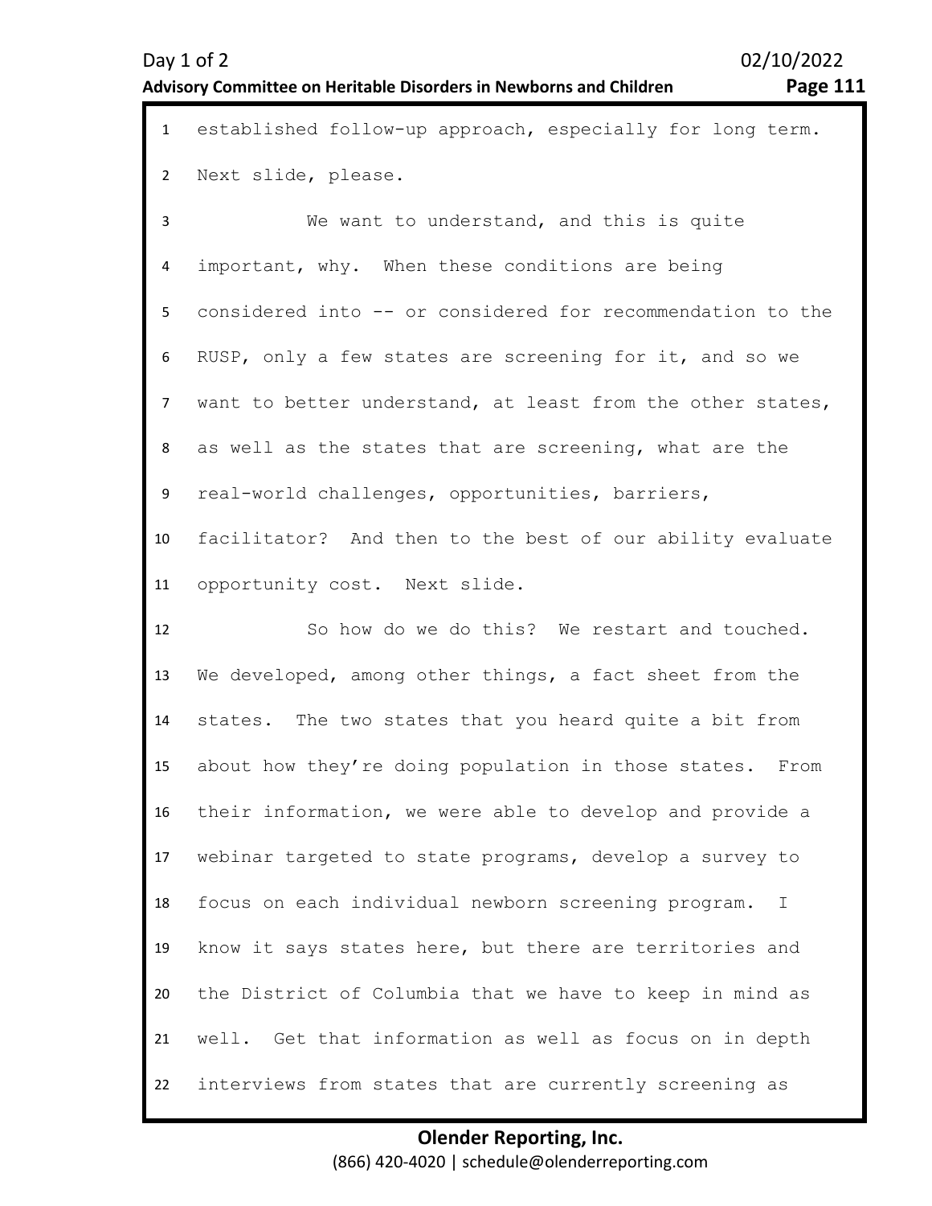established follow-up approach, especially for long term. Next slide, please.

We want to understand, and this is quite important, why. When these conditions are being considered into -- or considered for recommendation to the RUSP, only a few states are screening for it, and so we want to better understand, at least from the other states, as well as the states that are screening, what are the real-world challenges, opportunities, barriers, facilitator? And then to the best of our ability evaluate opportunity cost. Next slide.

So how do we do this? We restart and touched. We developed, among other things, a fact sheet from the states. The two states that you heard quite a bit from about how they're doing population in those states. From their information, we were able to develop and provide a webinar targeted to state programs, develop a survey to focus on each individual newborn screening program. I know it says states here, but there are territories and the District of Columbia that we have to keep in mind as well. Get that information as well as focus on in depth interviews from states that are currently screening as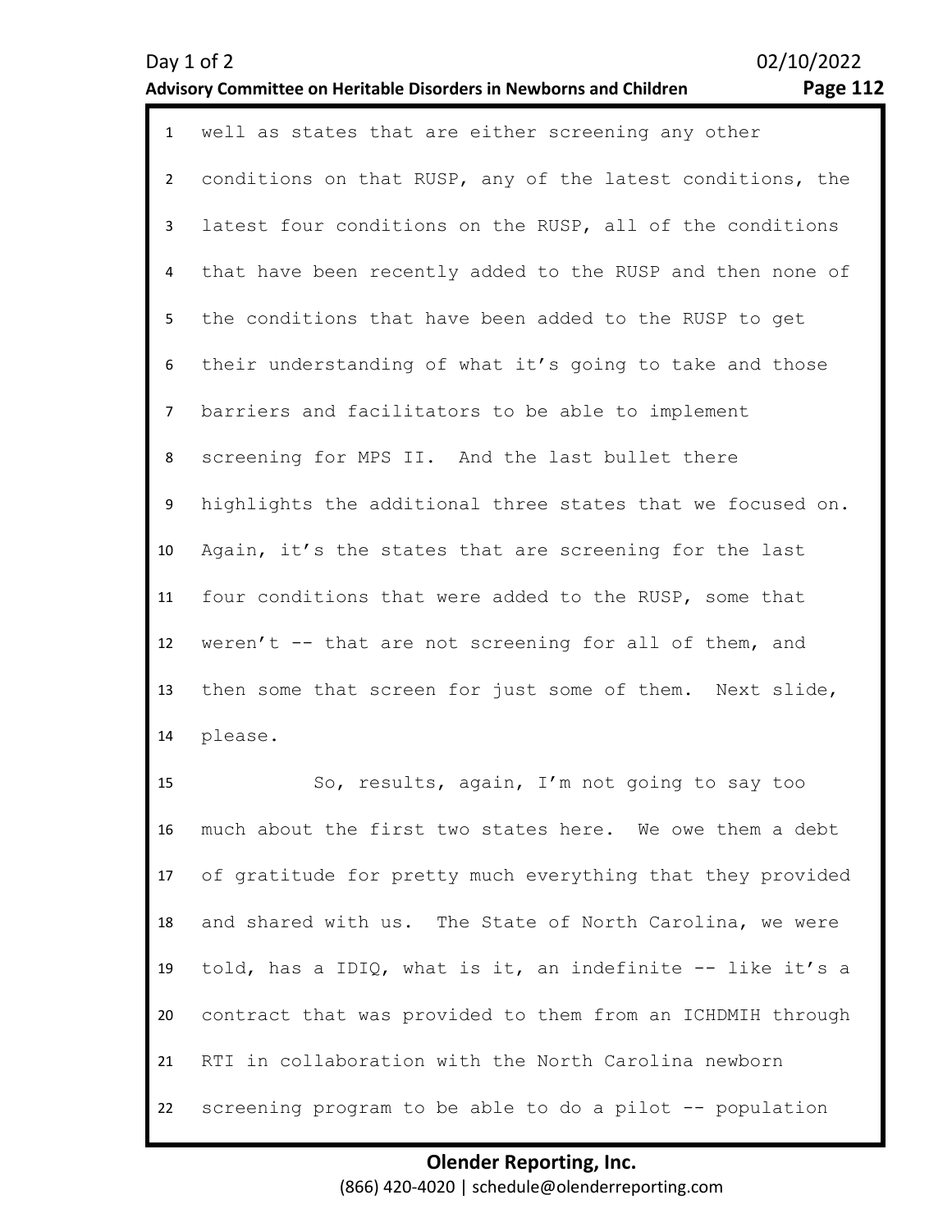well as states that are either screening any other conditions on that RUSP, any of the latest conditions, the latest four conditions on the RUSP, all of the conditions that have been recently added to the RUSP and then none of the conditions that have been added to the RUSP to get their understanding of what it's going to take and those barriers and facilitators to be able to implement screening for MPS II. And the last bullet there highlights the additional three states that we focused on. Again, it's the states that are screening for the last four conditions that were added to the RUSP, some that weren't -- that are not screening for all of them, and then some that screen for just some of them. Next slide, please.

So, results, again, I'm not going to say too much about the first two states here. We owe them a debt of gratitude for pretty much everything that they provided and shared with us. The State of North Carolina, we were told, has a IDIQ, what is it, an indefinite -- like it's a contract that was provided to them from an ICHDMIH through RTI in collaboration with the North Carolina newborn screening program to be able to do a pilot -- population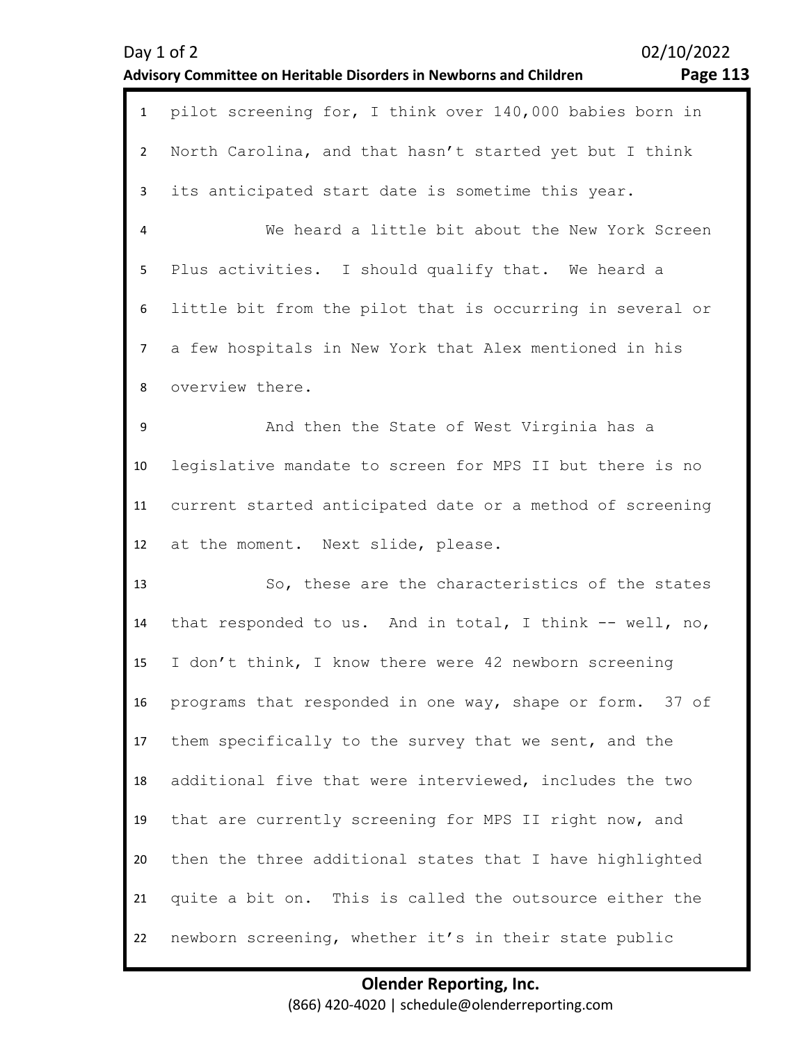pilot screening for, I think over 140,000 babies born in North Carolina, and that hasn't started yet but I think its anticipated start date is sometime this year.

We heard a little bit about the New York Screen Plus activities. I should qualify that. We heard a little bit from the pilot that is occurring in several or a few hospitals in New York that Alex mentioned in his overview there.

And then the State of West Virginia has a legislative mandate to screen for MPS II but there is no current started anticipated date or a method of screening at the moment. Next slide, please.

So, these are the characteristics of the states that responded to us. And in total, I think -- well, no, I don't think, I know there were 42 newborn screening programs that responded in one way, shape or form. 37 of them specifically to the survey that we sent, and the additional five that were interviewed, includes the two that are currently screening for MPS II right now, and then the three additional states that I have highlighted quite a bit on. This is called the outsource either the newborn screening, whether it's in their state public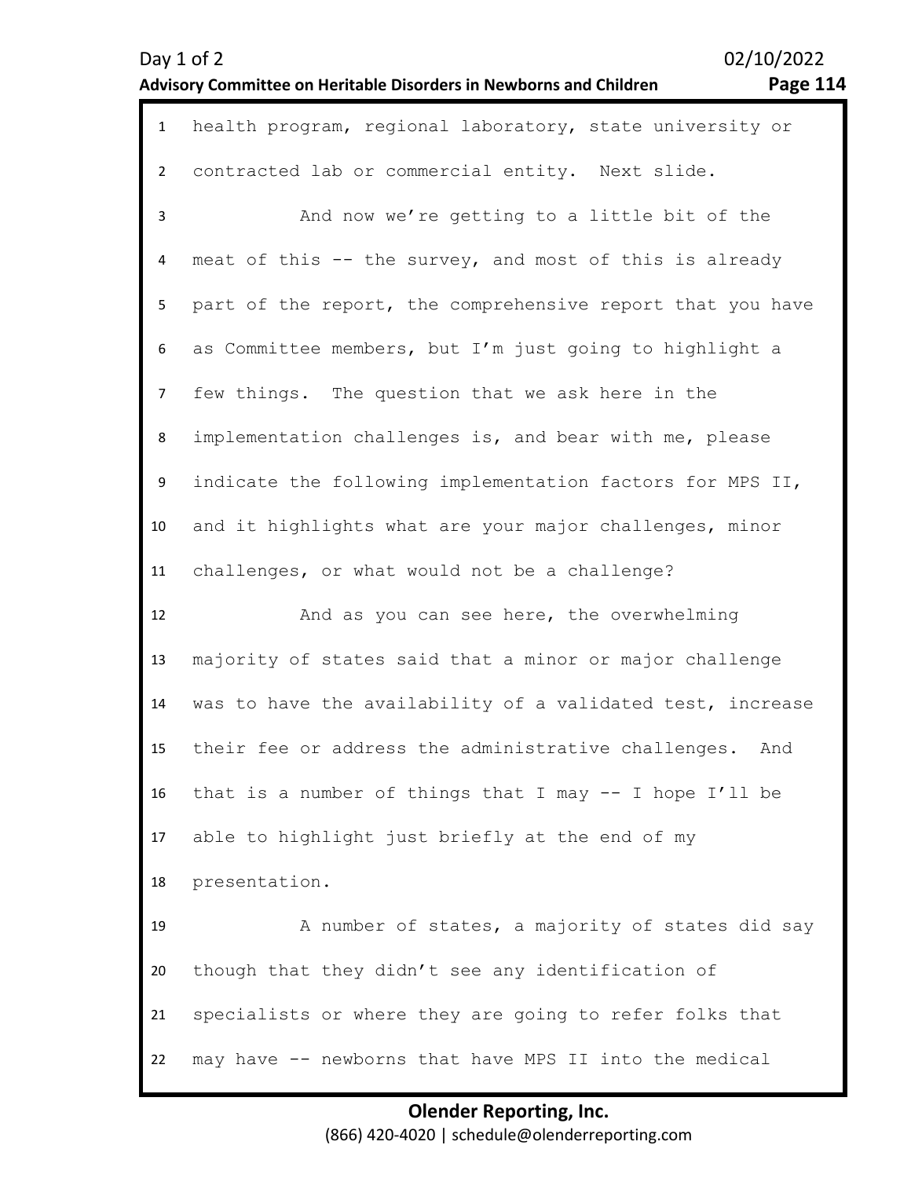health program, regional laboratory, state university or contracted lab or commercial entity. Next slide.

And now we're getting to a little bit of the meat of this -- the survey, and most of this is already part of the report, the comprehensive report that you have as Committee members, but I'm just going to highlight a few things. The question that we ask here in the implementation challenges is, and bear with me, please indicate the following implementation factors for MPS II, and it highlights what are your major challenges, minor challenges, or what would not be a challenge?

And as you can see here, the overwhelming majority of states said that a minor or major challenge was to have the availability of a validated test, increase their fee or address the administrative challenges. And that is a number of things that I may -- I hope I'll be able to highlight just briefly at the end of my presentation.

A number of states, a majority of states did say though that they didn't see any identification of specialists or where they are going to refer folks that may have -- newborns that have MPS II into the medical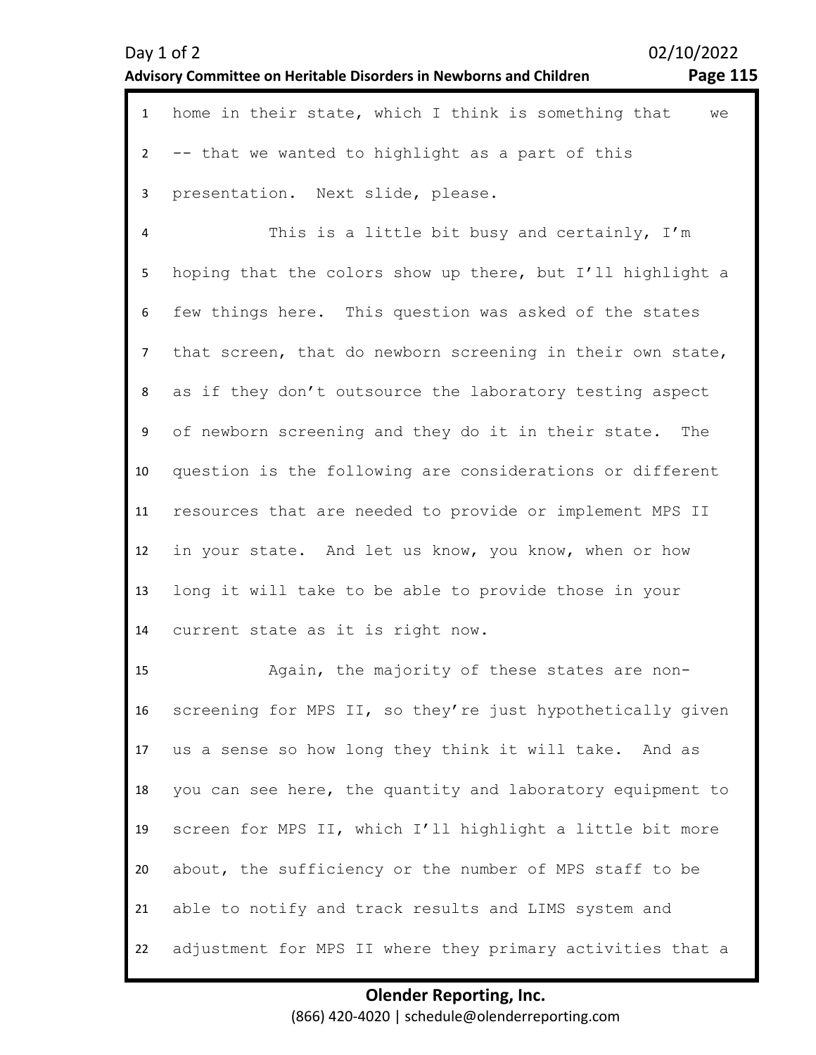home in their state, which I think is something that we -- that we wanted to highlight as a part of this presentation. Next slide, please.

This is a little bit busy and certainly, I'm hoping that the colors show up there, but I'll highlight a few things here. This question was asked of the states that screen, that do newborn screening in their own state, as if they don't outsource the laboratory testing aspect of newborn screening and they do it in their state. The question is the following are considerations or different resources that are needed to provide or implement MPS II in your state. And let us know, you know, when or how long it will take to be able to provide those in your current state as it is right now.

Again, the majority of these states are non-screening for MPS II, so they're just hypothetically given us a sense so how long they think it will take. And as you can see here, the quantity and laboratory equipment to screen for MPS II, which I'll highlight a little bit more about, the sufficiency or the number of MPS staff to be able to notify and track results and LIMS system and adjustment for MPS II where they primary activities that a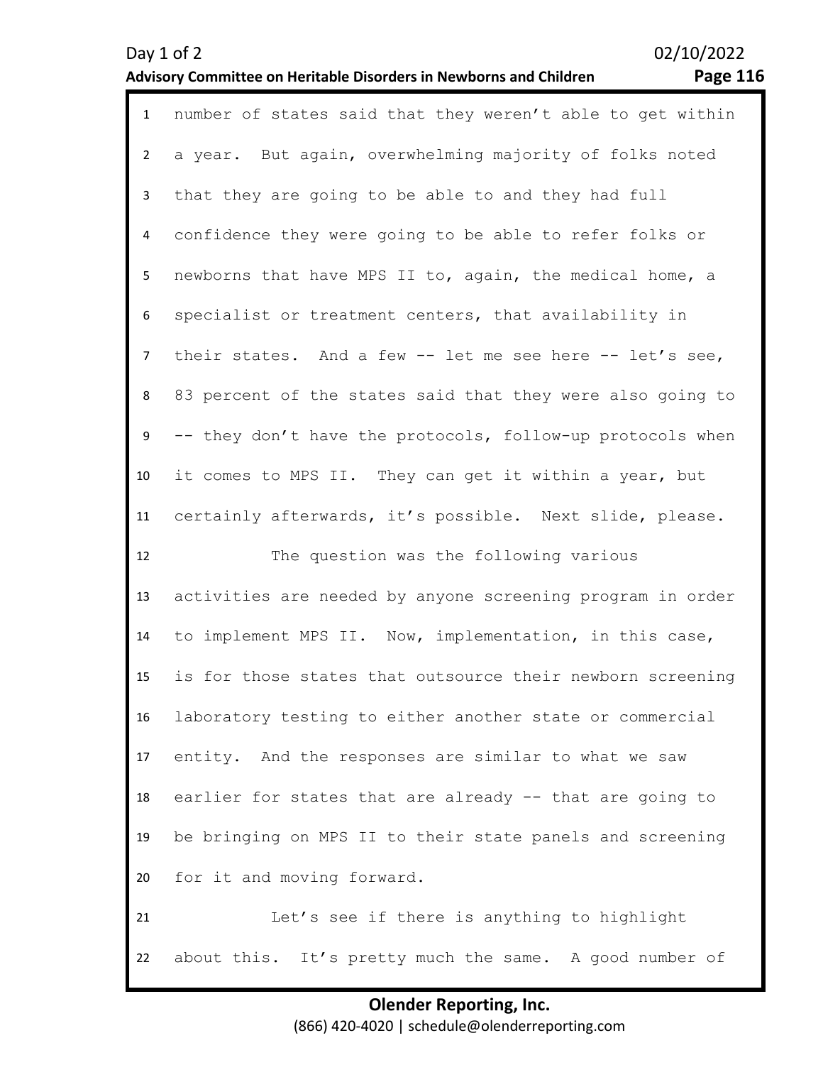number of states said that they weren't able to get within a year. But again, overwhelming majority of folks noted that they are going to be able to and they had full confidence they were going to be able to refer folks or newborns that have MPS II to, again, the medical home, a specialist or treatment centers, that availability in their states. And a few -- let me see here -- let's see, 83 percent of the states said that they were also going to -- they don't have the protocols, follow-up protocols when it comes to MPS II. They can get it within a year, but certainly afterwards, it's possible. Next slide, please.

The question was the following various activities are needed by anyone screening program in order to implement MPS II. Now, implementation, in this case, is for those states that outsource their newborn screening laboratory testing to either another state or commercial entity. And the responses are similar to what we saw earlier for states that are already -- that are going to be bringing on MPS II to their state panels and screening for it and moving forward.

Let's see if there is anything to highlight about this. It's pretty much the same. A good number of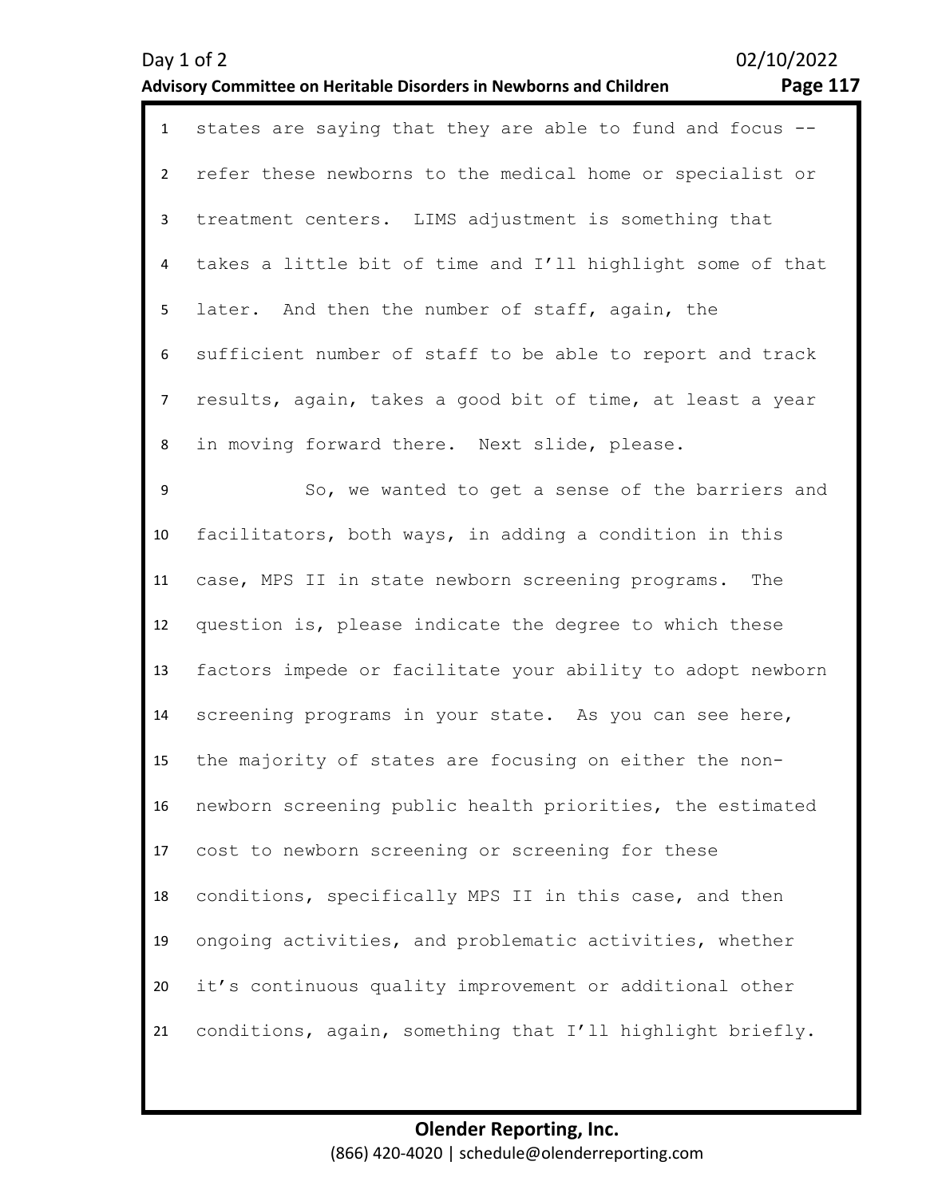states are saying that they are able to fund and focus -- refer these newborns to the medical home or specialist or treatment centers. LIMS adjustment is something that takes a little bit of time and I'll highlight some of that later. And then the number of staff, again, the sufficient number of staff to be able to report and track results, again, takes a good bit of time, at least a year in moving forward there. Next slide, please.

So, we wanted to get a sense of the barriers and facilitators, both ways, in adding a condition in this case, MPS II in state newborn screening programs. The question is, please indicate the degree to which these factors impede or facilitate your ability to adopt newborn screening programs in your state. As you can see here, the majority of states are focusing on either the non-newborn screening public health priorities, the estimated cost to newborn screening or screening for these conditions, specifically MPS II in this case, and then ongoing activities, and problematic activities, whether it's continuous quality improvement or additional other conditions, again, something that I'll highlight briefly.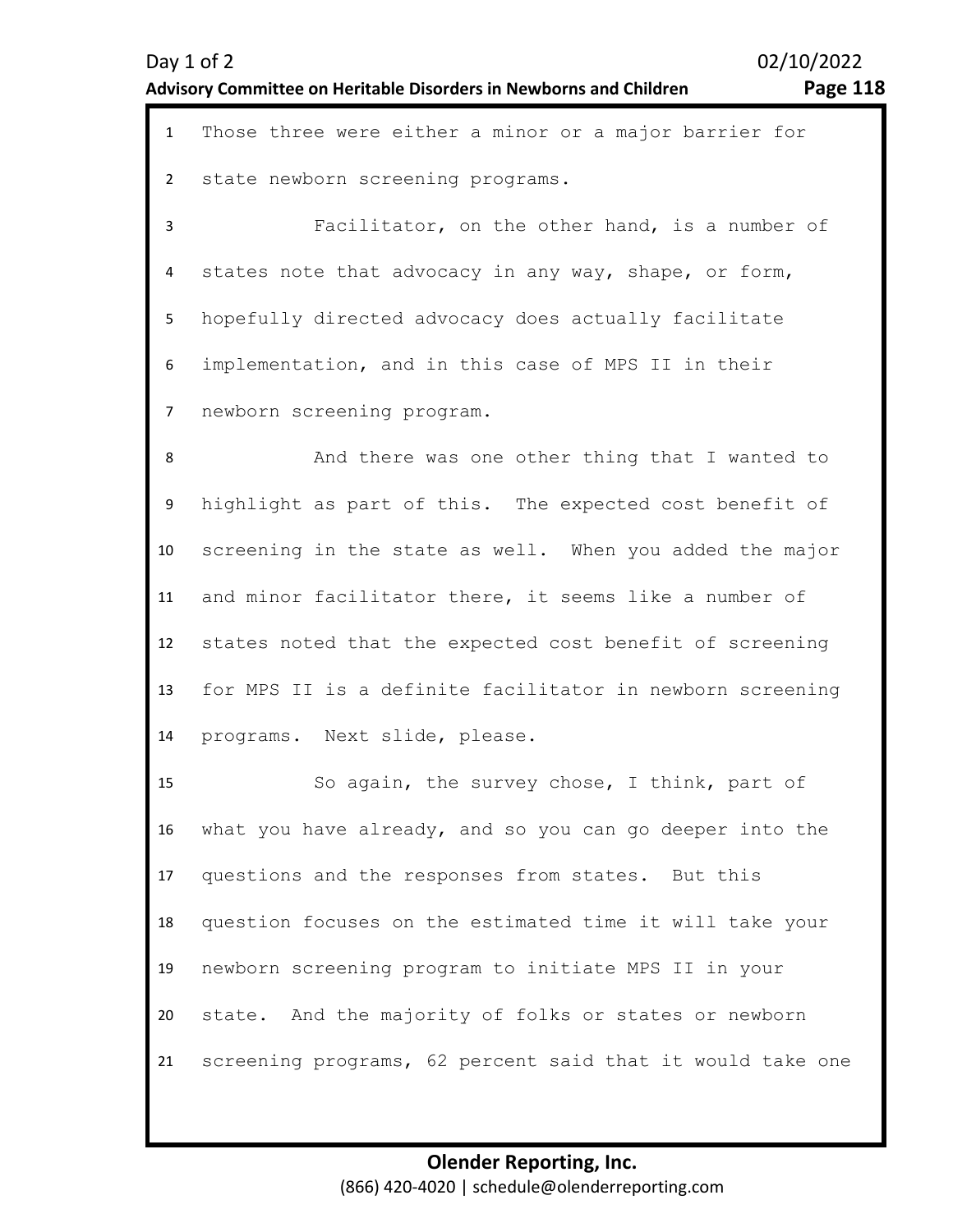Those three were either a minor or a major barrier for state newborn screening programs.

Facilitator, on the other hand, is a number of states note that advocacy in any way, shape, or form, hopefully directed advocacy does actually facilitate implementation, and in this case of MPS II in their newborn screening program.

And there was one other thing that I wanted to highlight as part of this. The expected cost benefit of screening in the state as well. When you added the major and minor facilitator there, it seems like a number of states noted that the expected cost benefit of screening for MPS II is a definite facilitator in newborn screening programs. Next slide, please.

So again, the survey chose, I think, part of what you have already, and so you can go deeper into the questions and the responses from states. But this question focuses on the estimated time it will take your newborn screening program to initiate MPS II in your state. And the majority of folks or states or newborn screening programs, 62 percent said that it would take one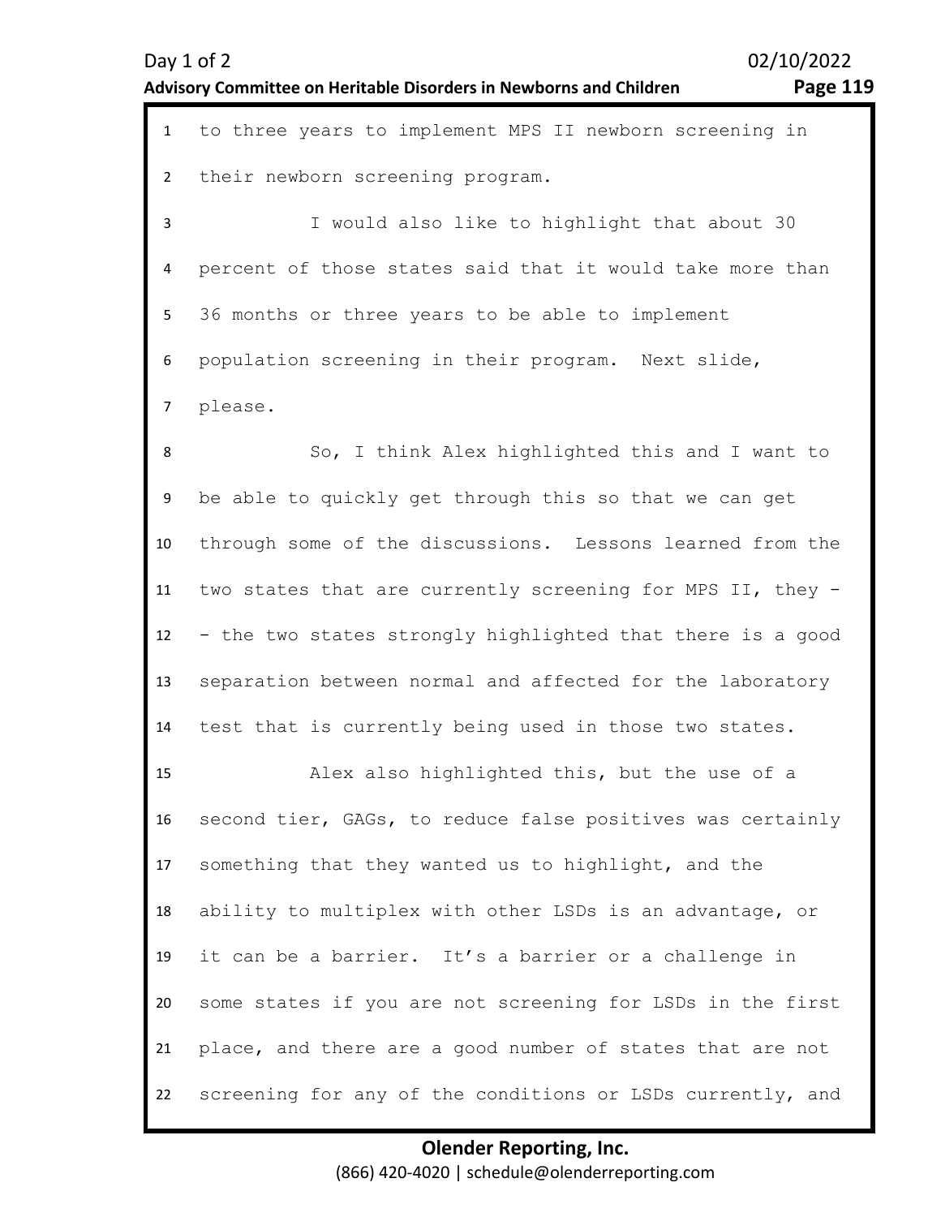to three years to implement MPS II newborn screening in their newborn screening program.

I would also like to highlight that about 30 percent of those states said that it would take more than 36 months or three years to be able to implement population screening in their program. Next slide, please.

So, I think Alex highlighted this and I want to be able to quickly get through this so that we can get through some of the discussions. Lessons learned from the two states that are currently screening for MPS II, they -- the two states strongly highlighted that there is a good separation between normal and affected for the laboratory test that is currently being used in those two states.

Alex also highlighted this, but the use of a second tier, GAGs, to reduce false positives was certainly something that they wanted us to highlight, and the ability to multiplex with other LSDs is an advantage, or it can be a barrier. It's a barrier or a challenge in some states if you are not screening for LSDs in the first place, and there are a good number of states that are not screening for any of the conditions or LSDs currently, and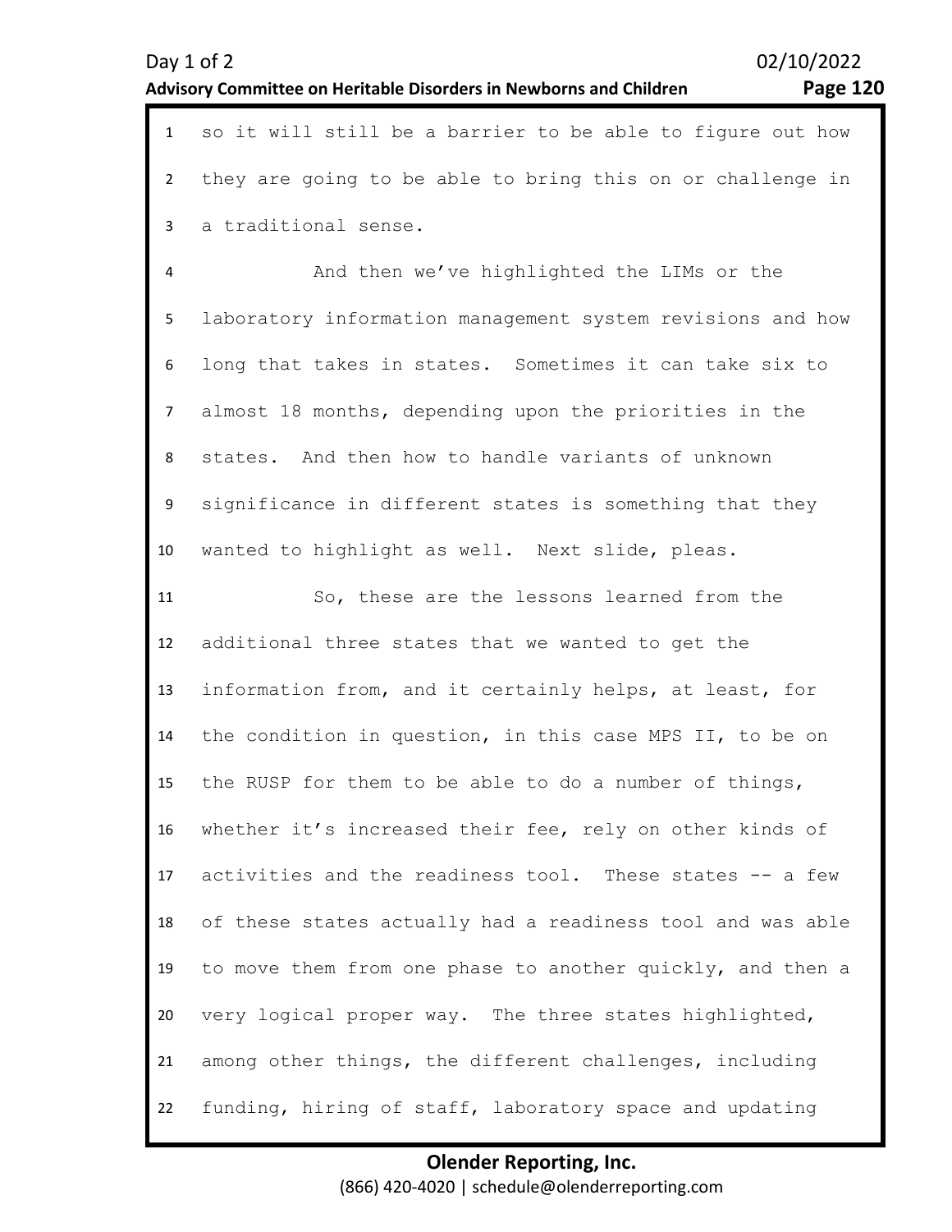so it will still be a barrier to be able to figure out how they are going to be able to bring this on or challenge in a traditional sense.

And then we've highlighted the LIMs or the laboratory information management system revisions and how long that takes in states. Sometimes it can take six to almost 18 months, depending upon the priorities in the states. And then how to handle variants of unknown significance in different states is something that they wanted to highlight as well. Next slide, pleas.

So, these are the lessons learned from the additional three states that we wanted to get the information from, and it certainly helps, at least, for the condition in question, in this case MPS II, to be on the RUSP for them to be able to do a number of things, whether it's increased their fee, rely on other kinds of activities and the readiness tool. These states -- a few of these states actually had a readiness tool and was able to move them from one phase to another quickly, and then a very logical proper way. The three states highlighted, among other things, the different challenges, including funding, hiring of staff, laboratory space and updating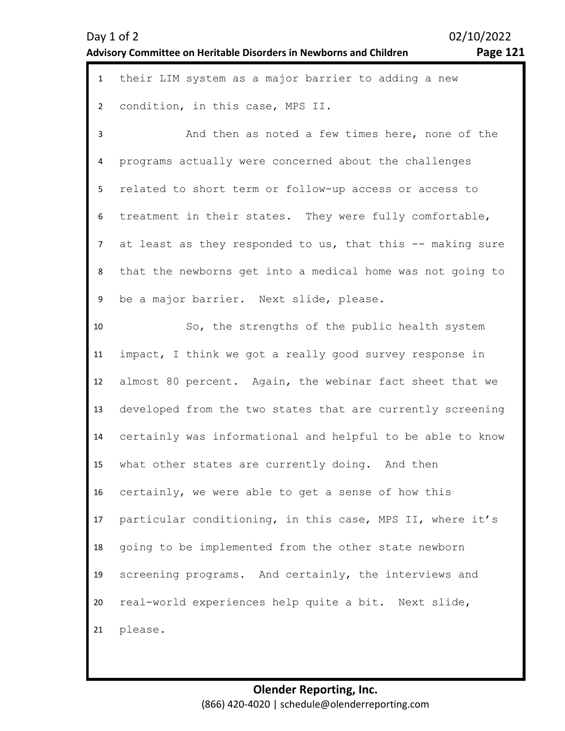their LIM system as a major barrier to adding a new condition, in this case, MPS II.

And then as noted a few times here, none of the programs actually were concerned about the challenges related to short term or follow-up access or access to treatment in their states. They were fully comfortable, at least as they responded to us, that this -- making sure that the newborns get into a medical home was not going to be a major barrier. Next slide, please.

So, the strengths of the public health system impact, I think we got a really good survey response in almost 80 percent. Again, the webinar fact sheet that we developed from the two states that are currently screening certainly was informational and helpful to be able to know what other states are currently doing. And then certainly, we were able to get a sense of how this particular conditioning, in this case, MPS II, where it's going to be implemented from the other state newborn screening programs. And certainly, the interviews and real-world experiences help quite a bit. Next slide, please.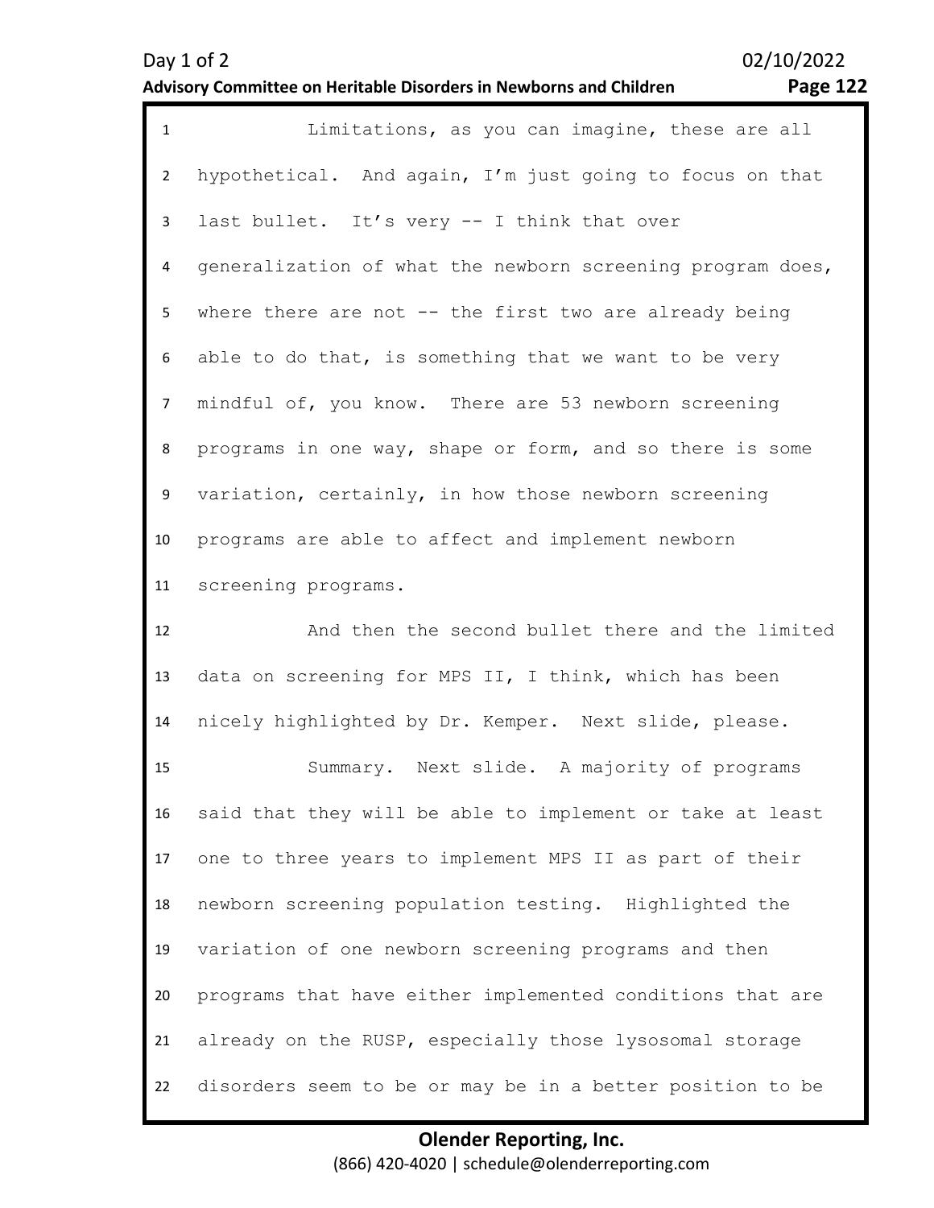Limitations, as you can imagine, these are all hypothetical. And again, I'm just going to focus on that last bullet. It's very -- I think that over generalization of what the newborn screening program does, where there are not -- the first two are already being able to do that, is something that we want to be very mindful of, you know. There are 53 newborn screening programs in one way, shape or form, and so there is some variation, certainly, in how those newborn screening programs are able to affect and implement newborn screening programs.

And then the second bullet there and the limited data on screening for MPS II, I think, which has been nicely highlighted by Dr. Kemper. Next slide, please.

Summary. Next slide. A majority of programs said that they will be able to implement or take at least one to three years to implement MPS II as part of their newborn screening population testing. Highlighted the variation of one newborn screening programs and then programs that have either implemented conditions that are already on the RUSP, especially those lysosomal storage disorders seem to be or may be in a better position to be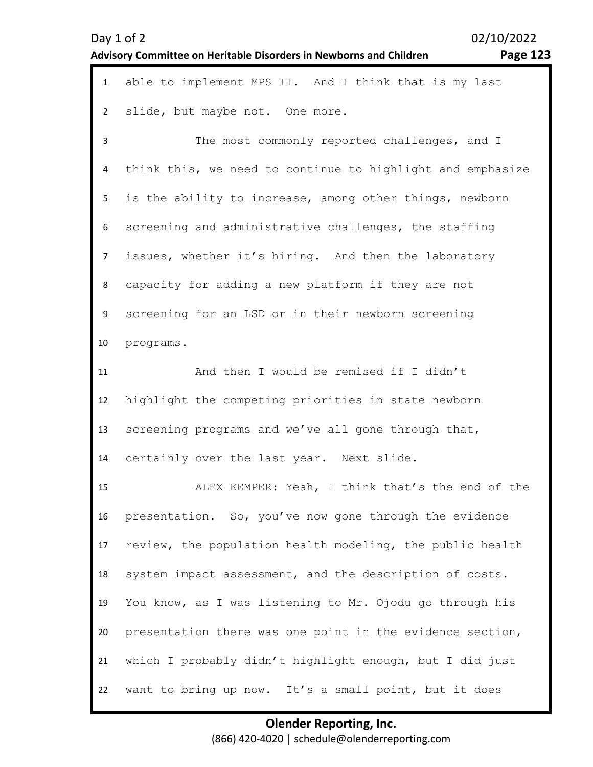able to implement MPS II. And I think that is my last slide, but maybe not. One more.

The most commonly reported challenges, and I think this, we need to continue to highlight and emphasize is the ability to increase, among other things, newborn screening and administrative challenges, the staffing issues, whether it's hiring. And then the laboratory capacity for adding a new platform if they are not screening for an LSD or in their newborn screening programs.

And then I would be remised if I didn't highlight the competing priorities in state newborn screening programs and we've all gone through that, certainly over the last year. Next slide.

ALEX KEMPER: Yeah, I think that's the end of the presentation. So, you've now gone through the evidence review, the population health modeling, the public health system impact assessment, and the description of costs. You know, as I was listening to Mr. Ojodu go through his presentation there was one point in the evidence section, which I probably didn't highlight enough, but I did just want to bring up now. It's a small point, but it does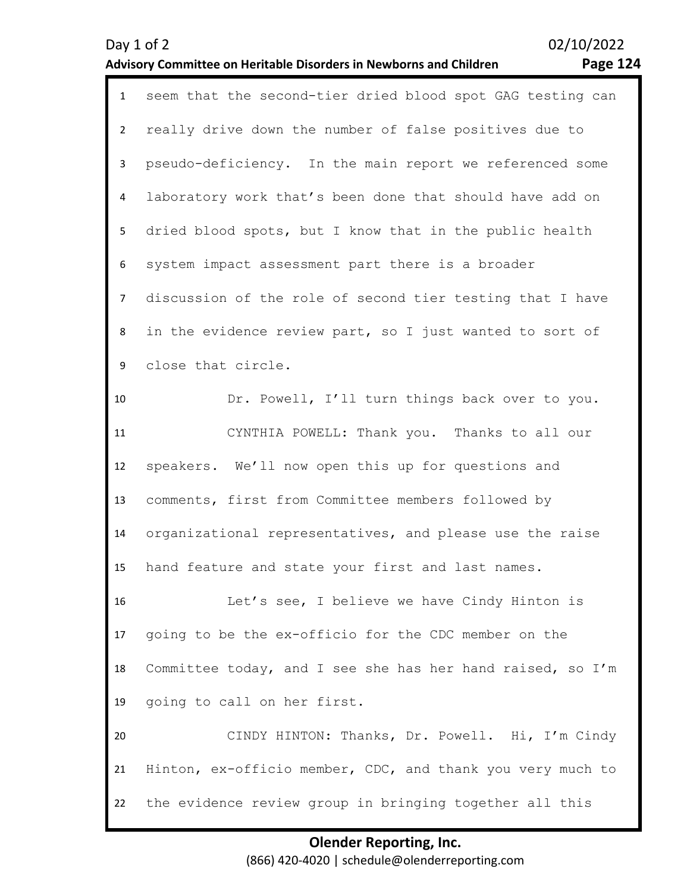seem that the second-tier dried blood spot GAG testing can really drive down the number of false positives due to pseudo-deficiency. In the main report we referenced some laboratory work that's been done that should have add on dried blood spots, but I know that in the public health system impact assessment part there is a broader discussion of the role of second tier testing that I have in the evidence review part, so I just wanted to sort of close that circle.

Dr. Powell, I'll turn things back over to you.

CYNTHIA POWELL: Thank you. Thanks to all our speakers. We'll now open this up for questions and comments, first from Committee members followed by organizational representatives, and please use the raise hand feature and state your first and last names.

Let's see, I believe we have Cindy Hinton is going to be the ex-officio for the CDC member on the Committee today, and I see she has her hand raised, so I'm going to call on her first.

CINDY HINTON: Thanks, Dr. Powell. Hi, I'm Cindy Hinton, ex-officio member, CDC, and thank you very much to the evidence review group in bringing together all this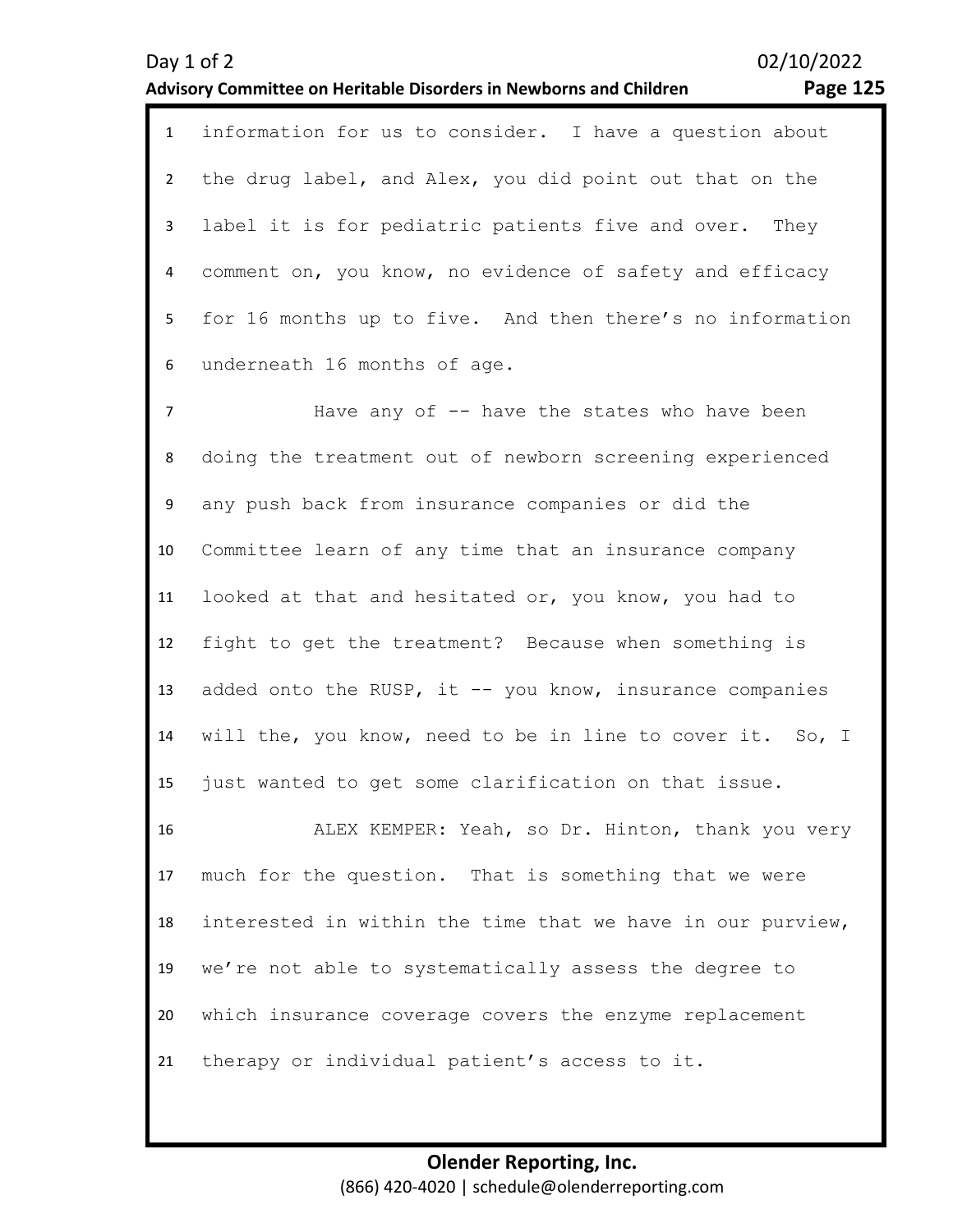information for us to consider. I have a question about the drug label, and Alex, you did point out that on the label it is for pediatric patients five and over. They comment on, you know, no evidence of safety and efficacy for 16 months up to five. And then there's no information underneath 16 months of age.

Have any of -- have the states who have been doing the treatment out of newborn screening experienced any push back from insurance companies or did the Committee learn of any time that an insurance company looked at that and hesitated or, you know, you had to fight to get the treatment? Because when something is added onto the RUSP, it -- you know, insurance companies will the, you know, need to be in line to cover it. So, I just wanted to get some clarification on that issue.

ALEX KEMPER: Yeah, so Dr. Hinton, thank you very much for the question. That is something that we were interested in within the time that we have in our purview, we're not able to systematically assess the degree to which insurance coverage covers the enzyme replacement therapy or individual patient's access to it.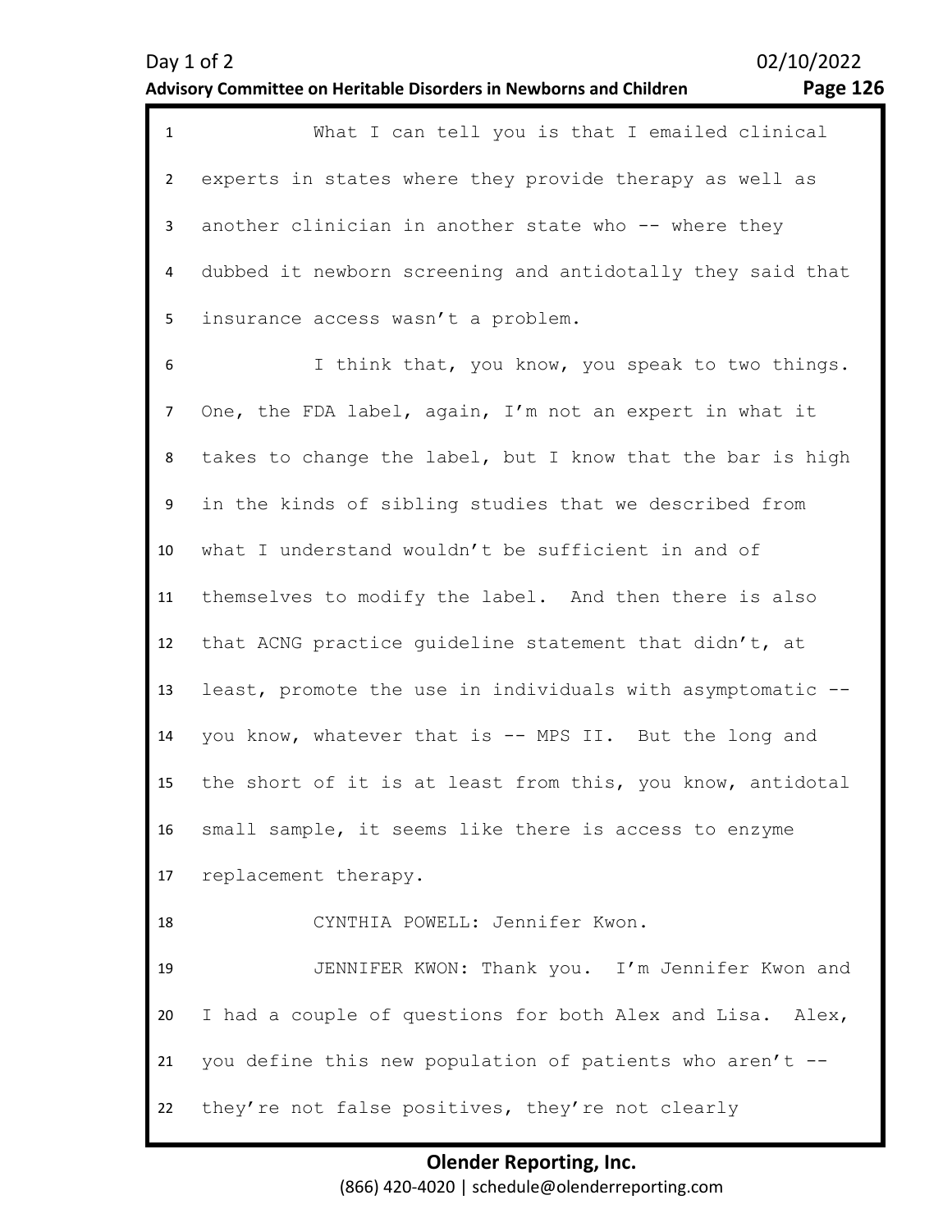What I can tell you is that I emailed clinical experts in states where they provide therapy as well as another clinician in another state who -- where they dubbed it newborn screening and antidotally they said that insurance access wasn't a problem.

I think that, you know, you speak to two things. One, the FDA label, again, I'm not an expert in what it takes to change the label, but I know that the bar is high in the kinds of sibling studies that we described from what I understand wouldn't be sufficient in and of themselves to modify the label. And then there is also that ACNG practice guideline statement that didn't, at least, promote the use in individuals with asymptomatic -- you know, whatever that is -- MPS II. But the long and the short of it is at least from this, you know, antidotal small sample, it seems like there is access to enzyme replacement therapy.

CYNTHIA POWELL: Jennifer Kwon.

JENNIFER KWON: Thank you. I'm Jennifer Kwon and I had a couple of questions for both Alex and Lisa. Alex, you define this new population of patients who aren't -- they're not false positives, they're not clearly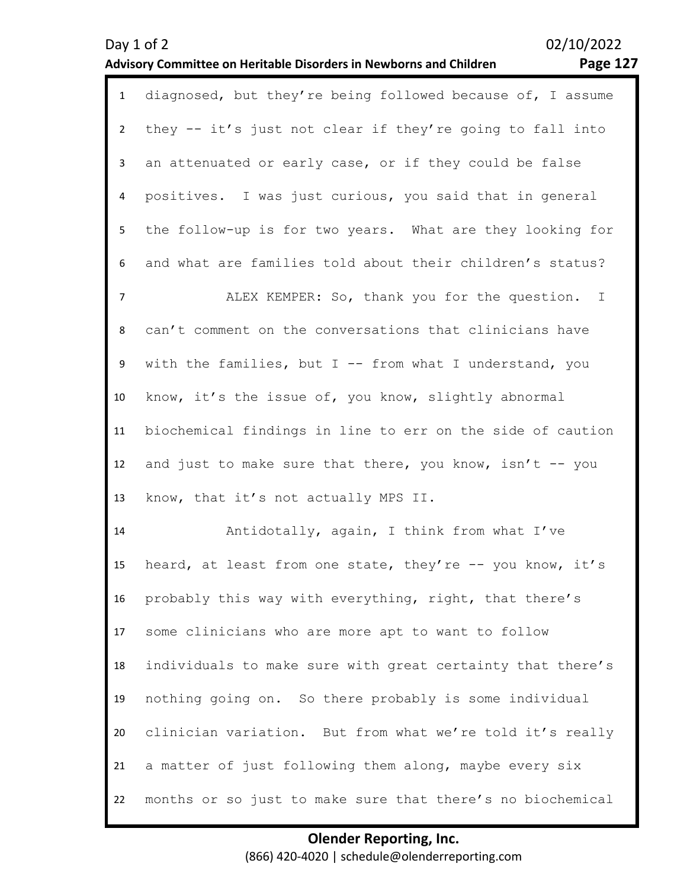diagnosed, but they're being followed because of, I assume they -- it's just not clear if they're going to fall into an attenuated or early case, or if they could be false positives. I was just curious, you said that in general the follow-up is for two years. What are they looking for and what are families told about their children's status?

ALEX KEMPER: So, thank you for the question. I can't comment on the conversations that clinicians have with the families, but I -- from what I understand, you know, it's the issue of, you know, slightly abnormal biochemical findings in line to err on the side of caution and just to make sure that there, you know, isn't -- you know, that it's not actually MPS II.

Antidotally, again, I think from what I've heard, at least from one state, they're -- you know, it's probably this way with everything, right, that there's some clinicians who are more apt to want to follow individuals to make sure with great certainty that there's nothing going on. So there probably is some individual clinician variation. But from what we're told it's really a matter of just following them along, maybe every six months or so just to make sure that there's no biochemical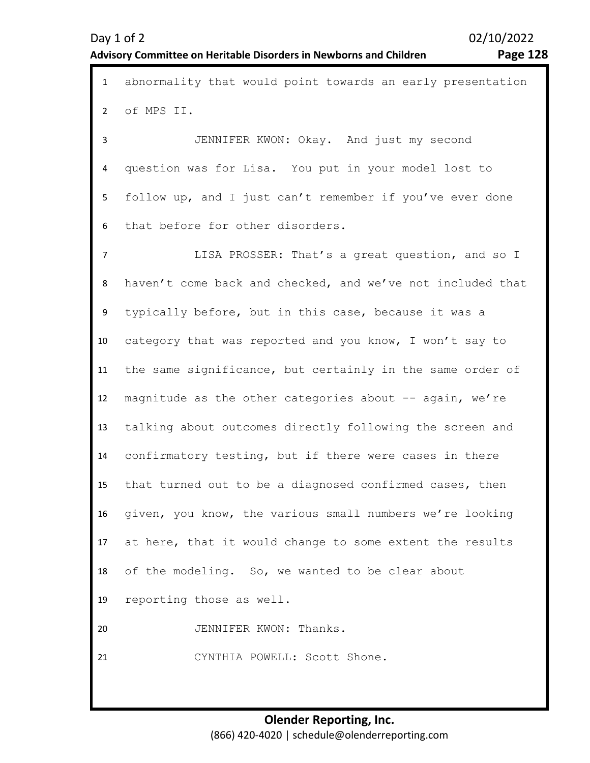abnormality that would point towards an early presentation of MPS II.

JENNIFER KWON: Okay. And just my second question was for Lisa. You put in your model lost to follow up, and I just can't remember if you've ever done that before for other disorders.

LISA PROSSER: That's a great question, and so I haven't come back and checked, and we've not included that typically before, but in this case, because it was a category that was reported and you know, I won't say to the same significance, but certainly in the same order of magnitude as the other categories about -- again, we're talking about outcomes directly following the screen and confirmatory testing, but if there were cases in there that turned out to be a diagnosed confirmed cases, then given, you know, the various small numbers we're looking at here, that it would change to some extent the results of the modeling. So, we wanted to be clear about reporting those as well.

JENNIFER KWON: Thanks.

CYNTHIA POWELL: Scott Shone.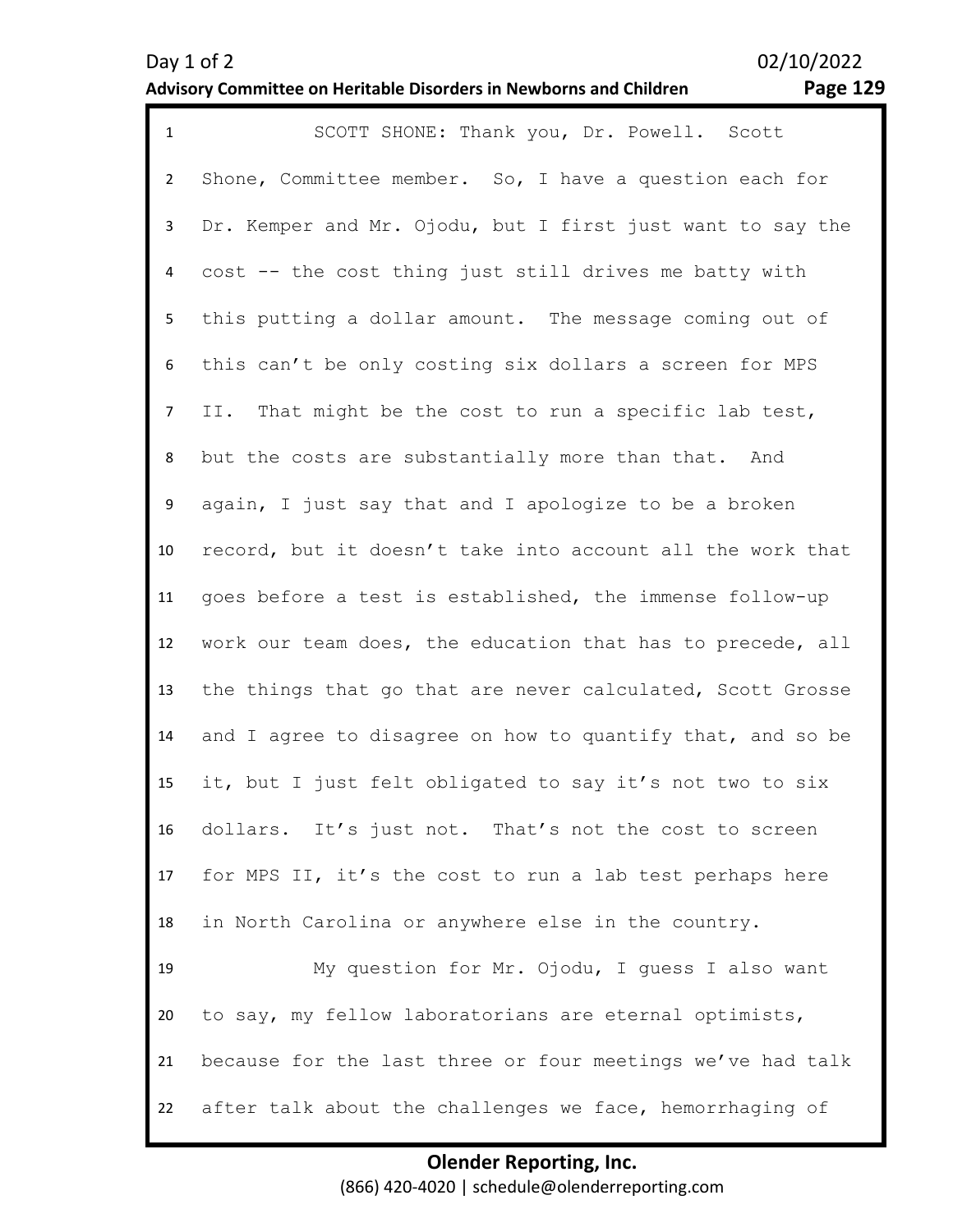SCOTT SHONE: Thank you, Dr. Powell. Scott Shone, Committee member. So, I have a question each for Dr. Kemper and Mr. Ojodu, but I first just want to say the cost -- the cost thing just still drives me batty with this putting a dollar amount. The message coming out of this can't be only costing six dollars a screen for MPS II. That might be the cost to run a specific lab test, but the costs are substantially more than that. And again, I just say that and I apologize to be a broken record, but it doesn't take into account all the work that goes before a test is established, the immense follow-up work our team does, the education that has to precede, all the things that go that are never calculated, Scott Grosse and I agree to disagree on how to quantify that, and so be it, but I just felt obligated to say it's not two to six dollars. It's just not. That's not the cost to screen for MPS II, it's the cost to run a lab test perhaps here in North Carolina or anywhere else in the country.

My question for Mr. Ojodu, I guess I also want to say, my fellow laboratorians are eternal optimists, because for the last three or four meetings we've had talk after talk about the challenges we face, hemorrhaging of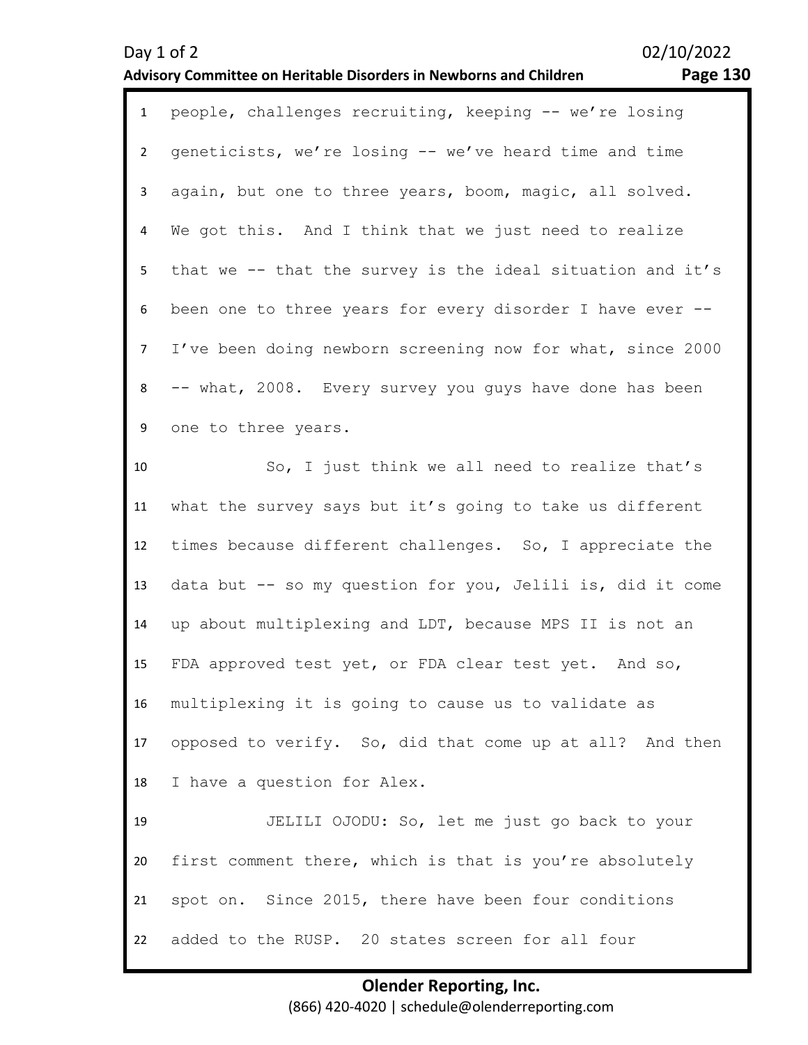people, challenges recruiting, keeping -- we're losing geneticists, we're losing -- we've heard time and time again, but one to three years, boom, magic, all solved. We got this. And I think that we just need to realize that we -- that the survey is the ideal situation and it's been one to three years for every disorder I have ever -- I've been doing newborn screening now for what, since 2000 -- what, 2008. Every survey you guys have done has been one to three years.

So, I just think we all need to realize that's what the survey says but it's going to take us different times because different challenges. So, I appreciate the data but -- so my question for you, Jelili is, did it come up about multiplexing and LDT, because MPS II is not an FDA approved test yet, or FDA clear test yet. And so, multiplexing it is going to cause us to validate as opposed to verify. So, did that come up at all? And then I have a question for Alex.

JELILI OJODU: So, let me just go back to your first comment there, which is that is you're absolutely spot on. Since 2015, there have been four conditions added to the RUSP. 20 states screen for all four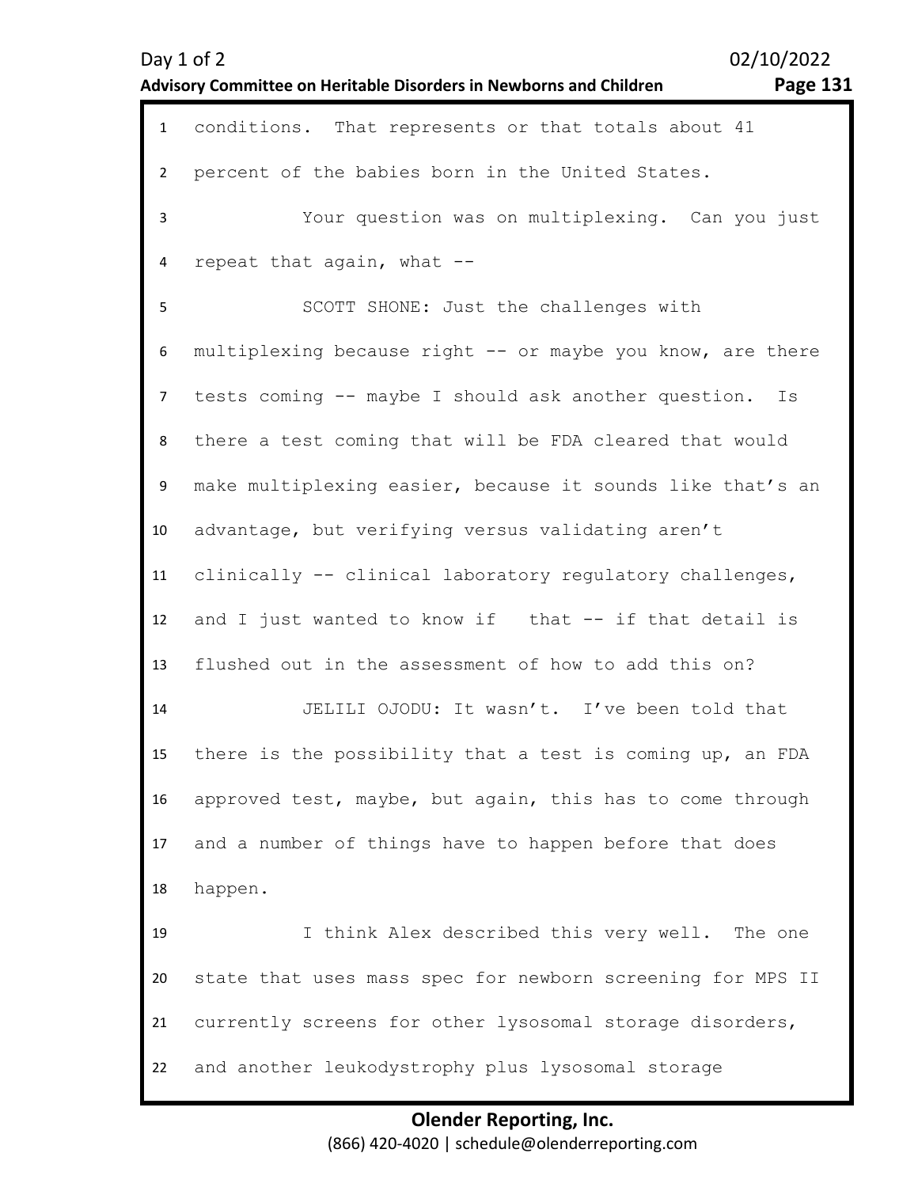conditions. That represents or that totals about 41 percent of the babies born in the United States.

Your question was on multiplexing. Can you just repeat that again, what --

SCOTT SHONE: Just the challenges with multiplexing because right -- or maybe you know, are there tests coming -- maybe I should ask another question. Is there a test coming that will be FDA cleared that would make multiplexing easier, because it sounds like that's an advantage, but verifying versus validating aren't clinically -- clinical laboratory regulatory challenges, and I just wanted to know if that -- if that detail is flushed out in the assessment of how to add this on?

JELILI OJODU: It wasn't. I've been told that there is the possibility that a test is coming up, an FDA approved test, maybe, but again, this has to come through and a number of things have to happen before that does happen.

I think Alex described this very well. The one state that uses mass spec for newborn screening for MPS II currently screens for other lysosomal storage disorders, and another leukodystrophy plus lysosomal storage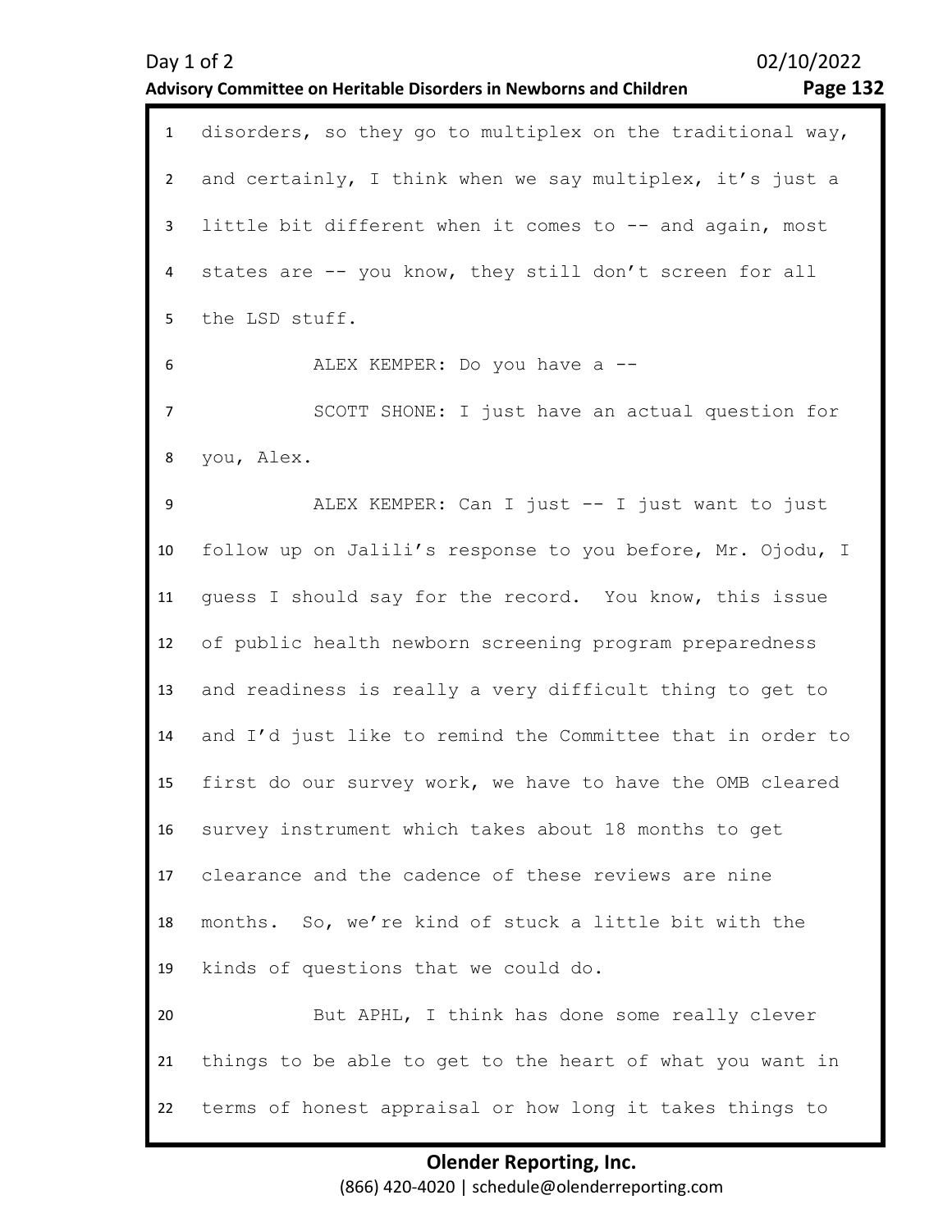disorders, so they go to multiplex on the traditional way, and certainly, I think when we say multiplex, it's just a little bit different when it comes to -- and again, most states are -- you know, they still don't screen for all the LSD stuff.

ALEX KEMPER: Do you have a --

SCOTT SHONE: I just have an actual question for you, Alex.

ALEX KEMPER: Can I just -- I just want to just follow up on Jalili's response to you before, Mr. Ojodu, I guess I should say for the record. You know, this issue of public health newborn screening program preparedness and readiness is really a very difficult thing to get to and I'd just like to remind the Committee that in order to first do our survey work, we have to have the OMB cleared survey instrument which takes about 18 months to get clearance and the cadence of these reviews are nine months. So, we're kind of stuck a little bit with the kinds of questions that we could do.

But APHL, I think has done some really clever things to be able to get to the heart of what you want in terms of honest appraisal or how long it takes things to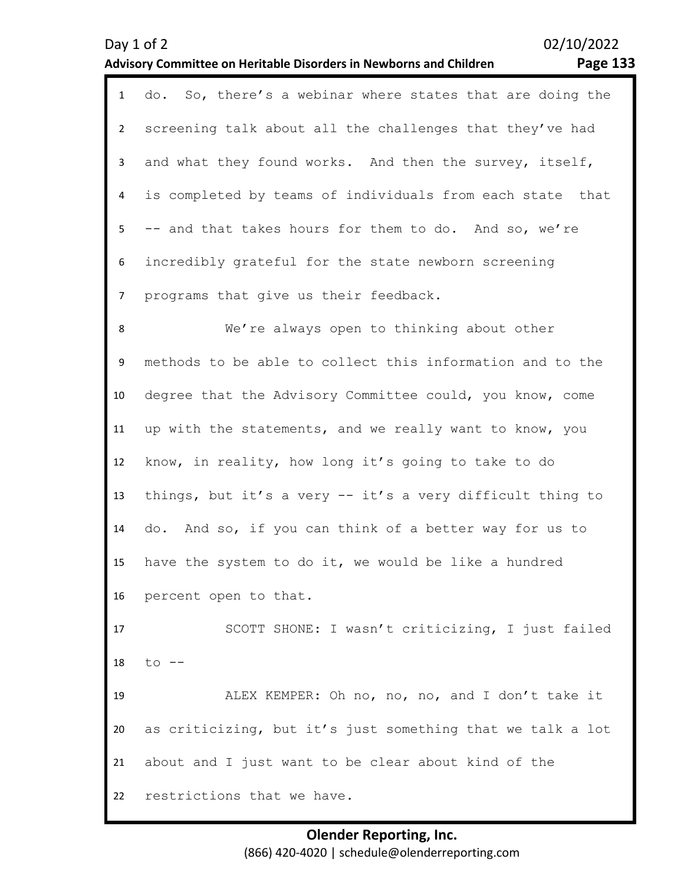do. So, there's a webinar where states that are doing the screening talk about all the challenges that they've had and what they found works. And then the survey, itself, is completed by teams of individuals from each state that -- and that takes hours for them to do. And so, we're incredibly grateful for the state newborn screening programs that give us their feedback.

We're always open to thinking about other methods to be able to collect this information and to the degree that the Advisory Committee could, you know, come up with the statements, and we really want to know, you know, in reality, how long it's going to take to do things, but it's a very -- it's a very difficult thing to do. And so, if you can think of a better way for us to have the system to do it, we would be like a hundred percent open to that.

SCOTT SHONE: I wasn't criticizing, I just failed to --

ALEX KEMPER: Oh no, no, no, and I don't take it as criticizing, but it's just something that we talk a lot about and I just want to be clear about kind of the restrictions that we have.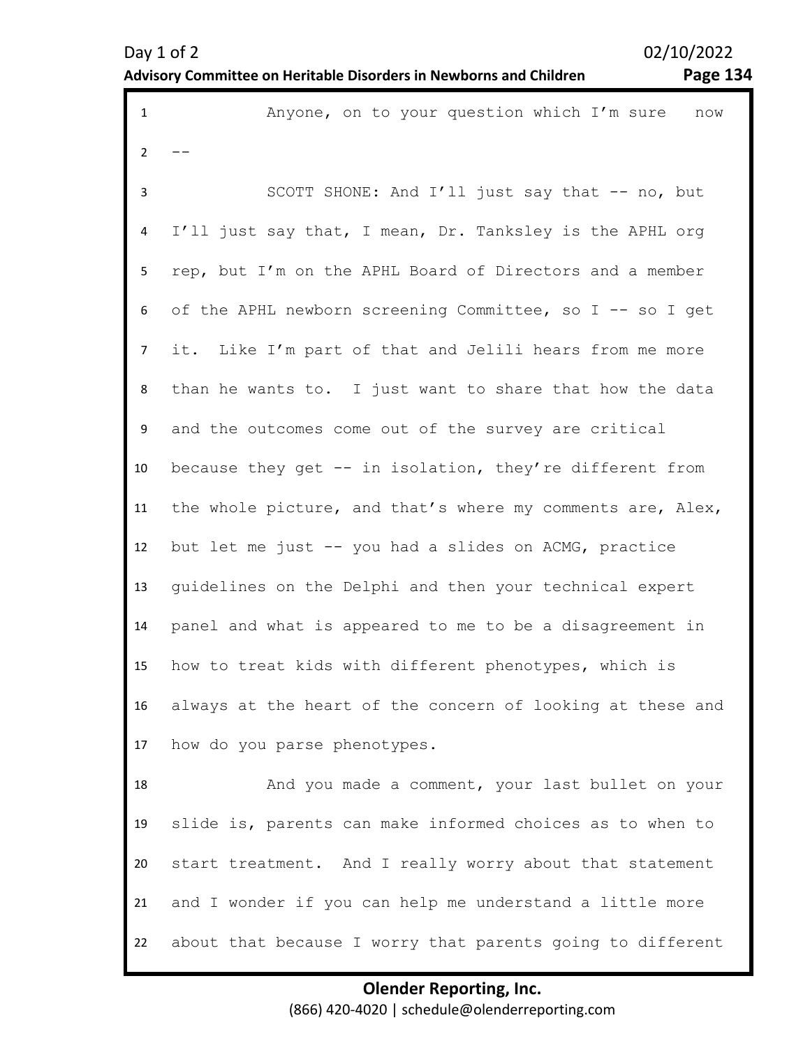Anyone, on to your question which I'm sure now --

SCOTT SHONE: And I'll just say that -- no, but I'll just say that, I mean, Dr. Tanksley is the APHL org rep, but I'm on the APHL Board of Directors and a member of the APHL newborn screening Committee, so I -- so I get it. Like I'm part of that and Jelili hears from me more than he wants to. I just want to share that how the data and the outcomes come out of the survey are critical because they get -- in isolation, they're different from the whole picture, and that's where my comments are, Alex, but let me just -- you had a slides on ACMG, practice guidelines on the Delphi and then your technical expert panel and what is appeared to me to be a disagreement in how to treat kids with different phenotypes, which is always at the heart of the concern of looking at these and how do you parse phenotypes.

And you made a comment, your last bullet on your slide is, parents can make informed choices as to when to start treatment. And I really worry about that statement and I wonder if you can help me understand a little more about that because I worry that parents going to different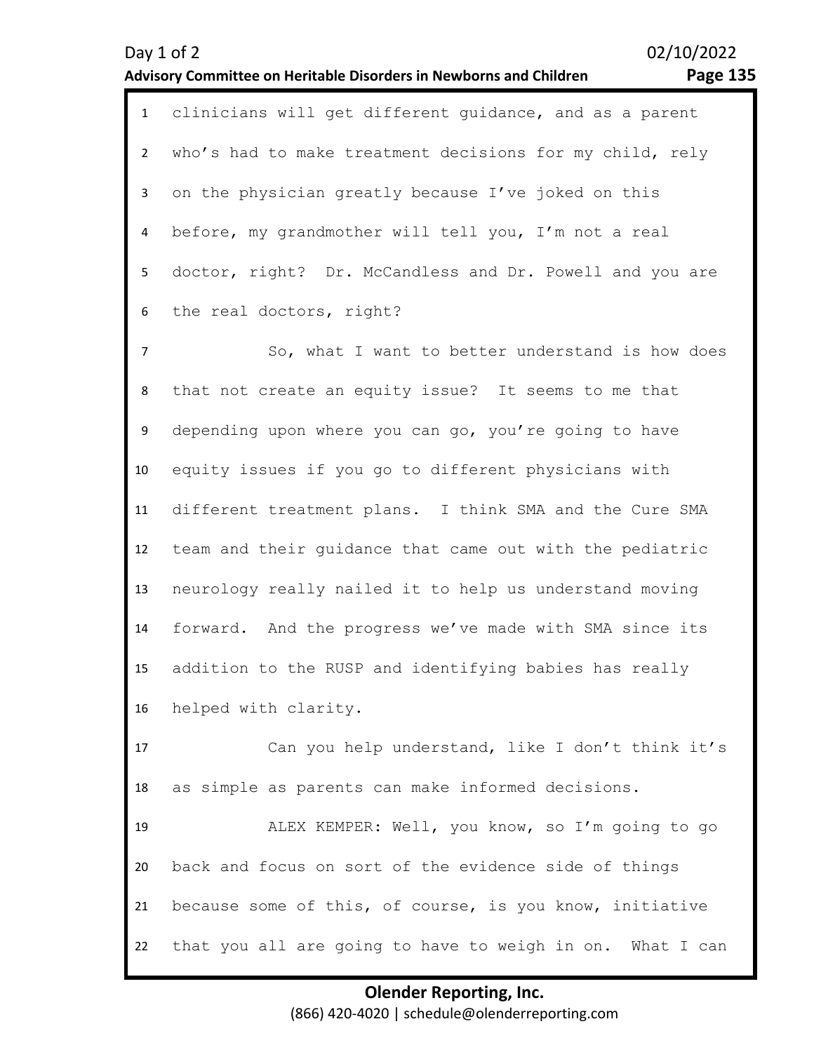clinicians will get different guidance, and as a parent who's had to make treatment decisions for my child, rely on the physician greatly because I've joked on this before, my grandmother will tell you, I'm not a real doctor, right? Dr. McCandless and Dr. Powell and you are the real doctors, right?

So, what I want to better understand is how does that not create an equity issue? It seems to me that depending upon where you can go, you're going to have equity issues if you go to different physicians with different treatment plans. I think SMA and the Cure SMA team and their guidance that came out with the pediatric neurology really nailed it to help us understand moving forward. And the progress we've made with SMA since its addition to the RUSP and identifying babies has really helped with clarity.

Can you help understand, like I don't think it's as simple as parents can make informed decisions.

ALEX KEMPER: Well, you know, so I'm going to go back and focus on sort of the evidence side of things because some of this, of course, is you know, initiative that you all are going to have to weigh in on. What I can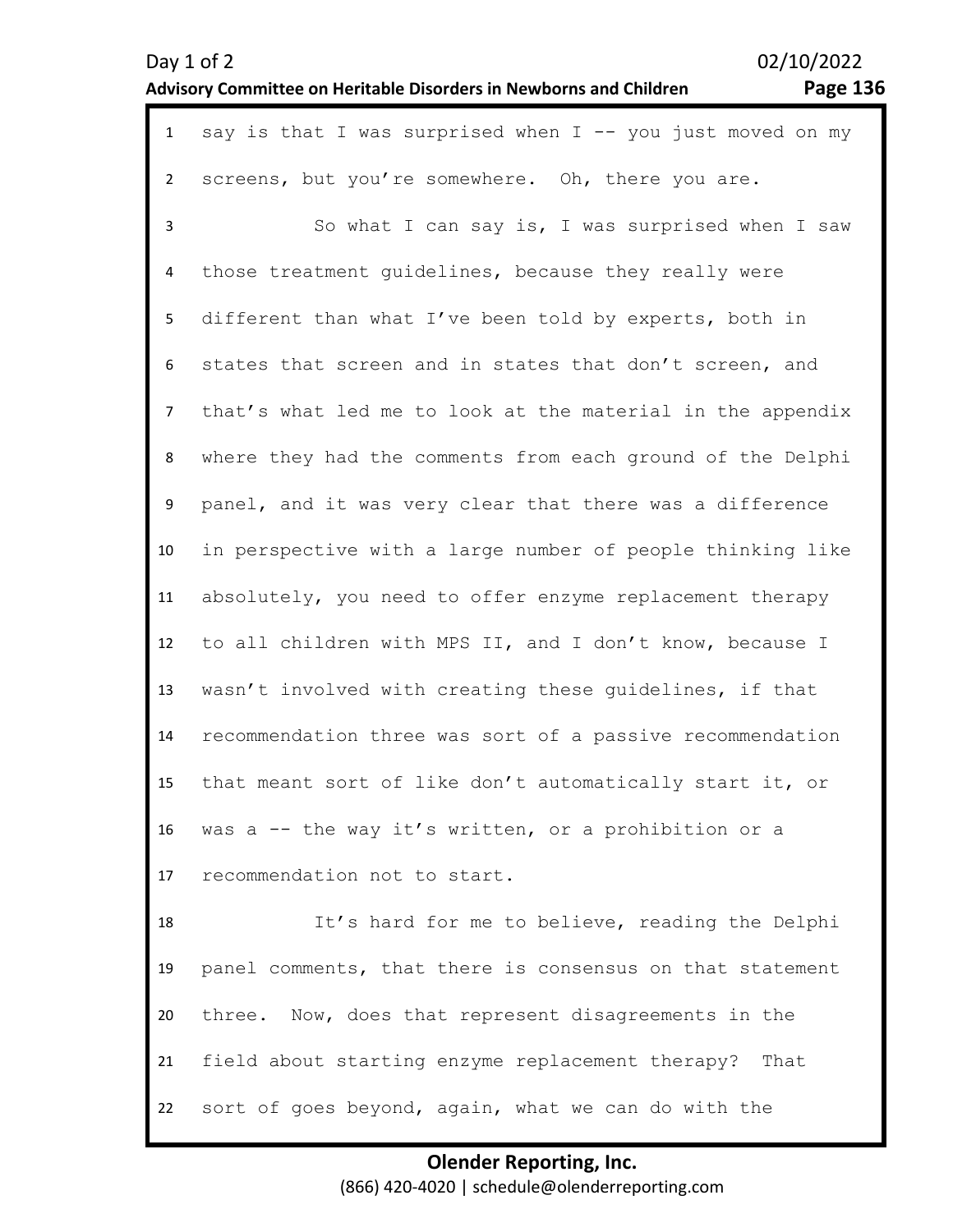say is that I was surprised when I -- you just moved on my screens, but you're somewhere. Oh, there you are.

So what I can say is, I was surprised when I saw those treatment guidelines, because they really were different than what I've been told by experts, both in states that screen and in states that don't screen, and that's what led me to look at the material in the appendix where they had the comments from each ground of the Delphi panel, and it was very clear that there was a difference in perspective with a large number of people thinking like absolutely, you need to offer enzyme replacement therapy to all children with MPS II, and I don't know, because I wasn't involved with creating these guidelines, if that recommendation three was sort of a passive recommendation that meant sort of like don't automatically start it, or was a -- the way it's written, or a prohibition or a recommendation not to start.

It's hard for me to believe, reading the Delphi panel comments, that there is consensus on that statement three. Now, does that represent disagreements in the field about starting enzyme replacement therapy? That sort of goes beyond, again, what we can do with the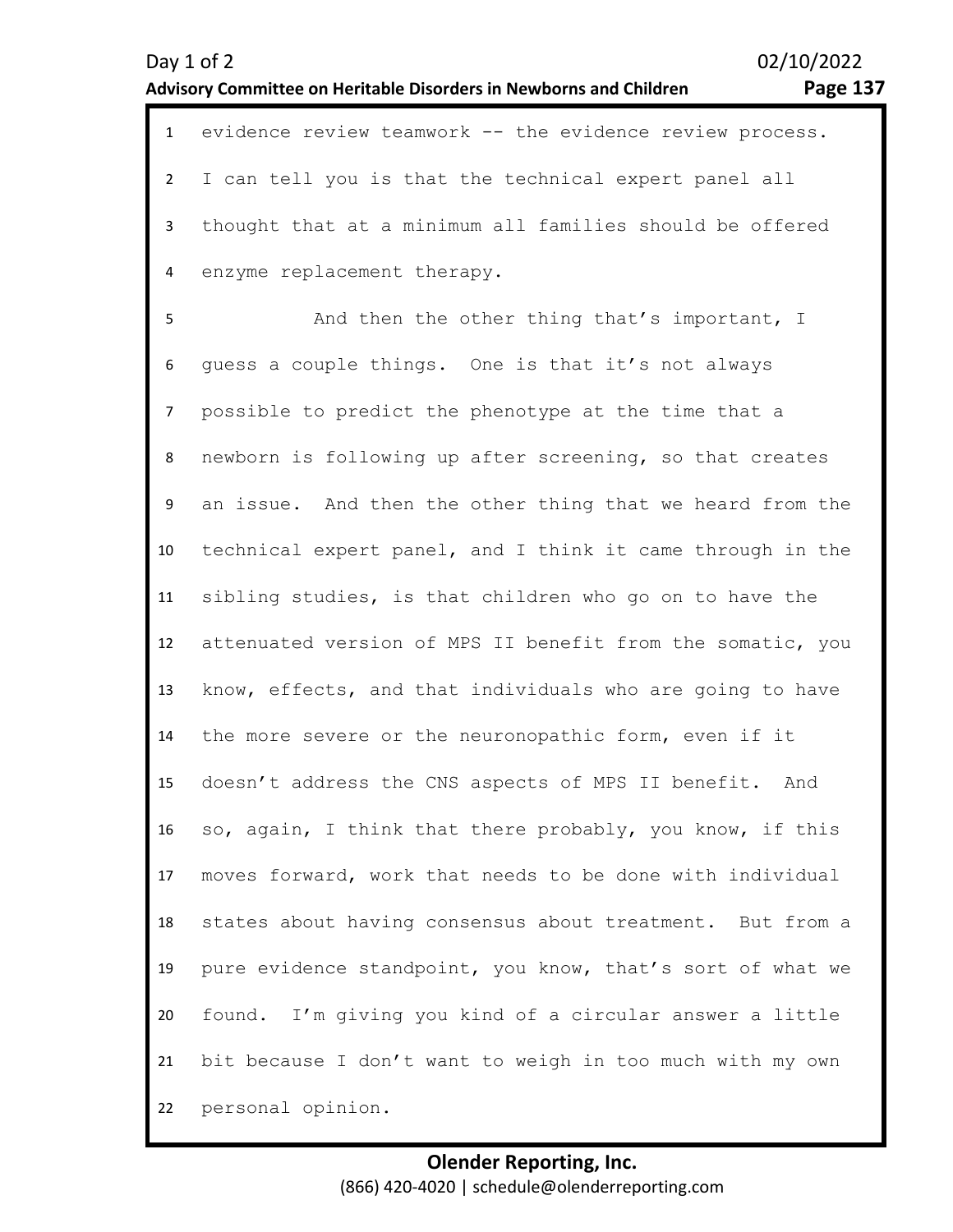evidence review teamwork -- the evidence review process. I can tell you is that the technical expert panel all thought that at a minimum all families should be offered enzyme replacement therapy.

And then the other thing that's important, I guess a couple things. One is that it's not always possible to predict the phenotype at the time that a newborn is following up after screening, so that creates an issue. And then the other thing that we heard from the technical expert panel, and I think it came through in the sibling studies, is that children who go on to have the attenuated version of MPS II benefit from the somatic, you know, effects, and that individuals who are going to have the more severe or the neuronopathic form, even if it doesn't address the CNS aspects of MPS II benefit. And so, again, I think that there probably, you know, if this moves forward, work that needs to be done with individual states about having consensus about treatment. But from a pure evidence standpoint, you know, that's sort of what we found. I'm giving you kind of a circular answer a little bit because I don't want to weigh in too much with my own personal opinion.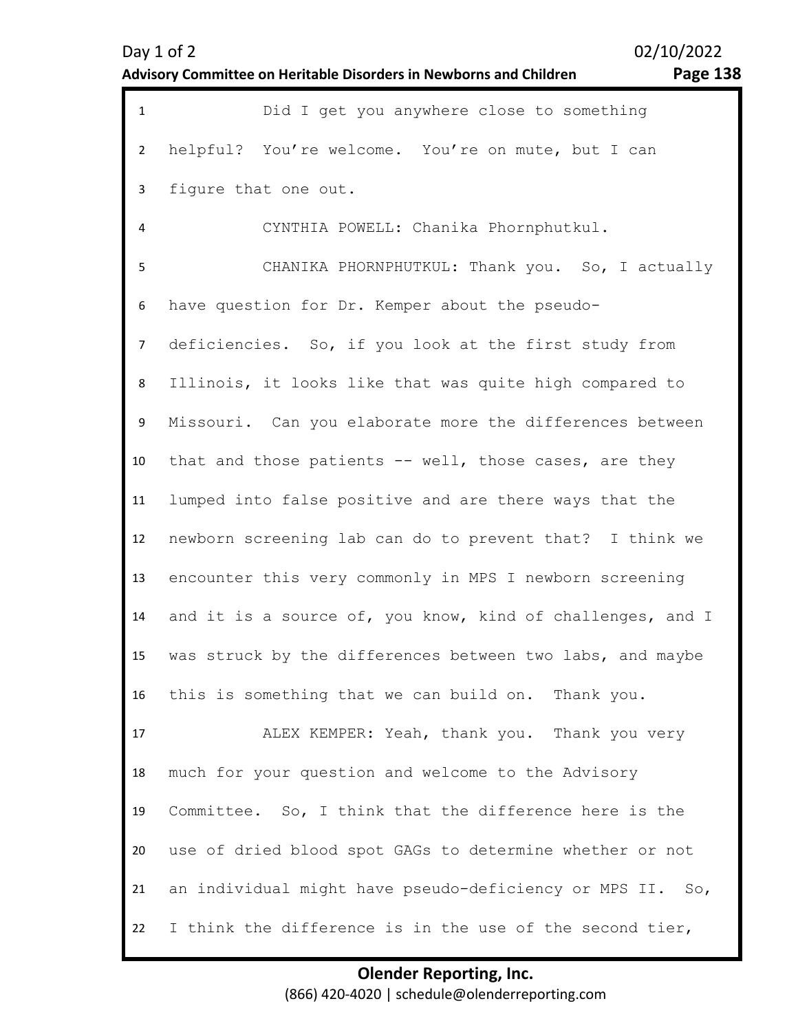Did I get you anywhere close to something helpful? You're welcome. You're on mute, but I can figure that one out.

CYNTHIA POWELL: Chanika Phornphutkul.

CHANIKA PHORNPHUTKUL: Thank you. So, I actually have question for Dr. Kemper about the pseudo-deficiencies. So, if you look at the first study from Illinois, it looks like that was quite high compared to Missouri. Can you elaborate more the differences between that and those patients -- well, those cases, are they lumped into false positive and are there ways that the newborn screening lab can do to prevent that? I think we encounter this very commonly in MPS I newborn screening and it is a source of, you know, kind of challenges, and I was struck by the differences between two labs, and maybe this is something that we can build on. Thank you.

ALEX KEMPER: Yeah, thank you. Thank you very much for your question and welcome to the Advisory Committee. So, I think that the difference here is the use of dried blood spot GAGs to determine whether or not an individual might have pseudo-deficiency or MPS II. So, I think the difference is in the use of the second tier,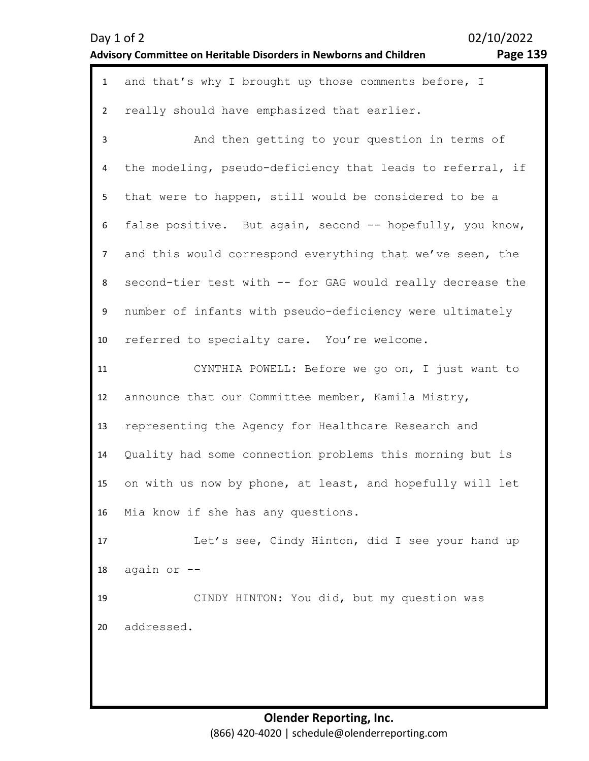and that's why I brought up those comments before, I really should have emphasized that earlier.

And then getting to your question in terms of the modeling, pseudo-deficiency that leads to referral, if that were to happen, still would be considered to be a false positive. But again, second -- hopefully, you know, and this would correspond everything that we've seen, the second-tier test with -- for GAG would really decrease the number of infants with pseudo-deficiency were ultimately referred to specialty care. You're welcome.

CYNTHIA POWELL: Before we go on, I just want to announce that our Committee member, Kamila Mistry, representing the Agency for Healthcare Research and Quality had some connection problems this morning but is on with us now by phone, at least, and hopefully will let Mia know if she has any questions.

Let's see, Cindy Hinton, did I see your hand up again or --

CINDY HINTON: You did, but my question was addressed.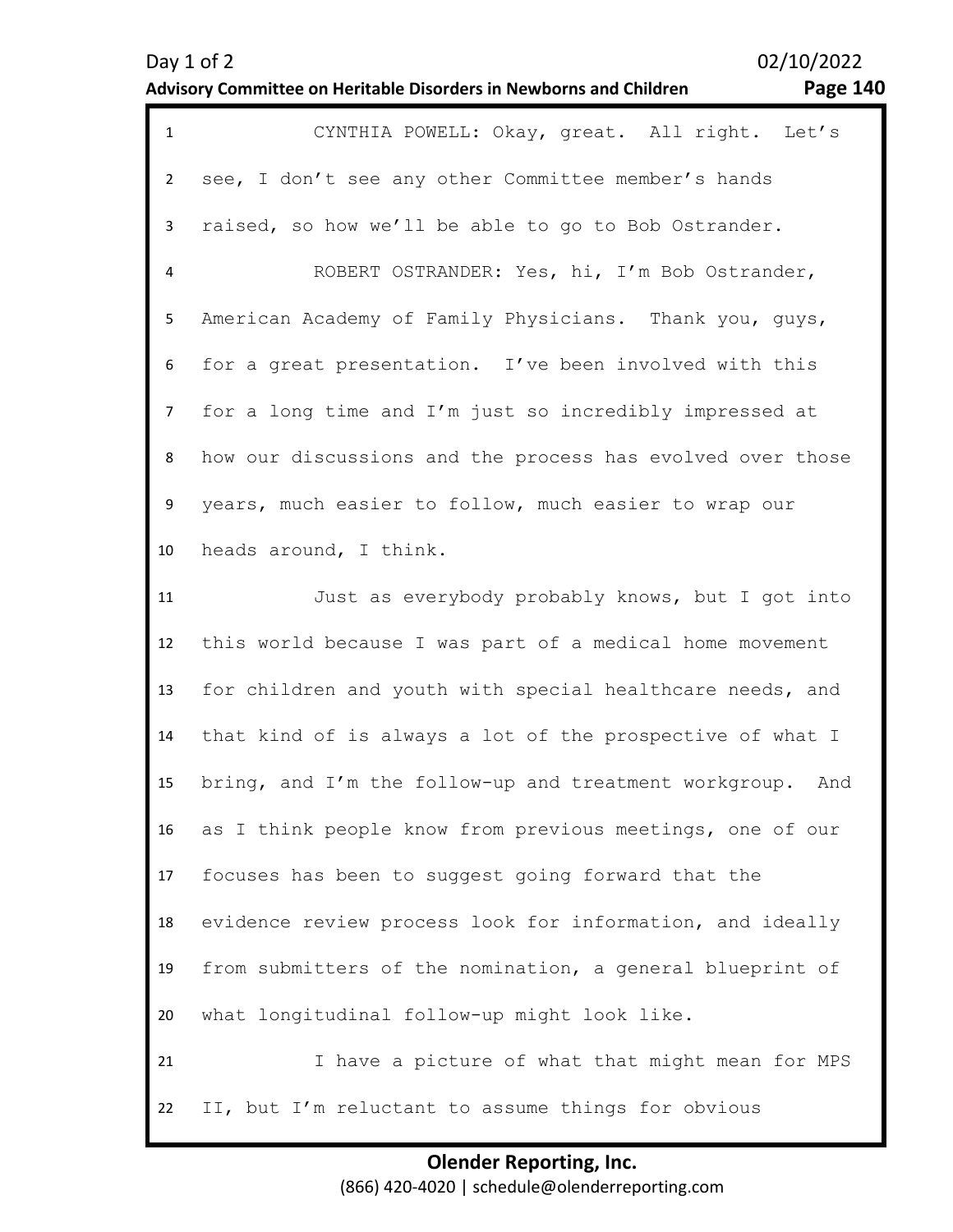CYNTHIA POWELL: Okay, great. All right. Let's see, I don't see any other Committee member's hands raised, so how we'll be able to go to Bob Ostrander.

ROBERT OSTRANDER: Yes, hi, I'm Bob Ostrander, American Academy of Family Physicians. Thank you, guys, for a great presentation. I've been involved with this for a long time and I'm just so incredibly impressed at how our discussions and the process has evolved over those years, much easier to follow, much easier to wrap our heads around, I think.

Just as everybody probably knows, but I got into this world because I was part of a medical home movement for children and youth with special healthcare needs, and that kind of is always a lot of the prospective of what I bring, and I'm the follow-up and treatment workgroup. And as I think people know from previous meetings, one of our focuses has been to suggest going forward that the evidence review process look for information, and ideally from submitters of the nomination, a general blueprint of what longitudinal follow-up might look like.

I have a picture of what that might mean for MPS II, but I'm reluctant to assume things for obvious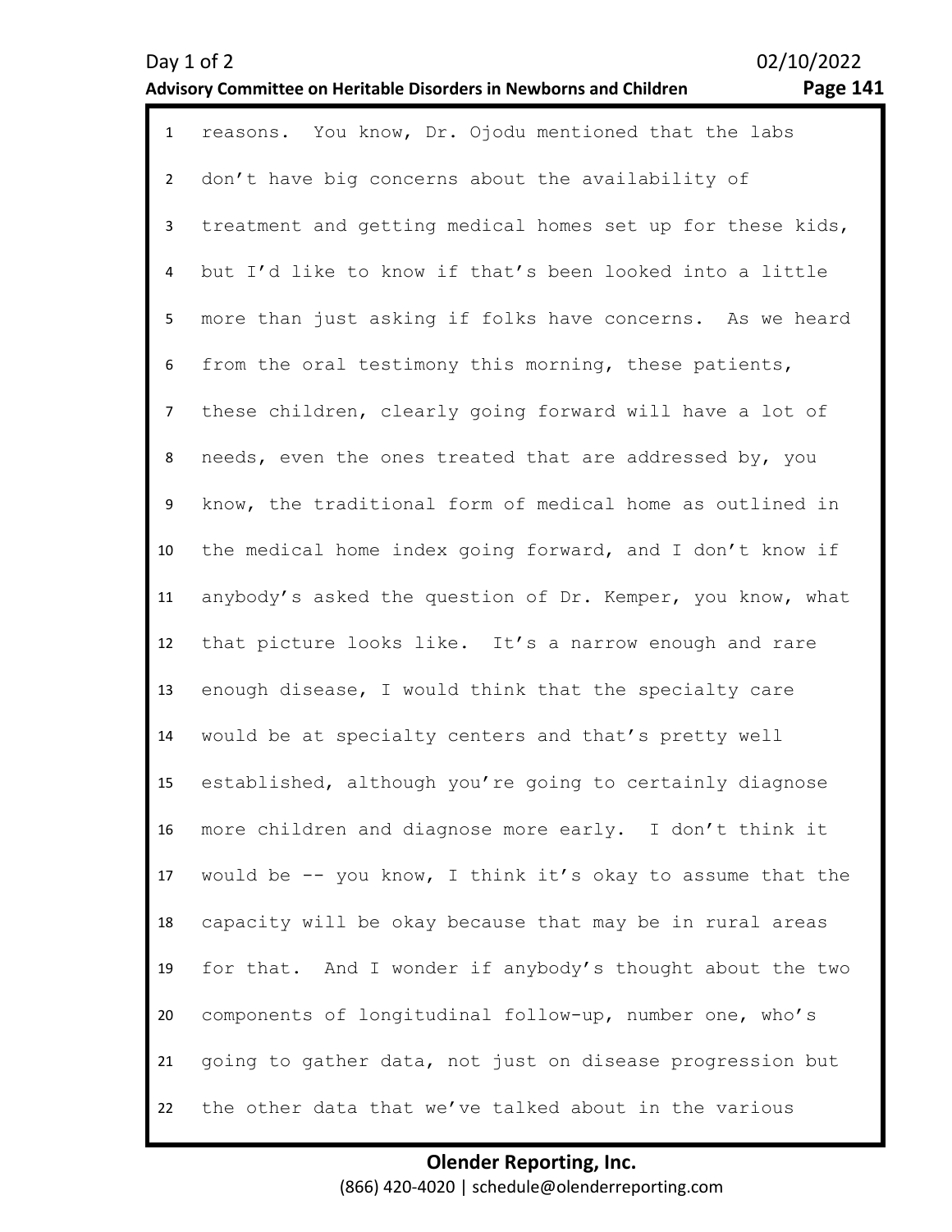reasons. You know, Dr. Ojodu mentioned that the labs don't have big concerns about the availability of treatment and getting medical homes set up for these kids, but I'd like to know if that's been looked into a little more than just asking if folks have concerns. As we heard from the oral testimony this morning, these patients, these children, clearly going forward will have a lot of needs, even the ones treated that are addressed by, you know, the traditional form of medical home as outlined in the medical home index going forward, and I don't know if anybody's asked the question of Dr. Kemper, you know, what that picture looks like. It's a narrow enough and rare enough disease, I would think that the specialty care would be at specialty centers and that's pretty well established, although you're going to certainly diagnose more children and diagnose more early. I don't think it would be -- you know, I think it's okay to assume that the capacity will be okay because that may be in rural areas for that. And I wonder if anybody's thought about the two components of longitudinal follow-up, number one, who's going to gather data, not just on disease progression but the other data that we've talked about in the various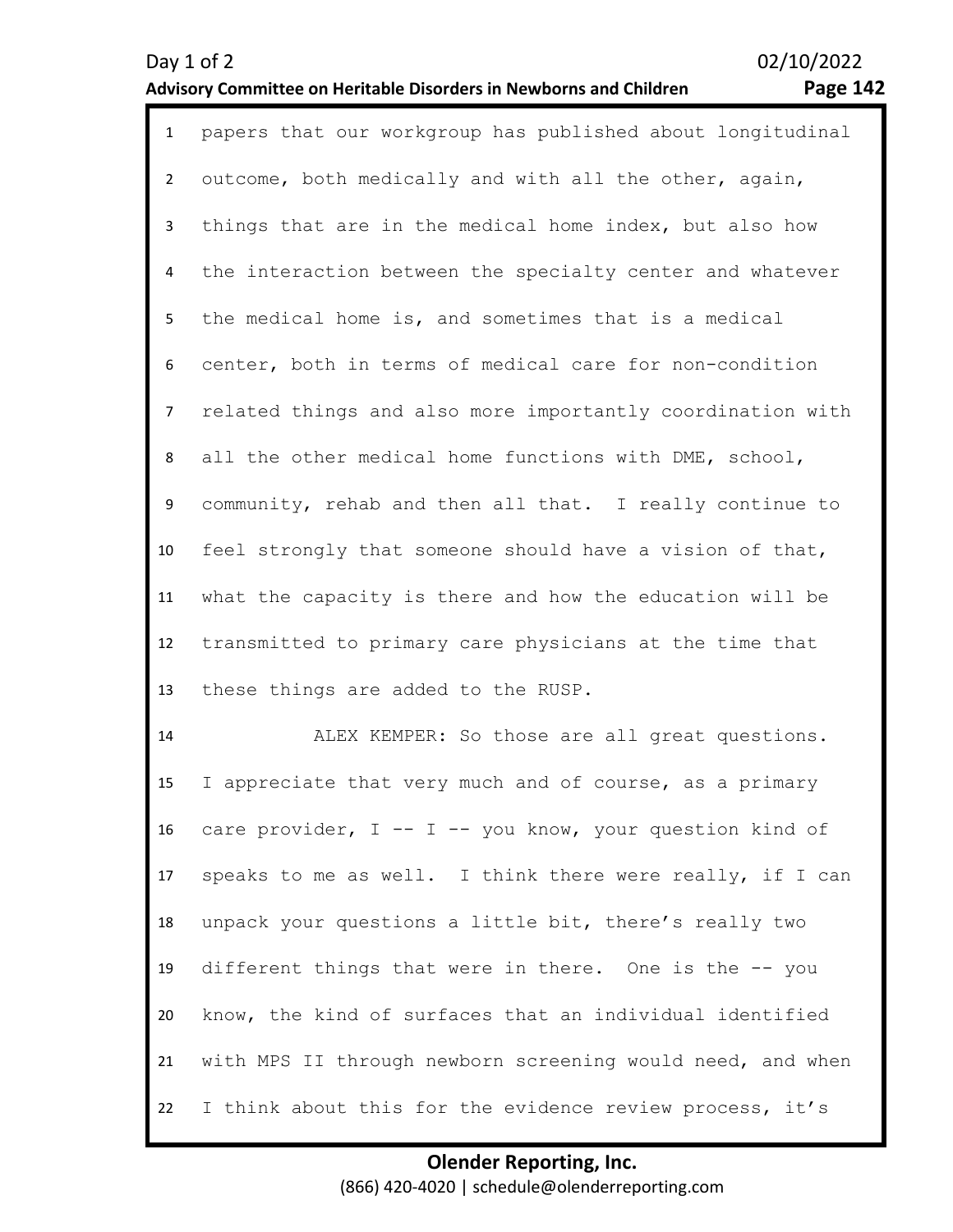papers that our workgroup has published about longitudinal outcome, both medically and with all the other, again, things that are in the medical home index, but also how the interaction between the specialty center and whatever the medical home is, and sometimes that is a medical center, both in terms of medical care for non-condition related things and also more importantly coordination with all the other medical home functions with DME, school, community, rehab and then all that. I really continue to feel strongly that someone should have a vision of that, what the capacity is there and how the education will be transmitted to primary care physicians at the time that these things are added to the RUSP.

ALEX KEMPER: So those are all great questions. I appreciate that very much and of course, as a primary care provider, I -- I -- you know, your question kind of speaks to me as well. I think there were really, if I can unpack your questions a little bit, there's really two different things that were in there. One is the -- you know, the kind of surfaces that an individual identified with MPS II through newborn screening would need, and when I think about this for the evidence review process, it's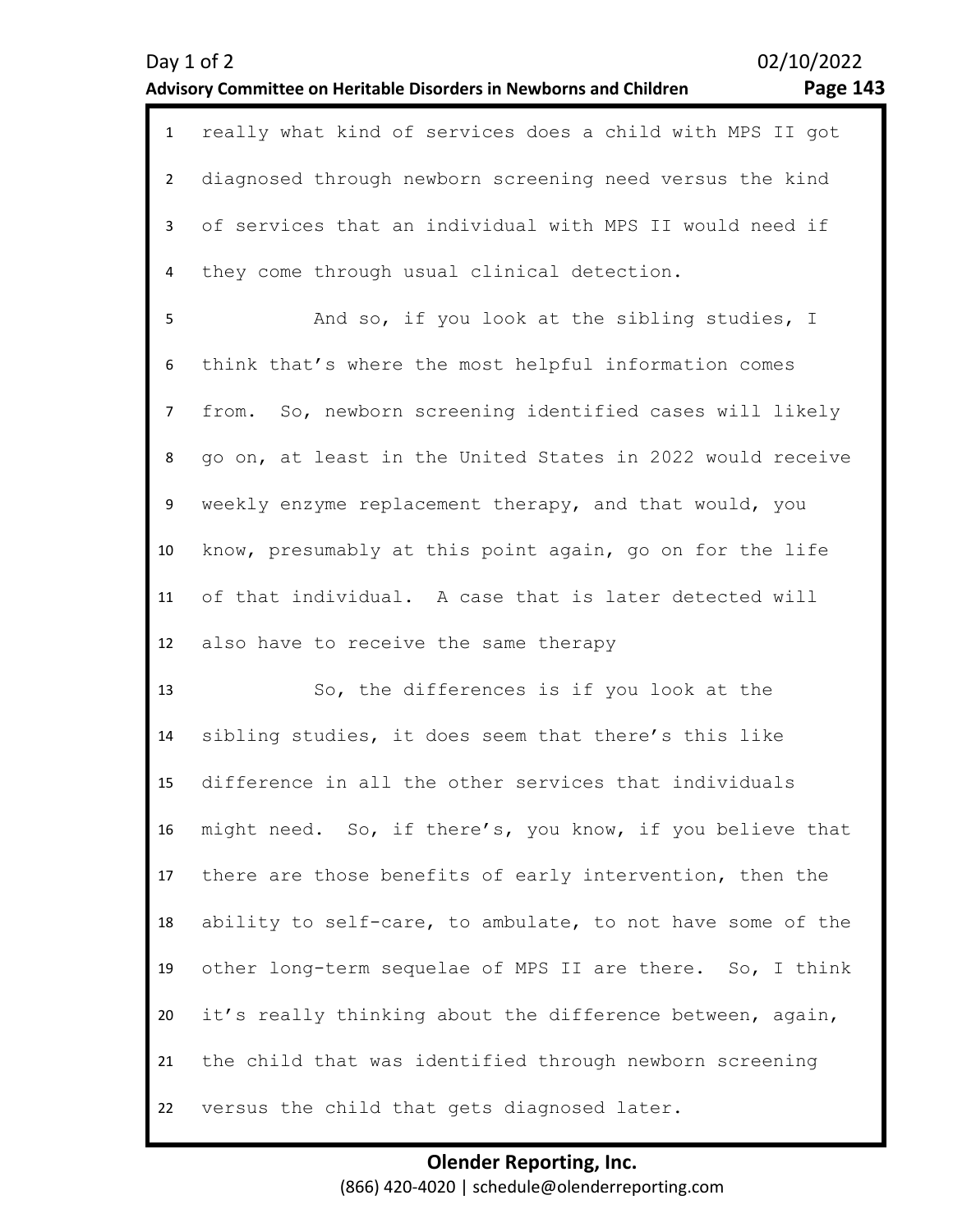really what kind of services does a child with MPS II got diagnosed through newborn screening need versus the kind of services that an individual with MPS II would need if they come through usual clinical detection.

And so, if you look at the sibling studies, I think that's where the most helpful information comes from. So, newborn screening identified cases will likely go on, at least in the United States in 2022 would receive weekly enzyme replacement therapy, and that would, you know, presumably at this point again, go on for the life of that individual. A case that is later detected will also have to receive the same therapy

So, the differences is if you look at the sibling studies, it does seem that there's this like difference in all the other services that individuals might need. So, if there's, you know, if you believe that there are those benefits of early intervention, then the ability to self-care, to ambulate, to not have some of the other long-term sequelae of MPS II are there. So, I think it's really thinking about the difference between, again, the child that was identified through newborn screening versus the child that gets diagnosed later.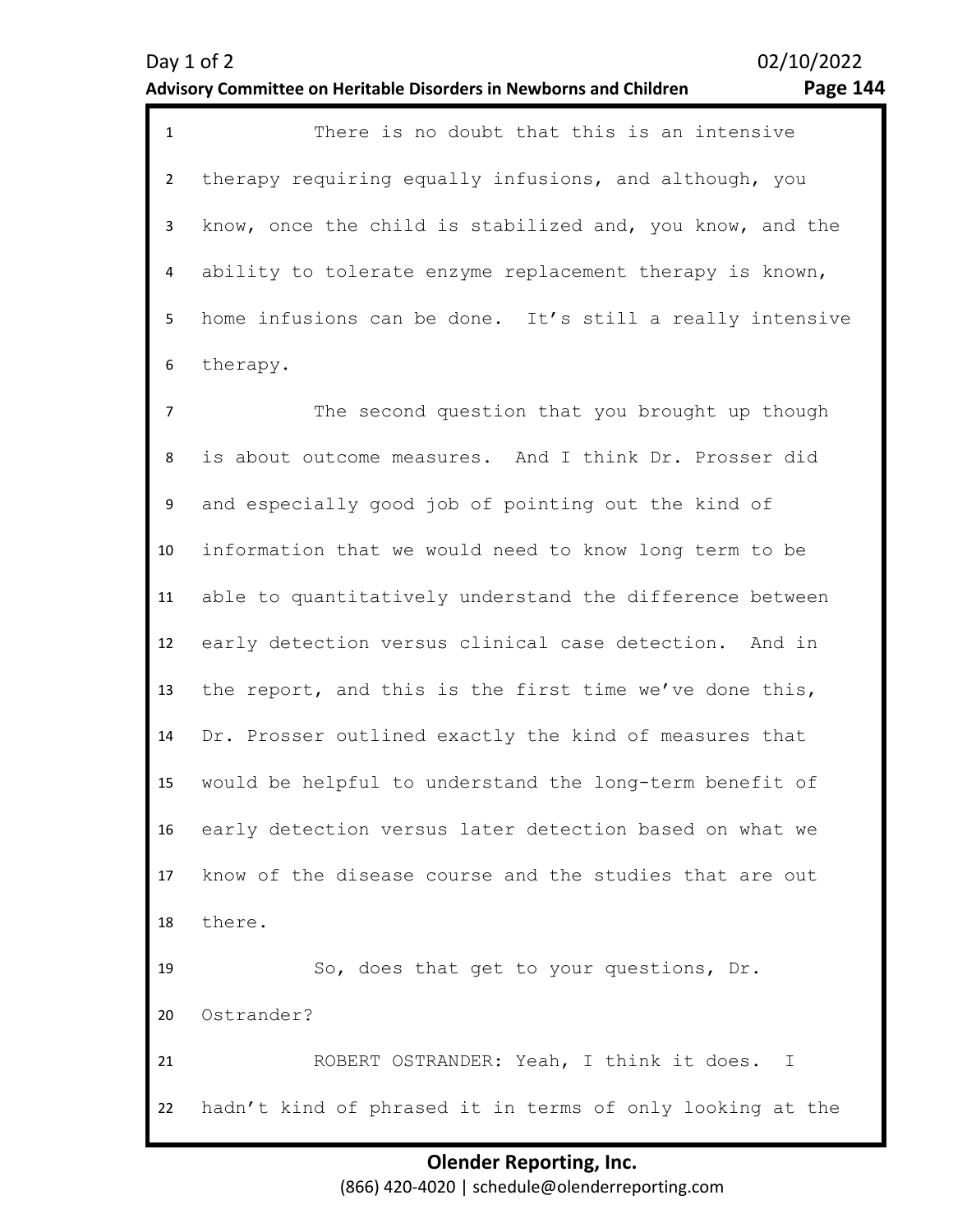There is no doubt that this is an intensive therapy requiring equally infusions, and although, you know, once the child is stabilized and, you know, and the ability to tolerate enzyme replacement therapy is known, home infusions can be done. It's still a really intensive therapy.

The second question that you brought up though is about outcome measures. And I think Dr. Prosser did and especially good job of pointing out the kind of information that we would need to know long term to be able to quantitatively understand the difference between early detection versus clinical case detection. And in the report, and this is the first time we've done this, Dr. Prosser outlined exactly the kind of measures that would be helpful to understand the long-term benefit of early detection versus later detection based on what we know of the disease course and the studies that are out there.

So, does that get to your questions, Dr. Ostrander?

ROBERT OSTRANDER: Yeah, I think it does. I hadn't kind of phrased it in terms of only looking at the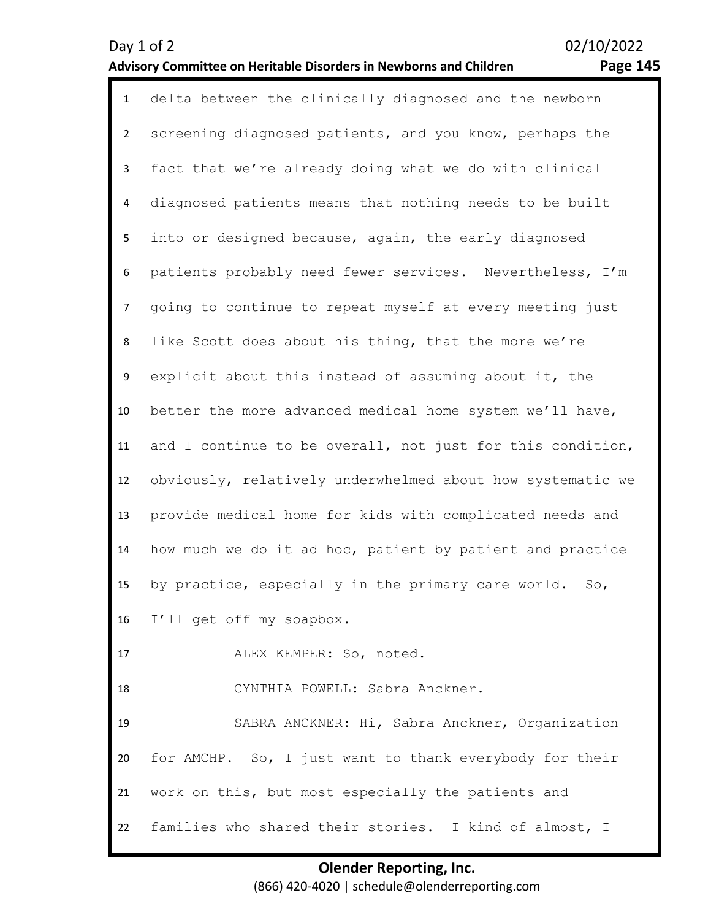delta between the clinically diagnosed and the newborn screening diagnosed patients, and you know, perhaps the fact that we're already doing what we do with clinical diagnosed patients means that nothing needs to be built into or designed because, again, the early diagnosed patients probably need fewer services. Nevertheless, I'm going to continue to repeat myself at every meeting just like Scott does about his thing, that the more we're explicit about this instead of assuming about it, the better the more advanced medical home system we'll have, and I continue to be overall, not just for this condition, obviously, relatively underwhelmed about how systematic we provide medical home for kids with complicated needs and how much we do it ad hoc, patient by patient and practice by practice, especially in the primary care world. So, I'll get off my soapbox.

ALEX KEMPER: So, noted.

CYNTHIA POWELL: Sabra Anckner.

SABRA ANCKNER: Hi, Sabra Anckner, Organization for AMCHP. So, I just want to thank everybody for their work on this, but most especially the patients and families who shared their stories. I kind of almost, I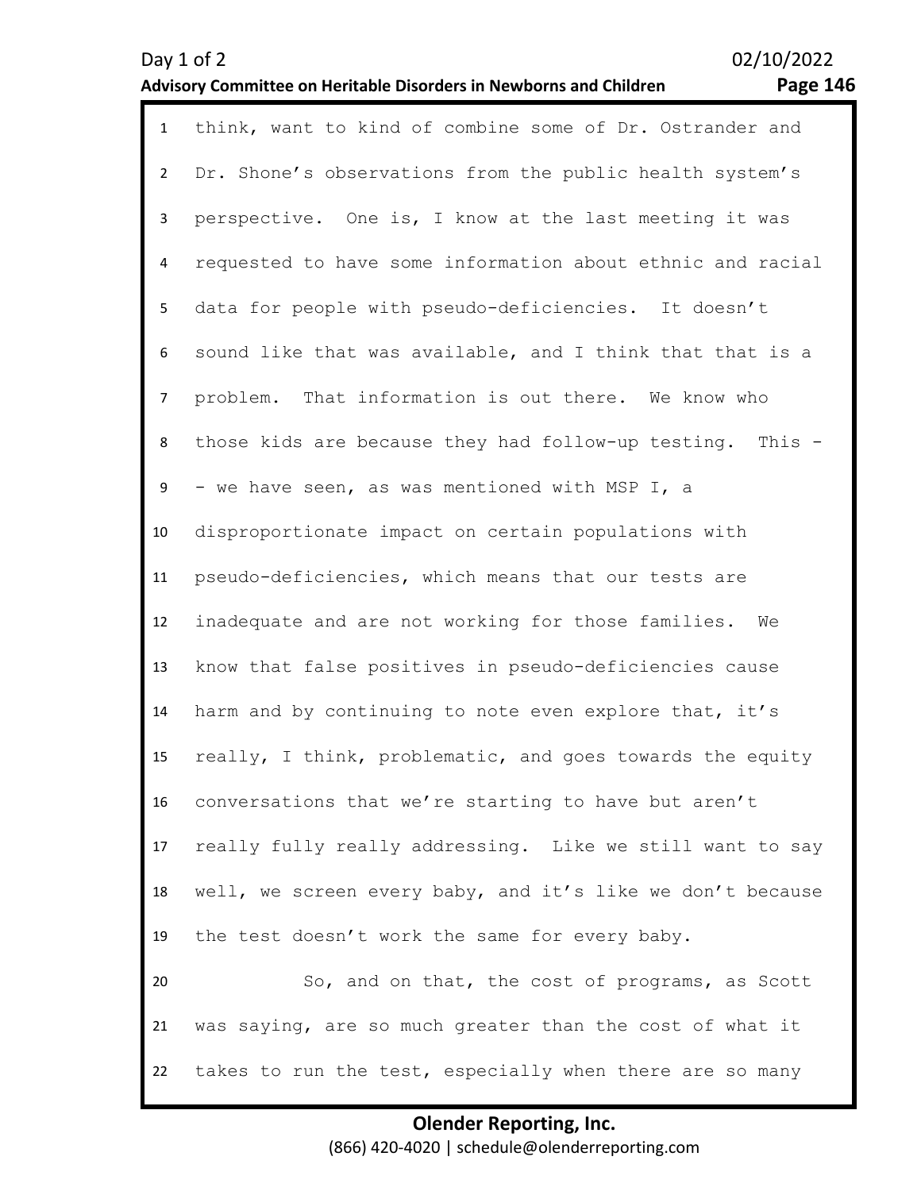think, want to kind of combine some of Dr. Ostrander and Dr. Shone's observations from the public health system's perspective. One is, I know at the last meeting it was requested to have some information about ethnic and racial data for people with pseudo-deficiencies. It doesn't sound like that was available, and I think that that is a problem. That information is out there. We know who those kids are because they had follow-up testing. This -- we have seen, as was mentioned with MSP I, a disproportionate impact on certain populations with pseudo-deficiencies, which means that our tests are inadequate and are not working for those families. We know that false positives in pseudo-deficiencies cause harm and by continuing to note even explore that, it's really, I think, problematic, and goes towards the equity conversations that we're starting to have but aren't really fully really addressing. Like we still want to say well, we screen every baby, and it's like we don't because the test doesn't work the same for every baby.

So, and on that, the cost of programs, as Scott was saying, are so much greater than the cost of what it takes to run the test, especially when there are so many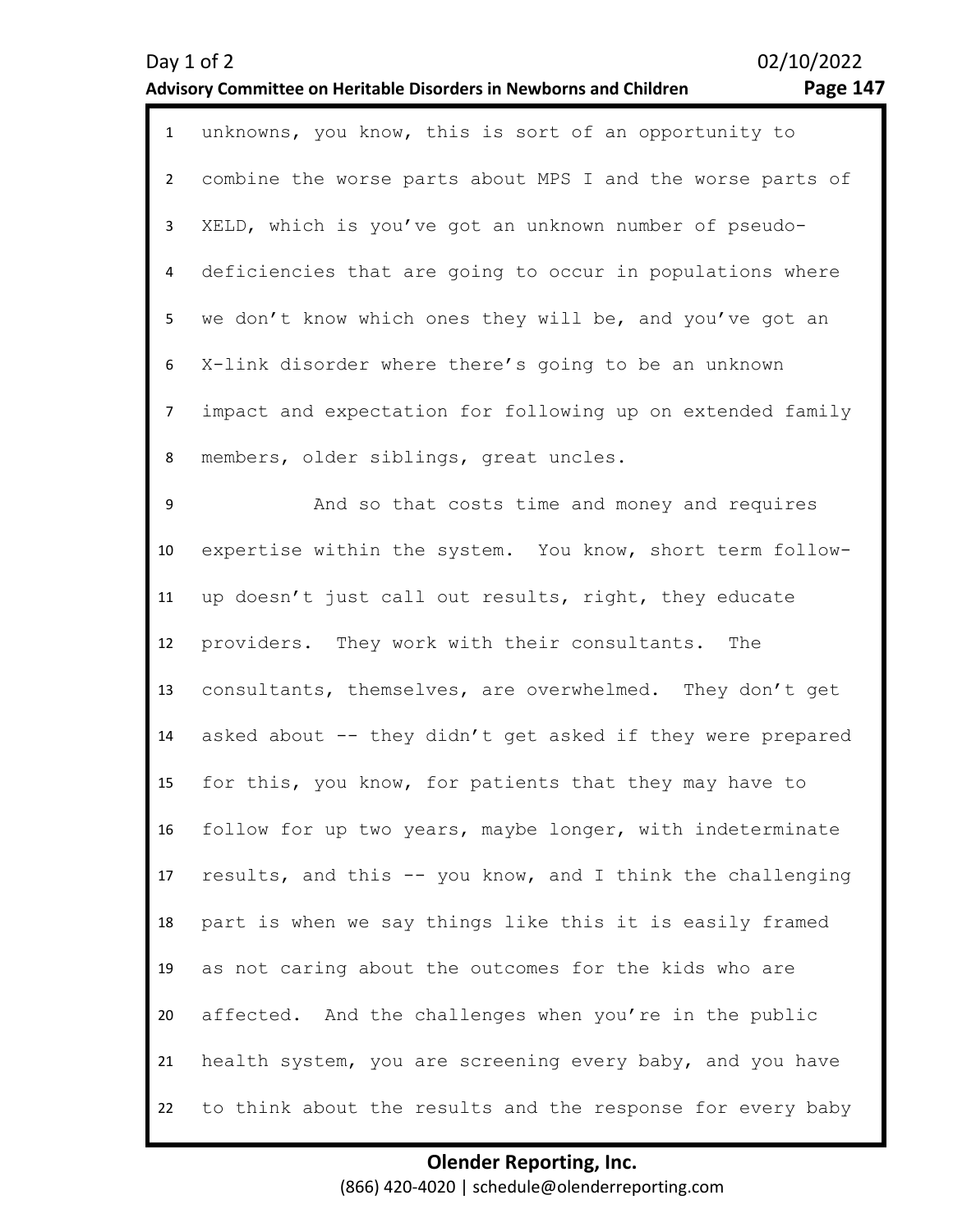unknowns, you know, this is sort of an opportunity to combine the worse parts about MPS I and the worse parts of XELD, which is you've got an unknown number of pseudo-deficiencies that are going to occur in populations where we don't know which ones they will be, and you've got an X-link disorder where there's going to be an unknown impact and expectation for following up on extended family members, older siblings, great uncles.

And so that costs time and money and requires expertise within the system. You know, short term follow-up doesn't just call out results, right, they educate providers. They work with their consultants. The consultants, themselves, are overwhelmed. They don't get asked about -- they didn't get asked if they were prepared for this, you know, for patients that they may have to follow for up two years, maybe longer, with indeterminate results, and this -- you know, and I think the challenging part is when we say things like this it is easily framed as not caring about the outcomes for the kids who are affected. And the challenges when you're in the public health system, you are screening every baby, and you have to think about the results and the response for every baby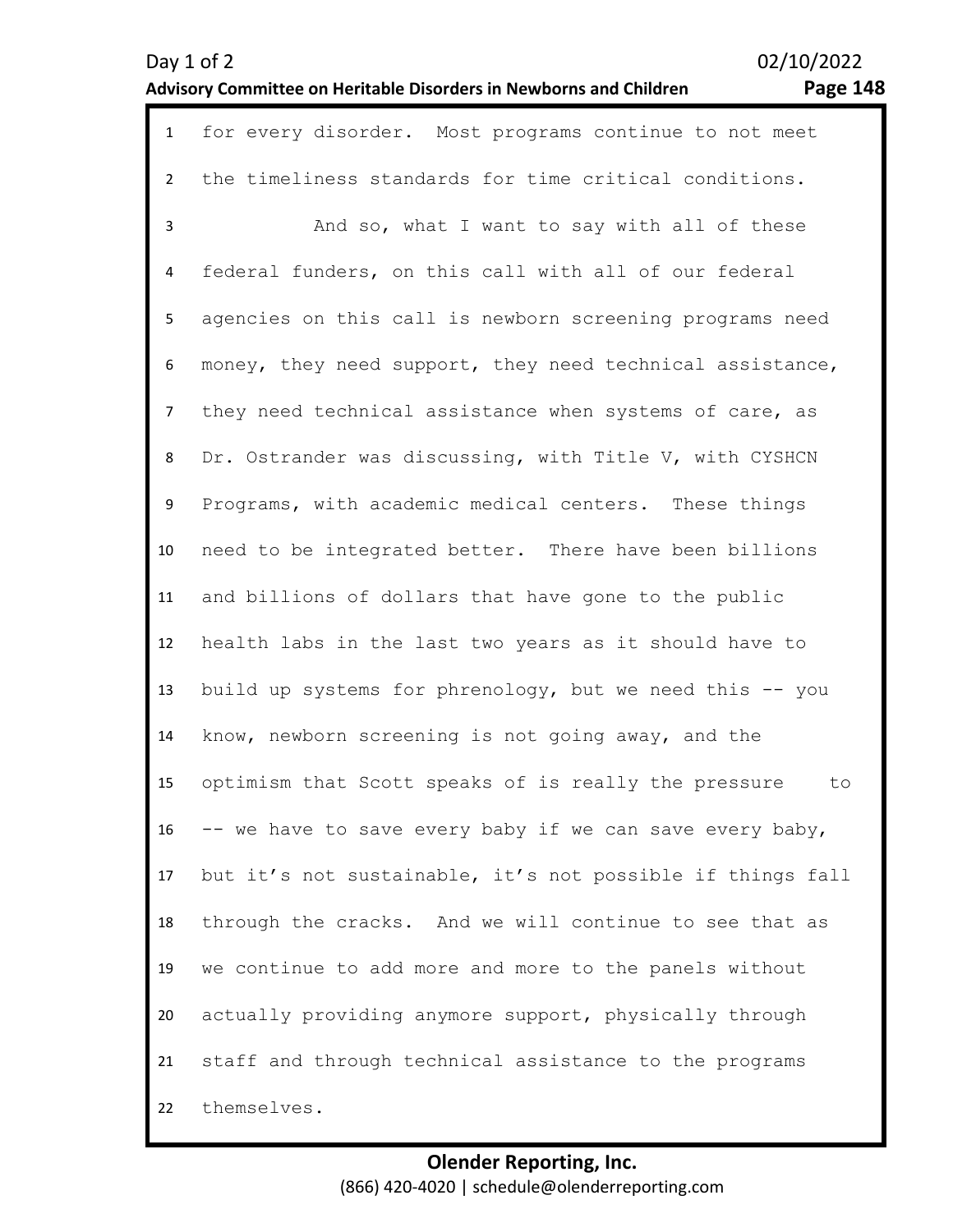for every disorder. Most programs continue to not meet the timeliness standards for time critical conditions.

And so, what I want to say with all of these federal funders, on this call with all of our federal agencies on this call is newborn screening programs need money, they need support, they need technical assistance, they need technical assistance when systems of care, as Dr. Ostrander was discussing, with Title V, with CYSHCN Programs, with academic medical centers. These things need to be integrated better. There have been billions and billions of dollars that have gone to the public health labs in the last two years as it should have to build up systems for phrenology, but we need this -- you know, newborn screening is not going away, and the optimism that Scott speaks of is really the pressure to -- we have to save every baby if we can save every baby, but it's not sustainable, it's not possible if things fall through the cracks. And we will continue to see that as we continue to add more and more to the panels without actually providing anymore support, physically through staff and through technical assistance to the programs themselves.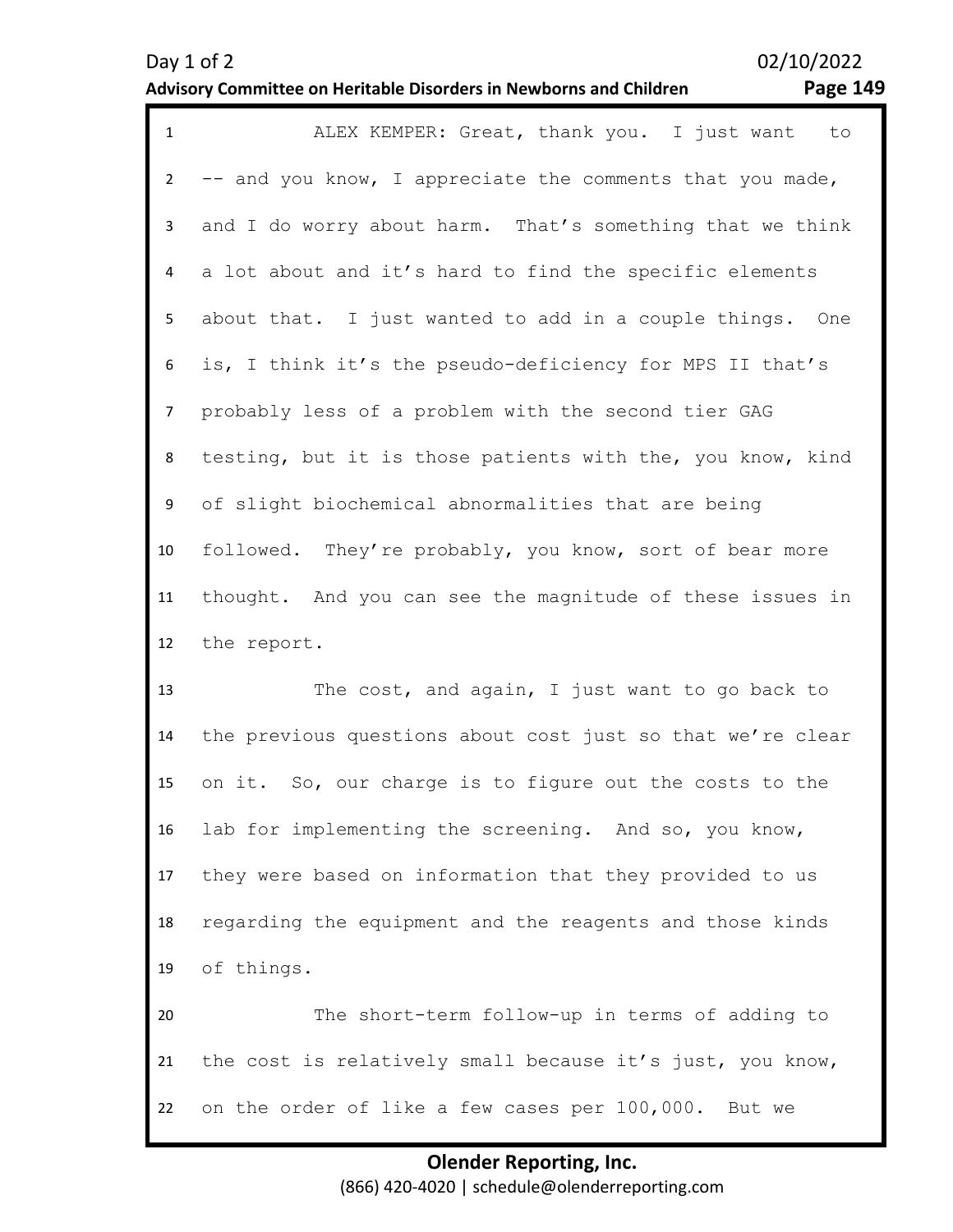ALEX KEMPER: Great, thank you. I just want to -- and you know, I appreciate the comments that you made, and I do worry about harm. That's something that we think a lot about and it's hard to find the specific elements about that. I just wanted to add in a couple things. One is, I think it's the pseudo-deficiency for MPS II that's probably less of a problem with the second tier GAG testing, but it is those patients with the, you know, kind of slight biochemical abnormalities that are being followed. They're probably, you know, sort of bear more thought. And you can see the magnitude of these issues in the report.

The cost, and again, I just want to go back to the previous questions about cost just so that we're clear on it. So, our charge is to figure out the costs to the lab for implementing the screening. And so, you know, they were based on information that they provided to us regarding the equipment and the reagents and those kinds of things.

The short-term follow-up in terms of adding to the cost is relatively small because it's just, you know, on the order of like a few cases per 100,000. But we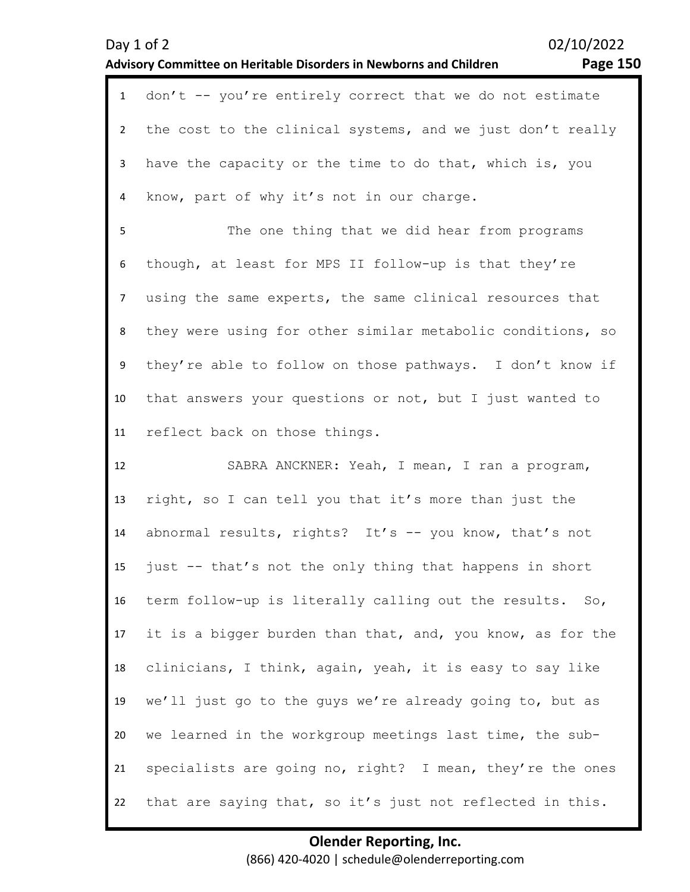don't -- you're entirely correct that we do not estimate the cost to the clinical systems, and we just don't really have the capacity or the time to do that, which is, you know, part of why it's not in our charge.

The one thing that we did hear from programs though, at least for MPS II follow-up is that they're using the same experts, the same clinical resources that they were using for other similar metabolic conditions, so they're able to follow on those pathways. I don't know if that answers your questions or not, but I just wanted to reflect back on those things.

SABRA ANCKNER: Yeah, I mean, I ran a program, right, so I can tell you that it's more than just the abnormal results, rights? It's -- you know, that's not just -- that's not the only thing that happens in short term follow-up is literally calling out the results. So, it is a bigger burden than that, and, you know, as for the clinicians, I think, again, yeah, it is easy to say like we'll just go to the guys we're already going to, but as we learned in the workgroup meetings last time, the sub-specialists are going no, right? I mean, they're the ones that are saying that, so it's just not reflected in this.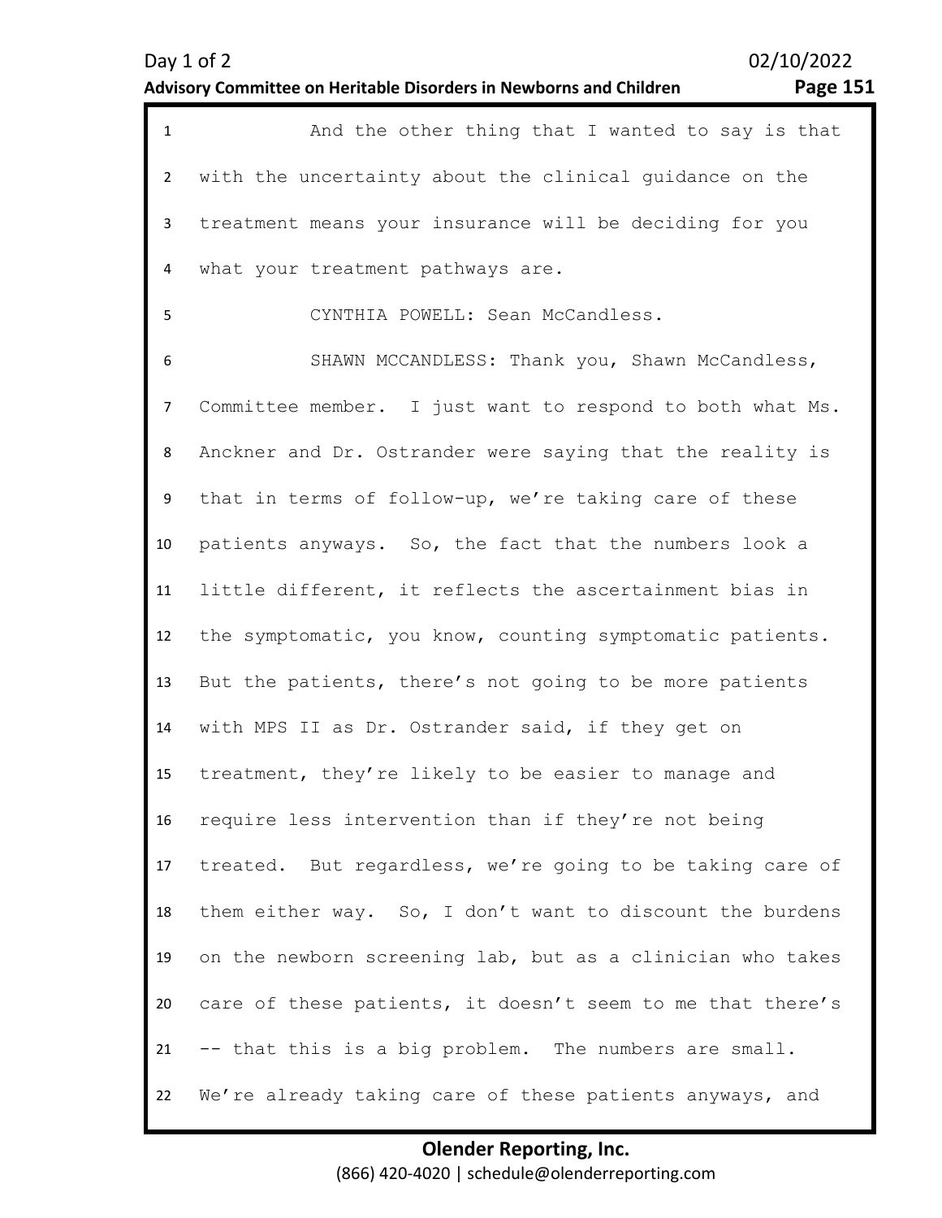1 And the other thing that I wanted to say is that
2 with the uncertainty about the clinical guidance on the
3 treatment means your insurance will be deciding for you
4 what your treatment pathways are.
5 CYNTHIA POWELL: Sean McCandless.
6 SHAWN MCCANDLESS: Thank you, Shawn McCandless,
7 Committee member. I just want to respond to both what Ms.
8 Anckner and Dr. Ostrander were saying that the reality is
9 that in terms of follow-up, we're taking care of these
10 patients anyways. So, the fact that the numbers look a
11 little different, it reflects the ascertainment bias in
12 the symptomatic, you know, counting symptomatic patients.
13 But the patients, there's not going to be more patients
14 with MPS II as Dr. Ostrander said, if they get on
15 treatment, they're likely to be easier to manage and
16 require less intervention than if they're not being
17 treated. But regardless, we're going to be taking care of
18 them either way. So, I don't want to discount the burdens
19 on the newborn screening lab, but as a clinician who takes
20 care of these patients, it doesn't seem to me that there's
21 -- that this is a big problem. The numbers are small.
22 We're already taking care of these patients anyways, and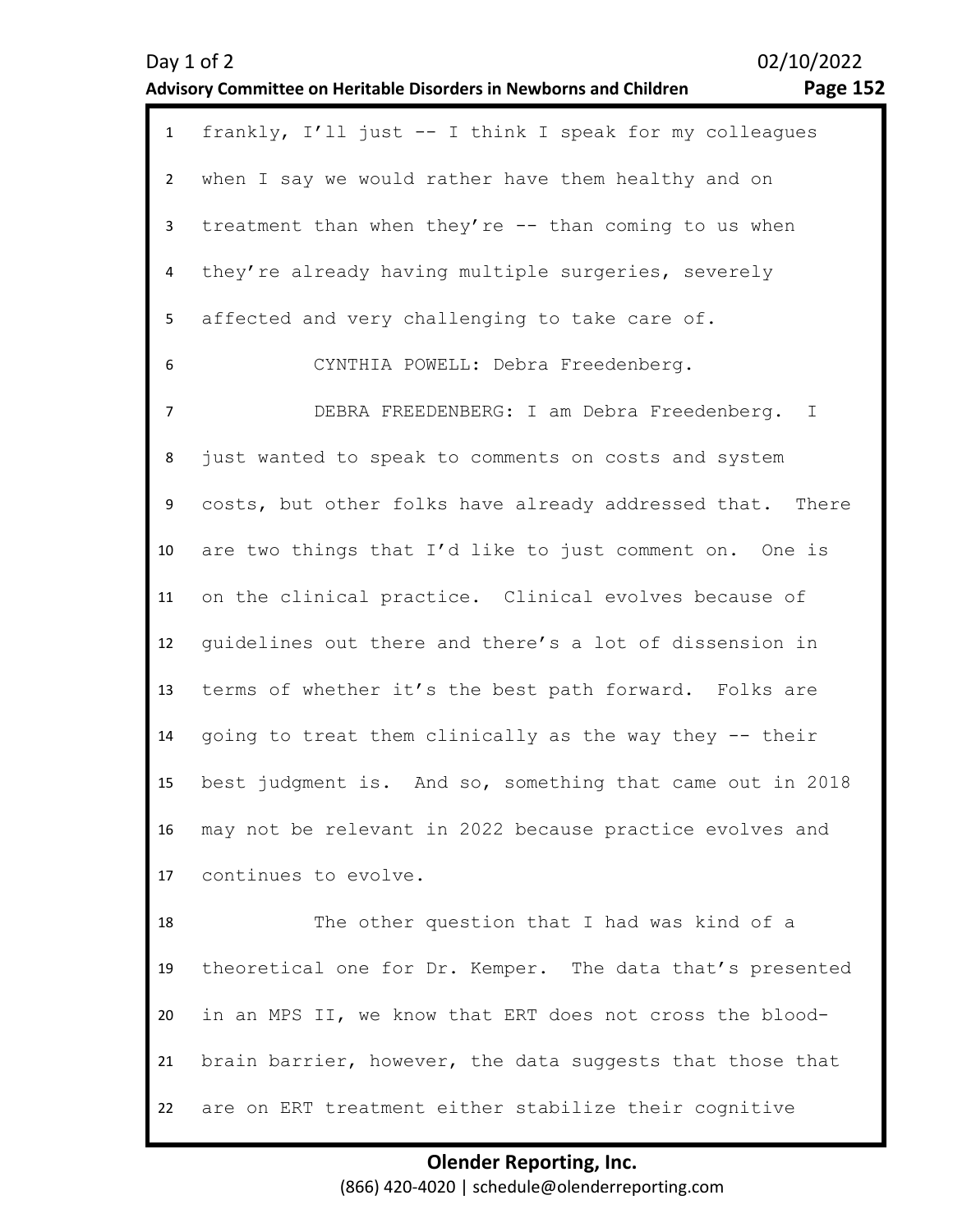frankly, I'll just -- I think I speak for my colleagues when I say we would rather have them healthy and on treatment than when they're -- than coming to us when they're already having multiple surgeries, severely affected and very challenging to take care of.

CYNTHIA POWELL: Debra Freedenberg.

DEBRA FREEDENBERG: I am Debra Freedenberg. I just wanted to speak to comments on costs and system costs, but other folks have already addressed that. There are two things that I'd like to just comment on. One is on the clinical practice. Clinical evolves because of guidelines out there and there's a lot of dissension in terms of whether it's the best path forward. Folks are going to treat them clinically as the way they -- their best judgment is. And so, something that came out in 2018 may not be relevant in 2022 because practice evolves and continues to evolve.

The other question that I had was kind of a theoretical one for Dr. Kemper. The data that's presented in an MPS II, we know that ERT does not cross the blood-brain barrier, however, the data suggests that those that are on ERT treatment either stabilize their cognitive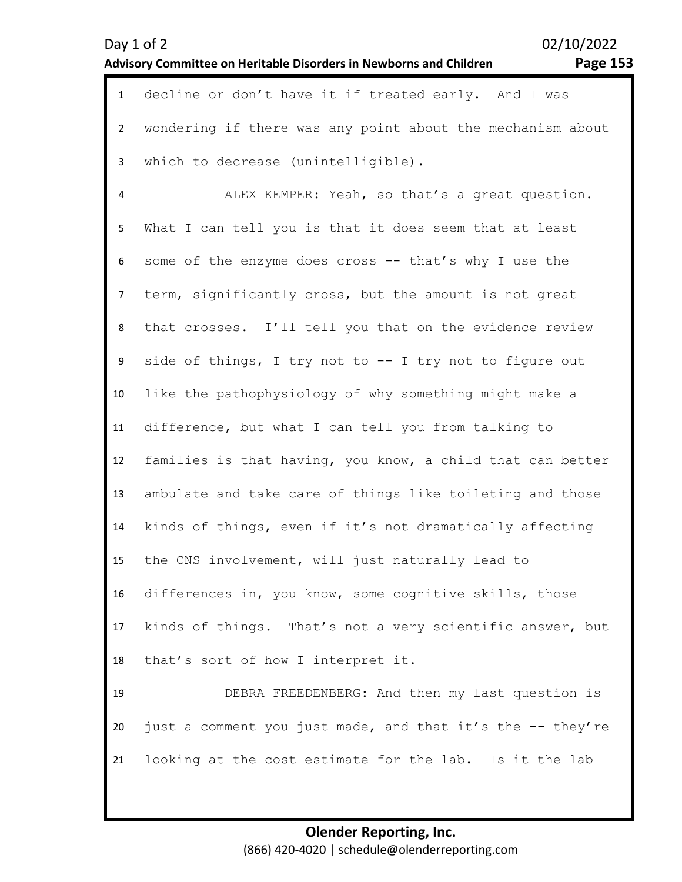decline or don't have it if treated early. And I was wondering if there was any point about the mechanism about which to decrease (unintelligible).

ALEX KEMPER: Yeah, so that's a great question. What I can tell you is that it does seem that at least some of the enzyme does cross -- that's why I use the term, significantly cross, but the amount is not great that crosses. I'll tell you that on the evidence review side of things, I try not to -- I try not to figure out like the pathophysiology of why something might make a difference, but what I can tell you from talking to families is that having, you know, a child that can better ambulate and take care of things like toileting and those kinds of things, even if it's not dramatically affecting the CNS involvement, will just naturally lead to differences in, you know, some cognitive skills, those kinds of things. That's not a very scientific answer, but that's sort of how I interpret it.

DEBRA FREEDENBERG: And then my last question is just a comment you just made, and that it's the -- they're looking at the cost estimate for the lab. Is it the lab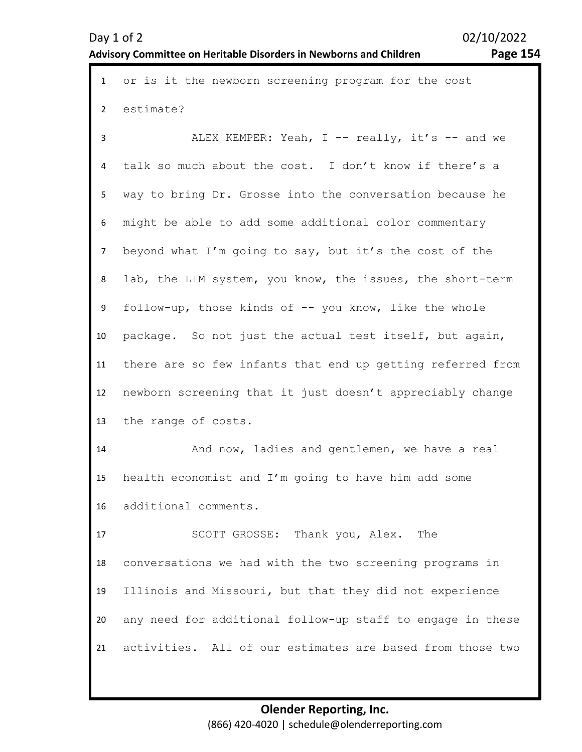or is it the newborn screening program for the cost estimate?

ALEX KEMPER: Yeah, I -- really, it's -- and we talk so much about the cost. I don't know if there's a way to bring Dr. Grosse into the conversation because he might be able to add some additional color commentary beyond what I'm going to say, but it's the cost of the lab, the LIM system, you know, the issues, the short-term follow-up, those kinds of -- you know, like the whole package. So not just the actual test itself, but again, there are so few infants that end up getting referred from newborn screening that it just doesn't appreciably change the range of costs.

And now, ladies and gentlemen, we have a real health economist and I'm going to have him add some additional comments.

SCOTT GROSSE: Thank you, Alex. The conversations we had with the two screening programs in Illinois and Missouri, but that they did not experience any need for additional follow-up staff to engage in these activities. All of our estimates are based from those two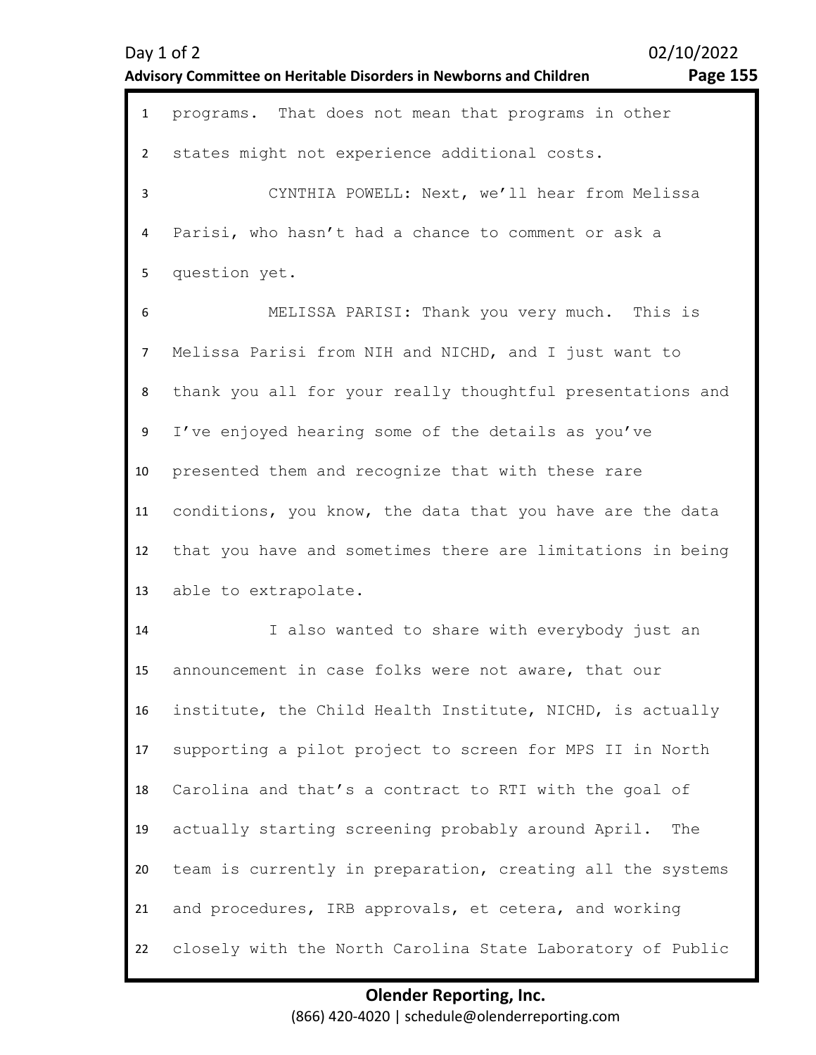programs. That does not mean that programs in other states might not experience additional costs.

CYNTHIA POWELL: Next, we'll hear from Melissa Parisi, who hasn't had a chance to comment or ask a question yet.

MELISSA PARISI: Thank you very much. This is Melissa Parisi from NIH and NICHD, and I just want to thank you all for your really thoughtful presentations and I've enjoyed hearing some of the details as you've presented them and recognize that with these rare conditions, you know, the data that you have are the data that you have and sometimes there are limitations in being able to extrapolate.

I also wanted to share with everybody just an announcement in case folks were not aware, that our institute, the Child Health Institute, NICHD, is actually supporting a pilot project to screen for MPS II in North Carolina and that's a contract to RTI with the goal of actually starting screening probably around April. The team is currently in preparation, creating all the systems and procedures, IRB approvals, et cetera, and working closely with the North Carolina State Laboratory of Public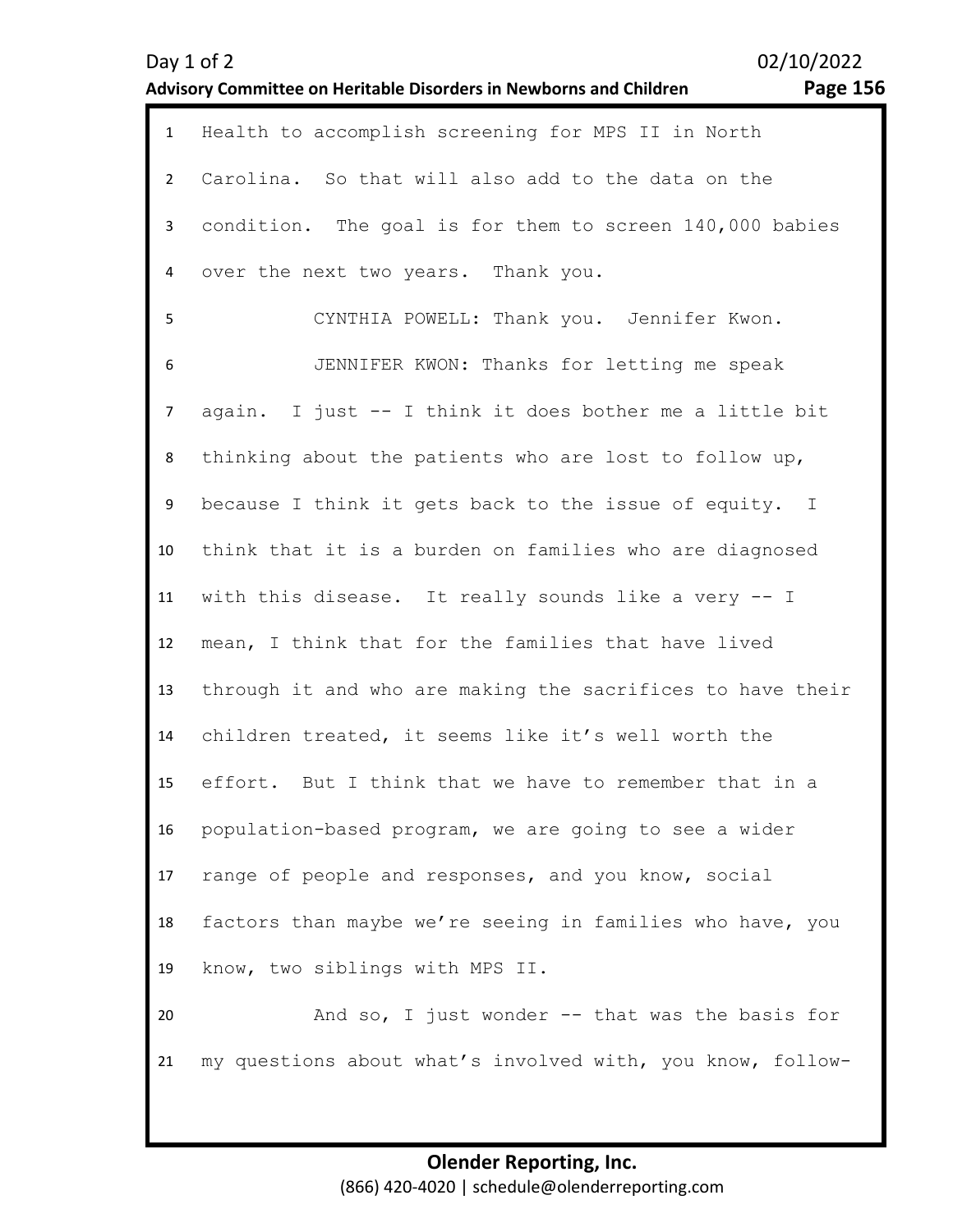Health to accomplish screening for MPS II in North Carolina. So that will also add to the data on the condition. The goal is for them to screen 140,000 babies over the next two years. Thank you.

CYNTHIA POWELL: Thank you. Jennifer Kwon.

JENNIFER KWON: Thanks for letting me speak again. I just -- I think it does bother me a little bit thinking about the patients who are lost to follow up, because I think it gets back to the issue of equity. I think that it is a burden on families who are diagnosed with this disease. It really sounds like a very -- I mean, I think that for the families that have lived through it and who are making the sacrifices to have their children treated, it seems like it's well worth the effort. But I think that we have to remember that in a population-based program, we are going to see a wider range of people and responses, and you know, social factors than maybe we're seeing in families who have, you know, two siblings with MPS II.

And so, I just wonder -- that was the basis for my questions about what's involved with, you know, follow-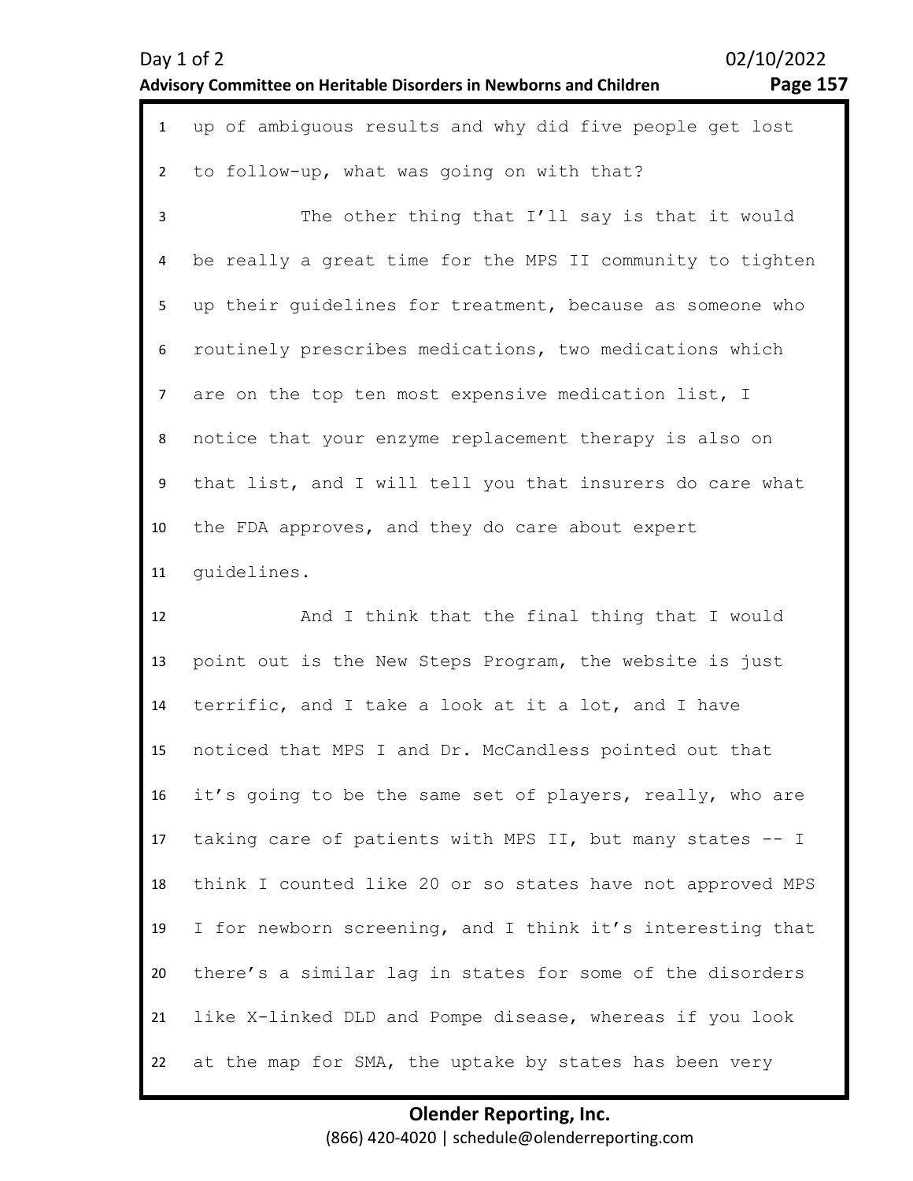up of ambiguous results and why did five people get lost to follow-up, what was going on with that?

The other thing that I'll say is that it would be really a great time for the MPS II community to tighten up their guidelines for treatment, because as someone who routinely prescribes medications, two medications which are on the top ten most expensive medication list, I notice that your enzyme replacement therapy is also on that list, and I will tell you that insurers do care what the FDA approves, and they do care about expert guidelines.

And I think that the final thing that I would point out is the New Steps Program, the website is just terrific, and I take a look at it a lot, and I have noticed that MPS I and Dr. McCandless pointed out that it's going to be the same set of players, really, who are taking care of patients with MPS II, but many states -- I think I counted like 20 or so states have not approved MPS I for newborn screening, and I think it's interesting that there's a similar lag in states for some of the disorders like X-linked DLD and Pompe disease, whereas if you look at the map for SMA, the uptake by states has been very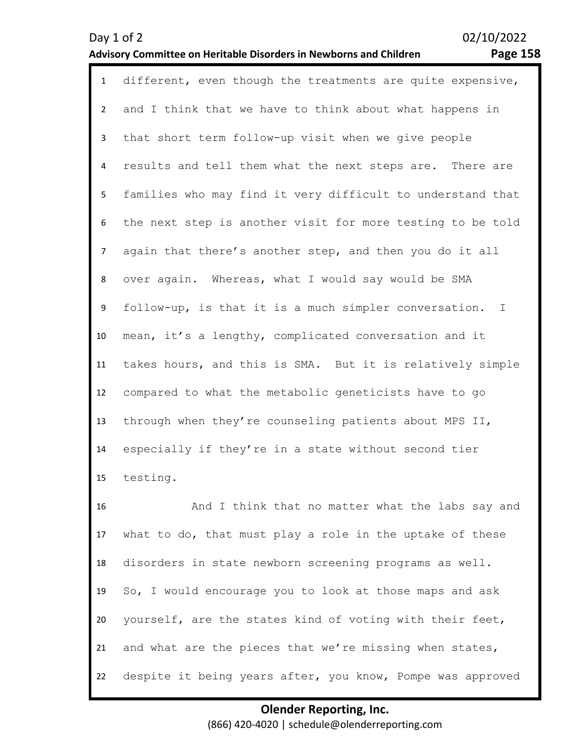different, even though the treatments are quite expensive, and I think that we have to think about what happens in that short term follow-up visit when we give people results and tell them what the next steps are. There are families who may find it very difficult to understand that the next step is another visit for more testing to be told again that there's another step, and then you do it all over again. Whereas, what I would say would be SMA follow-up, is that it is a much simpler conversation. I mean, it's a lengthy, complicated conversation and it takes hours, and this is SMA. But it is relatively simple compared to what the metabolic geneticists have to go through when they're counseling patients about MPS II, especially if they're in a state without second tier testing.

And I think that no matter what the labs say and what to do, that must play a role in the uptake of these disorders in state newborn screening programs as well. So, I would encourage you to look at those maps and ask yourself, are the states kind of voting with their feet, and what are the pieces that we're missing when states, despite it being years after, you know, Pompe was approved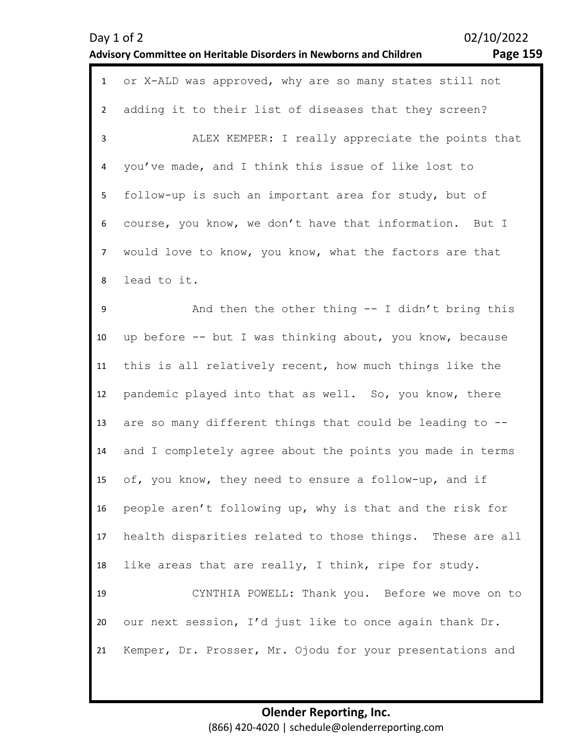or X-ALD was approved, why are so many states still not adding it to their list of diseases that they screen?

ALEX KEMPER: I really appreciate the points that you've made, and I think this issue of like lost to follow-up is such an important area for study, but of course, you know, we don't have that information. But I would love to know, you know, what the factors are that lead to it.

And then the other thing -- I didn't bring this up before -- but I was thinking about, you know, because this is all relatively recent, how much things like the pandemic played into that as well. So, you know, there are so many different things that could be leading to -- and I completely agree about the points you made in terms of, you know, they need to ensure a follow-up, and if people aren't following up, why is that and the risk for health disparities related to those things. These are all like areas that are really, I think, ripe for study.

CYNTHIA POWELL: Thank you. Before we move on to our next session, I'd just like to once again thank Dr. Kemper, Dr. Prosser, Mr. Ojodu for your presentations and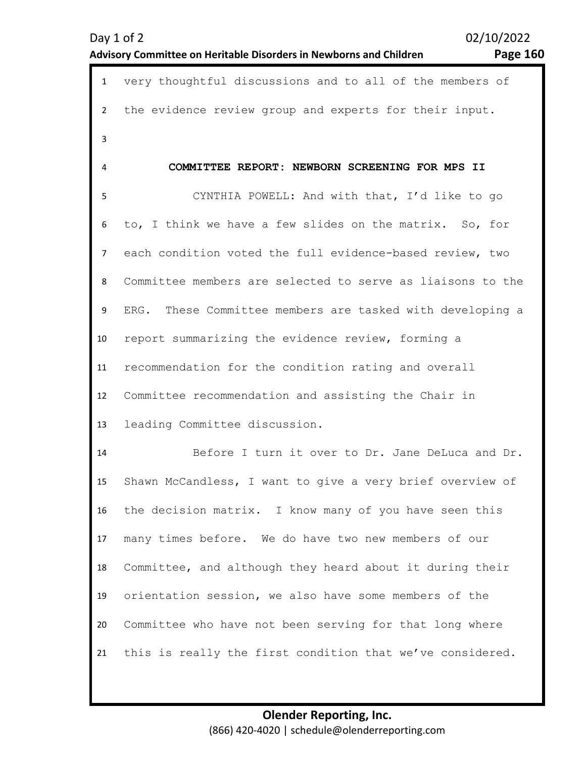very thoughtful discussions and to all of the members of the evidence review group and experts for their input.

## COMMITTEE REPORT: NEWBORN SCREENING FOR MPS II

CYNTHIA POWELL: And with that, I'd like to go to, I think we have a few slides on the matrix. So, for each condition voted the full evidence-based review, two Committee members are selected to serve as liaisons to the ERG. These Committee members are tasked with developing a report summarizing the evidence review, forming a recommendation for the condition rating and overall Committee recommendation and assisting the Chair in leading Committee discussion.

Before I turn it over to Dr. Jane DeLuca and Dr. Shawn McCandless, I want to give a very brief overview of the decision matrix. I know many of you have seen this many times before. We do have two new members of our Committee, and although they heard about it during their orientation session, we also have some members of the Committee who have not been serving for that long where this is really the first condition that we've considered.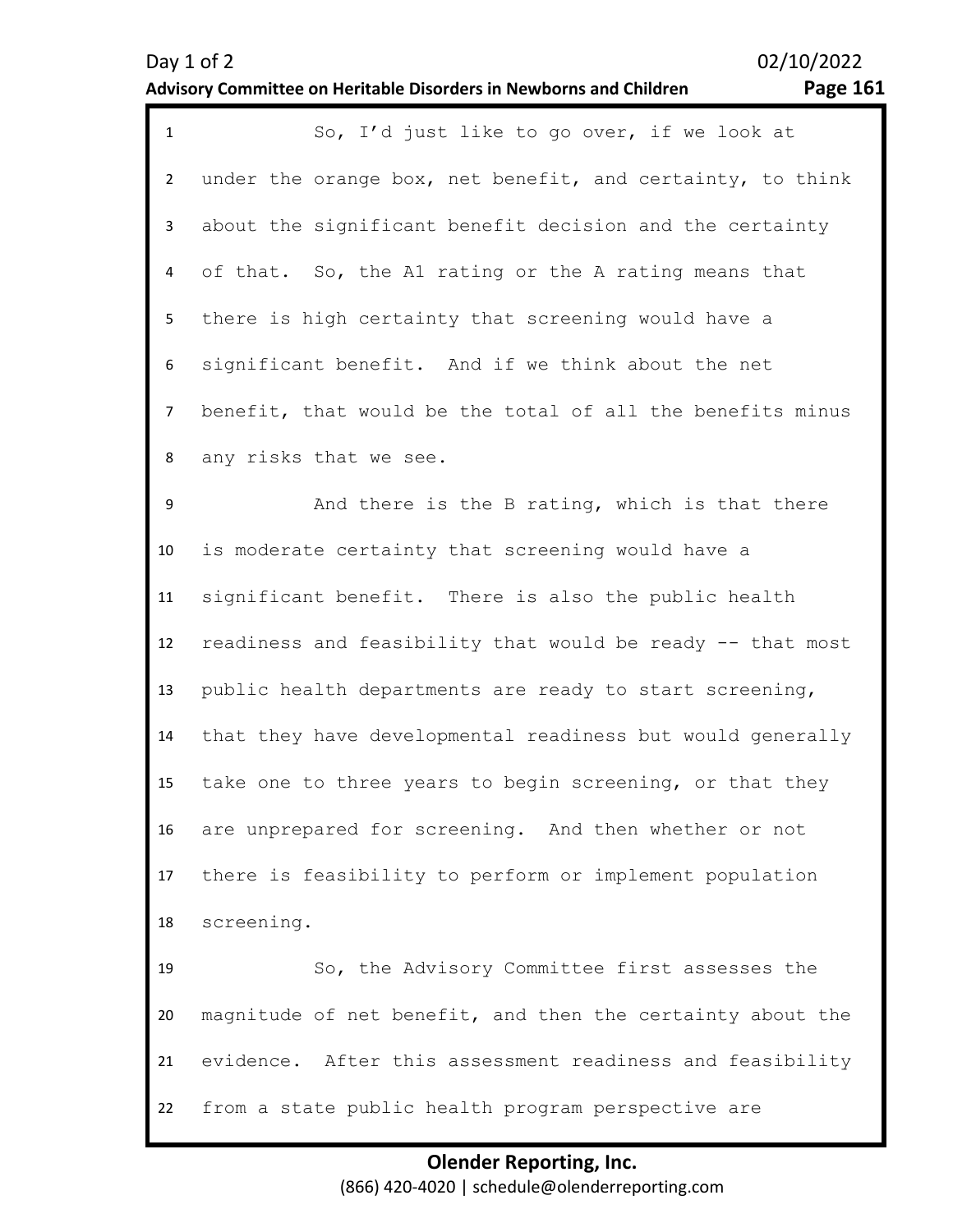So, I'd just like to go over, if we look at under the orange box, net benefit, and certainty, to think about the significant benefit decision and the certainty of that. So, the A1 rating or the A rating means that there is high certainty that screening would have a significant benefit. And if we think about the net benefit, that would be the total of all the benefits minus any risks that we see.

And there is the B rating, which is that there is moderate certainty that screening would have a significant benefit. There is also the public health readiness and feasibility that would be ready -- that most public health departments are ready to start screening, that they have developmental readiness but would generally take one to three years to begin screening, or that they are unprepared for screening. And then whether or not there is feasibility to perform or implement population screening.

So, the Advisory Committee first assesses the magnitude of net benefit, and then the certainty about the evidence. After this assessment readiness and feasibility from a state public health program perspective are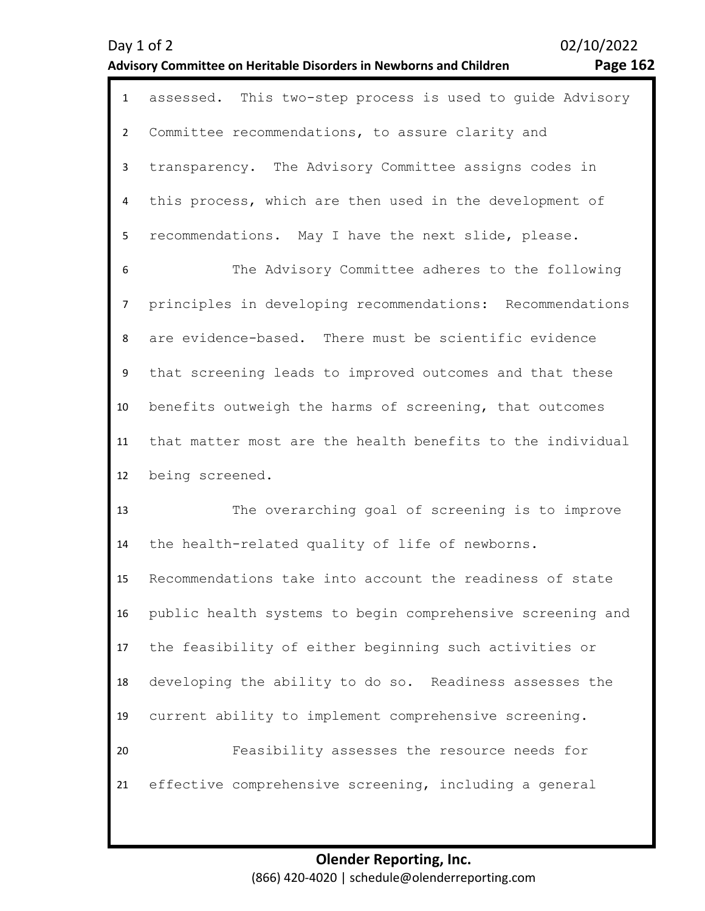assessed. This two-step process is used to guide Advisory Committee recommendations, to assure clarity and transparency. The Advisory Committee assigns codes in this process, which are then used in the development of recommendations. May I have the next slide, please.

The Advisory Committee adheres to the following principles in developing recommendations: Recommendations are evidence-based. There must be scientific evidence that screening leads to improved outcomes and that these benefits outweigh the harms of screening, that outcomes that matter most are the health benefits to the individual being screened.

The overarching goal of screening is to improve the health-related quality of life of newborns. Recommendations take into account the readiness of state public health systems to begin comprehensive screening and the feasibility of either beginning such activities or developing the ability to do so. Readiness assesses the current ability to implement comprehensive screening.

Feasibility assesses the resource needs for effective comprehensive screening, including a general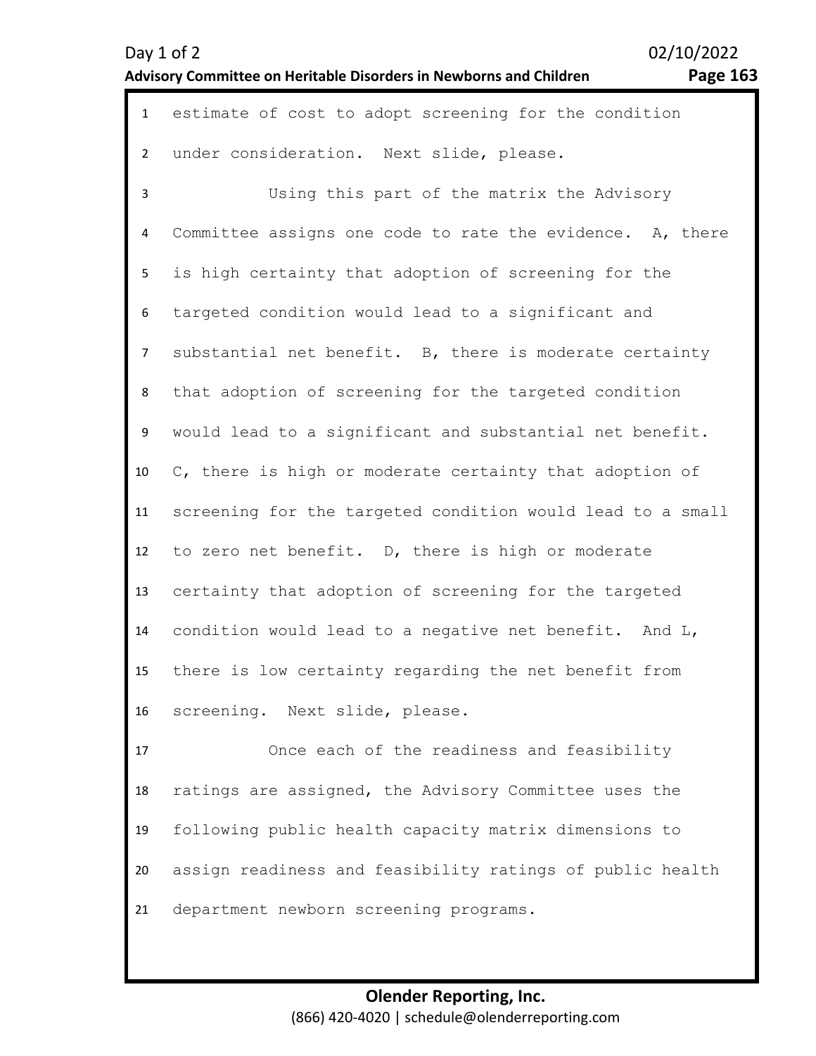1 estimate of cost to adopt screening for the condition
2 under consideration. Next slide, please.
3 Using this part of the matrix the Advisory
4 Committee assigns one code to rate the evidence. A, there
5 is high certainty that adoption of screening for the
6 targeted condition would lead to a significant and
7 substantial net benefit. B, there is moderate certainty
8 that adoption of screening for the targeted condition
9 would lead to a significant and substantial net benefit.
10 C, there is high or moderate certainty that adoption of
11 screening for the targeted condition would lead to a small
12 to zero net benefit. D, there is high or moderate
13 certainty that adoption of screening for the targeted
14 condition would lead to a negative net benefit. And L,
15 there is low certainty regarding the net benefit from
16 screening. Next slide, please.
17 Once each of the readiness and feasibility
18 ratings are assigned, the Advisory Committee uses the
19 following public health capacity matrix dimensions to
20 assign readiness and feasibility ratings of public health
21 department newborn screening programs.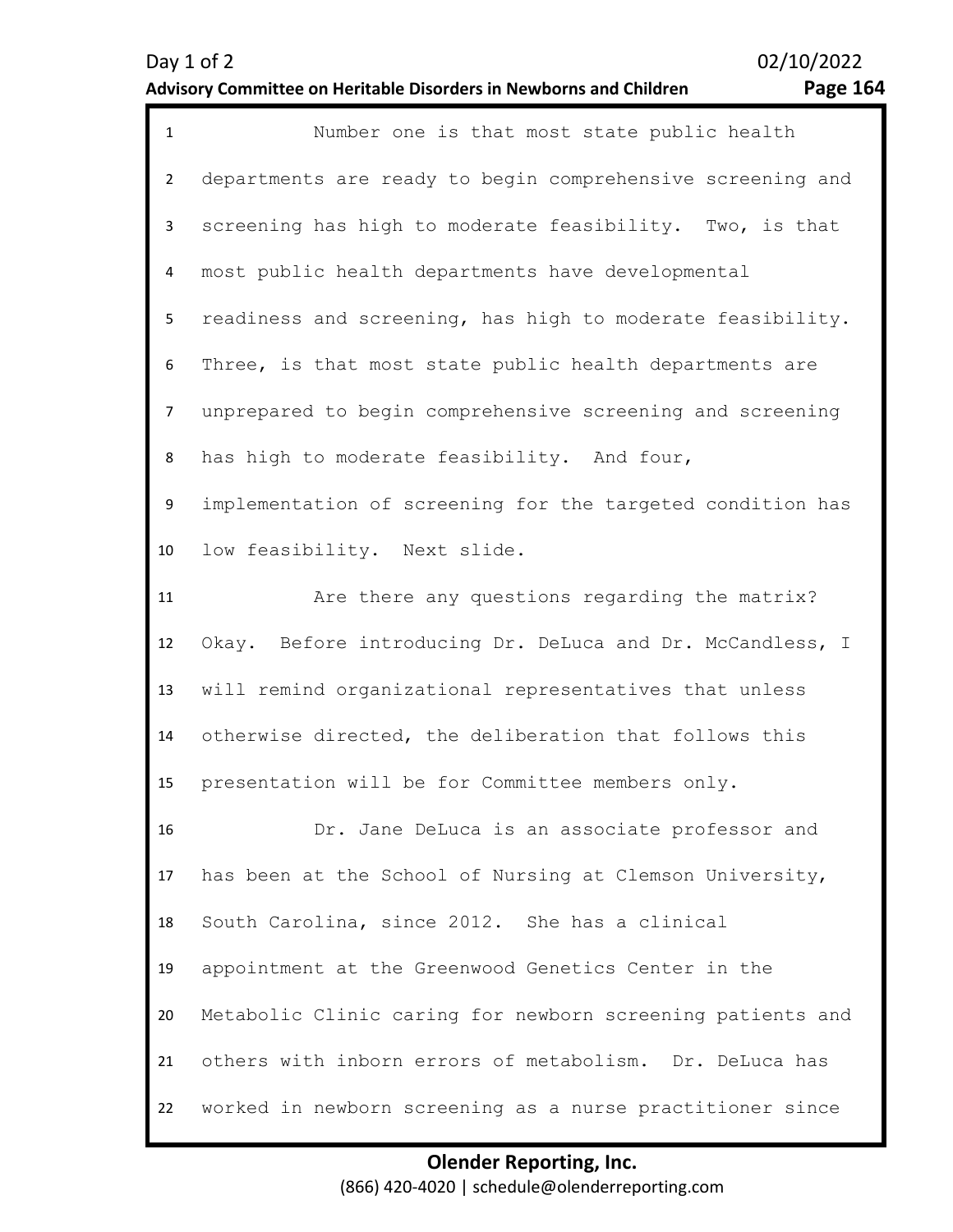Number one is that most state public health departments are ready to begin comprehensive screening and screening has high to moderate feasibility. Two, is that most public health departments have developmental readiness and screening, has high to moderate feasibility. Three, is that most state public health departments are unprepared to begin comprehensive screening and screening has high to moderate feasibility. And four, implementation of screening for the targeted condition has low feasibility. Next slide.

Are there any questions regarding the matrix? Okay. Before introducing Dr. DeLuca and Dr. McCandless, I will remind organizational representatives that unless otherwise directed, the deliberation that follows this presentation will be for Committee members only.

Dr. Jane DeLuca is an associate professor and has been at the School of Nursing at Clemson University, South Carolina, since 2012. She has a clinical appointment at the Greenwood Genetics Center in the Metabolic Clinic caring for newborn screening patients and others with inborn errors of metabolism. Dr. DeLuca has worked in newborn screening as a nurse practitioner since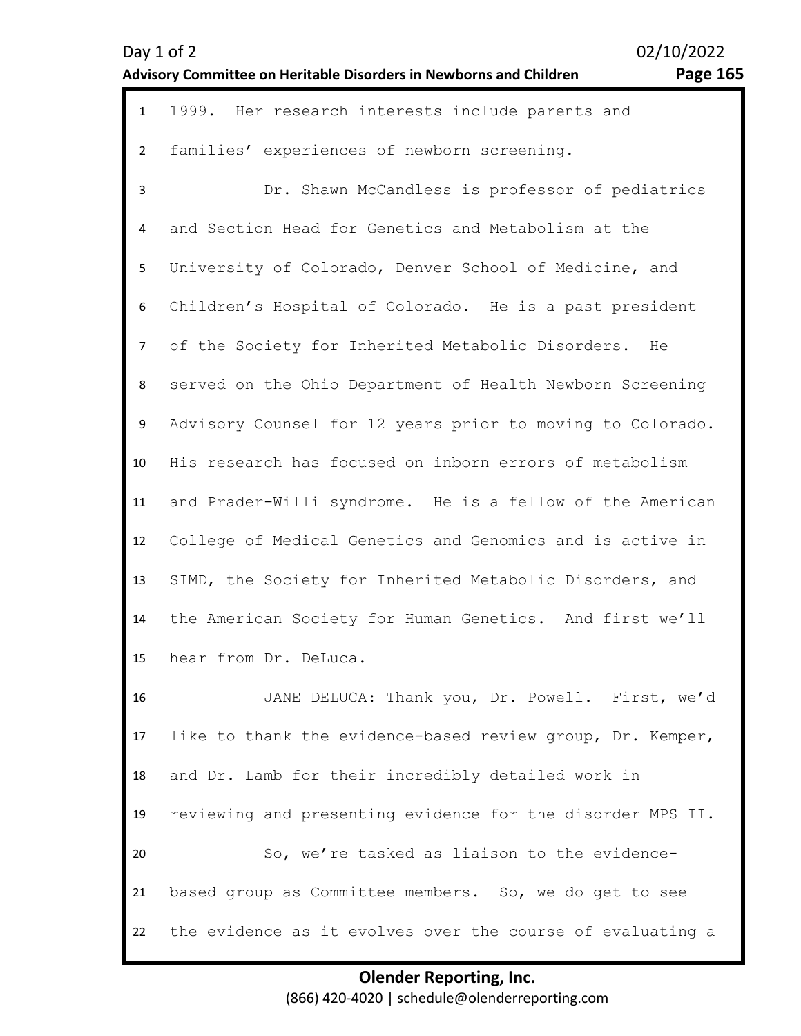1999. Her research interests include parents and families' experiences of newborn screening.

Dr. Shawn McCandless is professor of pediatrics and Section Head for Genetics and Metabolism at the University of Colorado, Denver School of Medicine, and Children's Hospital of Colorado. He is a past president of the Society for Inherited Metabolic Disorders. He served on the Ohio Department of Health Newborn Screening Advisory Counsel for 12 years prior to moving to Colorado. His research has focused on inborn errors of metabolism and Prader-Willi syndrome. He is a fellow of the American College of Medical Genetics and Genomics and is active in SIMD, the Society for Inherited Metabolic Disorders, and the American Society for Human Genetics. And first we'll hear from Dr. DeLuca.

JANE DELUCA: Thank you, Dr. Powell. First, we'd like to thank the evidence-based review group, Dr. Kemper, and Dr. Lamb for their incredibly detailed work in reviewing and presenting evidence for the disorder MPS II.

So, we're tasked as liaison to the evidence-based group as Committee members. So, we do get to see the evidence as it evolves over the course of evaluating a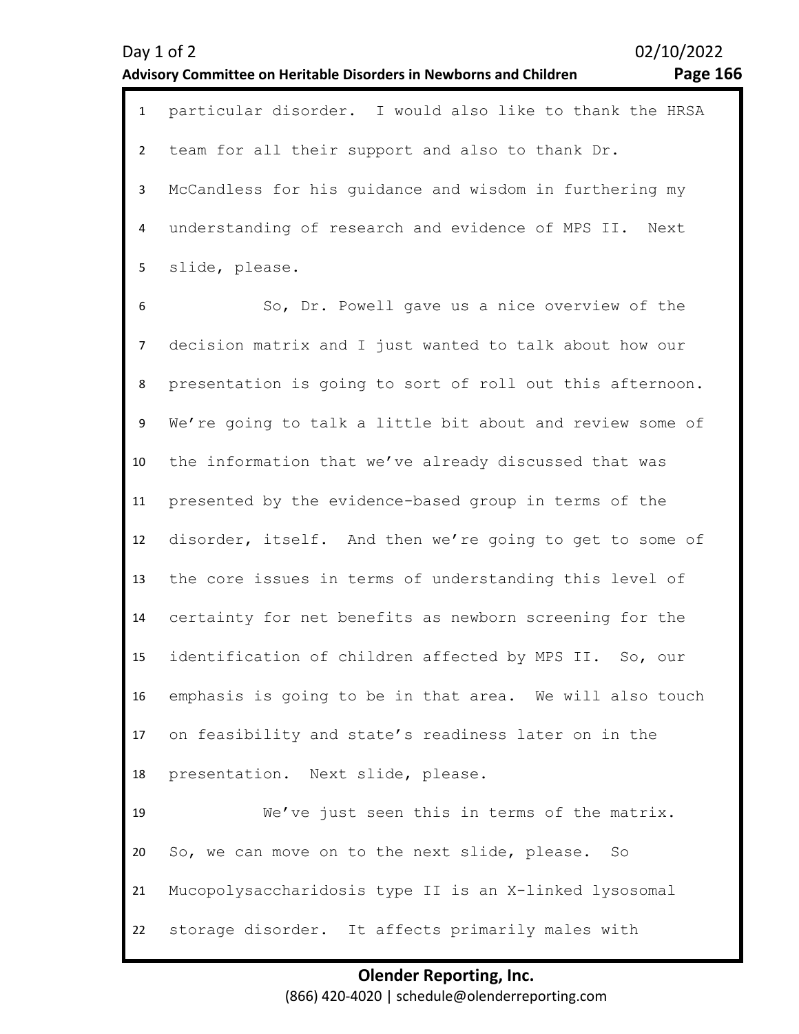particular disorder. I would also like to thank the HRSA team for all their support and also to thank Dr. McCandless for his guidance and wisdom in furthering my understanding of research and evidence of MPS II. Next slide, please.

So, Dr. Powell gave us a nice overview of the decision matrix and I just wanted to talk about how our presentation is going to sort of roll out this afternoon. We're going to talk a little bit about and review some of the information that we've already discussed that was presented by the evidence-based group in terms of the disorder, itself. And then we're going to get to some of the core issues in terms of understanding this level of certainty for net benefits as newborn screening for the identification of children affected by MPS II. So, our emphasis is going to be in that area. We will also touch on feasibility and state's readiness later on in the presentation. Next slide, please.

We've just seen this in terms of the matrix. So, we can move on to the next slide, please. So Mucopolysaccharidosis type II is an X-linked lysosomal storage disorder. It affects primarily males with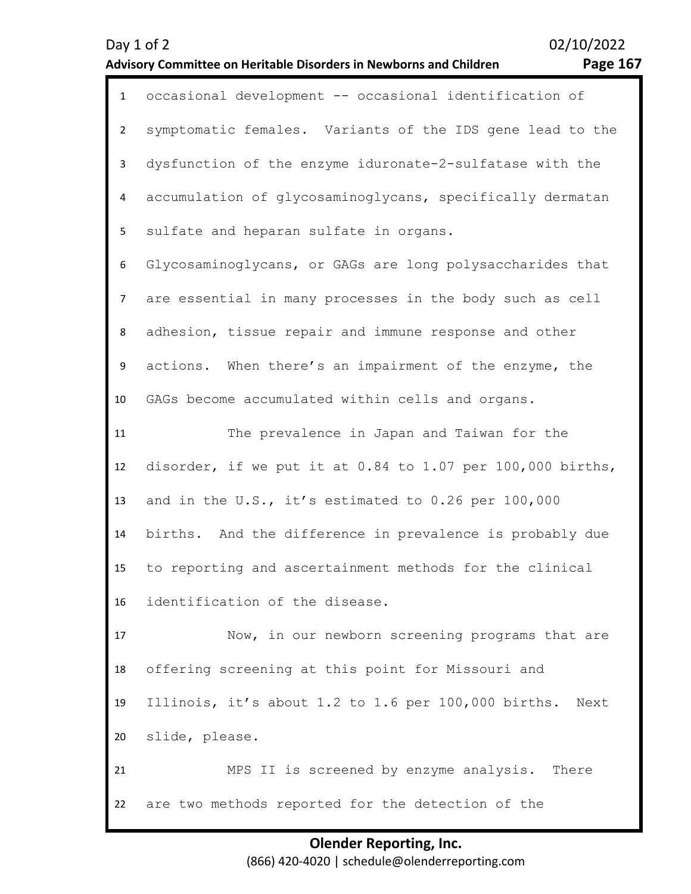occasional development -- occasional identification of symptomatic females. Variants of the IDS gene lead to the dysfunction of the enzyme iduronate-2-sulfatase with the accumulation of glycosaminoglycans, specifically dermatan sulfate and heparan sulfate in organs. Glycosaminoglycans, or GAGs are long polysaccharides that are essential in many processes in the body such as cell adhesion, tissue repair and immune response and other actions. When there's an impairment of the enzyme, the GAGs become accumulated within cells and organs.

The prevalence in Japan and Taiwan for the disorder, if we put it at 0.84 to 1.07 per 100,000 births, and in the U.S., it's estimated to 0.26 per 100,000 births. And the difference in prevalence is probably due to reporting and ascertainment methods for the clinical identification of the disease.

Now, in our newborn screening programs that are offering screening at this point for Missouri and Illinois, it's about 1.2 to 1.6 per 100,000 births. Next slide, please.

MPS II is screened by enzyme analysis. There are two methods reported for the detection of the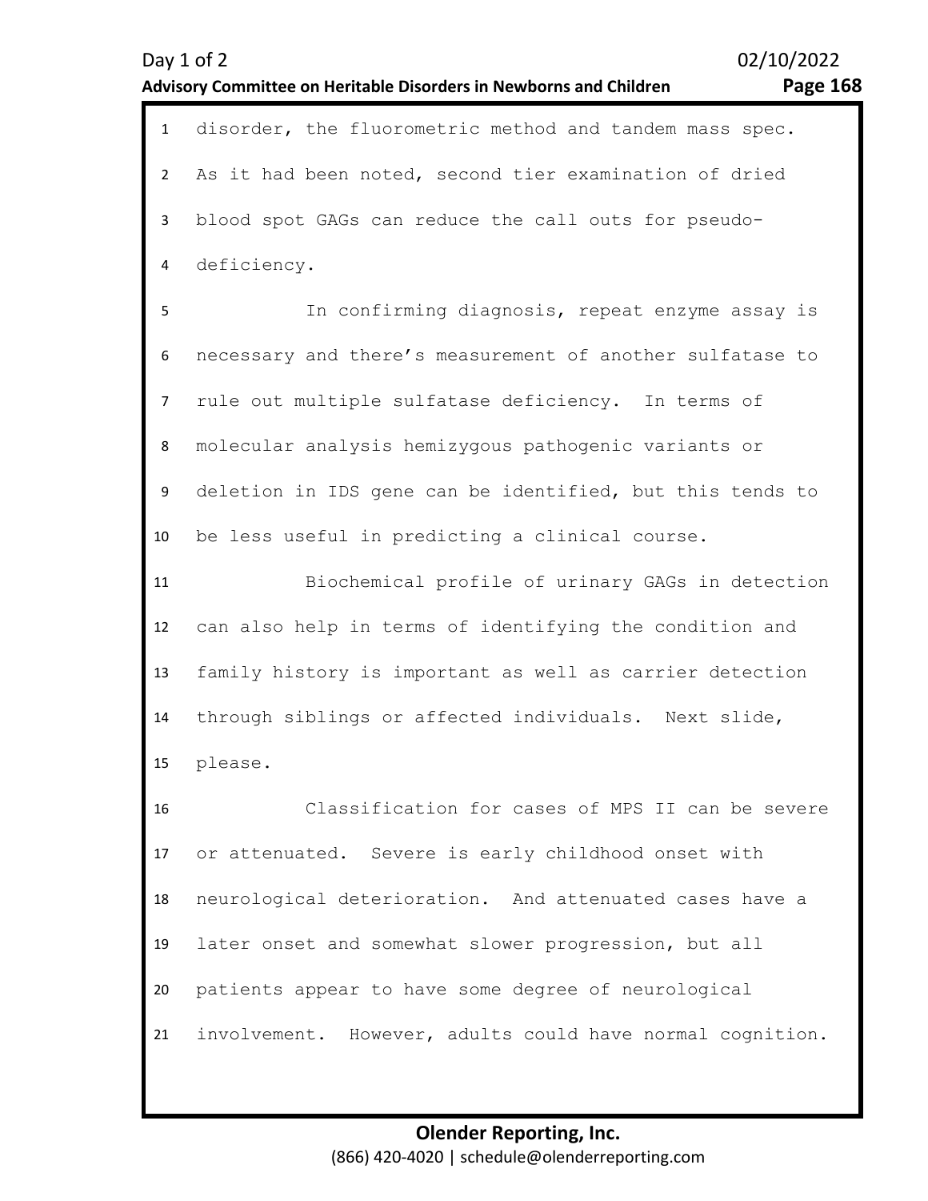disorder, the fluorometric method and tandem mass spec. As it had been noted, second tier examination of dried blood spot GAGs can reduce the call outs for pseudo-deficiency.

In confirming diagnosis, repeat enzyme assay is necessary and there's measurement of another sulfatase to rule out multiple sulfatase deficiency. In terms of molecular analysis hemizygous pathogenic variants or deletion in IDS gene can be identified, but this tends to be less useful in predicting a clinical course.

Biochemical profile of urinary GAGs in detection can also help in terms of identifying the condition and family history is important as well as carrier detection through siblings or affected individuals. Next slide, please.

Classification for cases of MPS II can be severe or attenuated. Severe is early childhood onset with neurological deterioration. And attenuated cases have a later onset and somewhat slower progression, but all patients appear to have some degree of neurological involvement. However, adults could have normal cognition.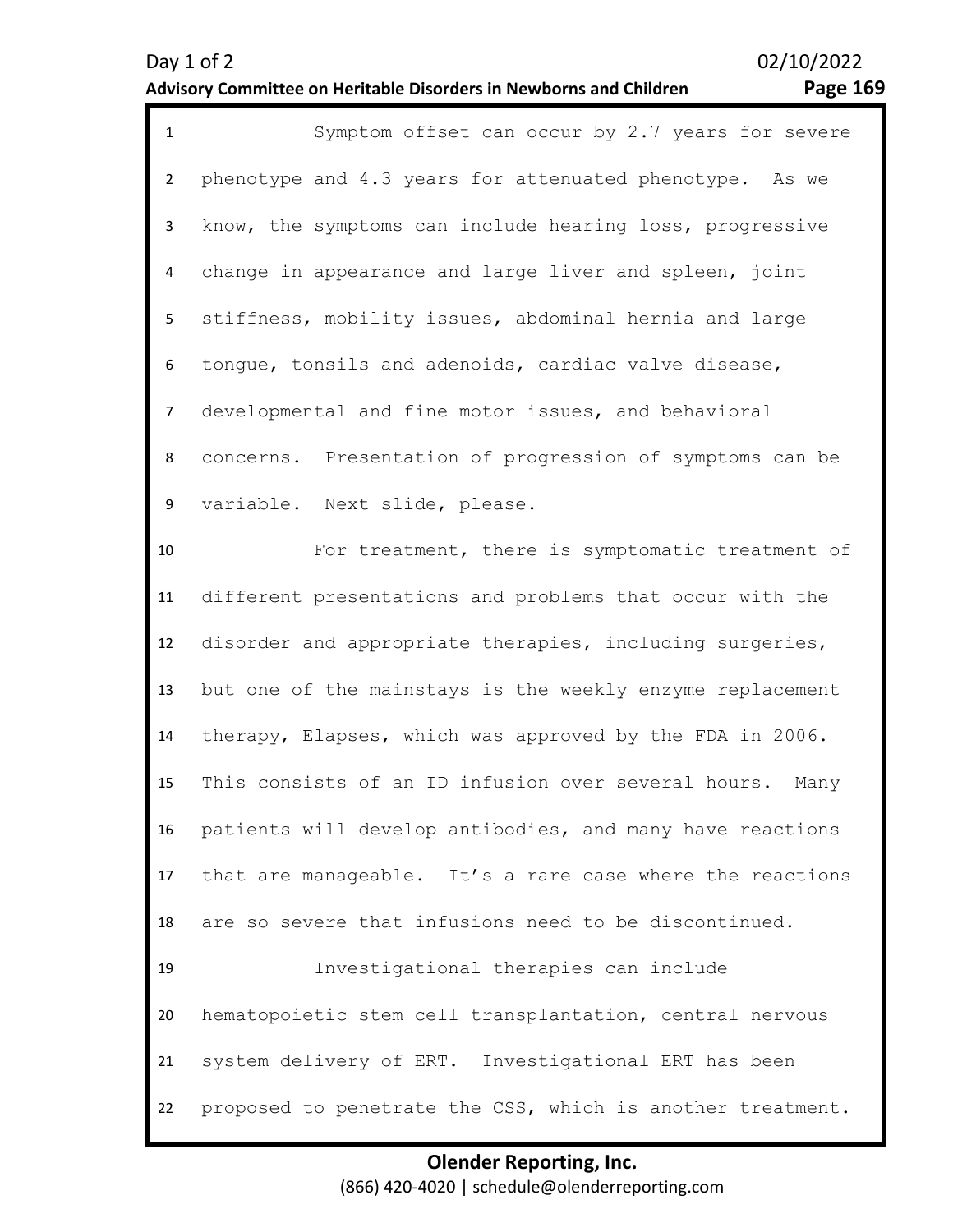Symptom offset can occur by 2.7 years for severe phenotype and 4.3 years for attenuated phenotype. As we know, the symptoms can include hearing loss, progressive change in appearance and large liver and spleen, joint stiffness, mobility issues, abdominal hernia and large tongue, tonsils and adenoids, cardiac valve disease, developmental and fine motor issues, and behavioral concerns. Presentation of progression of symptoms can be variable. Next slide, please.

For treatment, there is symptomatic treatment of different presentations and problems that occur with the disorder and appropriate therapies, including surgeries, but one of the mainstays is the weekly enzyme replacement therapy, Elapses, which was approved by the FDA in 2006. This consists of an ID infusion over several hours. Many patients will develop antibodies, and many have reactions that are manageable. It's a rare case where the reactions are so severe that infusions need to be discontinued.

Investigational therapies can include hematopoietic stem cell transplantation, central nervous system delivery of ERT. Investigational ERT has been proposed to penetrate the CSS, which is another treatment.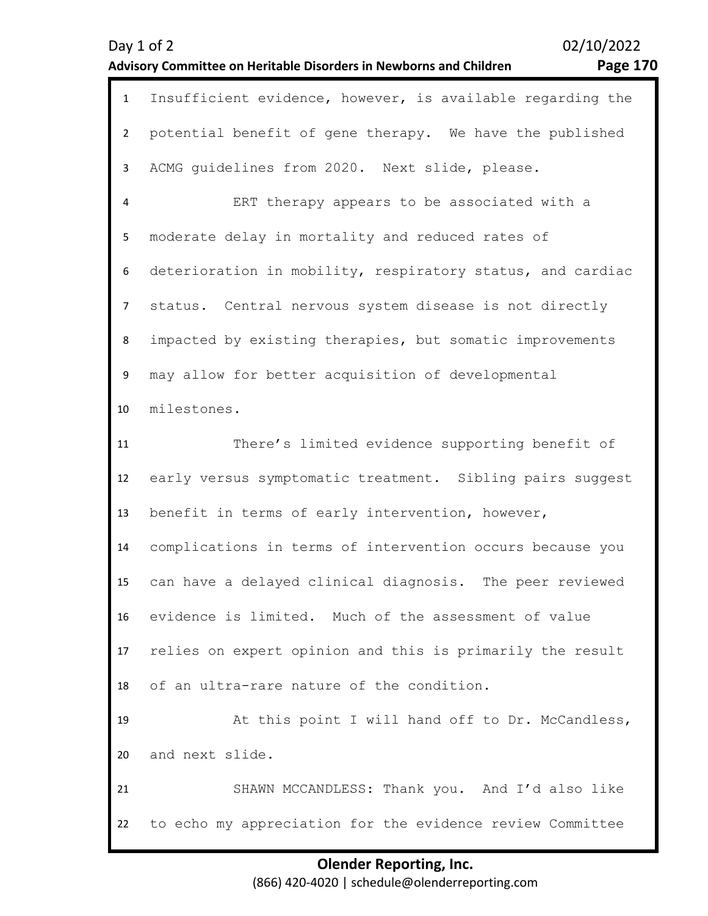Insufficient evidence, however, is available regarding the potential benefit of gene therapy. We have the published ACMG guidelines from 2020. Next slide, please.

ERT therapy appears to be associated with a moderate delay in mortality and reduced rates of deterioration in mobility, respiratory status, and cardiac status. Central nervous system disease is not directly impacted by existing therapies, but somatic improvements may allow for better acquisition of developmental milestones.

There's limited evidence supporting benefit of early versus symptomatic treatment. Sibling pairs suggest benefit in terms of early intervention, however, complications in terms of intervention occurs because you can have a delayed clinical diagnosis. The peer reviewed evidence is limited. Much of the assessment of value relies on expert opinion and this is primarily the result of an ultra-rare nature of the condition.

At this point I will hand off to Dr. McCandless, and next slide.

SHAWN MCCANDLESS: Thank you. And I'd also like to echo my appreciation for the evidence review Committee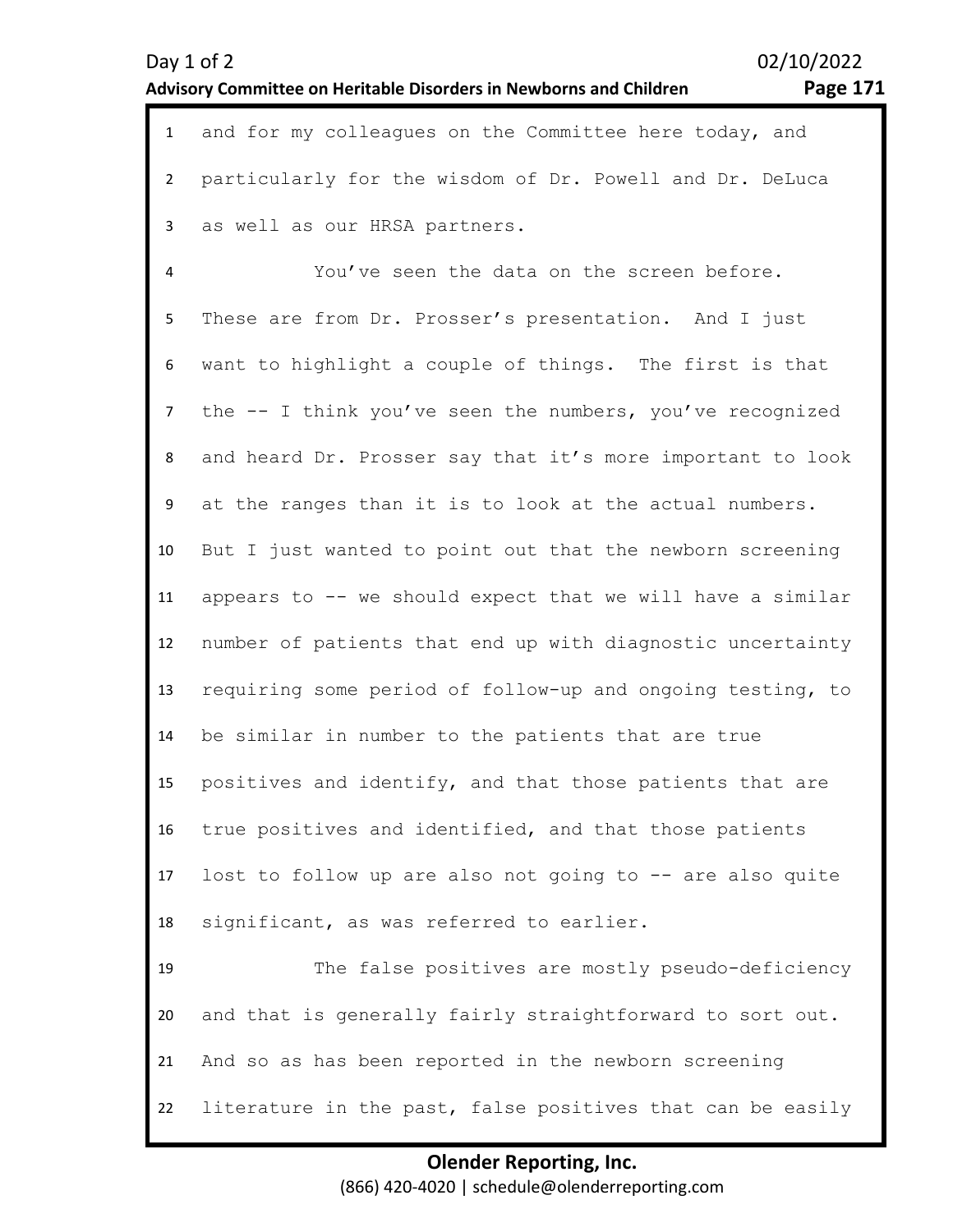and for my colleagues on the Committee here today, and particularly for the wisdom of Dr. Powell and Dr. DeLuca as well as our HRSA partners.

You've seen the data on the screen before. These are from Dr. Prosser's presentation. And I just want to highlight a couple of things. The first is that the -- I think you've seen the numbers, you've recognized and heard Dr. Prosser say that it's more important to look at the ranges than it is to look at the actual numbers. But I just wanted to point out that the newborn screening appears to -- we should expect that we will have a similar number of patients that end up with diagnostic uncertainty requiring some period of follow-up and ongoing testing, to be similar in number to the patients that are true positives and identify, and that those patients that are true positives and identified, and that those patients lost to follow up are also not going to -- are also quite significant, as was referred to earlier.

The false positives are mostly pseudo-deficiency and that is generally fairly straightforward to sort out. And so as has been reported in the newborn screening literature in the past, false positives that can be easily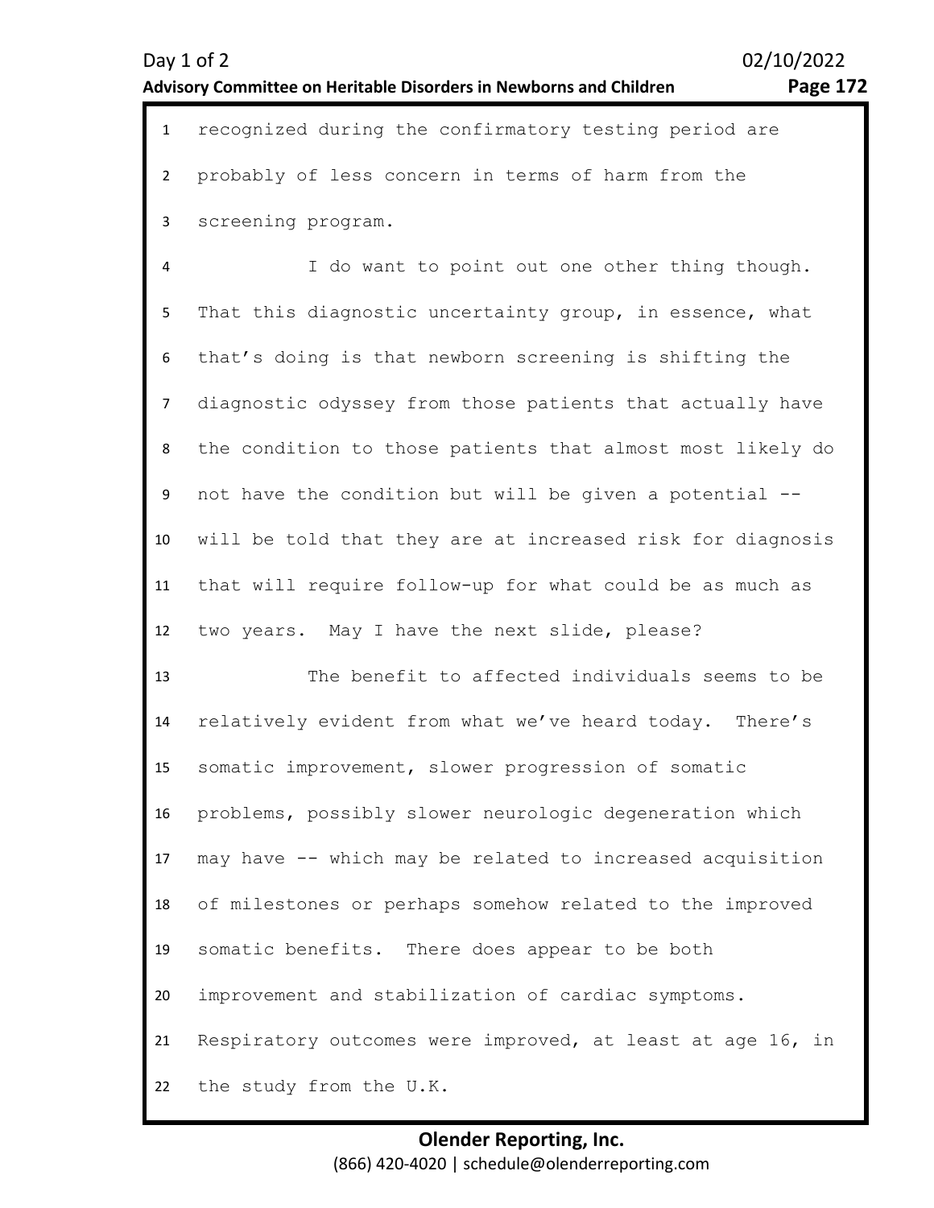recognized during the confirmatory testing period are probably of less concern in terms of harm from the screening program.

I do want to point out one other thing though. That this diagnostic uncertainty group, in essence, what that's doing is that newborn screening is shifting the diagnostic odyssey from those patients that actually have the condition to those patients that almost most likely do not have the condition but will be given a potential -- will be told that they are at increased risk for diagnosis that will require follow-up for what could be as much as two years. May I have the next slide, please?

The benefit to affected individuals seems to be relatively evident from what we've heard today. There's somatic improvement, slower progression of somatic problems, possibly slower neurologic degeneration which may have -- which may be related to increased acquisition of milestones or perhaps somehow related to the improved somatic benefits. There does appear to be both improvement and stabilization of cardiac symptoms. Respiratory outcomes were improved, at least at age 16, in the study from the U.K.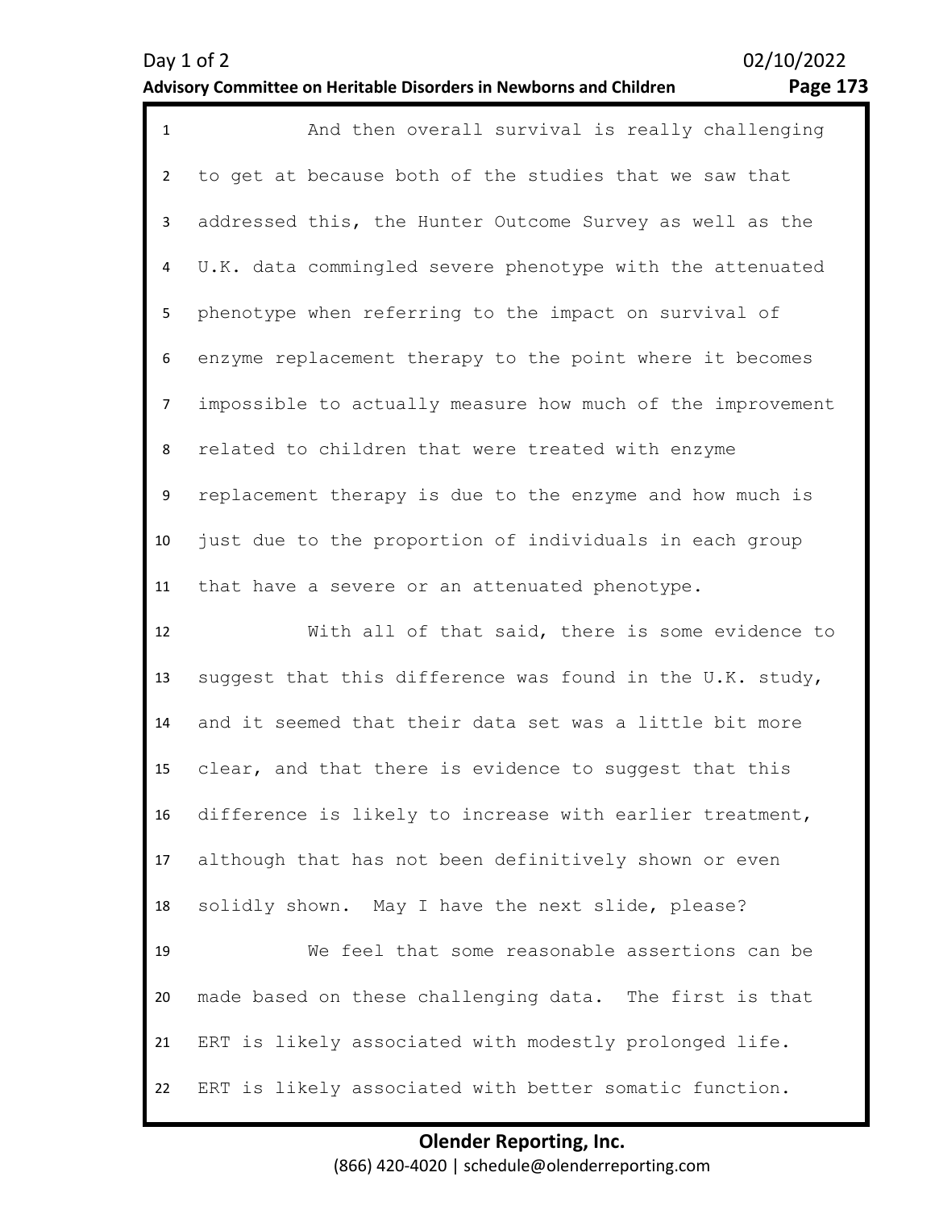And then overall survival is really challenging to get at because both of the studies that we saw that addressed this, the Hunter Outcome Survey as well as the U.K. data commingled severe phenotype with the attenuated phenotype when referring to the impact on survival of enzyme replacement therapy to the point where it becomes impossible to actually measure how much of the improvement related to children that were treated with enzyme replacement therapy is due to the enzyme and how much is just due to the proportion of individuals in each group that have a severe or an attenuated phenotype.

With all of that said, there is some evidence to suggest that this difference was found in the U.K. study, and it seemed that their data set was a little bit more clear, and that there is evidence to suggest that this difference is likely to increase with earlier treatment, although that has not been definitively shown or even solidly shown. May I have the next slide, please?

We feel that some reasonable assertions can be made based on these challenging data. The first is that ERT is likely associated with modestly prolonged life. ERT is likely associated with better somatic function.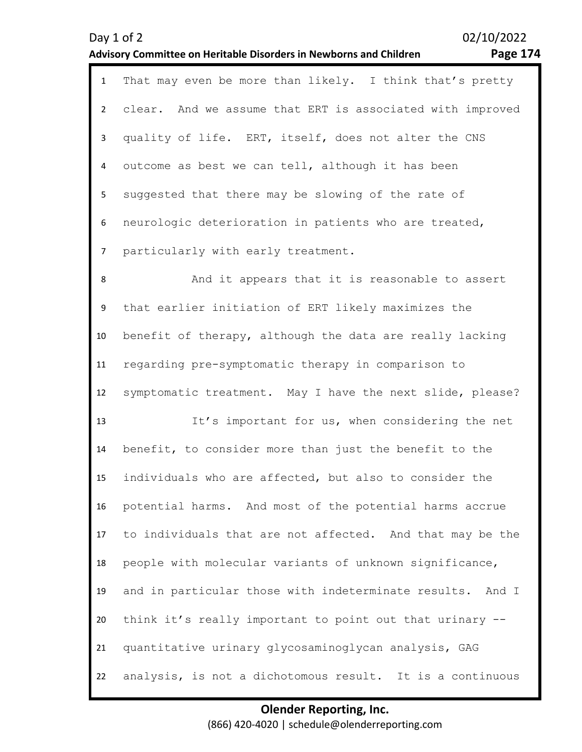That may even be more than likely. I think that's pretty clear. And we assume that ERT is associated with improved quality of life. ERT, itself, does not alter the CNS outcome as best we can tell, although it has been suggested that there may be slowing of the rate of neurologic deterioration in patients who are treated, particularly with early treatment.

And it appears that it is reasonable to assert that earlier initiation of ERT likely maximizes the benefit of therapy, although the data are really lacking regarding pre-symptomatic therapy in comparison to symptomatic treatment. May I have the next slide, please?

It's important for us, when considering the net benefit, to consider more than just the benefit to the individuals who are affected, but also to consider the potential harms. And most of the potential harms accrue to individuals that are not affected. And that may be the people with molecular variants of unknown significance, and in particular those with indeterminate results. And I think it's really important to point out that urinary -- quantitative urinary glycosaminoglycan analysis, GAG analysis, is not a dichotomous result. It is a continuous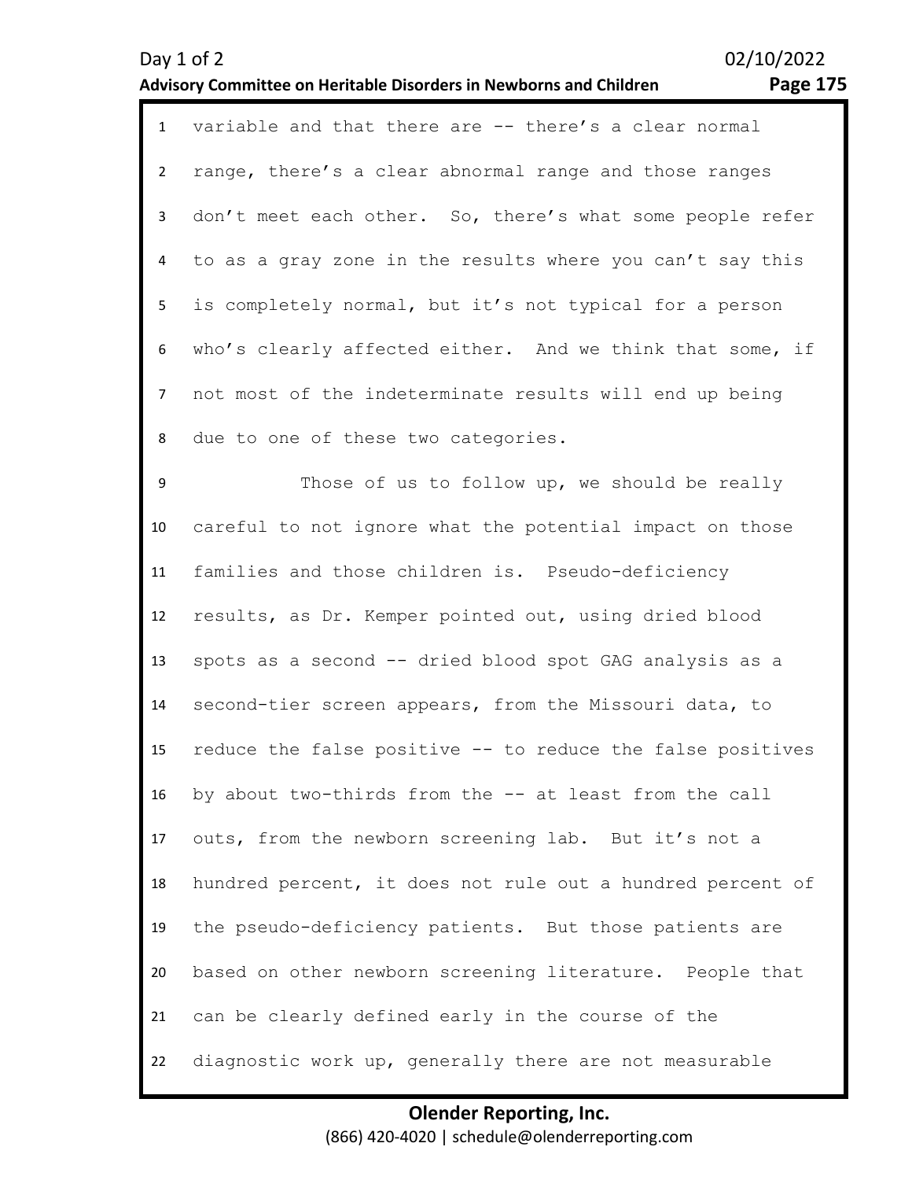variable and that there are -- there's a clear normal range, there's a clear abnormal range and those ranges don't meet each other. So, there's what some people refer to as a gray zone in the results where you can't say this is completely normal, but it's not typical for a person who's clearly affected either. And we think that some, if not most of the indeterminate results will end up being due to one of these two categories.

Those of us to follow up, we should be really careful to not ignore what the potential impact on those families and those children is. Pseudo-deficiency results, as Dr. Kemper pointed out, using dried blood spots as a second -- dried blood spot GAG analysis as a second-tier screen appears, from the Missouri data, to reduce the false positive -- to reduce the false positives by about two-thirds from the -- at least from the call outs, from the newborn screening lab. But it's not a hundred percent, it does not rule out a hundred percent of the pseudo-deficiency patients. But those patients are based on other newborn screening literature. People that can be clearly defined early in the course of the diagnostic work up, generally there are not measurable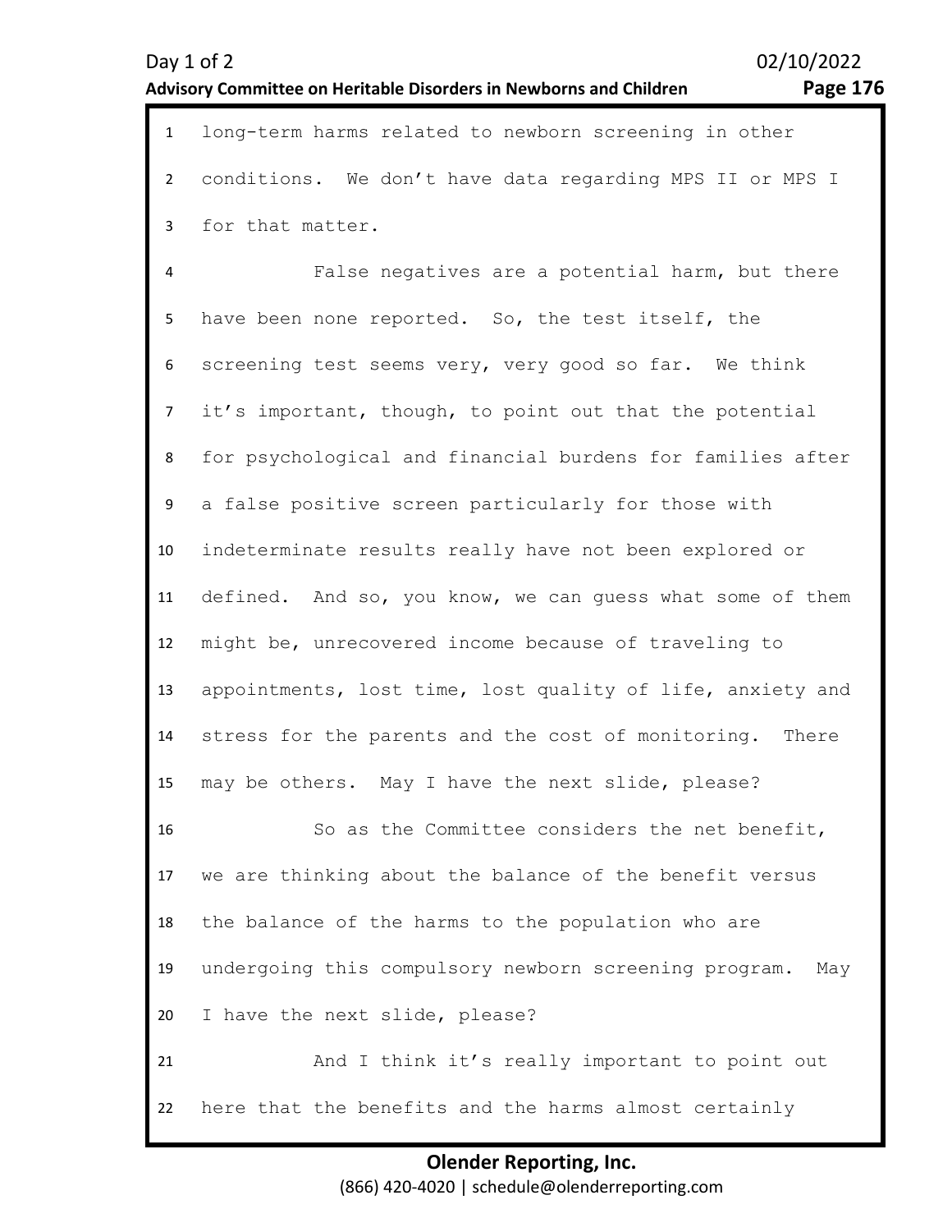long-term harms related to newborn screening in other conditions. We don't have data regarding MPS II or MPS I for that matter.

False negatives are a potential harm, but there have been none reported. So, the test itself, the screening test seems very, very good so far. We think it's important, though, to point out that the potential for psychological and financial burdens for families after a false positive screen particularly for those with indeterminate results really have not been explored or defined. And so, you know, we can guess what some of them might be, unrecovered income because of traveling to appointments, lost time, lost quality of life, anxiety and stress for the parents and the cost of monitoring. There may be others. May I have the next slide, please?

So as the Committee considers the net benefit, we are thinking about the balance of the benefit versus the balance of the harms to the population who are undergoing this compulsory newborn screening program. May I have the next slide, please?

And I think it's really important to point out here that the benefits and the harms almost certainly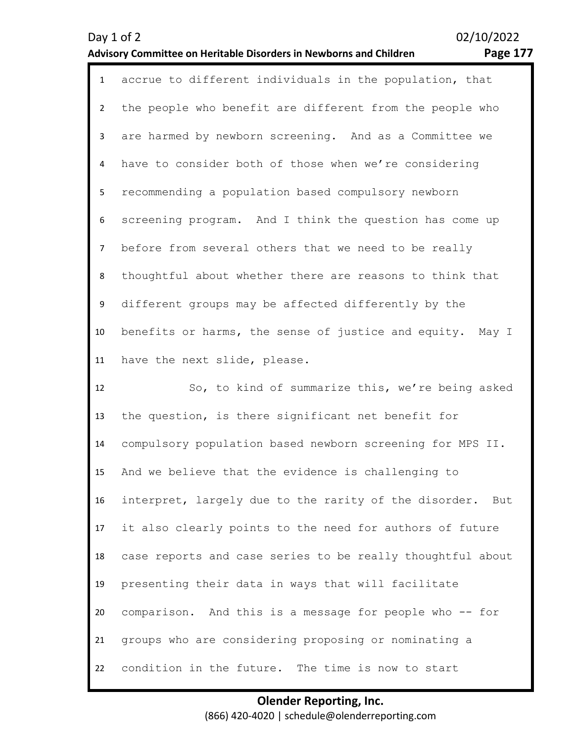accrue to different individuals in the population, that the people who benefit are different from the people who are harmed by newborn screening. And as a Committee we have to consider both of those when we're considering recommending a population based compulsory newborn screening program. And I think the question has come up before from several others that we need to be really thoughtful about whether there are reasons to think that different groups may be affected differently by the benefits or harms, the sense of justice and equity. May I have the next slide, please.

So, to kind of summarize this, we're being asked the question, is there significant net benefit for compulsory population based newborn screening for MPS II. And we believe that the evidence is challenging to interpret, largely due to the rarity of the disorder. But it also clearly points to the need for authors of future case reports and case series to be really thoughtful about presenting their data in ways that will facilitate comparison. And this is a message for people who -- for groups who are considering proposing or nominating a condition in the future. The time is now to start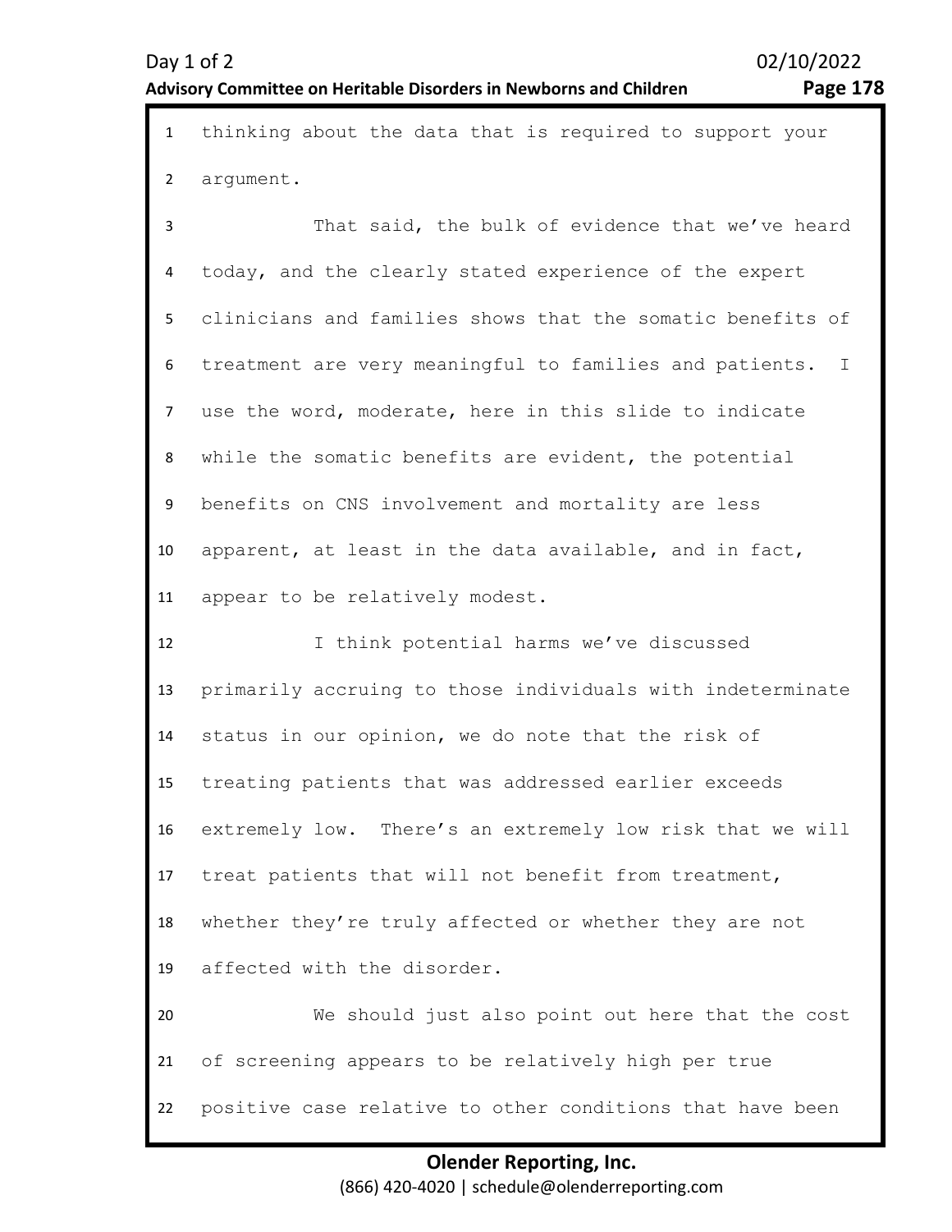thinking about the data that is required to support your argument.

That said, the bulk of evidence that we've heard today, and the clearly stated experience of the expert clinicians and families shows that the somatic benefits of treatment are very meaningful to families and patients. I use the word, moderate, here in this slide to indicate while the somatic benefits are evident, the potential benefits on CNS involvement and mortality are less apparent, at least in the data available, and in fact, appear to be relatively modest.

I think potential harms we've discussed primarily accruing to those individuals with indeterminate status in our opinion, we do note that the risk of treating patients that was addressed earlier exceeds extremely low. There's an extremely low risk that we will treat patients that will not benefit from treatment, whether they're truly affected or whether they are not affected with the disorder.

We should just also point out here that the cost of screening appears to be relatively high per true positive case relative to other conditions that have been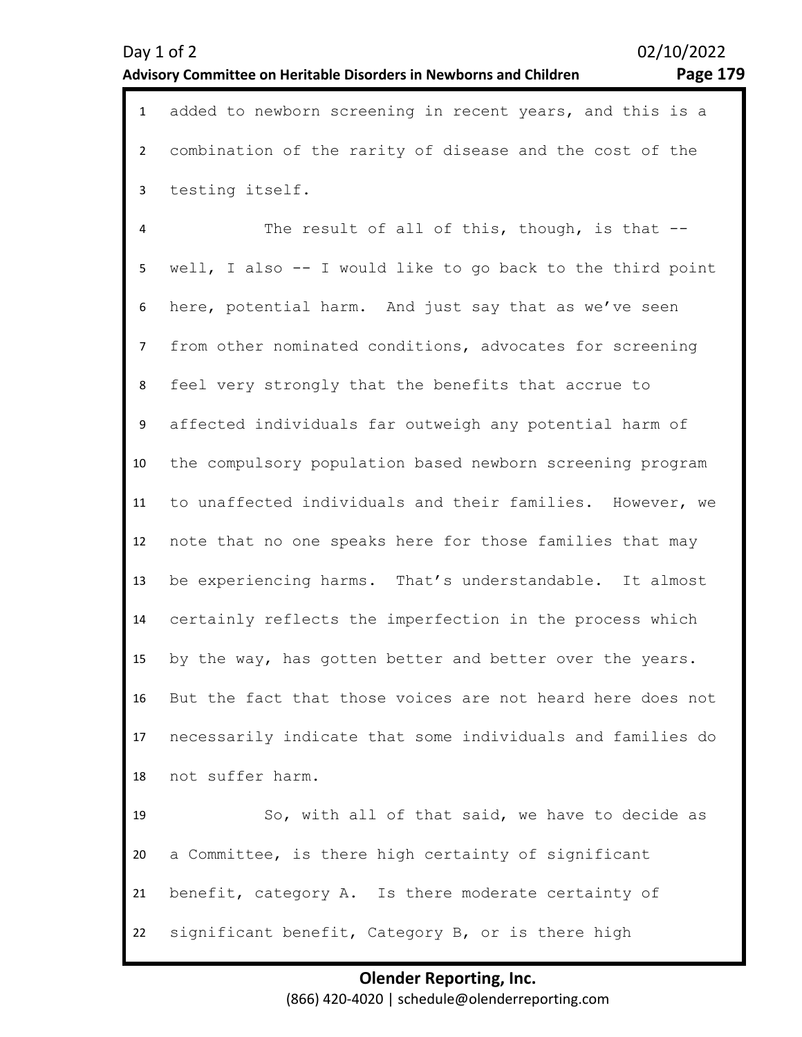added to newborn screening in recent years, and this is a combination of the rarity of disease and the cost of the testing itself.

The result of all of this, though, is that -- well, I also -- I would like to go back to the third point here, potential harm. And just say that as we've seen from other nominated conditions, advocates for screening feel very strongly that the benefits that accrue to affected individuals far outweigh any potential harm of the compulsory population based newborn screening program to unaffected individuals and their families. However, we note that no one speaks here for those families that may be experiencing harms. That's understandable. It almost certainly reflects the imperfection in the process which by the way, has gotten better and better over the years. But the fact that those voices are not heard here does not necessarily indicate that some individuals and families do not suffer harm.

So, with all of that said, we have to decide as a Committee, is there high certainty of significant benefit, category A. Is there moderate certainty of significant benefit, Category B, or is there high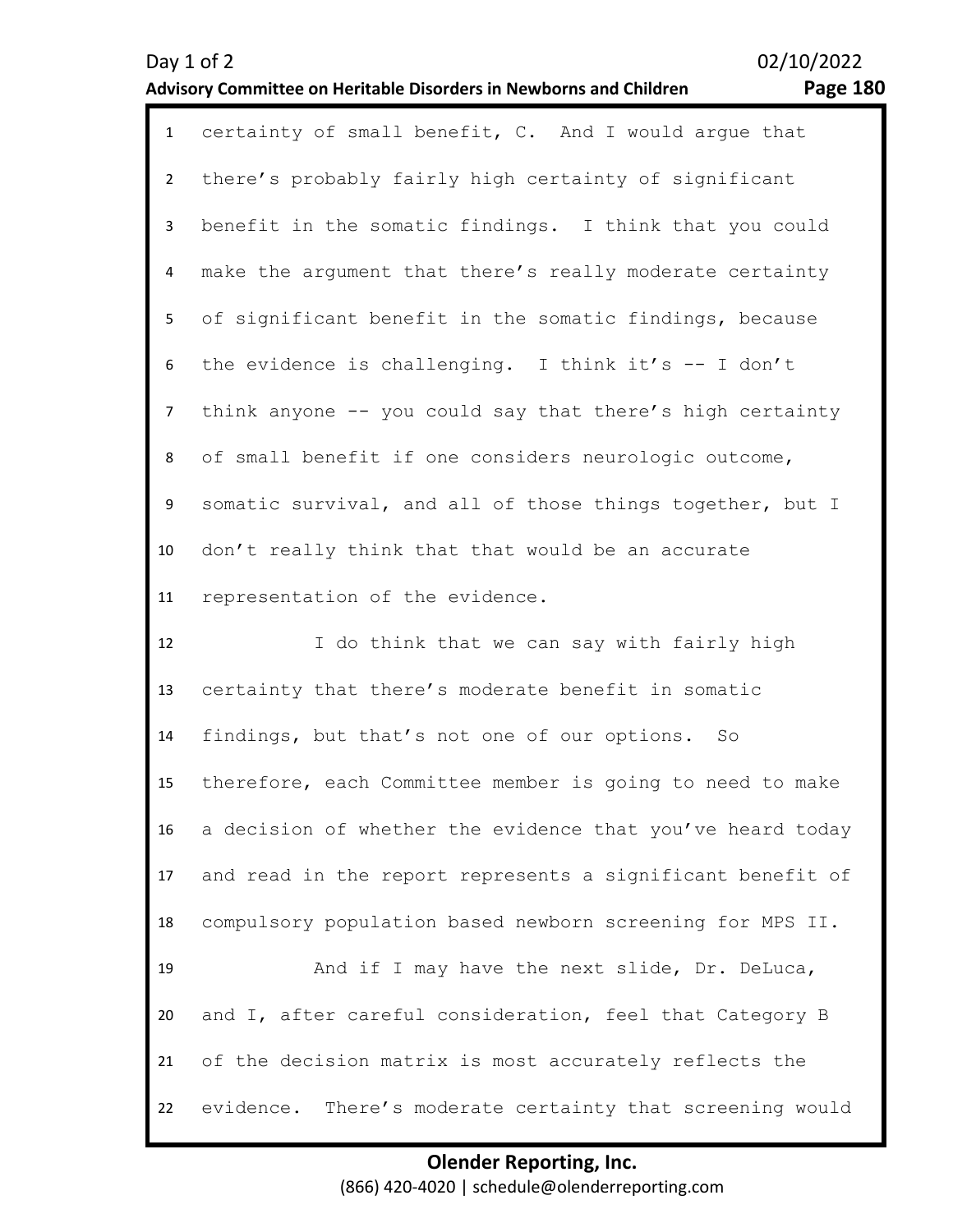certainty of small benefit, C. And I would argue that there's probably fairly high certainty of significant benefit in the somatic findings. I think that you could make the argument that there's really moderate certainty of significant benefit in the somatic findings, because the evidence is challenging. I think it's -- I don't think anyone -- you could say that there's high certainty of small benefit if one considers neurologic outcome, somatic survival, and all of those things together, but I don't really think that that would be an accurate representation of the evidence.

I do think that we can say with fairly high certainty that there's moderate benefit in somatic findings, but that's not one of our options. So therefore, each Committee member is going to need to make a decision of whether the evidence that you've heard today and read in the report represents a significant benefit of compulsory population based newborn screening for MPS II.

And if I may have the next slide, Dr. DeLuca, and I, after careful consideration, feel that Category B of the decision matrix is most accurately reflects the evidence. There's moderate certainty that screening would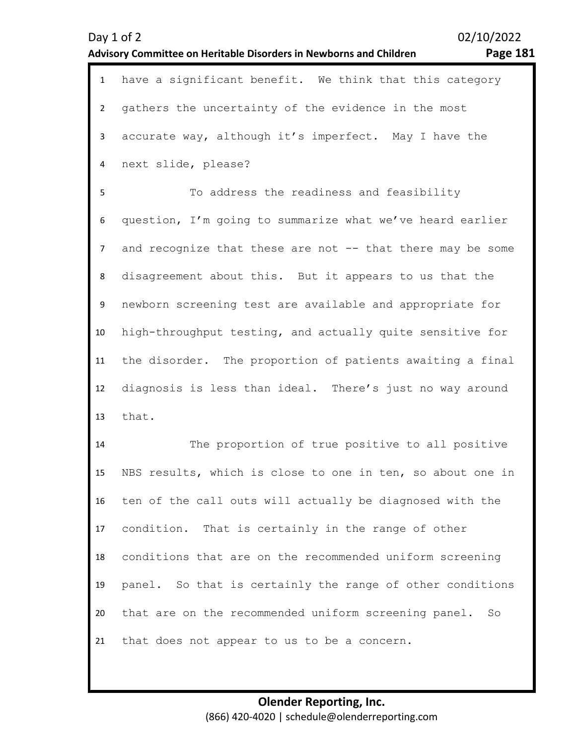have a significant benefit. We think that this category gathers the uncertainty of the evidence in the most accurate way, although it's imperfect. May I have the next slide, please?

To address the readiness and feasibility question, I'm going to summarize what we've heard earlier and recognize that these are not -- that there may be some disagreement about this. But it appears to us that the newborn screening test are available and appropriate for high-throughput testing, and actually quite sensitive for the disorder. The proportion of patients awaiting a final diagnosis is less than ideal. There's just no way around that.

The proportion of true positive to all positive NBS results, which is close to one in ten, so about one in ten of the call outs will actually be diagnosed with the condition. That is certainly in the range of other conditions that are on the recommended uniform screening panel. So that is certainly the range of other conditions that are on the recommended uniform screening panel. So that does not appear to us to be a concern.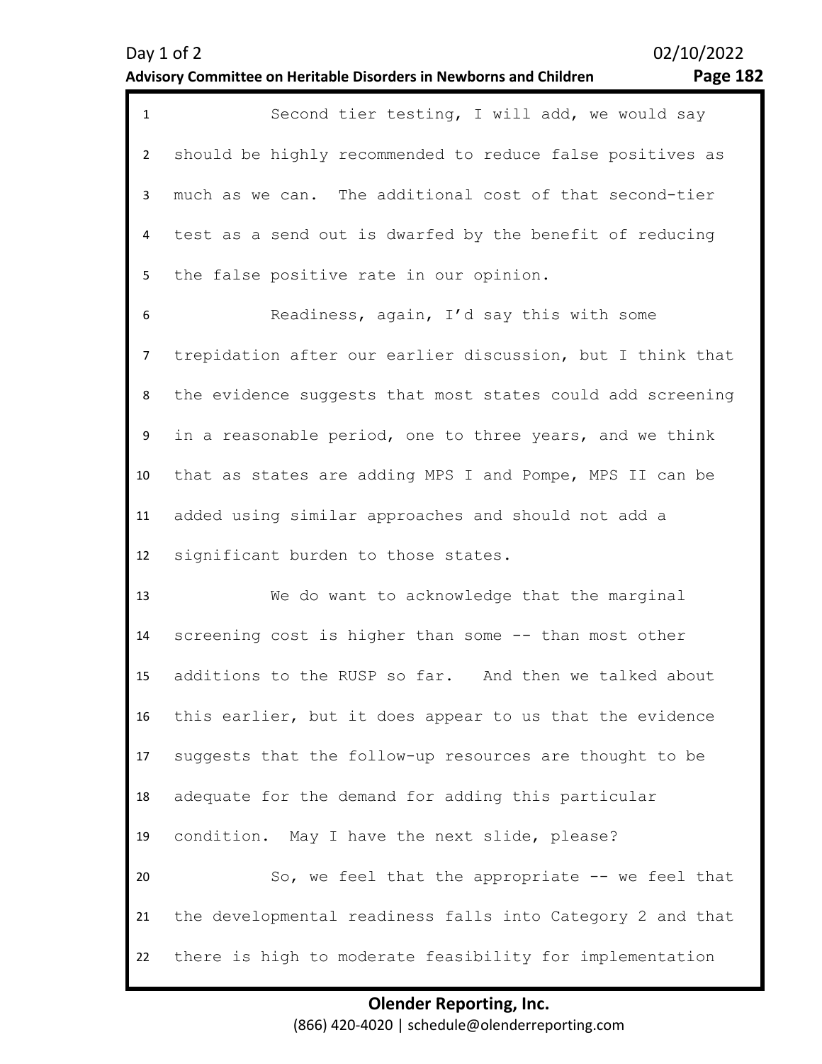Second tier testing, I will add, we would say should be highly recommended to reduce false positives as much as we can. The additional cost of that second-tier test as a send out is dwarfed by the benefit of reducing the false positive rate in our opinion.

Readiness, again, I'd say this with some trepidation after our earlier discussion, but I think that the evidence suggests that most states could add screening in a reasonable period, one to three years, and we think that as states are adding MPS I and Pompe, MPS II can be added using similar approaches and should not add a significant burden to those states.

We do want to acknowledge that the marginal screening cost is higher than some -- than most other additions to the RUSP so far. And then we talked about this earlier, but it does appear to us that the evidence suggests that the follow-up resources are thought to be adequate for the demand for adding this particular condition. May I have the next slide, please?

So, we feel that the appropriate -- we feel that the developmental readiness falls into Category 2 and that there is high to moderate feasibility for implementation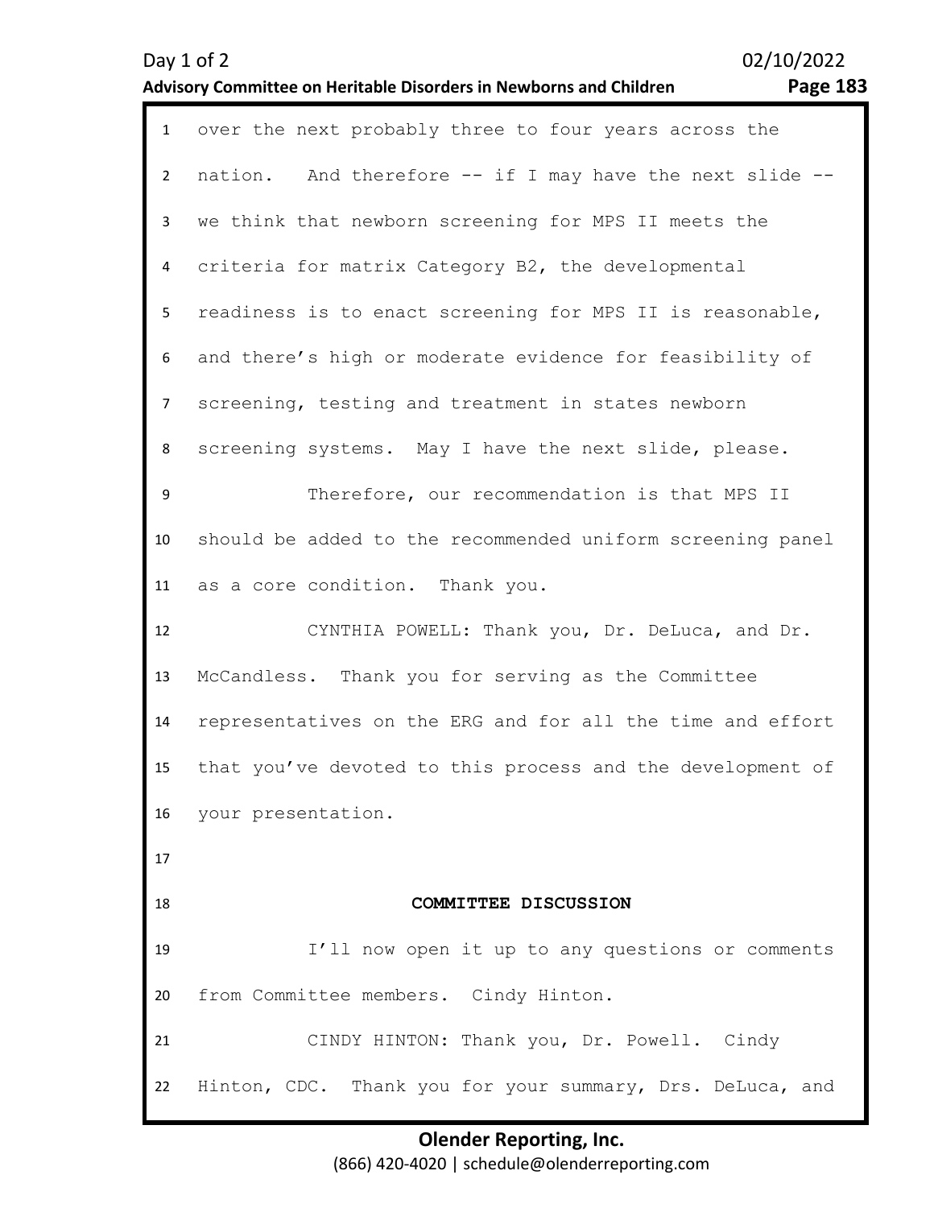over the next probably three to four years across the nation. And therefore -- if I may have the next slide -- we think that newborn screening for MPS II meets the criteria for matrix Category B2, the developmental readiness is to enact screening for MPS II is reasonable, and there's high or moderate evidence for feasibility of screening, testing and treatment in states newborn screening systems. May I have the next slide, please.

Therefore, our recommendation is that MPS II should be added to the recommended uniform screening panel as a core condition. Thank you.

CYNTHIA POWELL: Thank you, Dr. DeLuca, and Dr. McCandless. Thank you for serving as the Committee representatives on the ERG and for all the time and effort that you've devoted to this process and the development of your presentation.

## COMMITTEE DISCUSSION

I'll now open it up to any questions or comments from Committee members. Cindy Hinton.

CINDY HINTON: Thank you, Dr. Powell. Cindy Hinton, CDC. Thank you for your summary, Drs. DeLuca, and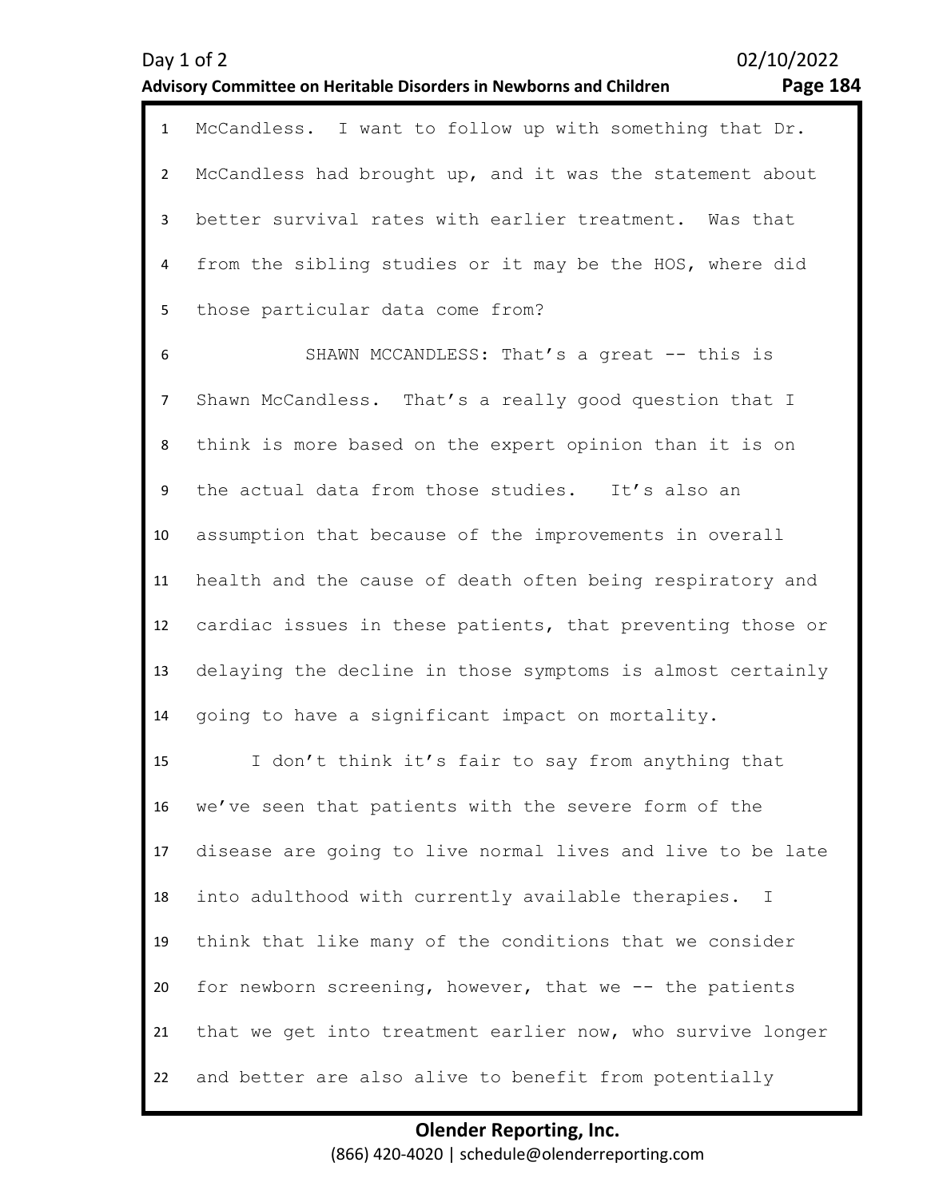McCandless. I want to follow up with something that Dr. McCandless had brought up, and it was the statement about better survival rates with earlier treatment. Was that from the sibling studies or it may be the HOS, where did those particular data come from?

SHAWN MCCANDLESS: That's a great -- this is Shawn McCandless. That's a really good question that I think is more based on the expert opinion than it is on the actual data from those studies. It's also an assumption that because of the improvements in overall health and the cause of death often being respiratory and cardiac issues in these patients, that preventing those or delaying the decline in those symptoms is almost certainly going to have a significant impact on mortality.

I don't think it's fair to say from anything that we've seen that patients with the severe form of the disease are going to live normal lives and live to be late into adulthood with currently available therapies. I think that like many of the conditions that we consider for newborn screening, however, that we -- the patients that we get into treatment earlier now, who survive longer and better are also alive to benefit from potentially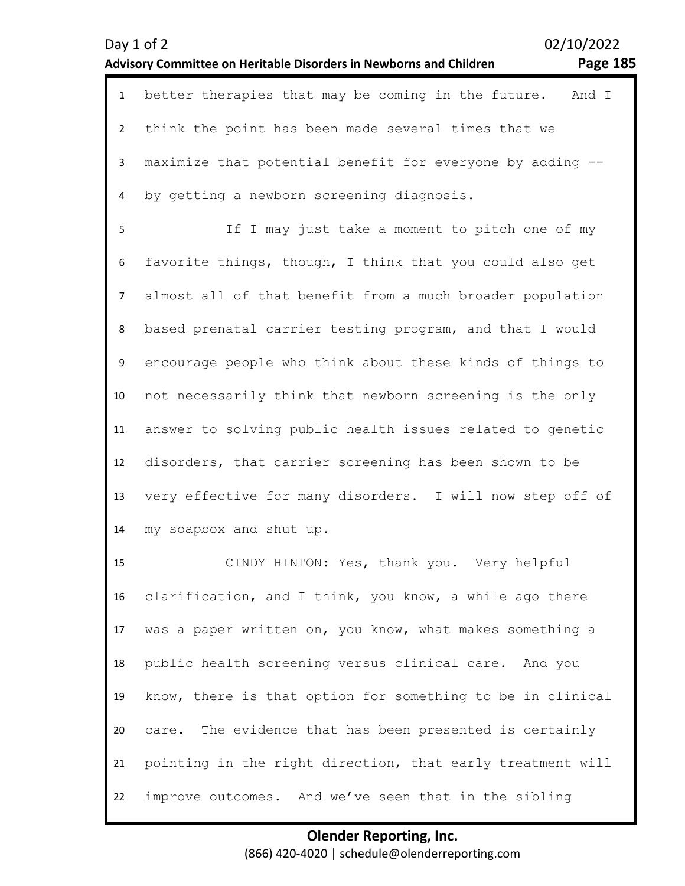better therapies that may be coming in the future. And I think the point has been made several times that we maximize that potential benefit for everyone by adding -- by getting a newborn screening diagnosis.

If I may just take a moment to pitch one of my favorite things, though, I think that you could also get almost all of that benefit from a much broader population based prenatal carrier testing program, and that I would encourage people who think about these kinds of things to not necessarily think that newborn screening is the only answer to solving public health issues related to genetic disorders, that carrier screening has been shown to be very effective for many disorders. I will now step off of my soapbox and shut up.

CINDY HINTON: Yes, thank you. Very helpful clarification, and I think, you know, a while ago there was a paper written on, you know, what makes something a public health screening versus clinical care. And you know, there is that option for something to be in clinical care. The evidence that has been presented is certainly pointing in the right direction, that early treatment will improve outcomes. And we've seen that in the sibling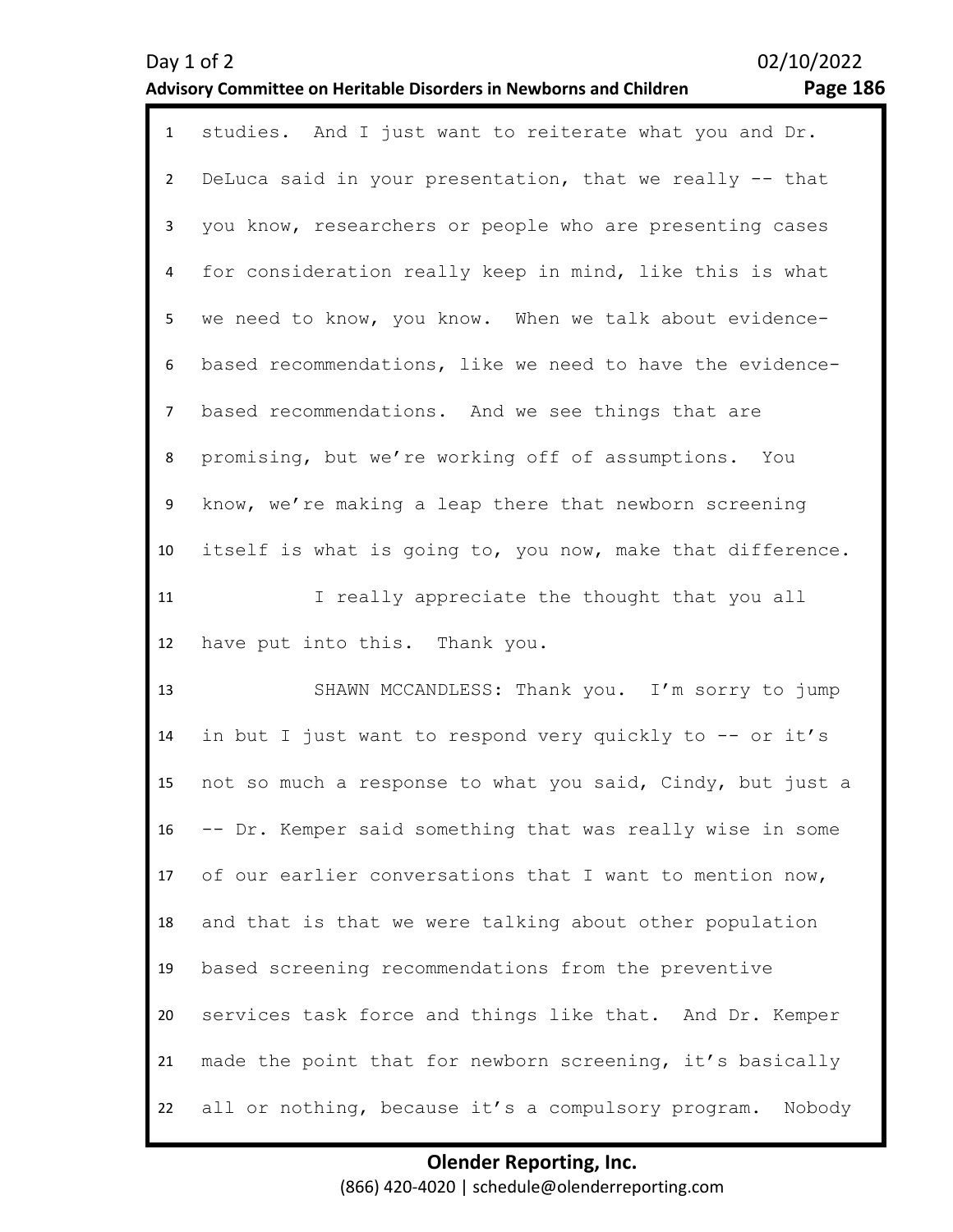studies. And I just want to reiterate what you and Dr. DeLuca said in your presentation, that we really -- that you know, researchers or people who are presenting cases for consideration really keep in mind, like this is what we need to know, you know. When we talk about evidence-based recommendations, like we need to have the evidence-based recommendations. And we see things that are promising, but we're working off of assumptions. You know, we're making a leap there that newborn screening itself is what is going to, you now, make that difference.

I really appreciate the thought that you all have put into this. Thank you.

SHAWN MCCANDLESS: Thank you. I'm sorry to jump in but I just want to respond very quickly to -- or it's not so much a response to what you said, Cindy, but just a -- Dr. Kemper said something that was really wise in some of our earlier conversations that I want to mention now, and that is that we were talking about other population based screening recommendations from the preventive services task force and things like that. And Dr. Kemper made the point that for newborn screening, it's basically all or nothing, because it's a compulsory program. Nobody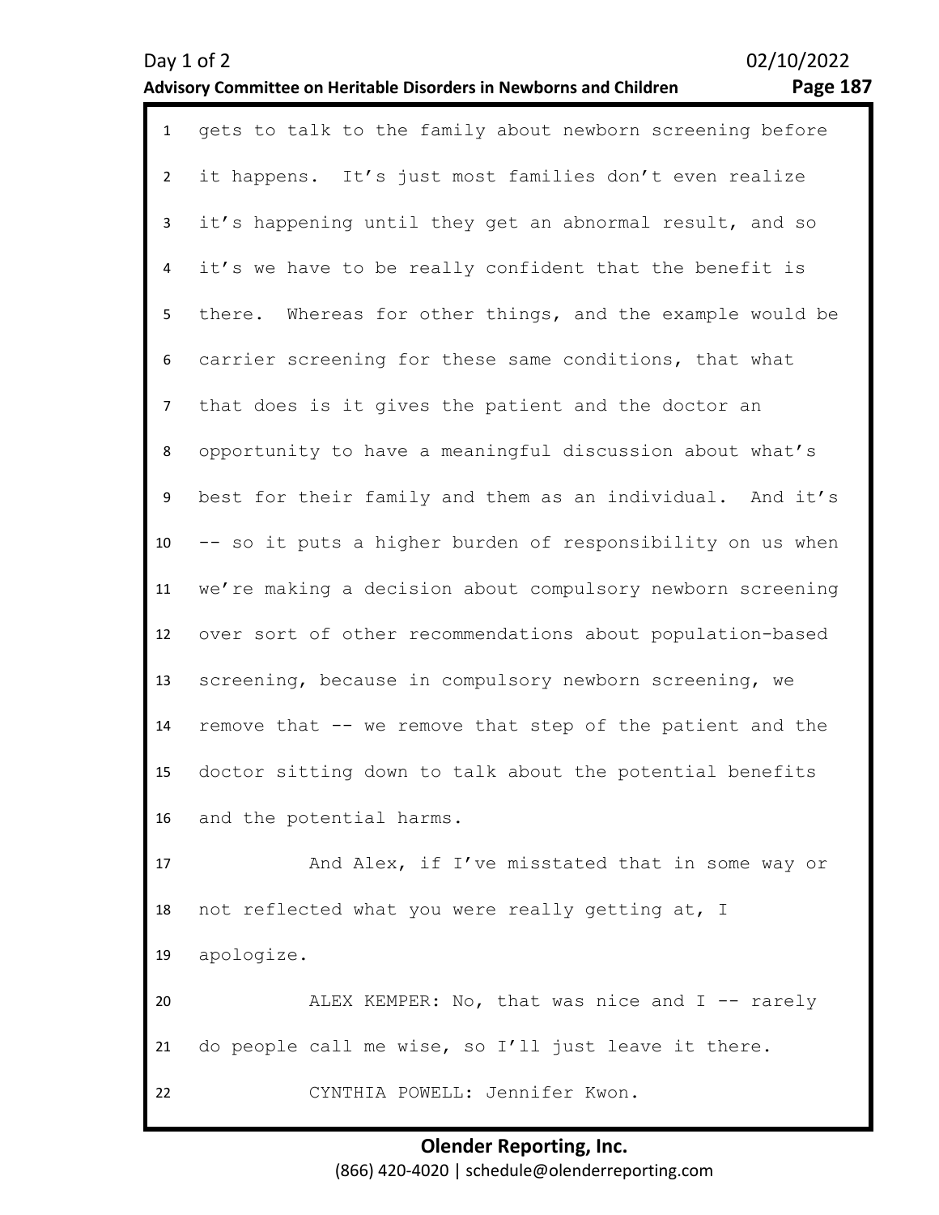gets to talk to the family about newborn screening before it happens. It's just most families don't even realize it's happening until they get an abnormal result, and so it's we have to be really confident that the benefit is there. Whereas for other things, and the example would be carrier screening for these same conditions, that what that does is it gives the patient and the doctor an opportunity to have a meaningful discussion about what's best for their family and them as an individual. And it's -- so it puts a higher burden of responsibility on us when we're making a decision about compulsory newborn screening over sort of other recommendations about population-based screening, because in compulsory newborn screening, we remove that -- we remove that step of the patient and the doctor sitting down to talk about the potential benefits and the potential harms.

And Alex, if I've misstated that in some way or not reflected what you were really getting at, I apologize.

ALEX KEMPER: No, that was nice and I -- rarely do people call me wise, so I'll just leave it there.

CYNTHIA POWELL: Jennifer Kwon.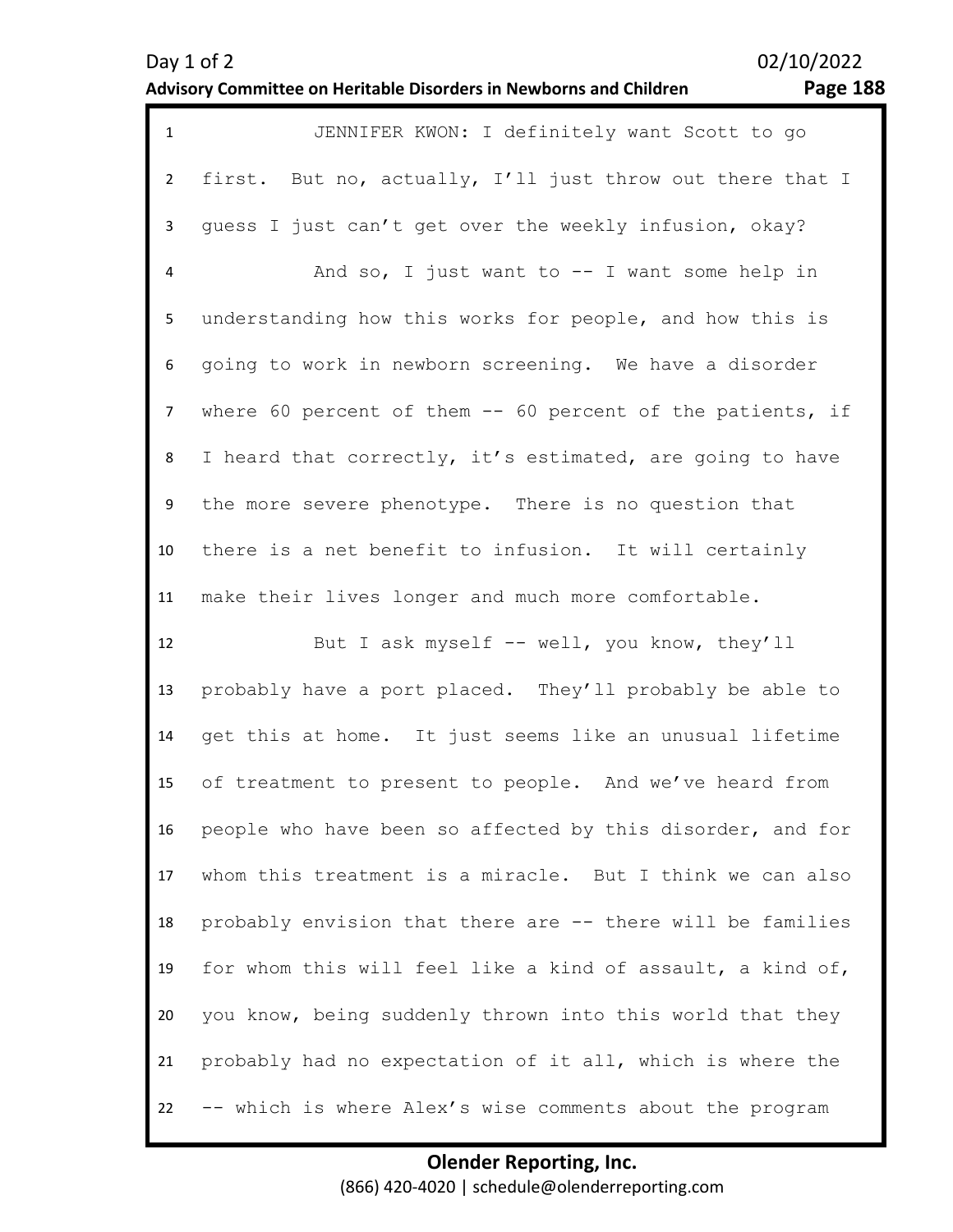JENNIFER KWON: I definitely want Scott to go first. But no, actually, I'll just throw out there that I guess I just can't get over the weekly infusion, okay?

And so, I just want to -- I want some help in understanding how this works for people, and how this is going to work in newborn screening. We have a disorder where 60 percent of them -- 60 percent of the patients, if I heard that correctly, it's estimated, are going to have the more severe phenotype. There is no question that there is a net benefit to infusion. It will certainly make their lives longer and much more comfortable.

But I ask myself -- well, you know, they'll probably have a port placed. They'll probably be able to get this at home. It just seems like an unusual lifetime of treatment to present to people. And we've heard from people who have been so affected by this disorder, and for whom this treatment is a miracle. But I think we can also probably envision that there are -- there will be families for whom this will feel like a kind of assault, a kind of, you know, being suddenly thrown into this world that they probably had no expectation of it all, which is where the -- which is where Alex's wise comments about the program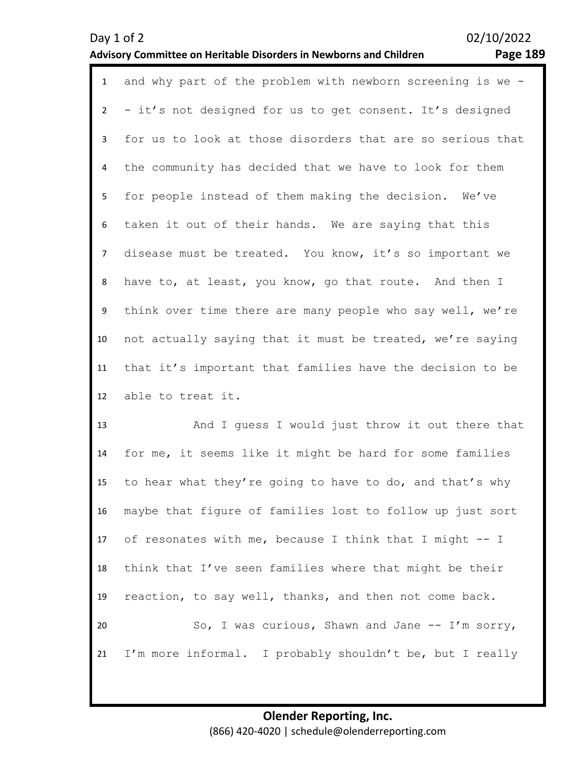and why part of the problem with newborn screening is we -- it's not designed for us to get consent. It's designed for us to look at those disorders that are so serious that the community has decided that we have to look for them for people instead of them making the decision. We've taken it out of their hands. We are saying that this disease must be treated. You know, it's so important we have to, at least, you know, go that route. And then I think over time there are many people who say well, we're not actually saying that it must be treated, we're saying that it's important that families have the decision to be able to treat it.

And I guess I would just throw it out there that for me, it seems like it might be hard for some families to hear what they're going to have to do, and that's why maybe that figure of families lost to follow up just sort of resonates with me, because I think that I might -- I think that I've seen families where that might be their reaction, to say well, thanks, and then not come back.

So, I was curious, Shawn and Jane -- I'm sorry, I'm more informal. I probably shouldn't be, but I really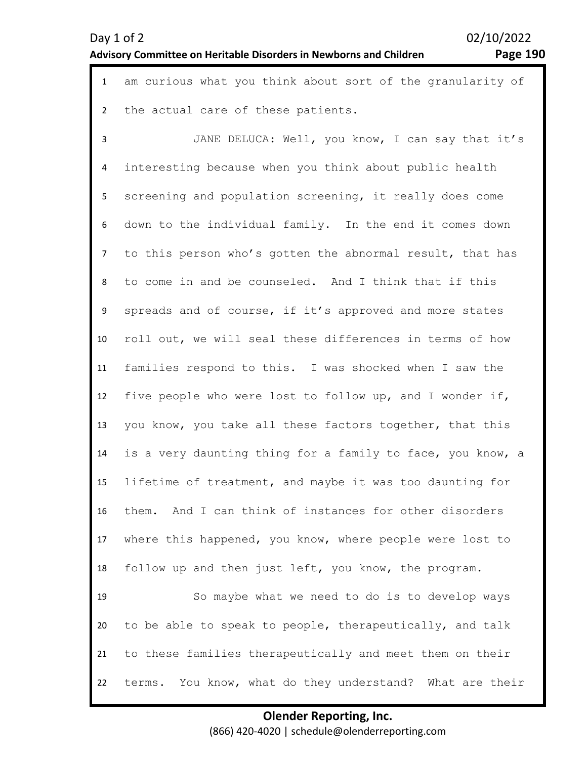am curious what you think about sort of the granularity of the actual care of these patients.

JANE DELUCA: Well, you know, I can say that it's interesting because when you think about public health screening and population screening, it really does come down to the individual family. In the end it comes down to this person who's gotten the abnormal result, that has to come in and be counseled. And I think that if this spreads and of course, if it's approved and more states roll out, we will seal these differences in terms of how families respond to this. I was shocked when I saw the five people who were lost to follow up, and I wonder if, you know, you take all these factors together, that this is a very daunting thing for a family to face, you know, a lifetime of treatment, and maybe it was too daunting for them. And I can think of instances for other disorders where this happened, you know, where people were lost to follow up and then just left, you know, the program.

So maybe what we need to do is to develop ways to be able to speak to people, therapeutically, and talk to these families therapeutically and meet them on their terms. You know, what do they understand? What are their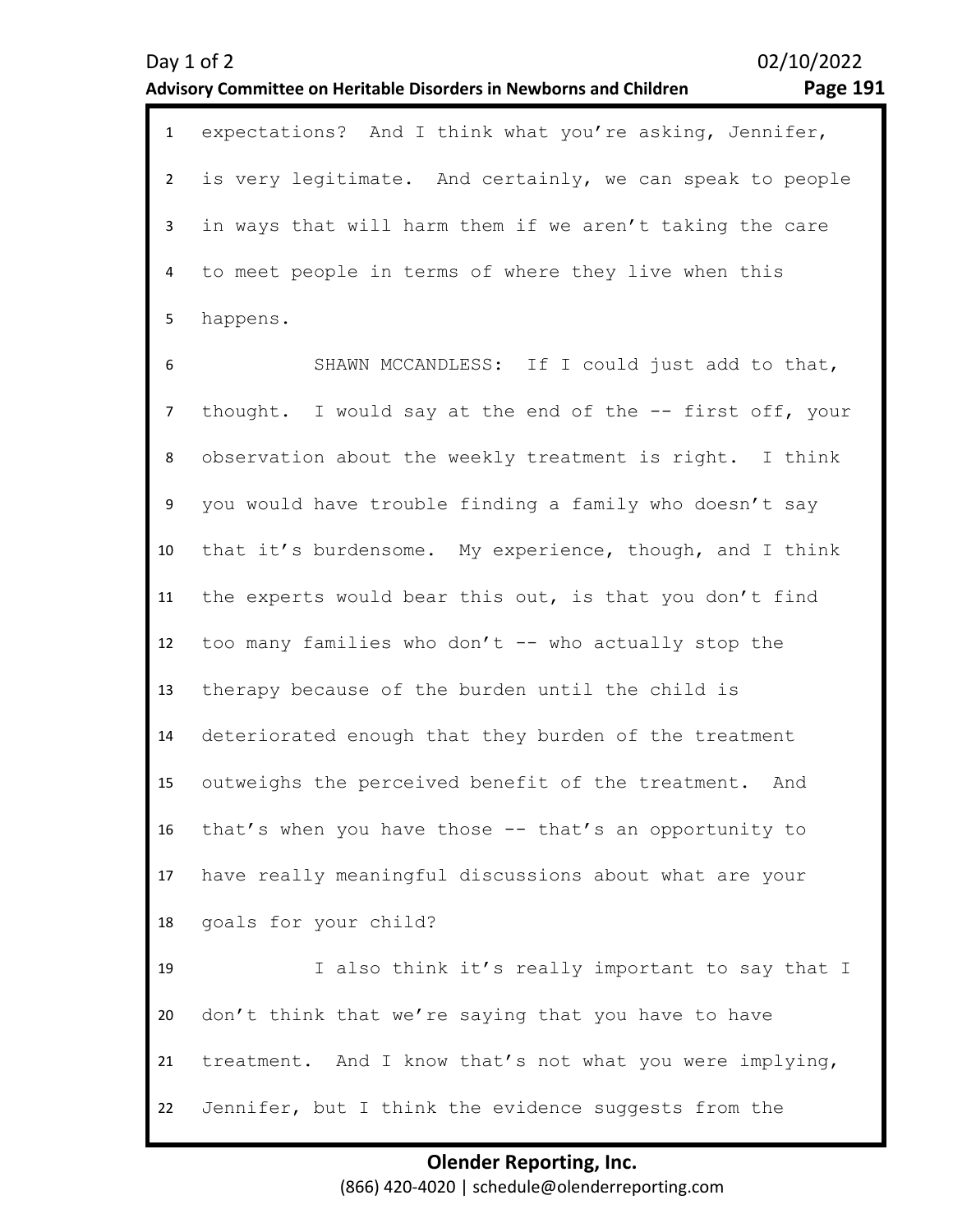expectations? And I think what you're asking, Jennifer, is very legitimate. And certainly, we can speak to people in ways that will harm them if we aren't taking the care to meet people in terms of where they live when this happens.

SHAWN MCCANDLESS: If I could just add to that, thought. I would say at the end of the -- first off, your observation about the weekly treatment is right. I think you would have trouble finding a family who doesn't say that it's burdensome. My experience, though, and I think the experts would bear this out, is that you don't find too many families who don't -- who actually stop the therapy because of the burden until the child is deteriorated enough that they burden of the treatment outweighs the perceived benefit of the treatment. And that's when you have those -- that's an opportunity to have really meaningful discussions about what are your goals for your child?

I also think it's really important to say that I don't think that we're saying that you have to have treatment. And I know that's not what you were implying, Jennifer, but I think the evidence suggests from the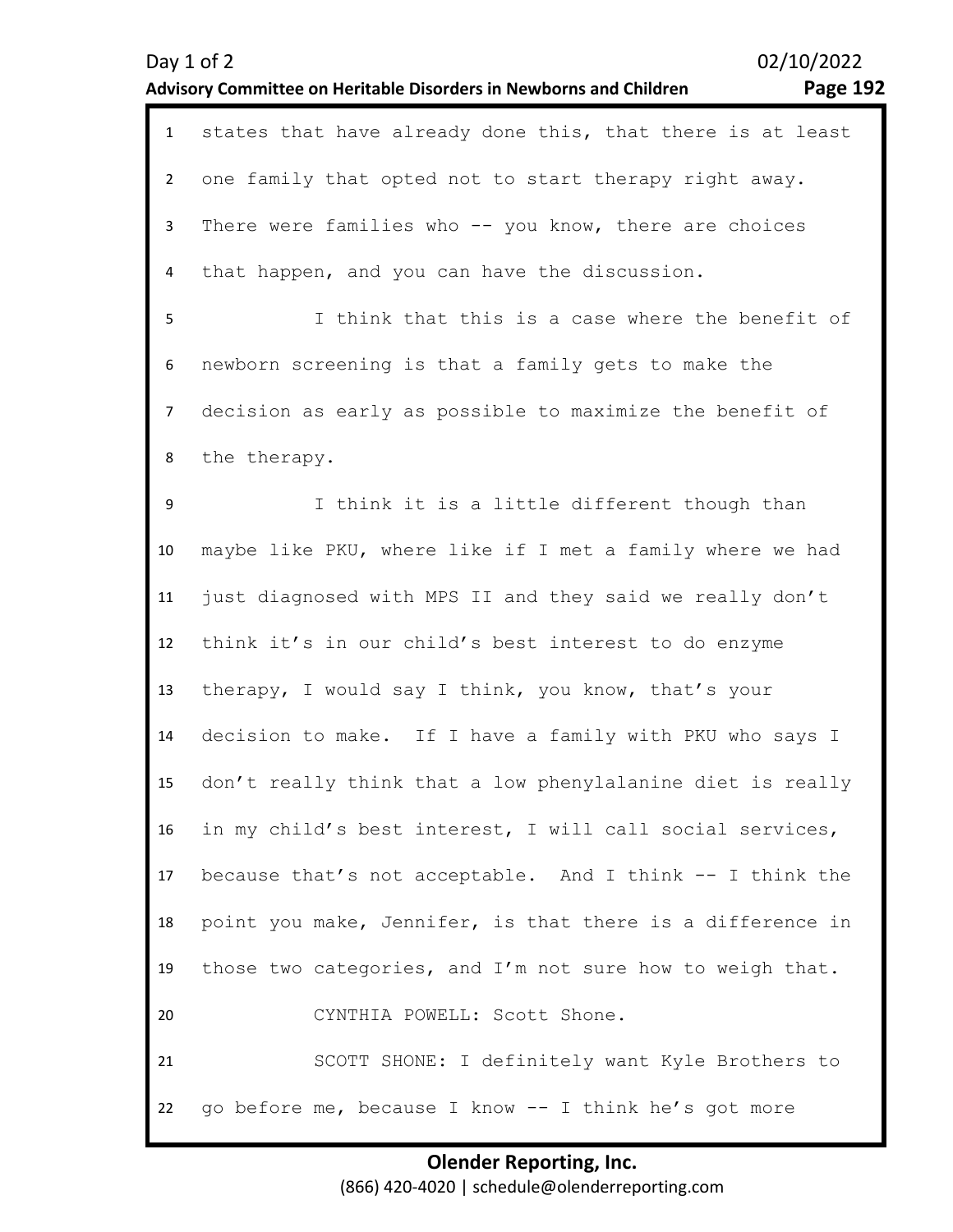states that have already done this, that there is at least one family that opted not to start therapy right away. There were families who -- you know, there are choices that happen, and you can have the discussion.

I think that this is a case where the benefit of newborn screening is that a family gets to make the decision as early as possible to maximize the benefit of the therapy.

I think it is a little different though than maybe like PKU, where like if I met a family where we had just diagnosed with MPS II and they said we really don't think it's in our child's best interest to do enzyme therapy, I would say I think, you know, that's your decision to make. If I have a family with PKU who says I don't really think that a low phenylalanine diet is really in my child's best interest, I will call social services, because that's not acceptable. And I think -- I think the point you make, Jennifer, is that there is a difference in those two categories, and I'm not sure how to weigh that.

CYNTHIA POWELL: Scott Shone.

SCOTT SHONE: I definitely want Kyle Brothers to go before me, because I know -- I think he's got more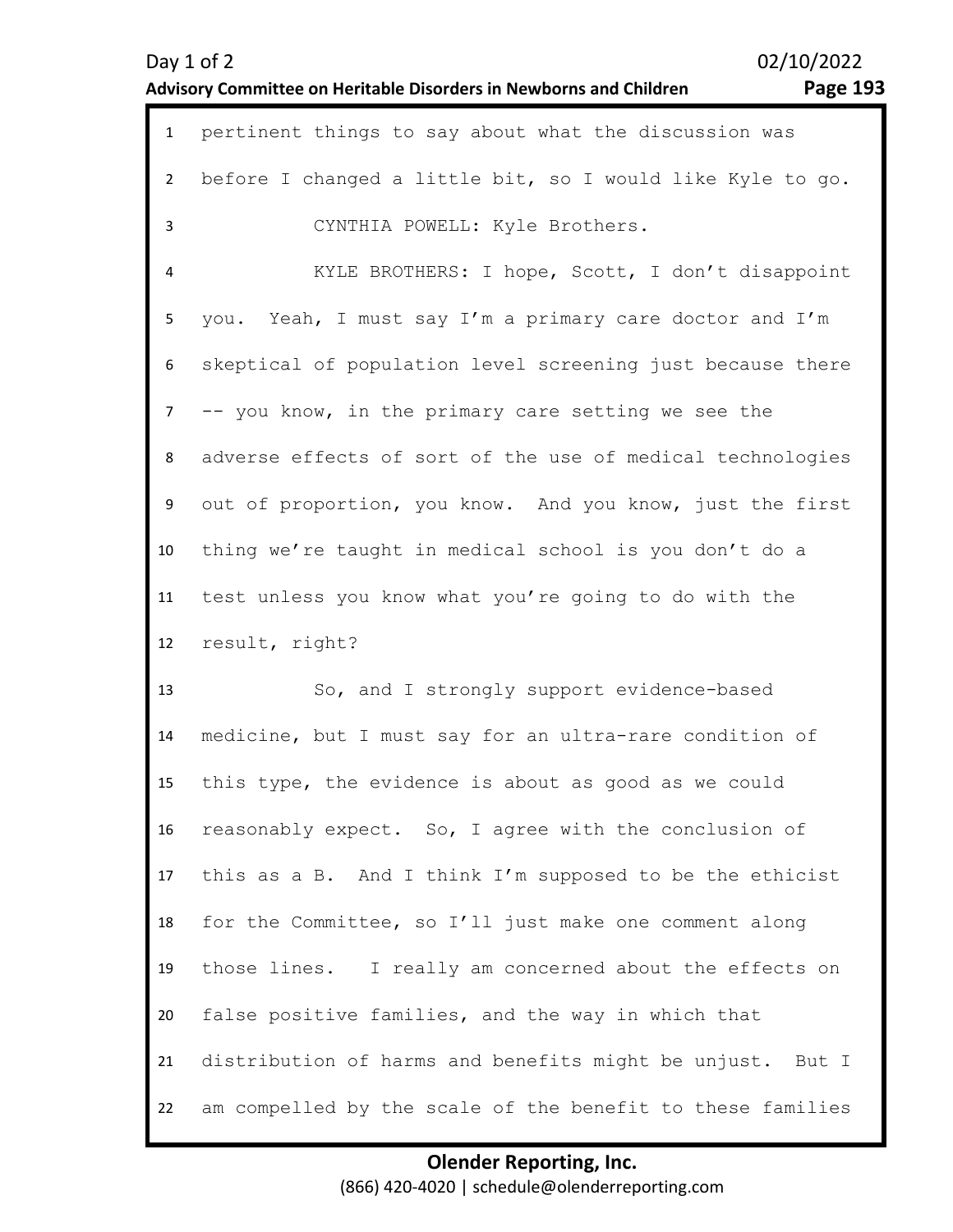pertinent things to say about what the discussion was before I changed a little bit, so I would like Kyle to go.

CYNTHIA POWELL: Kyle Brothers.

KYLE BROTHERS: I hope, Scott, I don't disappoint you. Yeah, I must say I'm a primary care doctor and I'm skeptical of population level screening just because there -- you know, in the primary care setting we see the adverse effects of sort of the use of medical technologies out of proportion, you know. And you know, just the first thing we're taught in medical school is you don't do a test unless you know what you're going to do with the result, right?

So, and I strongly support evidence-based medicine, but I must say for an ultra-rare condition of this type, the evidence is about as good as we could reasonably expect. So, I agree with the conclusion of this as a B. And I think I'm supposed to be the ethicist for the Committee, so I'll just make one comment along those lines. I really am concerned about the effects on false positive families, and the way in which that distribution of harms and benefits might be unjust. But I am compelled by the scale of the benefit to these families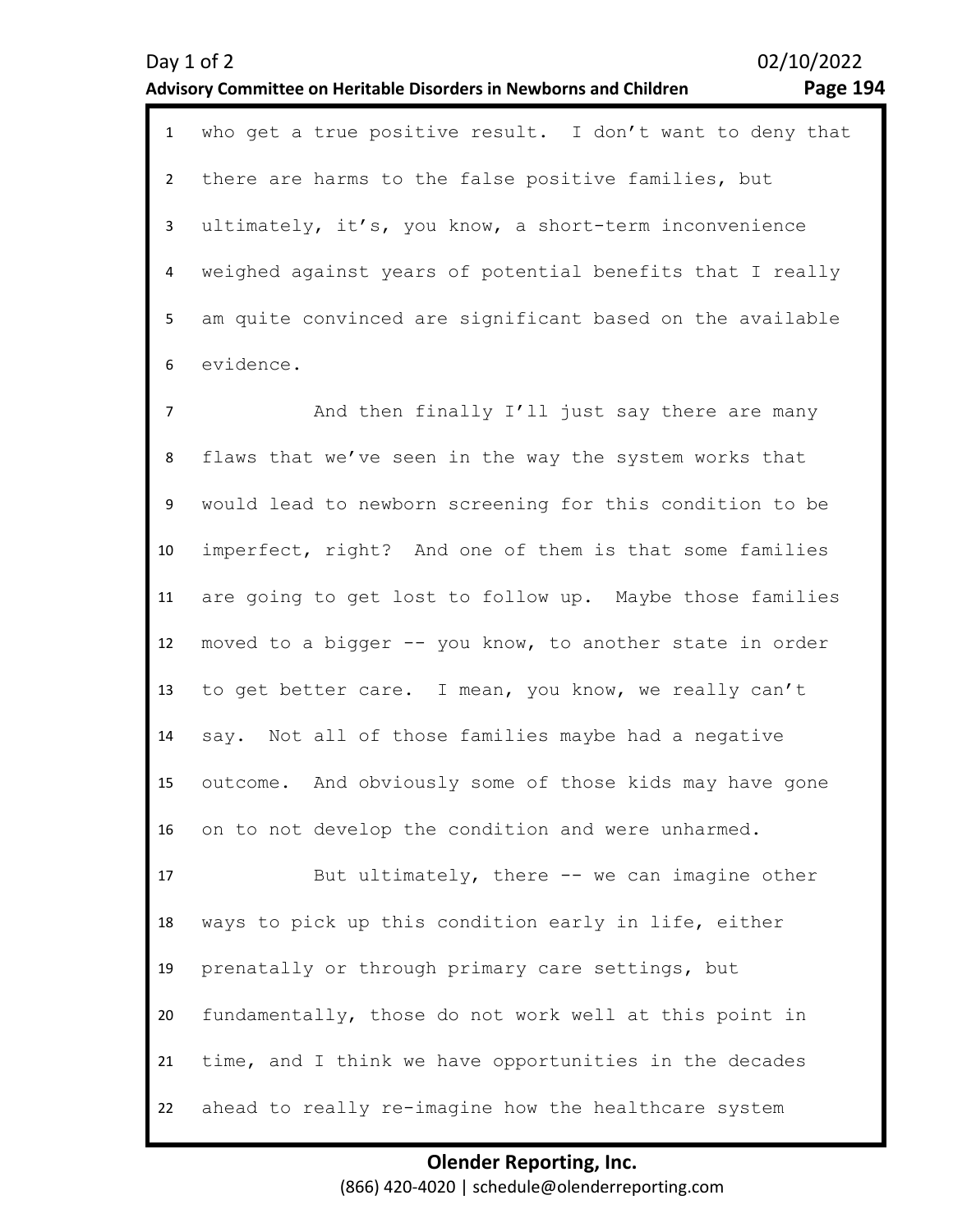who get a true positive result. I don't want to deny that there are harms to the false positive families, but ultimately, it's, you know, a short-term inconvenience weighed against years of potential benefits that I really am quite convinced are significant based on the available evidence.

And then finally I'll just say there are many flaws that we've seen in the way the system works that would lead to newborn screening for this condition to be imperfect, right? And one of them is that some families are going to get lost to follow up. Maybe those families moved to a bigger -- you know, to another state in order to get better care. I mean, you know, we really can't say. Not all of those families maybe had a negative outcome. And obviously some of those kids may have gone on to not develop the condition and were unharmed.

But ultimately, there -- we can imagine other ways to pick up this condition early in life, either prenatally or through primary care settings, but fundamentally, those do not work well at this point in time, and I think we have opportunities in the decades ahead to really re-imagine how the healthcare system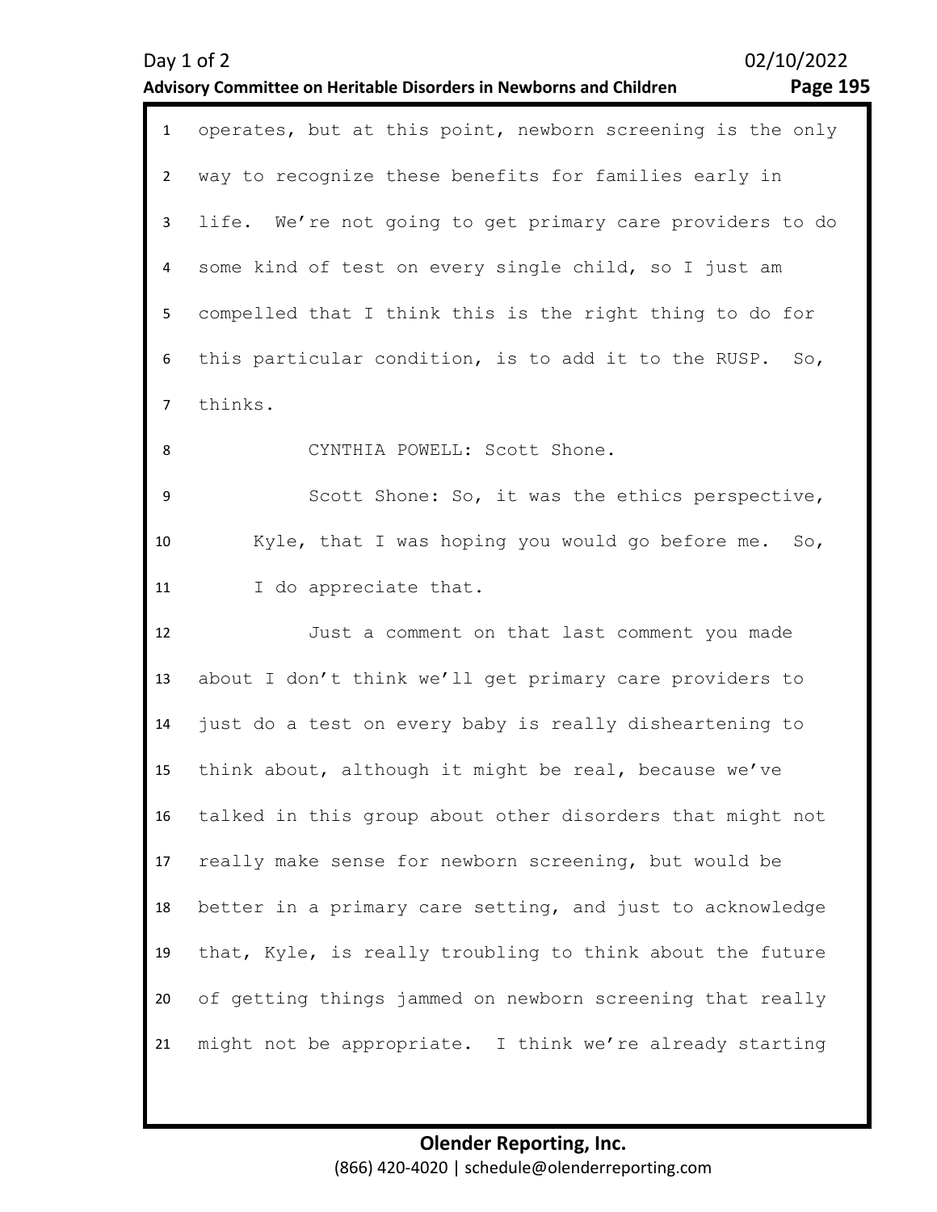operates, but at this point, newborn screening is the only way to recognize these benefits for families early in life. We're not going to get primary care providers to do some kind of test on every single child, so I just am compelled that I think this is the right thing to do for this particular condition, is to add it to the RUSP. So, thinks.

CYNTHIA POWELL: Scott Shone.

Scott Shone: So, it was the ethics perspective, Kyle, that I was hoping you would go before me. So, I do appreciate that.

Just a comment on that last comment you made about I don't think we'll get primary care providers to just do a test on every baby is really disheartening to think about, although it might be real, because we've talked in this group about other disorders that might not really make sense for newborn screening, but would be better in a primary care setting, and just to acknowledge that, Kyle, is really troubling to think about the future of getting things jammed on newborn screening that really might not be appropriate. I think we're already starting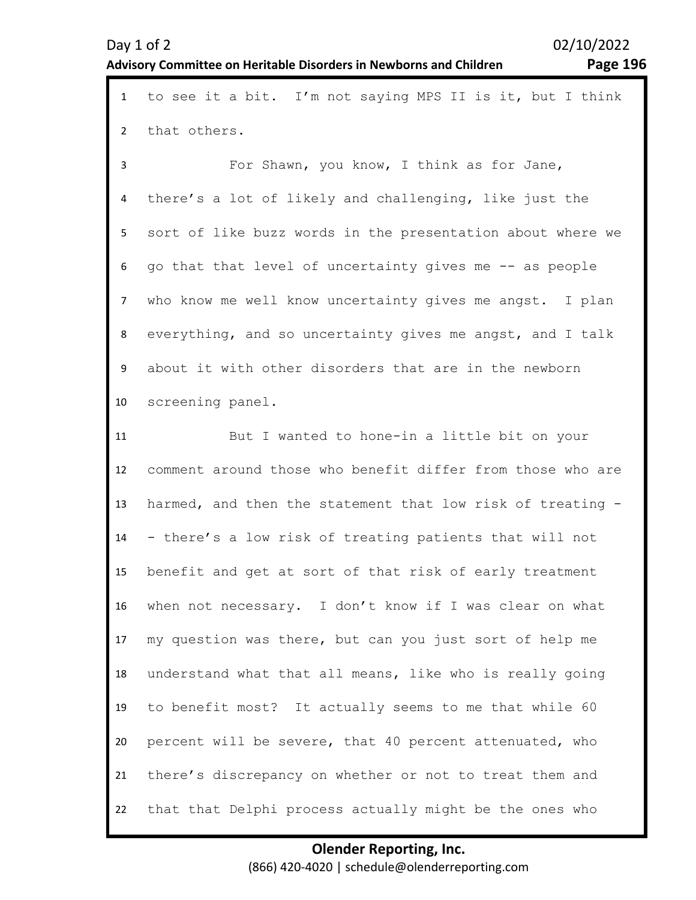to see it a bit. I'm not saying MPS II is it, but I think that others.

For Shawn, you know, I think as for Jane, there's a lot of likely and challenging, like just the sort of like buzz words in the presentation about where we go that that level of uncertainty gives me -- as people who know me well know uncertainty gives me angst. I plan everything, and so uncertainty gives me angst, and I talk about it with other disorders that are in the newborn screening panel.

But I wanted to hone-in a little bit on your comment around those who benefit differ from those who are harmed, and then the statement that low risk of treating -- there's a low risk of treating patients that will not benefit and get at sort of that risk of early treatment when not necessary. I don't know if I was clear on what my question was there, but can you just sort of help me understand what that all means, like who is really going to benefit most? It actually seems to me that while 60 percent will be severe, that 40 percent attenuated, who there's discrepancy on whether or not to treat them and that that Delphi process actually might be the ones who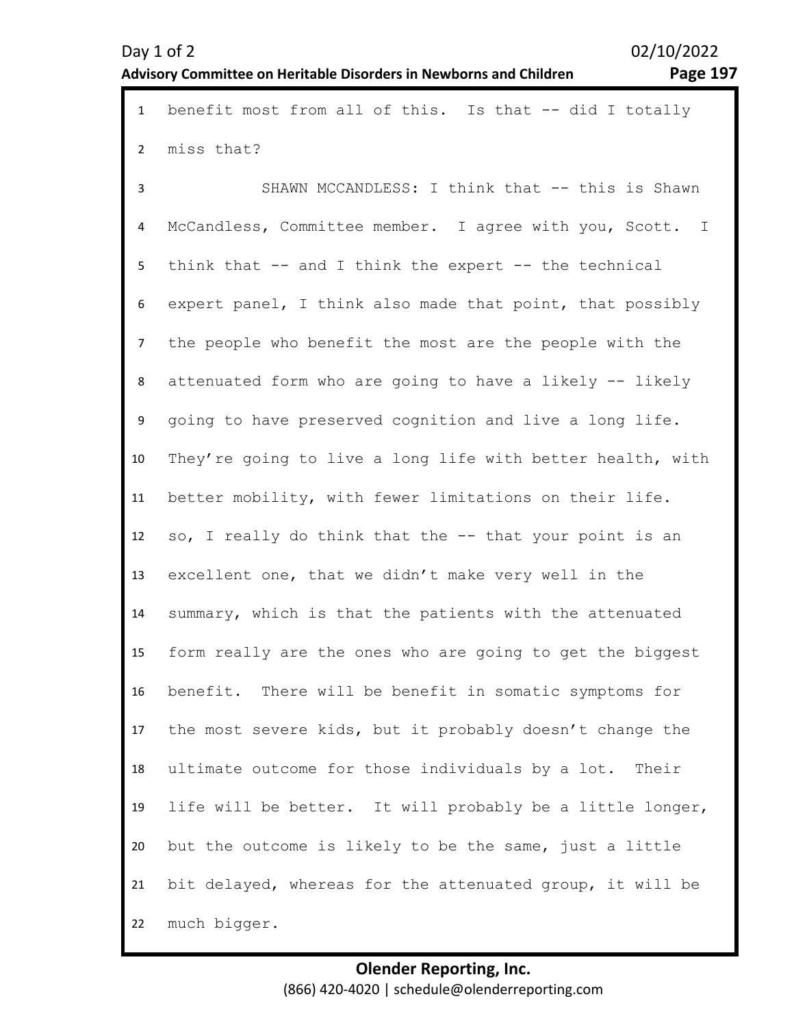benefit most from all of this. Is that -- did I totally miss that?

SHAWN MCCANDLESS: I think that -- this is Shawn McCandless, Committee member. I agree with you, Scott. I think that -- and I think the expert -- the technical expert panel, I think also made that point, that possibly the people who benefit the most are the people with the attenuated form who are going to have a likely -- likely going to have preserved cognition and live a long life. They're going to live a long life with better health, with better mobility, with fewer limitations on their life. so, I really do think that the -- that your point is an excellent one, that we didn't make very well in the summary, which is that the patients with the attenuated form really are the ones who are going to get the biggest benefit. There will be benefit in somatic symptoms for the most severe kids, but it probably doesn't change the ultimate outcome for those individuals by a lot. Their life will be better. It will probably be a little longer, but the outcome is likely to be the same, just a little bit delayed, whereas for the attenuated group, it will be much bigger.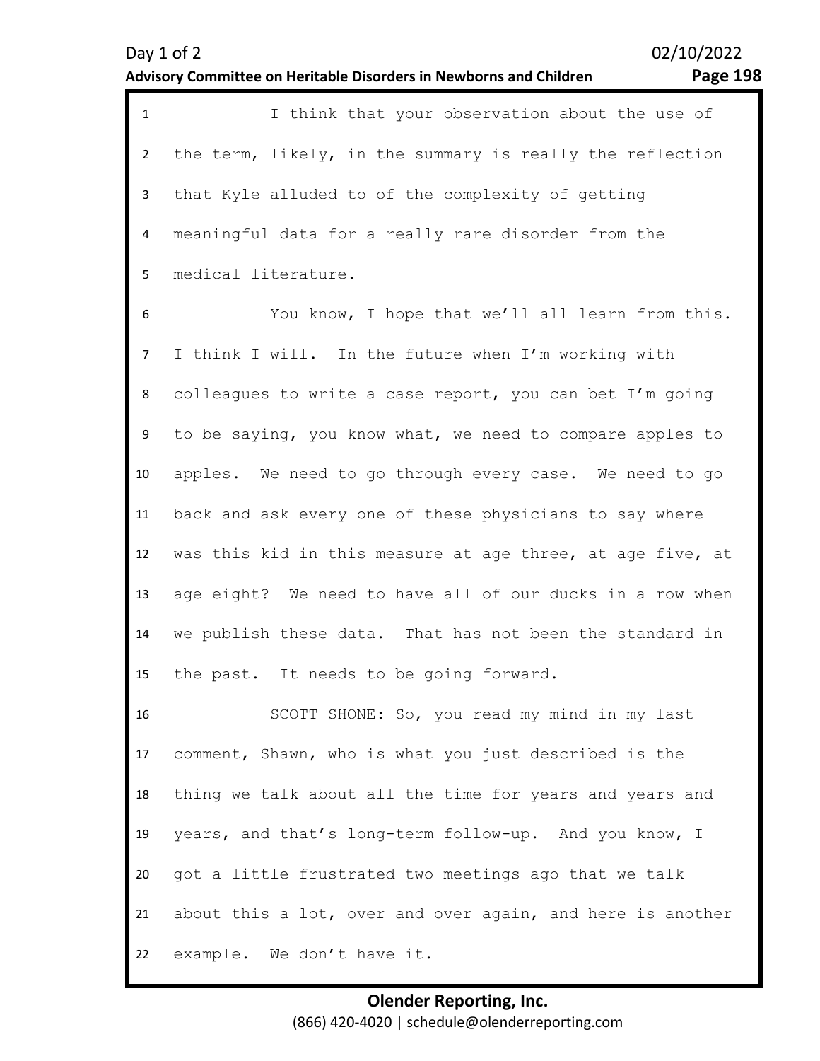I think that your observation about the use of the term, likely, in the summary is really the reflection that Kyle alluded to of the complexity of getting meaningful data for a really rare disorder from the medical literature.

You know, I hope that we'll all learn from this. I think I will. In the future when I'm working with colleagues to write a case report, you can bet I'm going to be saying, you know what, we need to compare apples to apples. We need to go through every case. We need to go back and ask every one of these physicians to say where was this kid in this measure at age three, at age five, at age eight? We need to have all of our ducks in a row when we publish these data. That has not been the standard in the past. It needs to be going forward.

SCOTT SHONE: So, you read my mind in my last comment, Shawn, who is what you just described is the thing we talk about all the time for years and years and years, and that's long-term follow-up. And you know, I got a little frustrated two meetings ago that we talk about this a lot, over and over again, and here is another example. We don't have it.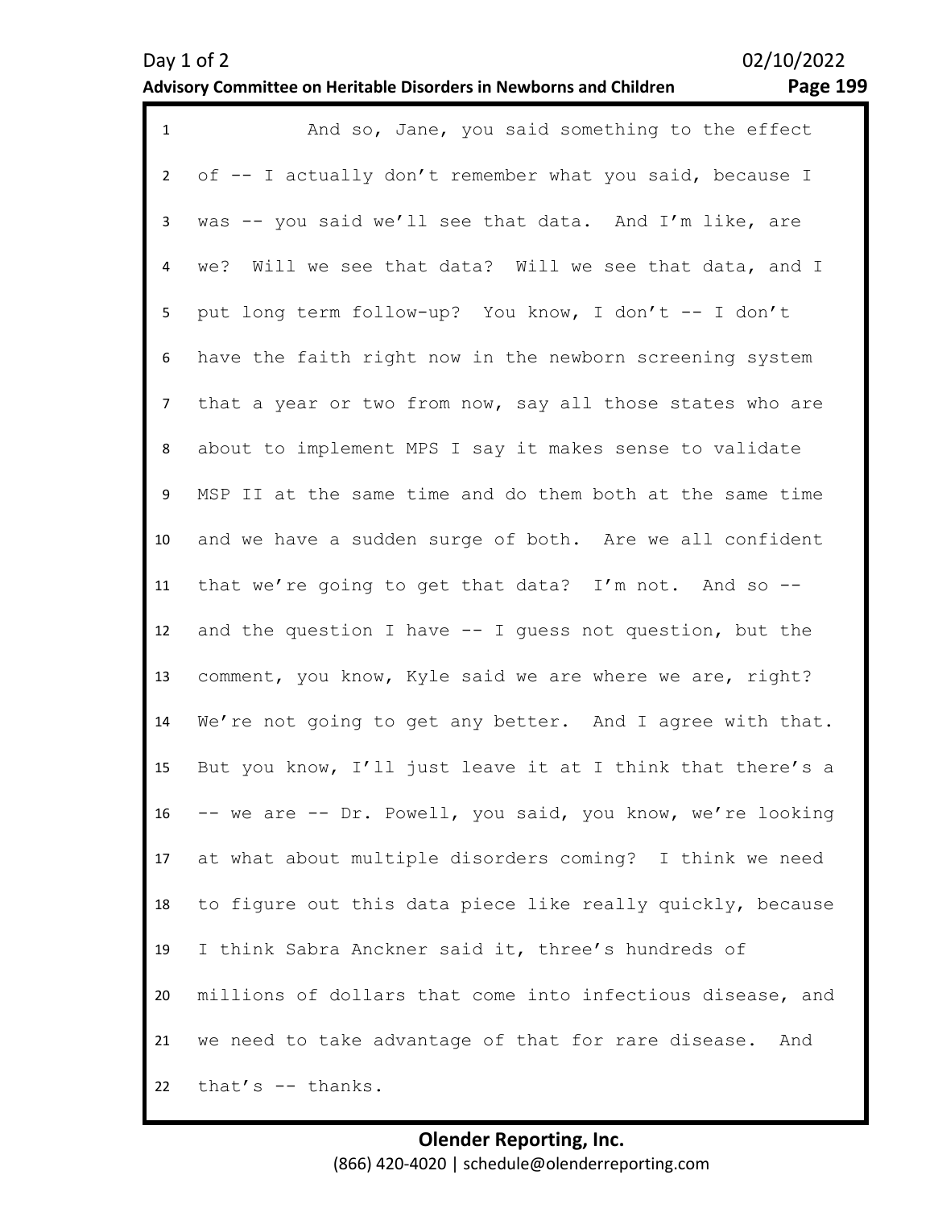And so, Jane, you said something to the effect of -- I actually don't remember what you said, because I was -- you said we'll see that data. And I'm like, are we? Will we see that data? Will we see that data, and I put long term follow-up? You know, I don't -- I don't have the faith right now in the newborn screening system that a year or two from now, say all those states who are about to implement MPS I say it makes sense to validate MSP II at the same time and do them both at the same time and we have a sudden surge of both. Are we all confident that we're going to get that data? I'm not. And so -- and the question I have -- I guess not question, but the comment, you know, Kyle said we are where we are, right? We're not going to get any better. And I agree with that. But you know, I'll just leave it at I think that there's a -- we are -- Dr. Powell, you said, you know, we're looking at what about multiple disorders coming? I think we need to figure out this data piece like really quickly, because I think Sabra Anckner said it, three's hundreds of millions of dollars that come into infectious disease, and we need to take advantage of that for rare disease. And that's -- thanks.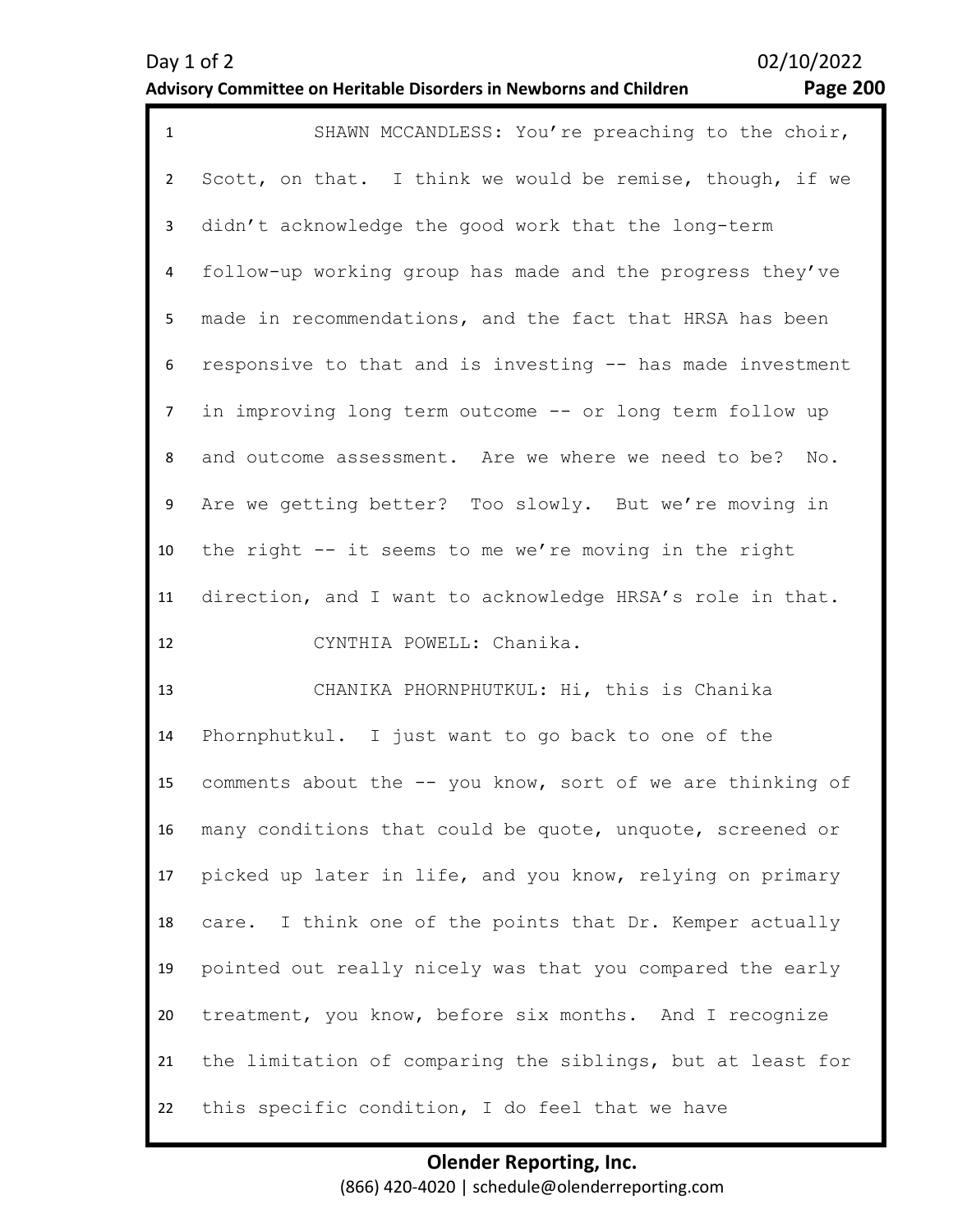SHAWN MCCANDLESS: You're preaching to the choir, Scott, on that. I think we would be remise, though, if we didn't acknowledge the good work that the long-term follow-up working group has made and the progress they've made in recommendations, and the fact that HRSA has been responsive to that and is investing -- has made investment in improving long term outcome -- or long term follow up and outcome assessment. Are we where we need to be? No. Are we getting better? Too slowly. But we're moving in the right -- it seems to me we're moving in the right direction, and I want to acknowledge HRSA's role in that.

CYNTHIA POWELL: Chanika.

CHANIKA PHORNPHUTKUL: Hi, this is Chanika Phornphutkul. I just want to go back to one of the comments about the -- you know, sort of we are thinking of many conditions that could be quote, unquote, screened or picked up later in life, and you know, relying on primary care. I think one of the points that Dr. Kemper actually pointed out really nicely was that you compared the early treatment, you know, before six months. And I recognize the limitation of comparing the siblings, but at least for this specific condition, I do feel that we have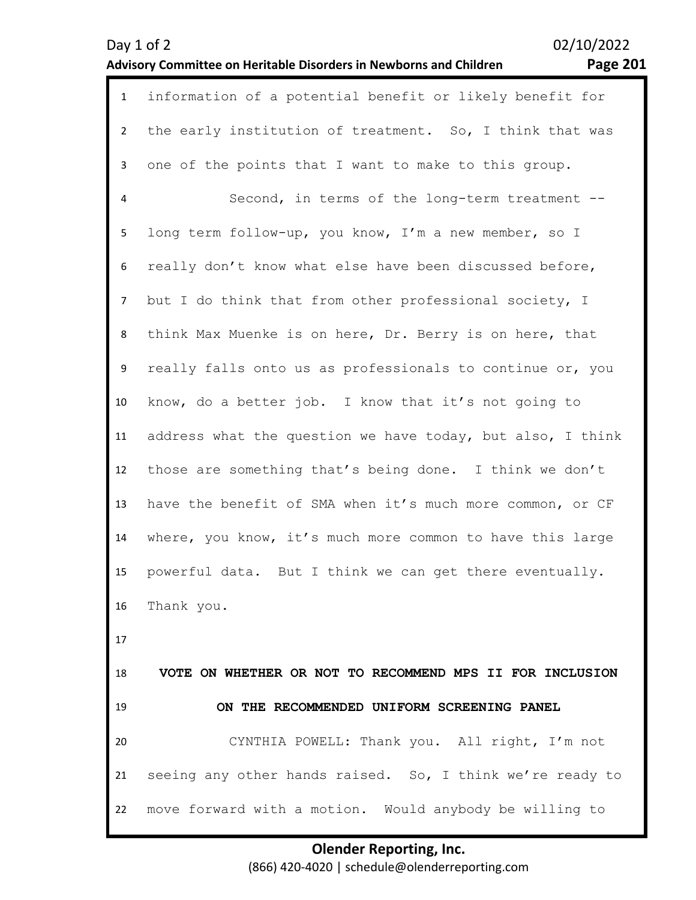information of a potential benefit or likely benefit for the early institution of treatment. So, I think that was one of the points that I want to make to this group.

Second, in terms of the long-term treatment -- long term follow-up, you know, I'm a new member, so I really don't know what else have been discussed before, but I do think that from other professional society, I think Max Muenke is on here, Dr. Berry is on here, that really falls onto us as professionals to continue or, you know, do a better job. I know that it's not going to address what the question we have today, but also, I think those are something that's being done. I think we don't have the benefit of SMA when it's much more common, or CF where, you know, it's much more common to have this large powerful data. But I think we can get there eventually. Thank you.

## VOTE ON WHETHER OR NOT TO RECOMMEND MPS II FOR INCLUSION ON THE RECOMMENDED UNIFORM SCREENING PANEL

CYNTHIA POWELL: Thank you. All right, I'm not seeing any other hands raised. So, I think we're ready to move forward with a motion. Would anybody be willing to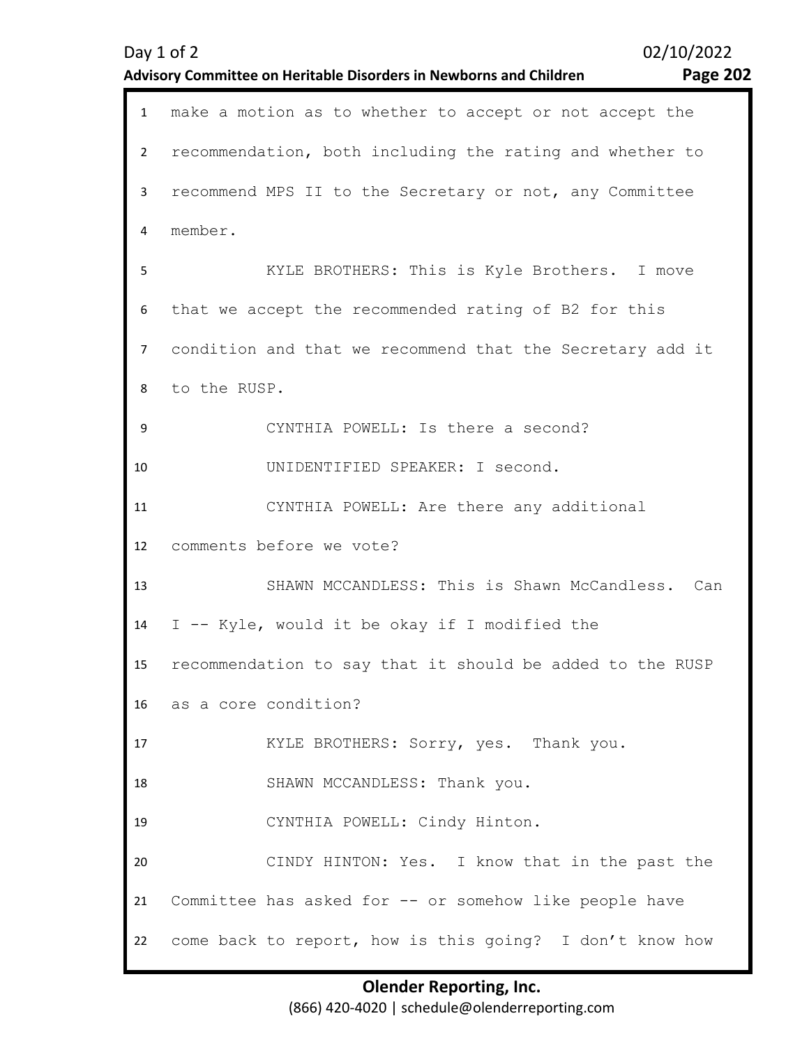make a motion as to whether to accept or not accept the recommendation, both including the rating and whether to recommend MPS II to the Secretary or not, any Committee member.

KYLE BROTHERS: This is Kyle Brothers. I move that we accept the recommended rating of B2 for this condition and that we recommend that the Secretary add it to the RUSP.

CYNTHIA POWELL: Is there a second?

UNIDENTIFIED SPEAKER: I second.

CYNTHIA POWELL: Are there any additional comments before we vote?

SHAWN MCCANDLESS: This is Shawn McCandless. Can I -- Kyle, would it be okay if I modified the recommendation to say that it should be added to the RUSP as a core condition?

KYLE BROTHERS: Sorry, yes. Thank you.

SHAWN MCCANDLESS: Thank you.

CYNTHIA POWELL: Cindy Hinton.

CINDY HINTON: Yes. I know that in the past the Committee has asked for -- or somehow like people have come back to report, how is this going? I don't know how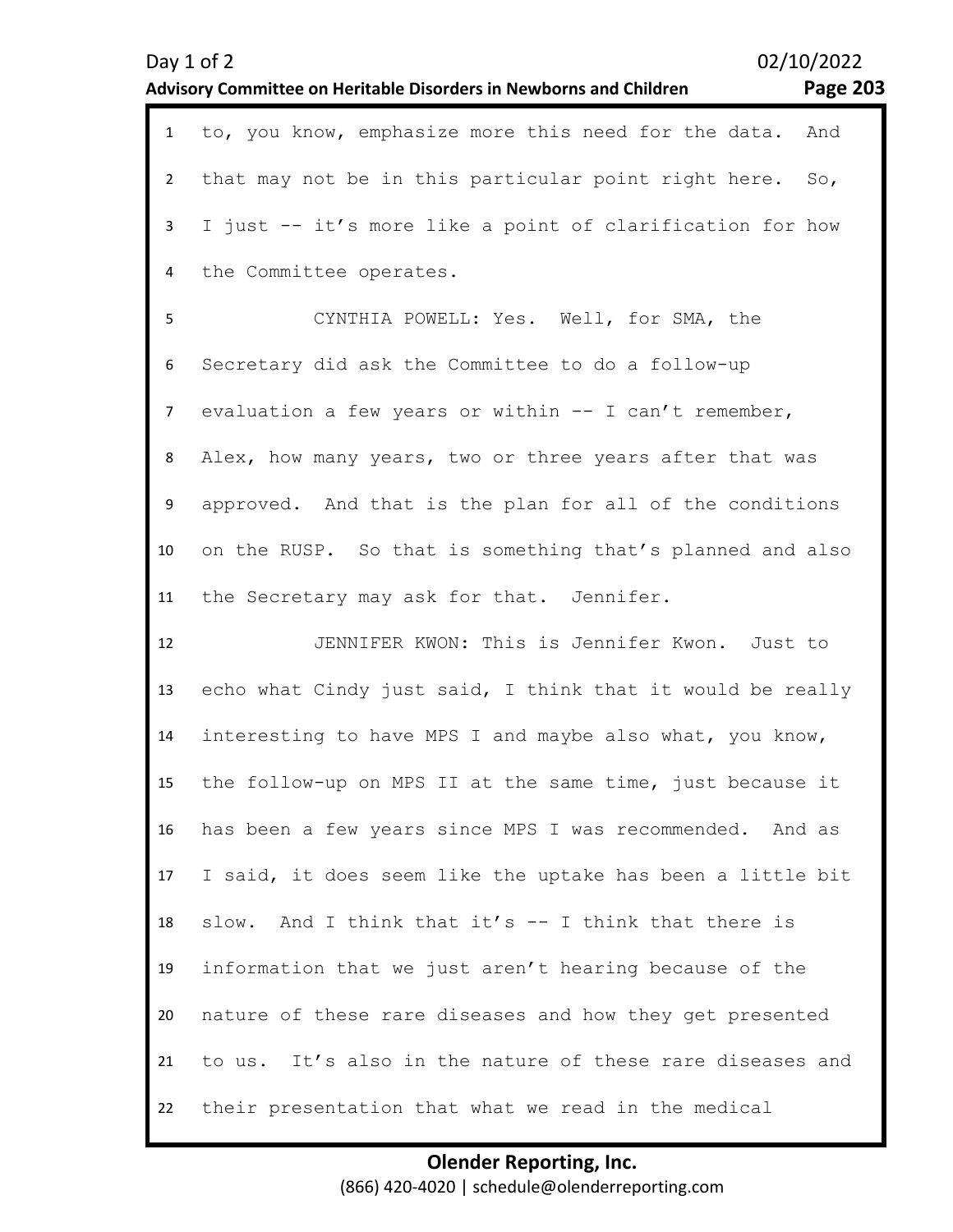to, you know, emphasize more this need for the data. And that may not be in this particular point right here. So, I just -- it's more like a point of clarification for how the Committee operates.

CYNTHIA POWELL: Yes. Well, for SMA, the Secretary did ask the Committee to do a follow-up evaluation a few years or within -- I can't remember, Alex, how many years, two or three years after that was approved. And that is the plan for all of the conditions on the RUSP. So that is something that's planned and also the Secretary may ask for that. Jennifer.

JENNIFER KWON: This is Jennifer Kwon. Just to echo what Cindy just said, I think that it would be really interesting to have MPS I and maybe also what, you know, the follow-up on MPS II at the same time, just because it has been a few years since MPS I was recommended. And as I said, it does seem like the uptake has been a little bit slow. And I think that it's -- I think that there is information that we just aren't hearing because of the nature of these rare diseases and how they get presented to us. It's also in the nature of these rare diseases and their presentation that what we read in the medical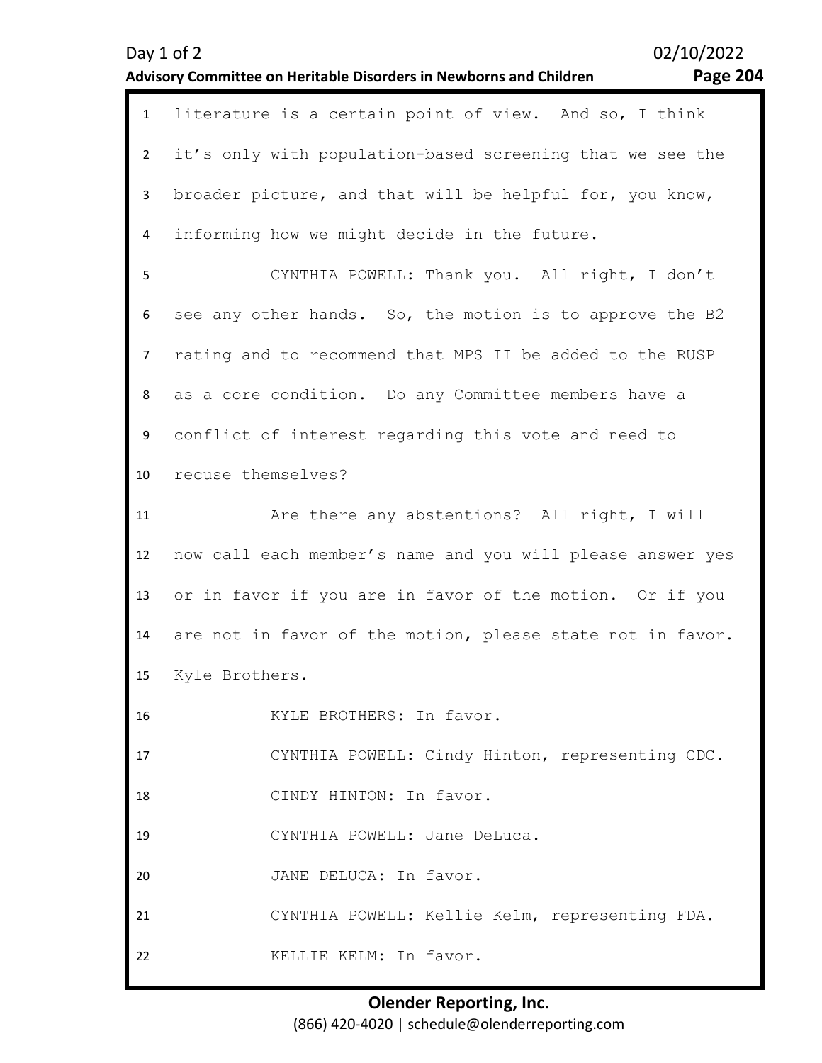literature is a certain point of view. And so, I think it's only with population-based screening that we see the broader picture, and that will be helpful for, you know, informing how we might decide in the future.

CYNTHIA POWELL: Thank you. All right, I don't see any other hands. So, the motion is to approve the B2 rating and to recommend that MPS II be added to the RUSP as a core condition. Do any Committee members have a conflict of interest regarding this vote and need to recuse themselves?

Are there any abstentions? All right, I will now call each member's name and you will please answer yes or in favor if you are in favor of the motion. Or if you are not in favor of the motion, please state not in favor. Kyle Brothers.

KYLE BROTHERS: In favor.

CYNTHIA POWELL: Cindy Hinton, representing CDC.

CINDY HINTON: In favor.

CYNTHIA POWELL: Jane DeLuca.

JANE DELUCA: In favor.

CYNTHIA POWELL: Kellie Kelm, representing FDA.

KELLIE KELM: In favor.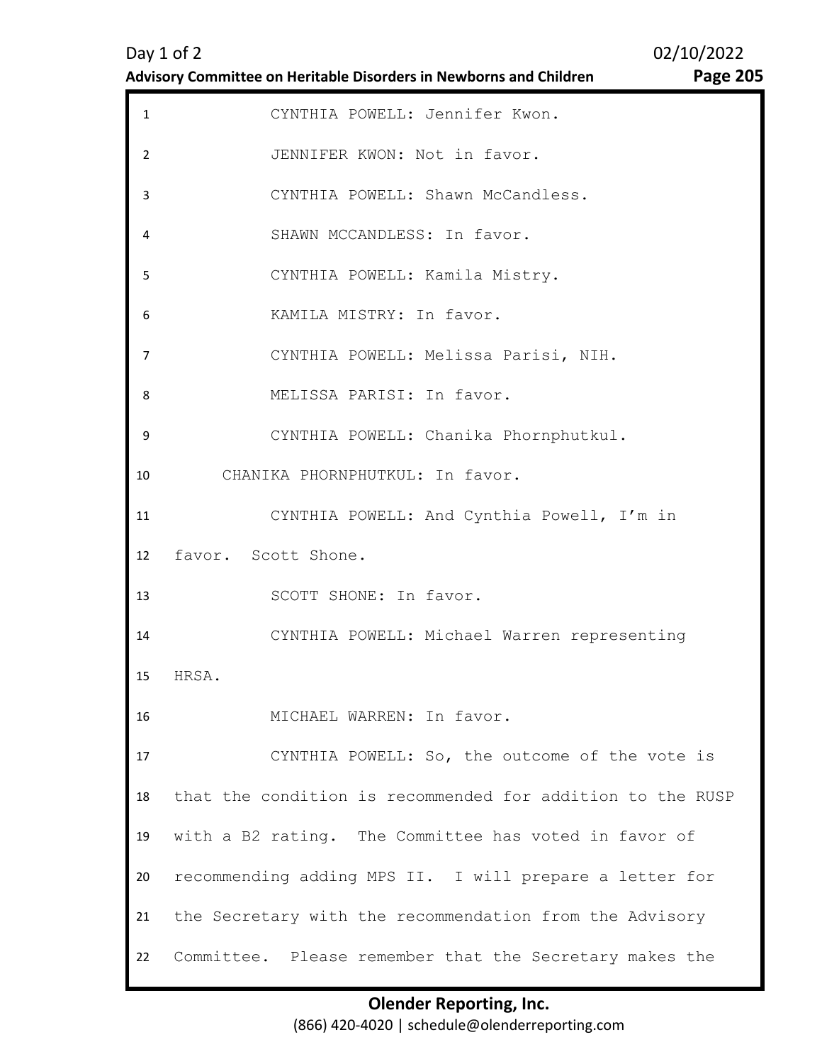CYNTHIA POWELL: Jennifer Kwon.

JENNIFER KWON: Not in favor.

CYNTHIA POWELL: Shawn McCandless.

SHAWN MCCANDLESS: In favor.

CYNTHIA POWELL: Kamila Mistry.

KAMILA MISTRY: In favor.

CYNTHIA POWELL: Melissa Parisi, NIH.

MELISSA PARISI: In favor.

CYNTHIA POWELL: Chanika Phornphutkul.

CHANIKA PHORNPHUTKUL: In favor.

CYNTHIA POWELL: And Cynthia Powell, I'm in favor. Scott Shone.

SCOTT SHONE: In favor.

CYNTHIA POWELL: Michael Warren representing HRSA.

MICHAEL WARREN: In favor.

CYNTHIA POWELL: So, the outcome of the vote is that the condition is recommended for addition to the RUSP with a B2 rating. The Committee has voted in favor of recommending adding MPS II. I will prepare a letter for the Secretary with the recommendation from the Advisory Committee. Please remember that the Secretary makes the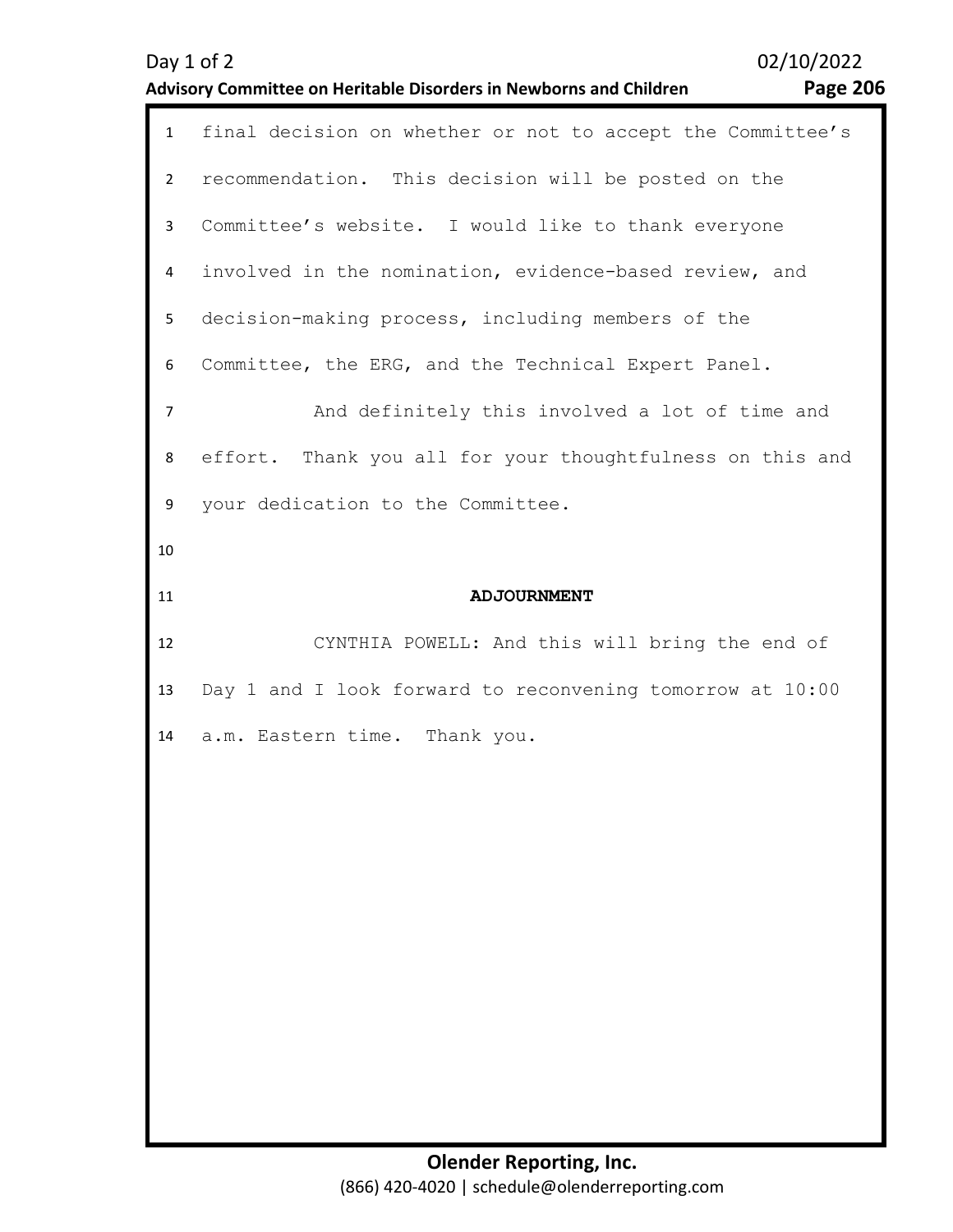final decision on whether or not to accept the Committee's recommendation. This decision will be posted on the Committee's website. I would like to thank everyone involved in the nomination, evidence-based review, and decision-making process, including members of the Committee, the ERG, and the Technical Expert Panel.

And definitely this involved a lot of time and effort. Thank you all for your thoughtfulness on this and your dedication to the Committee.

## ADJOURNMENT

CYNTHIA POWELL: And this will bring the end of Day 1 and I look forward to reconvening tomorrow at 10:00 a.m. Eastern time. Thank you.